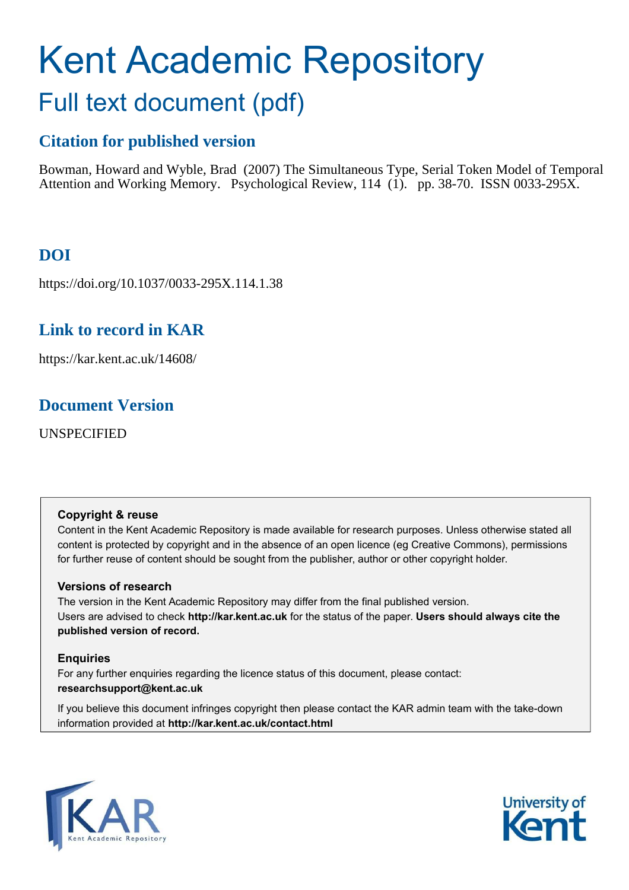# Kent Academic Repository

## Full text document (pdf)

### Citation for published version

Bowman, Howard and Wyble, Brad (2007) The Simultaneous Type, Serial Token Model of Temporal Attention and Working Memory. Psychological Review, 114 (1). pp. 38-70. ISSN 0033-295X.

### DOI

https://doi.org/10.1037/0033-295X.114.1.38

### Link to record in KAR

https://kar.kent.ac.uk/14608/

### Document Version

UNSPECIFIED

**Copyright & reuse**

Content in the Kent Academic Repository is made available for research purposes. Unless otherwise stated all content is protected by copyright and in the absence of an open licence (eg Creative Commons), permissions for further reuse of content should be sought from the publisher, author or other copyright holder.

**Versions of research**

The version in the Kent Academic Repository may differ from the final published version.
Users are advised to check **http://kar.kent.ac.uk** for the status of the paper. **Users should always cite the published version of record.**

**Enquiries**

For any further enquiries regarding the licence status of this document, please contact:
**researchsupport@kent.ac.uk**

If you believe this document infringes copyright then please contact the KAR admin team with the take-down information provided at **http://kar.kent.ac.uk/contact.html**

KAR Kent Academic Repository

University of Kent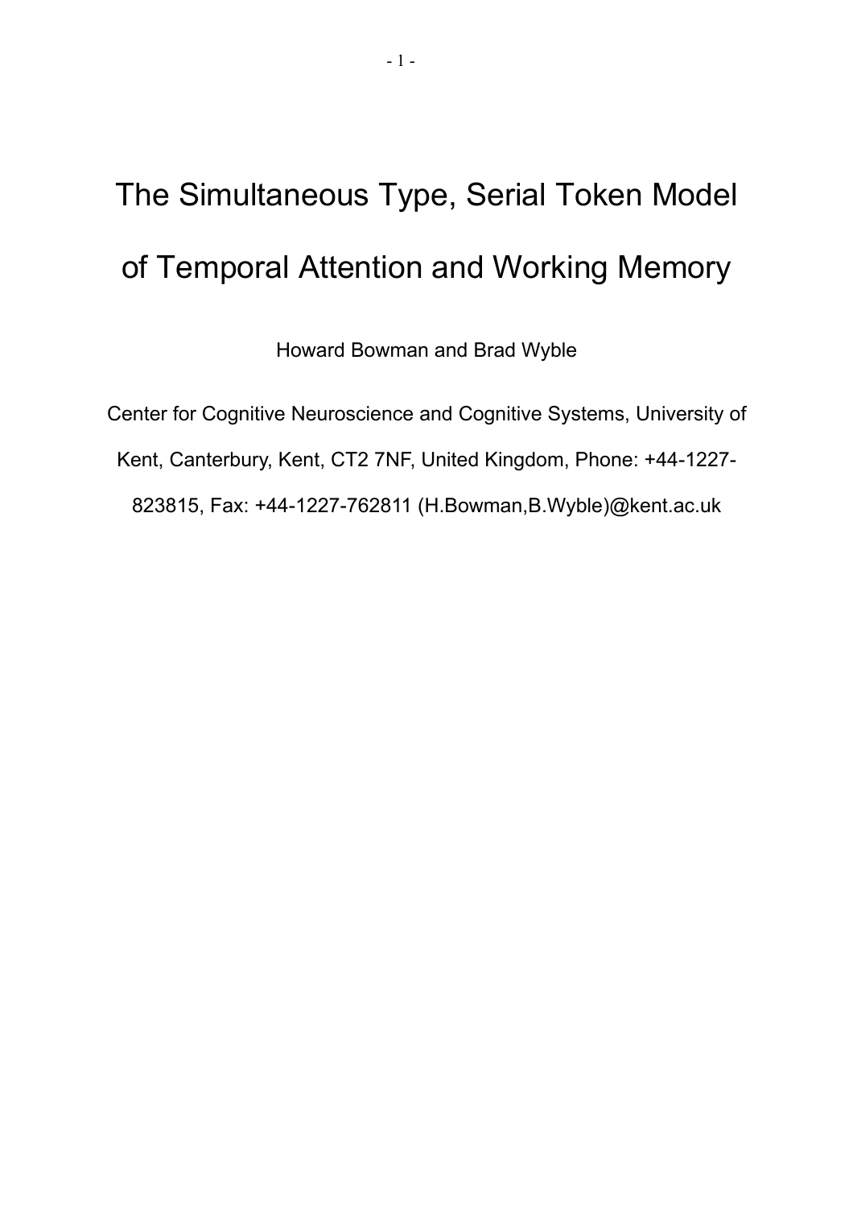# The Simultaneous Type, Serial Token Model of Temporal Attention and Working Memory

Howard Bowman and Brad Wyble

Center for Cognitive Neuroscience and Cognitive Systems, University of Kent, Canterbury, Kent, CT2 7NF, United Kingdom, Phone: +44-1227-823815, Fax: +44-1227-762811 (H.Bowman,B.Wyble)@kent.ac.uk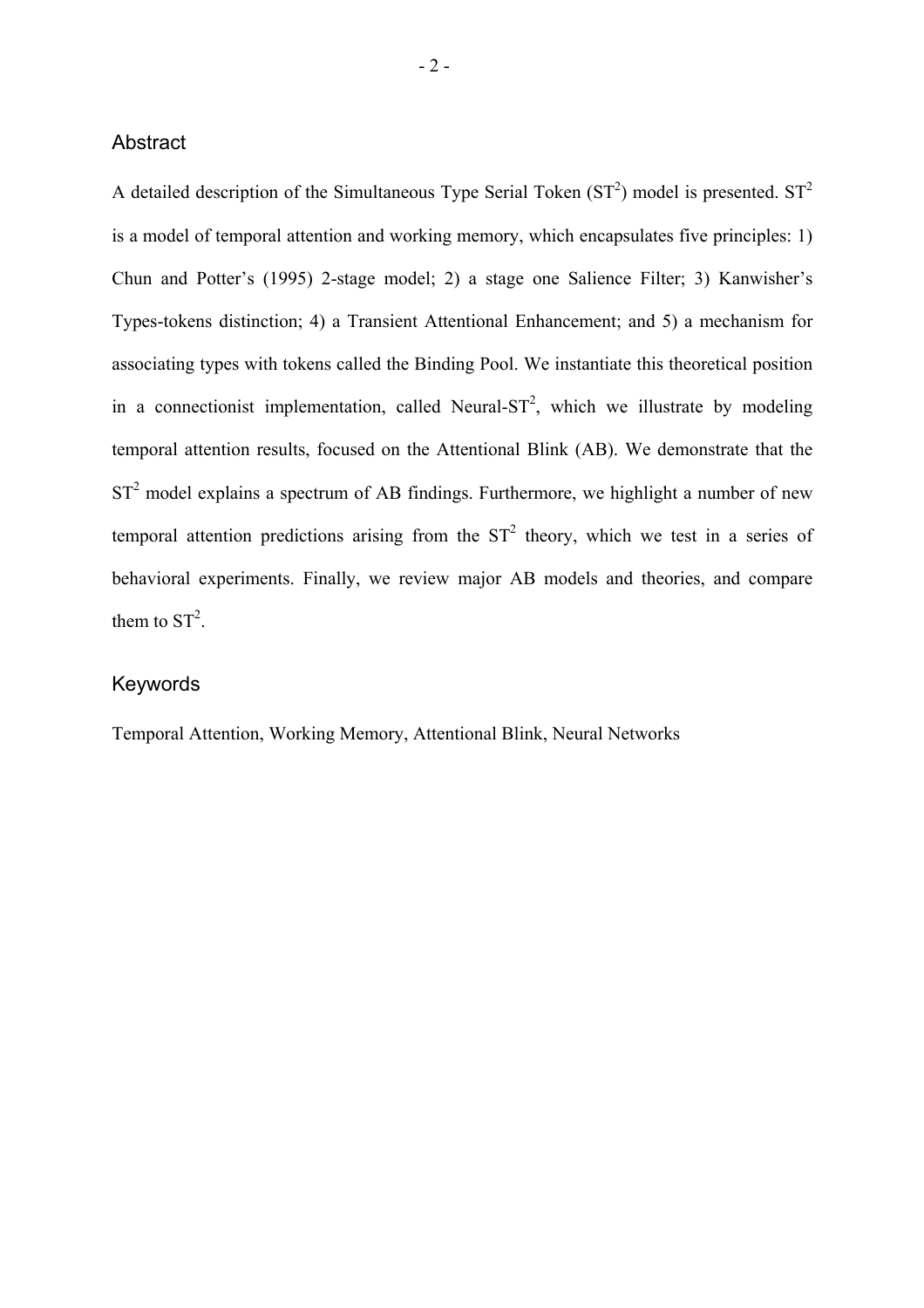## Abstract

A detailed description of the Simultaneous Type Serial Token ($ST^2$) model is presented. $ST^2$ is a model of temporal attention and working memory, which encapsulates five principles: 1) Chun and Potter's (1995) 2-stage model; 2) a stage one Salience Filter; 3) Kanwisher's Types-tokens distinction; 4) a Transient Attentional Enhancement; and 5) a mechanism for associating types with tokens called the Binding Pool. We instantiate this theoretical position in a connectionist implementation, called Neural-$ST^2$, which we illustrate by modeling temporal attention results, focused on the Attentional Blink (AB). We demonstrate that the $ST^2$ model explains a spectrum of AB findings. Furthermore, we highlight a number of new temporal attention predictions arising from the $ST^2$ theory, which we test in a series of behavioral experiments. Finally, we review major AB models and theories, and compare them to $ST^2$.

## Keywords

Temporal Attention, Working Memory, Attentional Blink, Neural Networks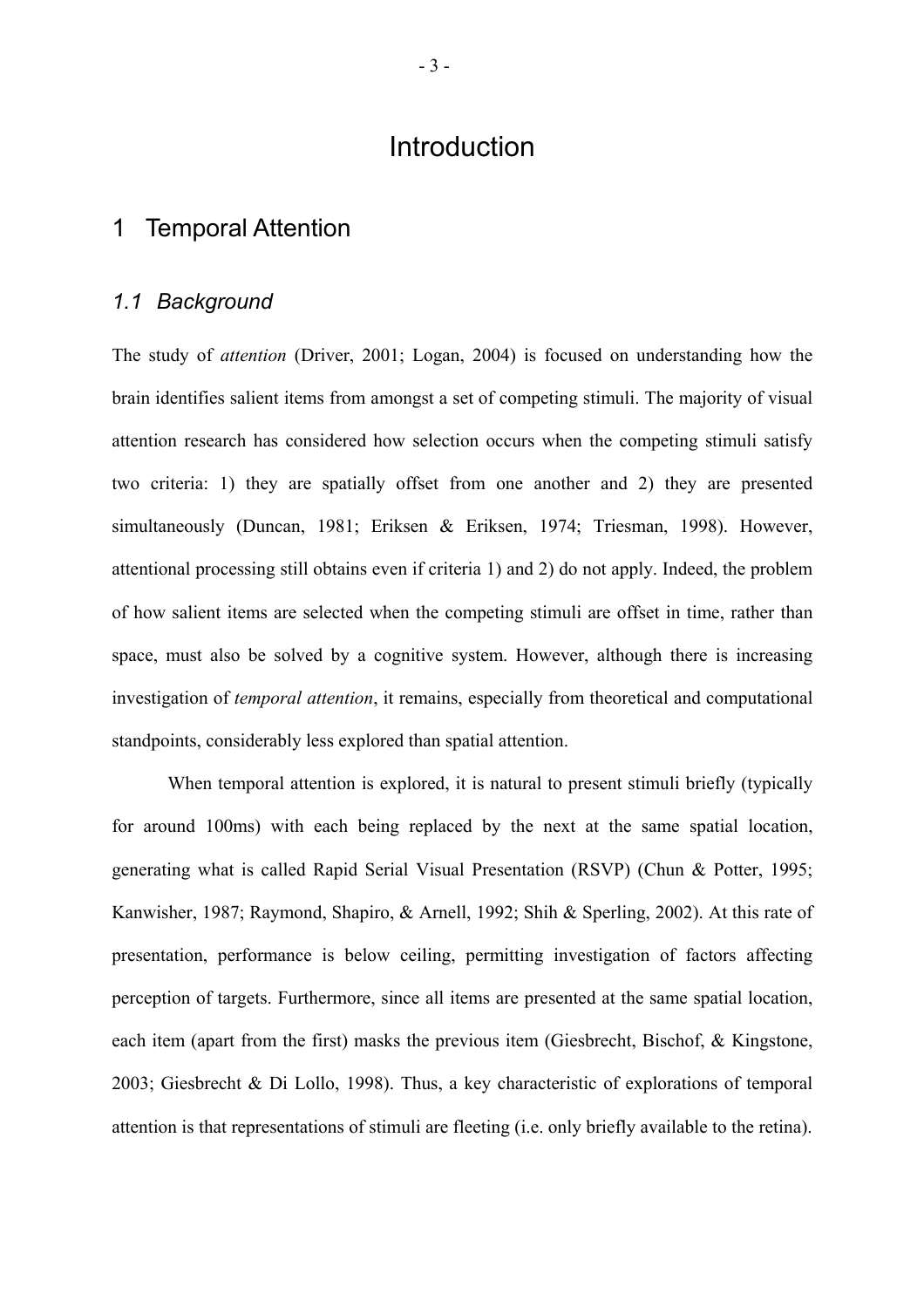# Introduction

## 1 Temporal Attention

### *1.1 Background*

The study of *attention* (Driver, 2001; Logan, 2004) is focused on understanding how the brain identifies salient items from amongst a set of competing stimuli. The majority of visual attention research has considered how selection occurs when the competing stimuli satisfy two criteria: 1) they are spatially offset from one another and 2) they are presented simultaneously (Duncan, 1981; Eriksen & Eriksen, 1974; Triesman, 1998). However, attentional processing still obtains even if criteria 1) and 2) do not apply. Indeed, the problem of how salient items are selected when the competing stimuli are offset in time, rather than space, must also be solved by a cognitive system. However, although there is increasing investigation of *temporal attention*, it remains, especially from theoretical and computational standpoints, considerably less explored than spatial attention.

When temporal attention is explored, it is natural to present stimuli briefly (typically for around 100ms) with each being replaced by the next at the same spatial location, generating what is called Rapid Serial Visual Presentation (RSVP) (Chun & Potter, 1995; Kanwisher, 1987; Raymond, Shapiro, & Arnell, 1992; Shih & Sperling, 2002). At this rate of presentation, performance is below ceiling, permitting investigation of factors affecting perception of targets. Furthermore, since all items are presented at the same spatial location, each item (apart from the first) masks the previous item (Giesbrecht, Bischof, & Kingstone, 2003; Giesbrecht & Di Lollo, 1998). Thus, a key characteristic of explorations of temporal attention is that representations of stimuli are fleeting (i.e. only briefly available to the retina).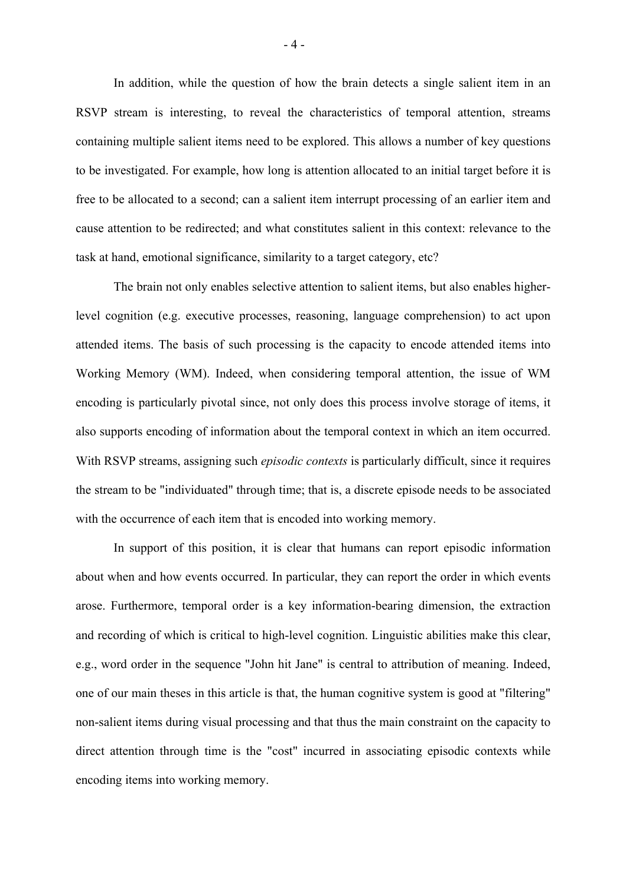In addition, while the question of how the brain detects a single salient item in an RSVP stream is interesting, to reveal the characteristics of temporal attention, streams containing multiple salient items need to be explored. This allows a number of key questions to be investigated. For example, how long is attention allocated to an initial target before it is free to be allocated to a second; can a salient item interrupt processing of an earlier item and cause attention to be redirected; and what constitutes salient in this context: relevance to the task at hand, emotional significance, similarity to a target category, etc?

The brain not only enables selective attention to salient items, but also enables higher-level cognition (e.g. executive processes, reasoning, language comprehension) to act upon attended items. The basis of such processing is the capacity to encode attended items into Working Memory (WM). Indeed, when considering temporal attention, the issue of WM encoding is particularly pivotal since, not only does this process involve storage of items, it also supports encoding of information about the temporal context in which an item occurred. With RSVP streams, assigning such *episodic contexts* is particularly difficult, since it requires the stream to be "individuated" through time; that is, a discrete episode needs to be associated with the occurrence of each item that is encoded into working memory.

In support of this position, it is clear that humans can report episodic information about when and how events occurred. In particular, they can report the order in which events arose. Furthermore, temporal order is a key information-bearing dimension, the extraction and recording of which is critical to high-level cognition. Linguistic abilities make this clear, e.g., word order in the sequence "John hit Jane" is central to attribution of meaning. Indeed, one of our main theses in this article is that, the human cognitive system is good at "filtering" non-salient items during visual processing and that thus the main constraint on the capacity to direct attention through time is the "cost" incurred in associating episodic contexts while encoding items into working memory.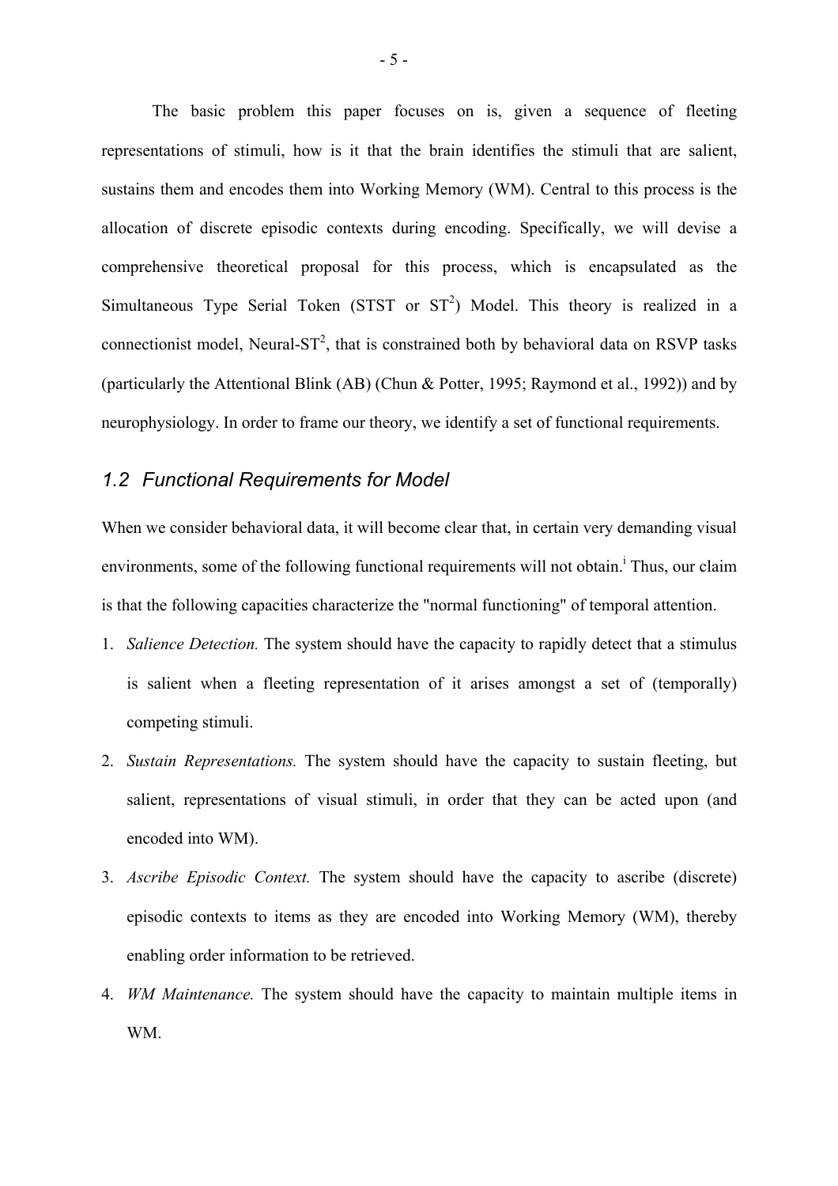The basic problem this paper focuses on is, given a sequence of fleeting representations of stimuli, how is it that the brain identifies the stimuli that are salient, sustains them and encodes them into Working Memory (WM). Central to this process is the allocation of discrete episodic contexts during encoding. Specifically, we will devise a comprehensive theoretical proposal for this process, which is encapsulated as the Simultaneous Type Serial Token (STST or $ST^2$) Model. This theory is realized in a connectionist model, Neural-$ST^2$, that is constrained both by behavioral data on RSVP tasks (particularly the Attentional Blink (AB) (Chun & Potter, 1995; Raymond et al., 1992)) and by neurophysiology. In order to frame our theory, we identify a set of functional requirements.

### *1.2 Functional Requirements for Model*

When we consider behavioral data, it will become clear that, in certain very demanding visual environments, some of the following functional requirements will not obtain.[i] Thus, our claim is that the following capacities characterize the "normal functioning" of temporal attention.

1. *Salience Detection.* The system should have the capacity to rapidly detect that a stimulus is salient when a fleeting representation of it arises amongst a set of (temporally) competing stimuli.
2. *Sustain Representations.* The system should have the capacity to sustain fleeting, but salient, representations of visual stimuli, in order that they can be acted upon (and encoded into WM).
3. *Ascribe Episodic Context.* The system should have the capacity to ascribe (discrete) episodic contexts to items as they are encoded into Working Memory (WM), thereby enabling order information to be retrieved.
4. *WM Maintenance.* The system should have the capacity to maintain multiple items in WM.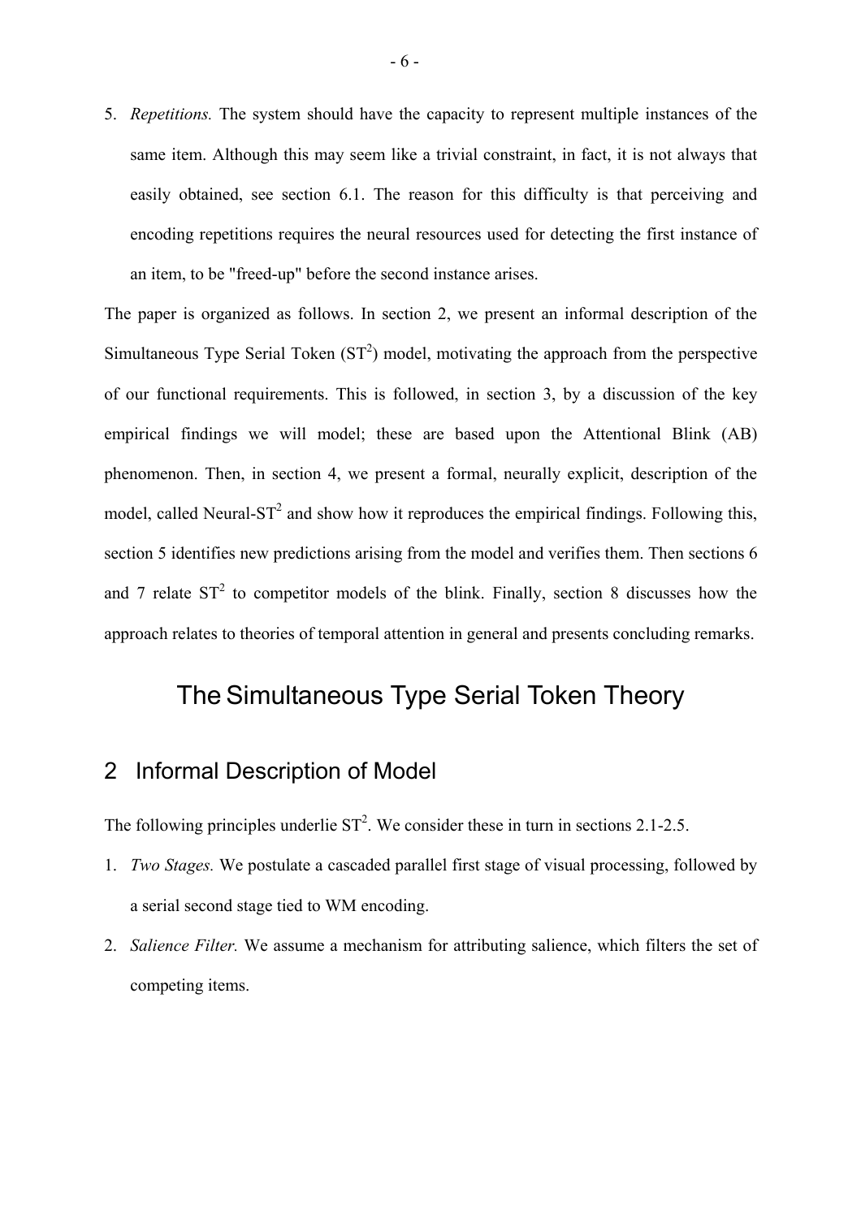5. *Repetitions.* The system should have the capacity to represent multiple instances of the same item. Although this may seem like a trivial constraint, in fact, it is not always that easily obtained, see section 6.1. The reason for this difficulty is that perceiving and encoding repetitions requires the neural resources used for detecting the first instance of an item, to be "freed-up" before the second instance arises.

The paper is organized as follows. In section 2, we present an informal description of the Simultaneous Type Serial Token ($ST^2$) model, motivating the approach from the perspective of our functional requirements. This is followed, in section 3, by a discussion of the key empirical findings we will model; these are based upon the Attentional Blink (AB) phenomenon. Then, in section 4, we present a formal, neurally explicit, description of the model, called Neural-$ST^2$ and show how it reproduces the empirical findings. Following this, section 5 identifies new predictions arising from the model and verifies them. Then sections 6 and 7 relate $ST^2$ to competitor models of the blink. Finally, section 8 discusses how the approach relates to theories of temporal attention in general and presents concluding remarks.

# The Simultaneous Type Serial Token Theory

## 2 Informal Description of Model

The following principles underlie $ST^2$. We consider these in turn in sections 2.1-2.5.

1. *Two Stages.* We postulate a cascaded parallel first stage of visual processing, followed by a serial second stage tied to WM encoding.
2. *Salience Filter.* We assume a mechanism for attributing salience, which filters the set of competing items.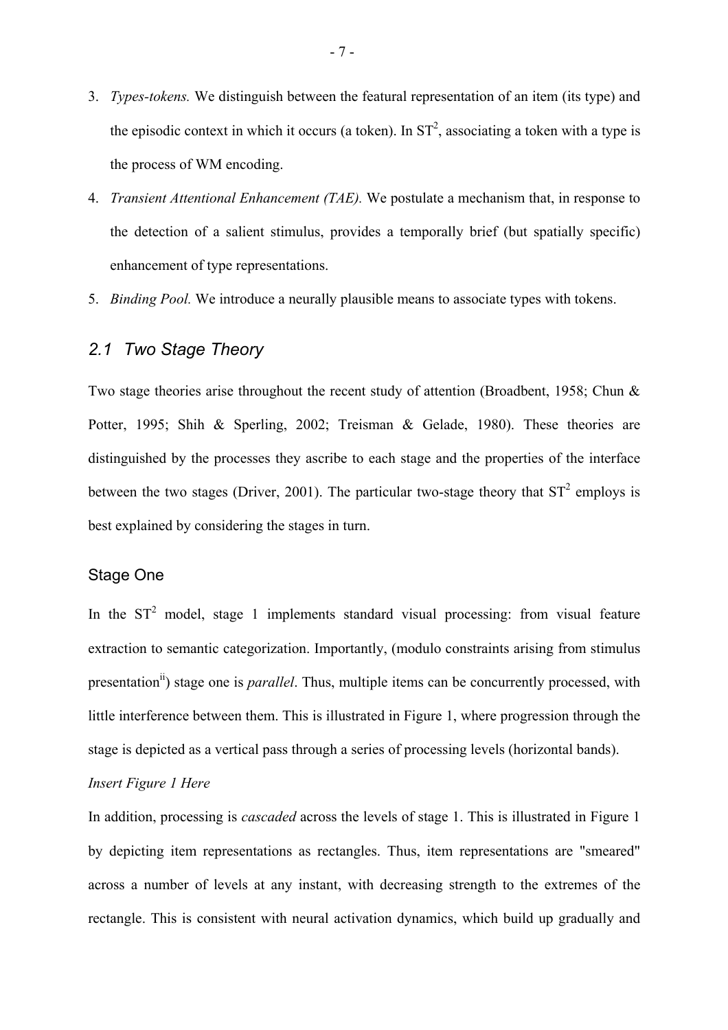3. *Types-tokens.* We distinguish between the featural representation of an item (its type) and the episodic context in which it occurs (a token). In $ST^2$, associating a token with a type is the process of WM encoding.
4. *Transient Attentional Enhancement (TAE).* We postulate a mechanism that, in response to the detection of a salient stimulus, provides a temporally brief (but spatially specific) enhancement of type representations.
5. *Binding Pool.* We introduce a neurally plausible means to associate types with tokens.

## *2.1 Two Stage Theory*

Two stage theories arise throughout the recent study of attention (Broadbent, 1958; Chun & Potter, 1995; Shih & Sperling, 2002; Treisman & Gelade, 1980). These theories are distinguished by the processes they ascribe to each stage and the properties of the interface between the two stages (Driver, 2001). The particular two-stage theory that $ST^2$ employs is best explained by considering the stages in turn.

### Stage One

In the $ST^2$ model, stage 1 implements standard visual processing: from visual feature extraction to semantic categorization. Importantly, (modulo constraints arising from stimulus presentation[ii]) stage one is *parallel*. Thus, multiple items can be concurrently processed, with little interference between them. This is illustrated in Figure 1, where progression through the stage is depicted as a vertical pass through a series of processing levels (horizontal bands).

*Insert Figure 1 Here*

In addition, processing is *cascaded* across the levels of stage 1. This is illustrated in Figure 1 by depicting item representations as rectangles. Thus, item representations are "smeared" across a number of levels at any instant, with decreasing strength to the extremes of the rectangle. This is consistent with neural activation dynamics, which build up gradually and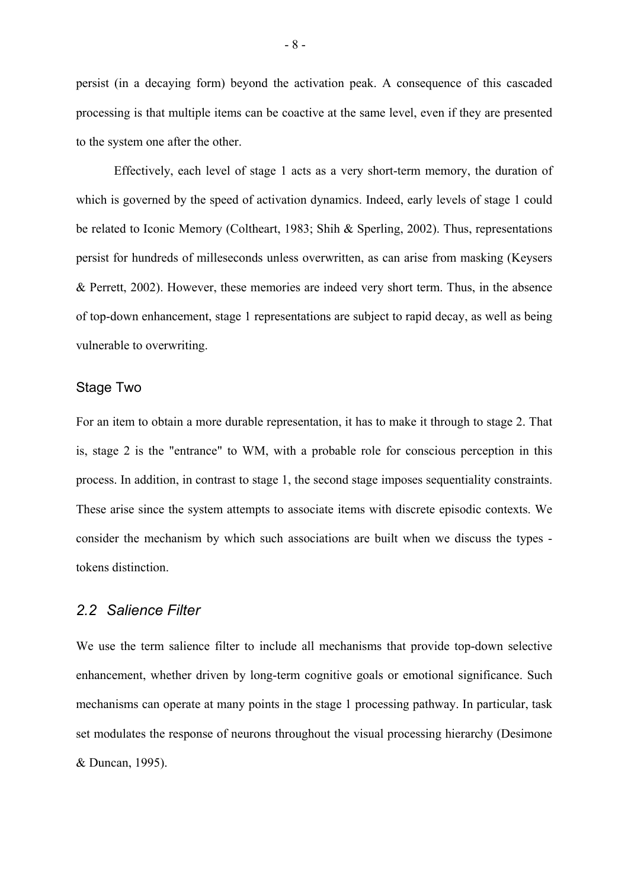persist (in a decaying form) beyond the activation peak. A consequence of this cascaded processing is that multiple items can be coactive at the same level, even if they are presented to the system one after the other.

Effectively, each level of stage 1 acts as a very short-term memory, the duration of which is governed by the speed of activation dynamics. Indeed, early levels of stage 1 could be related to Iconic Memory (Coltheart, 1983; Shih & Sperling, 2002). Thus, representations persist for hundreds of milleseconds unless overwritten, as can arise from masking (Keysers & Perrett, 2002). However, these memories are indeed very short term. Thus, in the absence of top-down enhancement, stage 1 representations are subject to rapid decay, as well as being vulnerable to overwriting.

### Stage Two

For an item to obtain a more durable representation, it has to make it through to stage 2. That is, stage 2 is the "entrance" to WM, with a probable role for conscious perception in this process. In addition, in contrast to stage 1, the second stage imposes sequentiality constraints. These arise since the system attempts to associate items with discrete episodic contexts. We consider the mechanism by which such associations are built when we discuss the types - tokens distinction.

## *2.2 Salience Filter*

We use the term salience filter to include all mechanisms that provide top-down selective enhancement, whether driven by long-term cognitive goals or emotional significance. Such mechanisms can operate at many points in the stage 1 processing pathway. In particular, task set modulates the response of neurons throughout the visual processing hierarchy (Desimone & Duncan, 1995).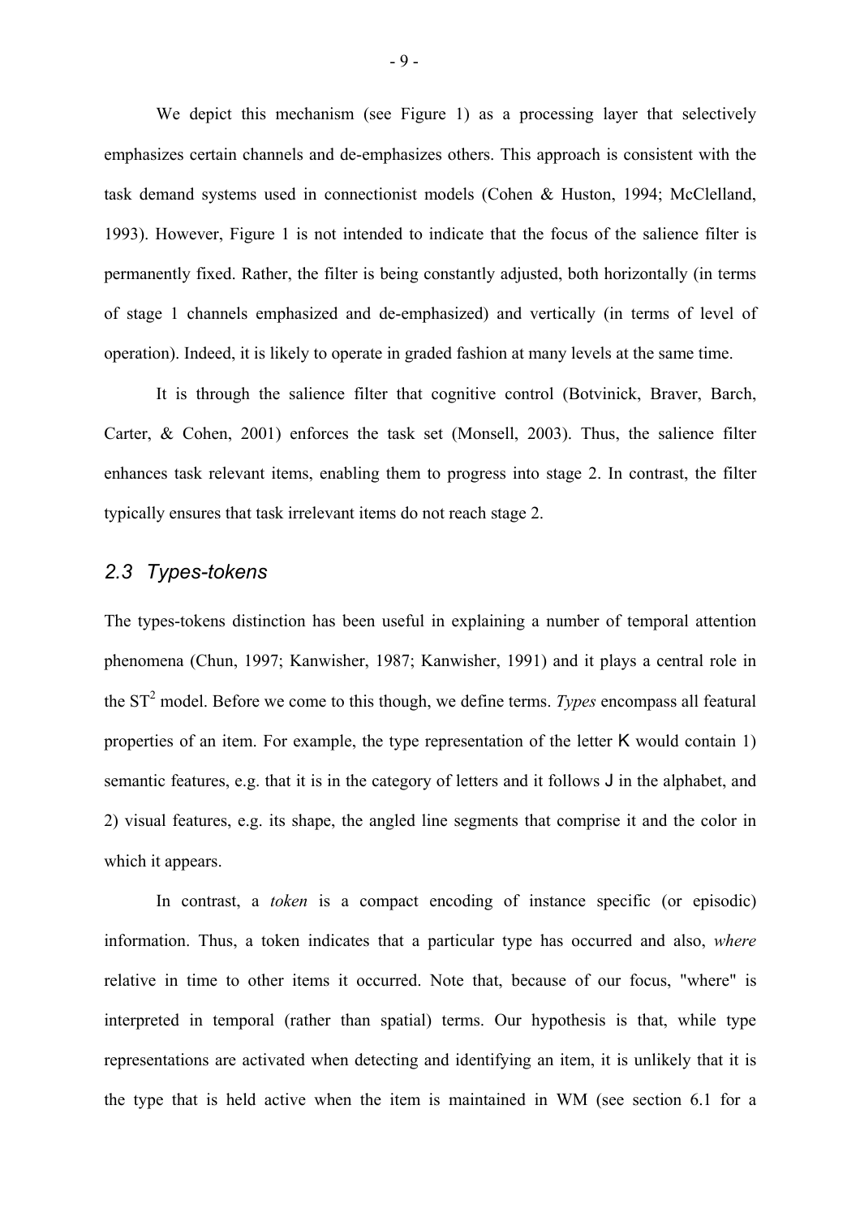We depict this mechanism (see Figure 1) as a processing layer that selectively emphasizes certain channels and de-emphasizes others. This approach is consistent with the task demand systems used in connectionist models (Cohen & Huston, 1994; McClelland, 1993). However, Figure 1 is not intended to indicate that the focus of the salience filter is permanently fixed. Rather, the filter is being constantly adjusted, both horizontally (in terms of stage 1 channels emphasized and de-emphasized) and vertically (in terms of level of operation). Indeed, it is likely to operate in graded fashion at many levels at the same time.

It is through the salience filter that cognitive control (Botvinick, Braver, Barch, Carter, & Cohen, 2001) enforces the task set (Monsell, 2003). Thus, the salience filter enhances task relevant items, enabling them to progress into stage 2. In contrast, the filter typically ensures that task irrelevant items do not reach stage 2.

## *2.3 Types-tokens*

The types-tokens distinction has been useful in explaining a number of temporal attention phenomena (Chun, 1997; Kanwisher, 1987; Kanwisher, 1991) and it plays a central role in the ST$^2$ model. Before we come to this though, we define terms. *Types* encompass all featural properties of an item. For example, the type representation of the letter K would contain 1) semantic features, e.g. that it is in the category of letters and it follows J in the alphabet, and 2) visual features, e.g. its shape, the angled line segments that comprise it and the color in which it appears.

In contrast, a *token* is a compact encoding of instance specific (or episodic) information. Thus, a token indicates that a particular type has occurred and also, *where* relative in time to other items it occurred. Note that, because of our focus, "where" is interpreted in temporal (rather than spatial) terms. Our hypothesis is that, while type representations are activated when detecting and identifying an item, it is unlikely that it is the type that is held active when the item is maintained in WM (see section 6.1 for a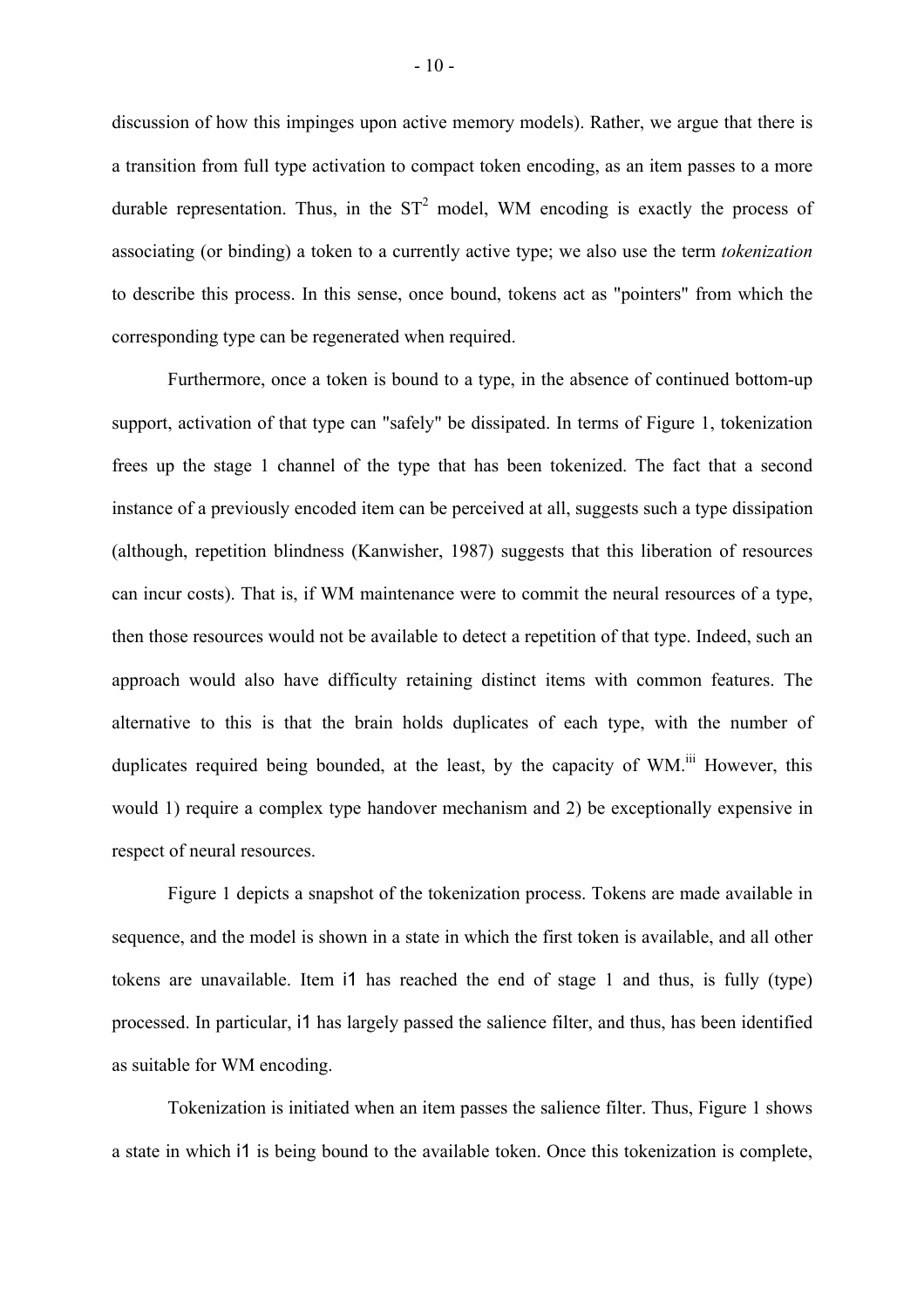discussion of how this impinges upon active memory models). Rather, we argue that there is a transition from full type activation to compact token encoding, as an item passes to a more durable representation. Thus, in the $ST^2$ model, WM encoding is exactly the process of associating (or binding) a token to a currently active type; we also use the term *tokenization* to describe this process. In this sense, once bound, tokens act as "pointers" from which the corresponding type can be regenerated when required.

Furthermore, once a token is bound to a type, in the absence of continued bottom-up support, activation of that type can "safely" be dissipated. In terms of Figure 1, tokenization frees up the stage 1 channel of the type that has been tokenized. The fact that a second instance of a previously encoded item can be perceived at all, suggests such a type dissipation (although, repetition blindness (Kanwisher, 1987) suggests that this liberation of resources can incur costs). That is, if WM maintenance were to commit the neural resources of a type, then those resources would not be available to detect a repetition of that type. Indeed, such an approach would also have difficulty retaining distinct items with common features. The alternative to this is that the brain holds duplicates of each type, with the number of duplicates required being bounded, at the least, by the capacity of WM.[iii] However, this would 1) require a complex type handover mechanism and 2) be exceptionally expensive in respect of neural resources.

Figure 1 depicts a snapshot of the tokenization process. Tokens are made available in sequence, and the model is shown in a state in which the first token is available, and all other tokens are unavailable. Item i1 has reached the end of stage 1 and thus, is fully (type) processed. In particular, i1 has largely passed the salience filter, and thus, has been identified as suitable for WM encoding.

Tokenization is initiated when an item passes the salience filter. Thus, Figure 1 shows a state in which i1 is being bound to the available token. Once this tokenization is complete,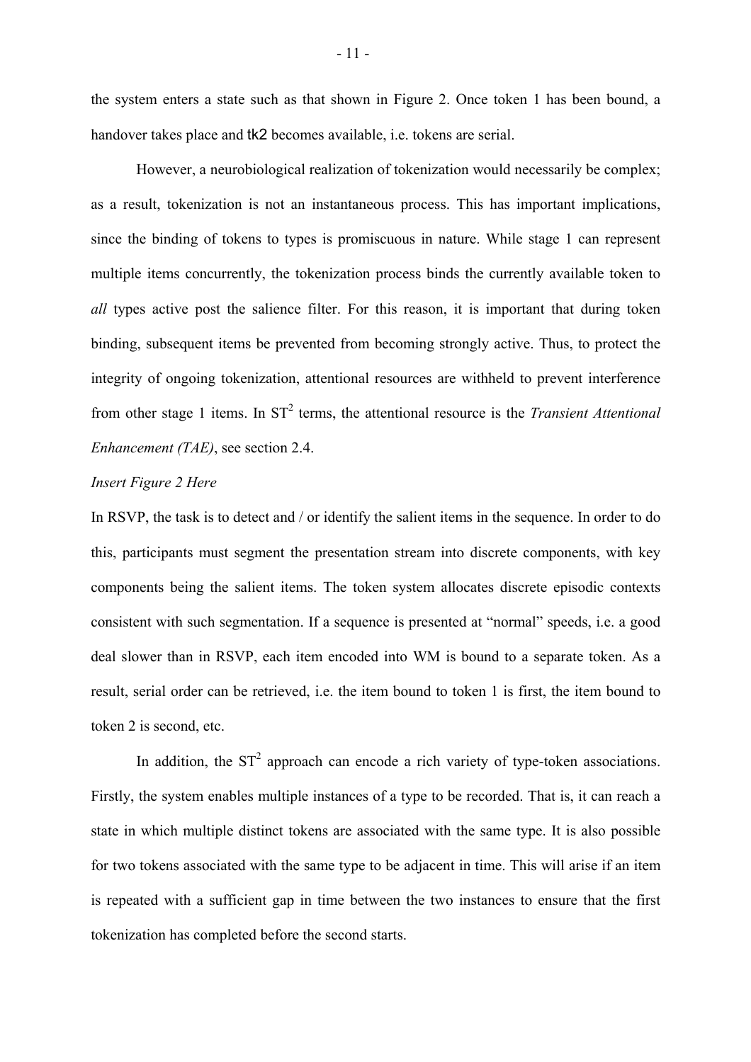the system enters a state such as that shown in Figure 2. Once token 1 has been bound, a handover takes place and tk2 becomes available, i.e. tokens are serial.

However, a neurobiological realization of tokenization would necessarily be complex; as a result, tokenization is not an instantaneous process. This has important implications, since the binding of tokens to types is promiscuous in nature. While stage 1 can represent multiple items concurrently, the tokenization process binds the currently available token to *all* types active post the salience filter. For this reason, it is important that during token binding, subsequent items be prevented from becoming strongly active. Thus, to protect the integrity of ongoing tokenization, attentional resources are withheld to prevent interference from other stage 1 items. In $ST^2$ terms, the attentional resource is the *Transient Attentional Enhancement (TAE)*, see section 2.4.

*Insert Figure 2 Here*

In RSVP, the task is to detect and / or identify the salient items in the sequence. In order to do this, participants must segment the presentation stream into discrete components, with key components being the salient items. The token system allocates discrete episodic contexts consistent with such segmentation. If a sequence is presented at "normal" speeds, i.e. a good deal slower than in RSVP, each item encoded into WM is bound to a separate token. As a result, serial order can be retrieved, i.e. the item bound to token 1 is first, the item bound to token 2 is second, etc.

In addition, the $ST^2$ approach can encode a rich variety of type-token associations. Firstly, the system enables multiple instances of a type to be recorded. That is, it can reach a state in which multiple distinct tokens are associated with the same type. It is also possible for two tokens associated with the same type to be adjacent in time. This will arise if an item is repeated with a sufficient gap in time between the two instances to ensure that the first tokenization has completed before the second starts.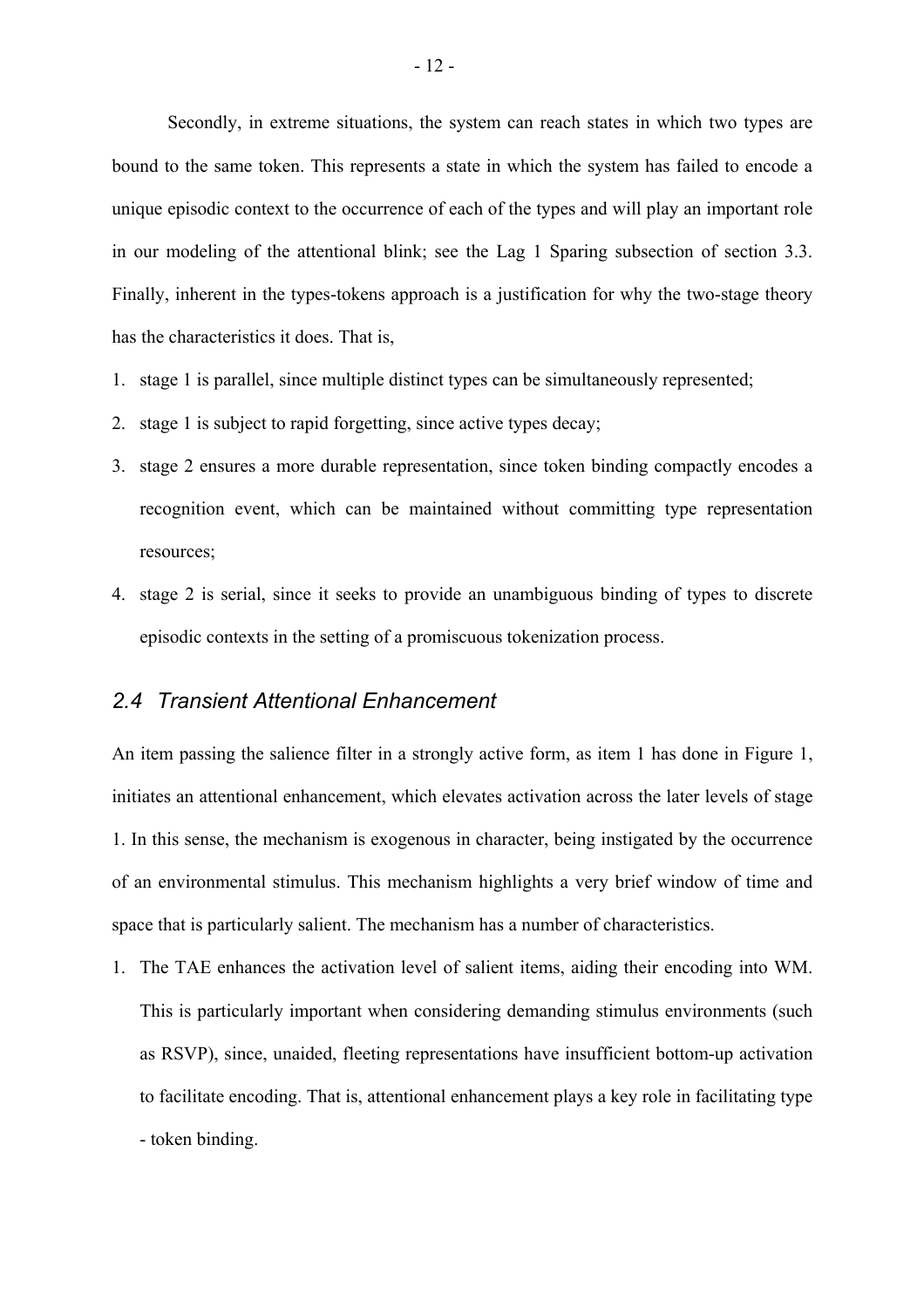Secondly, in extreme situations, the system can reach states in which two types are bound to the same token. This represents a state in which the system has failed to encode a unique episodic context to the occurrence of each of the types and will play an important role in our modeling of the attentional blink; see the Lag 1 Sparing subsection of section 3.3. Finally, inherent in the types-tokens approach is a justification for why the two-stage theory has the characteristics it does. That is,

1. stage 1 is parallel, since multiple distinct types can be simultaneously represented;
2. stage 1 is subject to rapid forgetting, since active types decay;
3. stage 2 ensures a more durable representation, since token binding compactly encodes a recognition event, which can be maintained without committing type representation resources;
4. stage 2 is serial, since it seeks to provide an unambiguous binding of types to discrete episodic contexts in the setting of a promiscuous tokenization process.

## *2.4 Transient Attentional Enhancement*

An item passing the salience filter in a strongly active form, as item 1 has done in Figure 1, initiates an attentional enhancement, which elevates activation across the later levels of stage 1. In this sense, the mechanism is exogenous in character, being instigated by the occurrence of an environmental stimulus. This mechanism highlights a very brief window of time and space that is particularly salient. The mechanism has a number of characteristics.

1. The TAE enhances the activation level of salient items, aiding their encoding into WM. This is particularly important when considering demanding stimulus environments (such as RSVP), since, unaided, fleeting representations have insufficient bottom-up activation to facilitate encoding. That is, attentional enhancement plays a key role in facilitating type - token binding.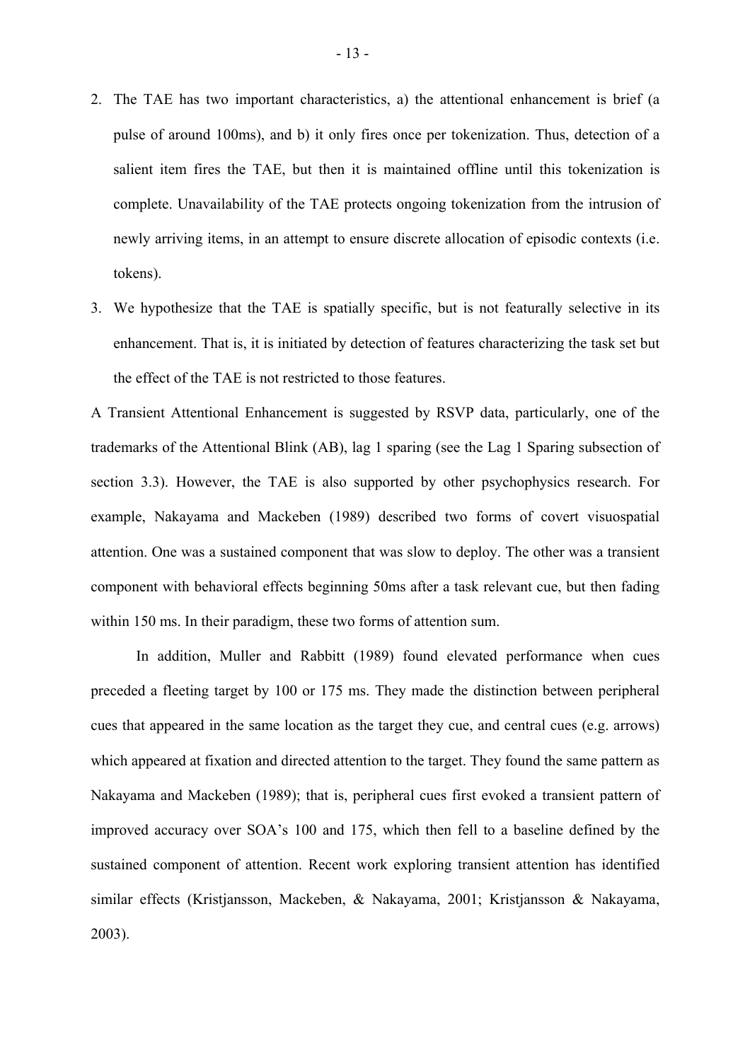2. The TAE has two important characteristics, a) the attentional enhancement is brief (a pulse of around 100ms), and b) it only fires once per tokenization. Thus, detection of a salient item fires the TAE, but then it is maintained offline until this tokenization is complete. Unavailability of the TAE protects ongoing tokenization from the intrusion of newly arriving items, in an attempt to ensure discrete allocation of episodic contexts (i.e. tokens).
3. We hypothesize that the TAE is spatially specific, but is not featurally selective in its enhancement. That is, it is initiated by detection of features characterizing the task set but the effect of the TAE is not restricted to those features.

A Transient Attentional Enhancement is suggested by RSVP data, particularly, one of the trademarks of the Attentional Blink (AB), lag 1 sparing (see the Lag 1 Sparing subsection of section 3.3). However, the TAE is also supported by other psychophysics research. For example, Nakayama and Mackeben (1989) described two forms of covert visuospatial attention. One was a sustained component that was slow to deploy. The other was a transient component with behavioral effects beginning 50ms after a task relevant cue, but then fading within 150 ms. In their paradigm, these two forms of attention sum.

In addition, Muller and Rabbitt (1989) found elevated performance when cues preceded a fleeting target by 100 or 175 ms. They made the distinction between peripheral cues that appeared in the same location as the target they cue, and central cues (e.g. arrows) which appeared at fixation and directed attention to the target. They found the same pattern as Nakayama and Mackeben (1989); that is, peripheral cues first evoked a transient pattern of improved accuracy over SOA's 100 and 175, which then fell to a baseline defined by the sustained component of attention. Recent work exploring transient attention has identified similar effects (Kristjansson, Mackeben, & Nakayama, 2001; Kristjansson & Nakayama, 2003).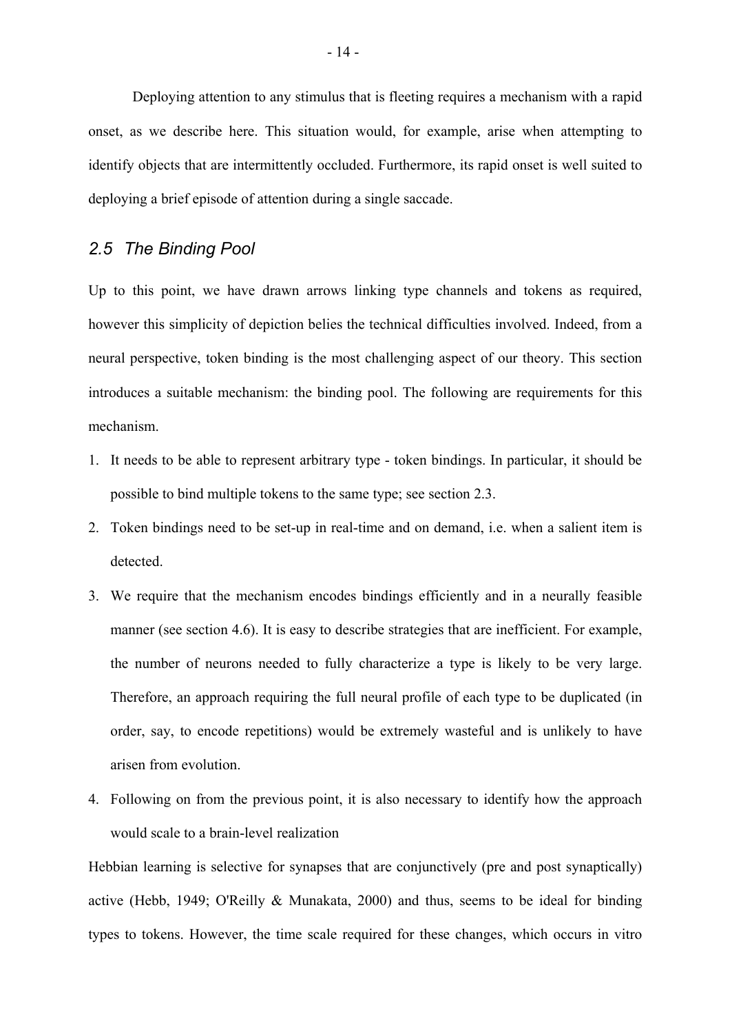Deploying attention to any stimulus that is fleeting requires a mechanism with a rapid onset, as we describe here. This situation would, for example, arise when attempting to identify objects that are intermittently occluded. Furthermore, its rapid onset is well suited to deploying a brief episode of attention during a single saccade.

## *2.5 The Binding Pool*

Up to this point, we have drawn arrows linking type channels and tokens as required, however this simplicity of depiction belies the technical difficulties involved. Indeed, from a neural perspective, token binding is the most challenging aspect of our theory. This section introduces a suitable mechanism: the binding pool. The following are requirements for this mechanism.

1. It needs to be able to represent arbitrary type - token bindings. In particular, it should be possible to bind multiple tokens to the same type; see section 2.3.
2. Token bindings need to be set-up in real-time and on demand, i.e. when a salient item is detected.
3. We require that the mechanism encodes bindings efficiently and in a neurally feasible manner (see section 4.6). It is easy to describe strategies that are inefficient. For example, the number of neurons needed to fully characterize a type is likely to be very large. Therefore, an approach requiring the full neural profile of each type to be duplicated (in order, say, to encode repetitions) would be extremely wasteful and is unlikely to have arisen from evolution.
4. Following on from the previous point, it is also necessary to identify how the approach would scale to a brain-level realization

Hebbian learning is selective for synapses that are conjunctively (pre and post synaptically) active (Hebb, 1949; O'Reilly & Munakata, 2000) and thus, seems to be ideal for binding types to tokens. However, the time scale required for these changes, which occurs in vitro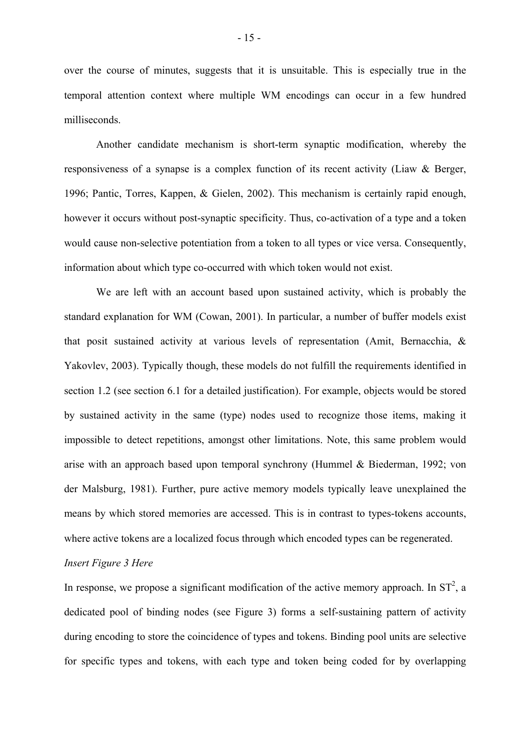over the course of minutes, suggests that it is unsuitable. This is especially true in the temporal attention context where multiple WM encodings can occur in a few hundred milliseconds.

Another candidate mechanism is short-term synaptic modification, whereby the responsiveness of a synapse is a complex function of its recent activity (Liaw & Berger, 1996; Pantic, Torres, Kappen, & Gielen, 2002). This mechanism is certainly rapid enough, however it occurs without post-synaptic specificity. Thus, co-activation of a type and a token would cause non-selective potentiation from a token to all types or vice versa. Consequently, information about which type co-occurred with which token would not exist.

We are left with an account based upon sustained activity, which is probably the standard explanation for WM (Cowan, 2001). In particular, a number of buffer models exist that posit sustained activity at various levels of representation (Amit, Bernacchia, & Yakovlev, 2003). Typically though, these models do not fulfill the requirements identified in section 1.2 (see section 6.1 for a detailed justification). For example, objects would be stored by sustained activity in the same (type) nodes used to recognize those items, making it impossible to detect repetitions, amongst other limitations. Note, this same problem would arise with an approach based upon temporal synchrony (Hummel & Biederman, 1992; von der Malsburg, 1981). Further, pure active memory models typically leave unexplained the means by which stored memories are accessed. This is in contrast to types-tokens accounts, where active tokens are a localized focus through which encoded types can be regenerated.

*Insert Figure 3 Here*

In response, we propose a significant modification of the active memory approach. In $ST^2$, a dedicated pool of binding nodes (see Figure 3) forms a self-sustaining pattern of activity during encoding to store the coincidence of types and tokens. Binding pool units are selective for specific types and tokens, with each type and token being coded for by overlapping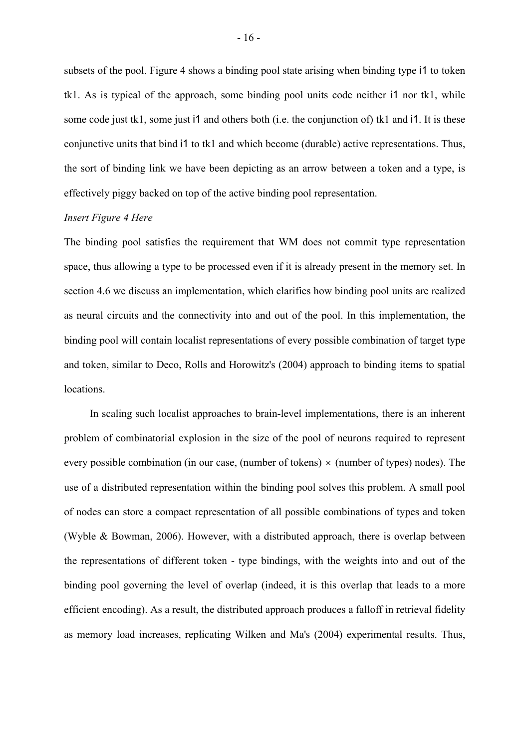subsets of the pool. Figure 4 shows a binding pool state arising when binding type i1 to token tk1. As is typical of the approach, some binding pool units code neither i1 nor tk1, while some code just tk1, some just i1 and others both (i.e. the conjunction of) tk1 and i1. It is these conjunctive units that bind i1 to tk1 and which become (durable) active representations. Thus, the sort of binding link we have been depicting as an arrow between a token and a type, is effectively piggy backed on top of the active binding pool representation.

*Insert Figure 4 Here*

The binding pool satisfies the requirement that WM does not commit type representation space, thus allowing a type to be processed even if it is already present in the memory set. In section 4.6 we discuss an implementation, which clarifies how binding pool units are realized as neural circuits and the connectivity into and out of the pool. In this implementation, the binding pool will contain localist representations of every possible combination of target type and token, similar to Deco, Rolls and Horowitz's (2004) approach to binding items to spatial locations.

In scaling such localist approaches to brain-level implementations, there is an inherent problem of combinatorial explosion in the size of the pool of neurons required to represent every possible combination (in our case, (number of tokens) $\times$ (number of types) nodes). The use of a distributed representation within the binding pool solves this problem. A small pool of nodes can store a compact representation of all possible combinations of types and token (Wyble & Bowman, 2006). However, with a distributed approach, there is overlap between the representations of different token - type bindings, with the weights into and out of the binding pool governing the level of overlap (indeed, it is this overlap that leads to a more efficient encoding). As a result, the distributed approach produces a falloff in retrieval fidelity as memory load increases, replicating Wilken and Ma's (2004) experimental results. Thus,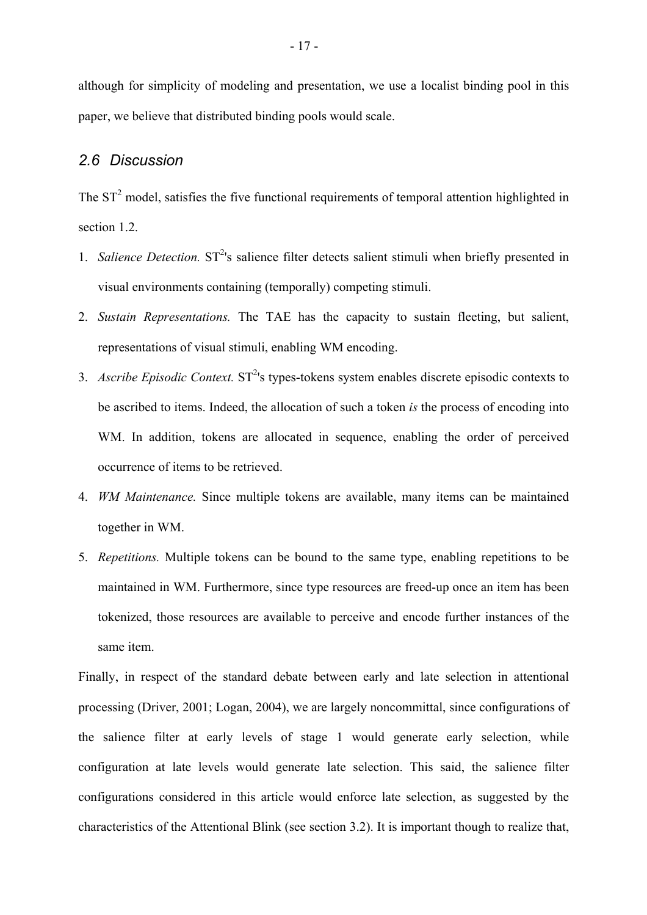although for simplicity of modeling and presentation, we use a localist binding pool in this paper, we believe that distributed binding pools would scale.

## *2.6 Discussion*

The $ST^2$ model, satisfies the five functional requirements of temporal attention highlighted in section 1.2.

1. *Salience Detection.* $ST^2$'s salience filter detects salient stimuli when briefly presented in visual environments containing (temporally) competing stimuli.
2. *Sustain Representations.* The TAE has the capacity to sustain fleeting, but salient, representations of visual stimuli, enabling WM encoding.
3. *Ascribe Episodic Context.* $ST^2$'s types-tokens system enables discrete episodic contexts to be ascribed to items. Indeed, the allocation of such a token *is* the process of encoding into WM. In addition, tokens are allocated in sequence, enabling the order of perceived occurrence of items to be retrieved.
4. *WM Maintenance.* Since multiple tokens are available, many items can be maintained together in WM.
5. *Repetitions.* Multiple tokens can be bound to the same type, enabling repetitions to be maintained in WM. Furthermore, since type resources are freed-up once an item has been tokenized, those resources are available to perceive and encode further instances of the same item.

Finally, in respect of the standard debate between early and late selection in attentional processing (Driver, 2001; Logan, 2004), we are largely noncommittal, since configurations of the salience filter at early levels of stage 1 would generate early selection, while configuration at late levels would generate late selection. This said, the salience filter configurations considered in this article would enforce late selection, as suggested by the characteristics of the Attentional Blink (see section 3.2). It is important though to realize that,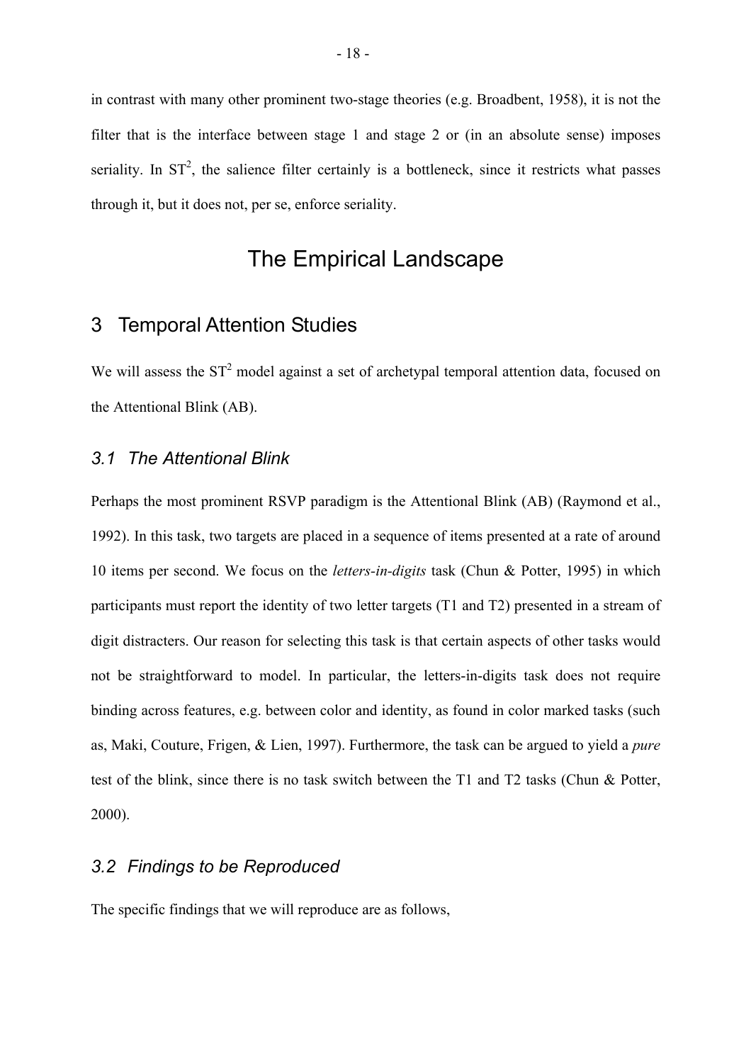in contrast with many other prominent two-stage theories (e.g. Broadbent, 1958), it is not the filter that is the interface between stage 1 and stage 2 or (in an absolute sense) imposes seriality. In $ST^2$, the salience filter certainly is a bottleneck, since it restricts what passes through it, but it does not, per se, enforce seriality.

# The Empirical Landscape

## 3 Temporal Attention Studies

We will assess the $ST^2$ model against a set of archetypal temporal attention data, focused on the Attentional Blink (AB).

### *3.1 The Attentional Blink*

Perhaps the most prominent RSVP paradigm is the Attentional Blink (AB) (Raymond et al., 1992). In this task, two targets are placed in a sequence of items presented at a rate of around 10 items per second. We focus on the *letters-in-digits* task (Chun & Potter, 1995) in which participants must report the identity of two letter targets (T1 and T2) presented in a stream of digit distracters. Our reason for selecting this task is that certain aspects of other tasks would not be straightforward to model. In particular, the letters-in-digits task does not require binding across features, e.g. between color and identity, as found in color marked tasks (such as, Maki, Couture, Frigen, & Lien, 1997). Furthermore, the task can be argued to yield a *pure* test of the blink, since there is no task switch between the T1 and T2 tasks (Chun & Potter, 2000).

### *3.2 Findings to be Reproduced*

The specific findings that we will reproduce are as follows,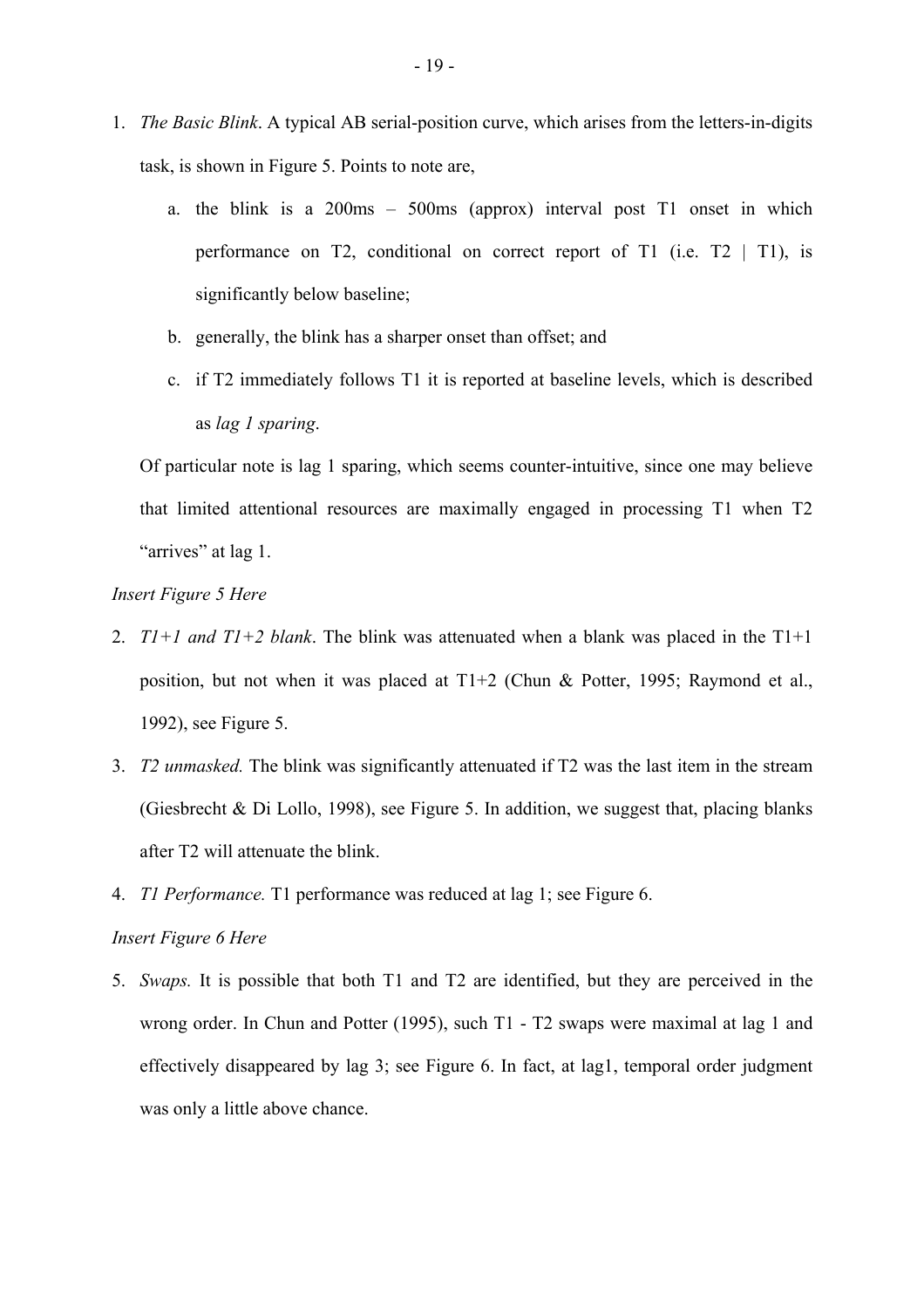1. *The Basic Blink*. A typical AB serial-position curve, which arises from the letters-in-digits task, is shown in Figure 5. Points to note are,

   a. the blink is a 200ms – 500ms (approx) interval post T1 onset in which performance on T2, conditional on correct report of T1 (i.e. T2 | T1), is significantly below baseline;

   b. generally, the blink has a sharper onset than offset; and

   c. if T2 immediately follows T1 it is reported at baseline levels, which is described as *lag 1 sparing*.

   Of particular note is lag 1 sparing, which seems counter-intuitive, since one may believe that limited attentional resources are maximally engaged in processing T1 when T2 "arrives" at lag 1.

*Insert Figure 5 Here*

2. *T1+1 and T1+2 blank*. The blink was attenuated when a blank was placed in the T1+1 position, but not when it was placed at T1+2 (Chun & Potter, 1995; Raymond et al., 1992), see Figure 5.

3. *T2 unmasked.* The blink was significantly attenuated if T2 was the last item in the stream (Giesbrecht & Di Lollo, 1998), see Figure 5. In addition, we suggest that, placing blanks after T2 will attenuate the blink.

4. *T1 Performance.* T1 performance was reduced at lag 1; see Figure 6.

*Insert Figure 6 Here*

5. *Swaps.* It is possible that both T1 and T2 are identified, but they are perceived in the wrong order. In Chun and Potter (1995), such T1 - T2 swaps were maximal at lag 1 and effectively disappeared by lag 3; see Figure 6. In fact, at lag1, temporal order judgment was only a little above chance.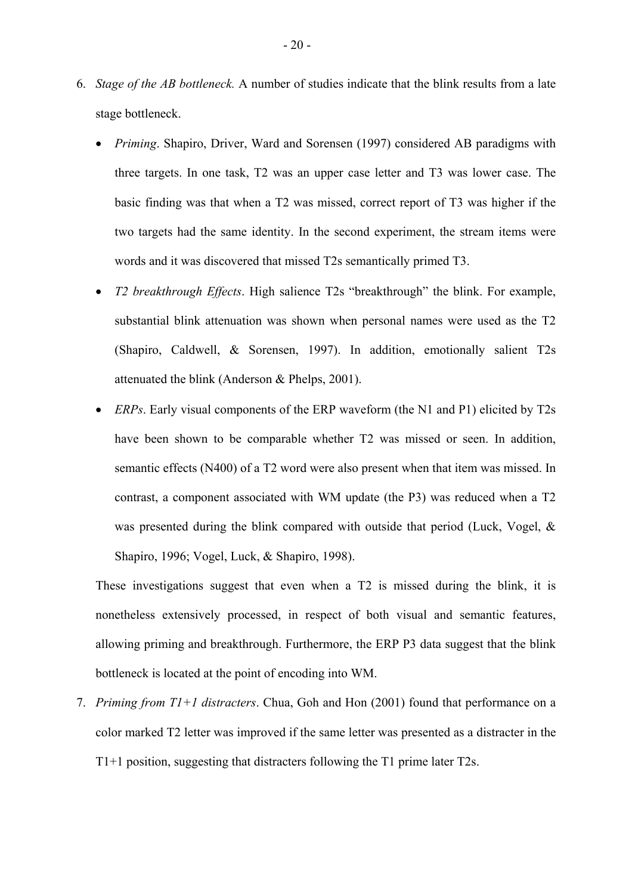6. *Stage of the AB bottleneck.* A number of studies indicate that the blink results from a late stage bottleneck.

   - *Priming*. Shapiro, Driver, Ward and Sorensen (1997) considered AB paradigms with three targets. In one task, T2 was an upper case letter and T3 was lower case. The basic finding was that when a T2 was missed, correct report of T3 was higher if the two targets had the same identity. In the second experiment, the stream items were words and it was discovered that missed T2s semantically primed T3.
   - *T2 breakthrough Effects*. High salience T2s "breakthrough" the blink. For example, substantial blink attenuation was shown when personal names were used as the T2 (Shapiro, Caldwell, & Sorensen, 1997). In addition, emotionally salient T2s attenuated the blink (Anderson & Phelps, 2001).
   - *ERPs*. Early visual components of the ERP waveform (the N1 and P1) elicited by T2s have been shown to be comparable whether T2 was missed or seen. In addition, semantic effects (N400) of a T2 word were also present when that item was missed. In contrast, a component associated with WM update (the P3) was reduced when a T2 was presented during the blink compared with outside that period (Luck, Vogel, & Shapiro, 1996; Vogel, Luck, & Shapiro, 1998).

   These investigations suggest that even when a T2 is missed during the blink, it is nonetheless extensively processed, in respect of both visual and semantic features, allowing priming and breakthrough. Furthermore, the ERP P3 data suggest that the blink bottleneck is located at the point of encoding into WM.

7. *Priming from T1+1 distracters*. Chua, Goh and Hon (2001) found that performance on a color marked T2 letter was improved if the same letter was presented as a distracter in the T1+1 position, suggesting that distracters following the T1 prime later T2s.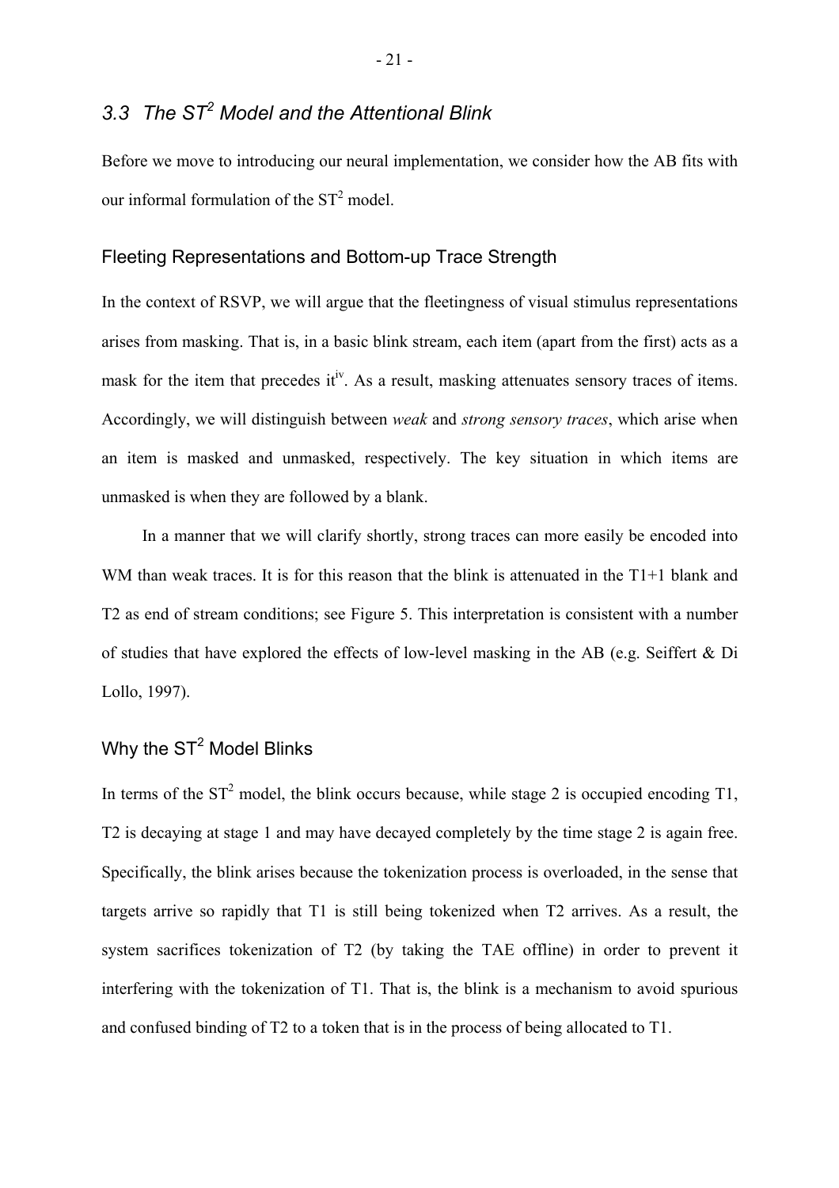## 3.3 The $ST^2$ Model and the Attentional Blink

Before we move to introducing our neural implementation, we consider how the AB fits with our informal formulation of the $ST^2$ model.

### Fleeting Representations and Bottom-up Trace Strength

In the context of RSVP, we will argue that the fleetingness of visual stimulus representations arises from masking. That is, in a basic blink stream, each item (apart from the first) acts as a mask for the item that precedes it[iv]. As a result, masking attenuates sensory traces of items. Accordingly, we will distinguish between *weak* and *strong sensory traces*, which arise when an item is masked and unmasked, respectively. The key situation in which items are unmasked is when they are followed by a blank.

In a manner that we will clarify shortly, strong traces can more easily be encoded into WM than weak traces. It is for this reason that the blink is attenuated in the T1+1 blank and T2 as end of stream conditions; see Figure 5. This interpretation is consistent with a number of studies that have explored the effects of low-level masking in the AB (e.g. Seiffert & Di Lollo, 1997).

### Why the $ST^2$ Model Blinks

In terms of the $ST^2$ model, the blink occurs because, while stage 2 is occupied encoding T1, T2 is decaying at stage 1 and may have decayed completely by the time stage 2 is again free. Specifically, the blink arises because the tokenization process is overloaded, in the sense that targets arrive so rapidly that T1 is still being tokenized when T2 arrives. As a result, the system sacrifices tokenization of T2 (by taking the TAE offline) in order to prevent it interfering with the tokenization of T1. That is, the blink is a mechanism to avoid spurious and confused binding of T2 to a token that is in the process of being allocated to T1.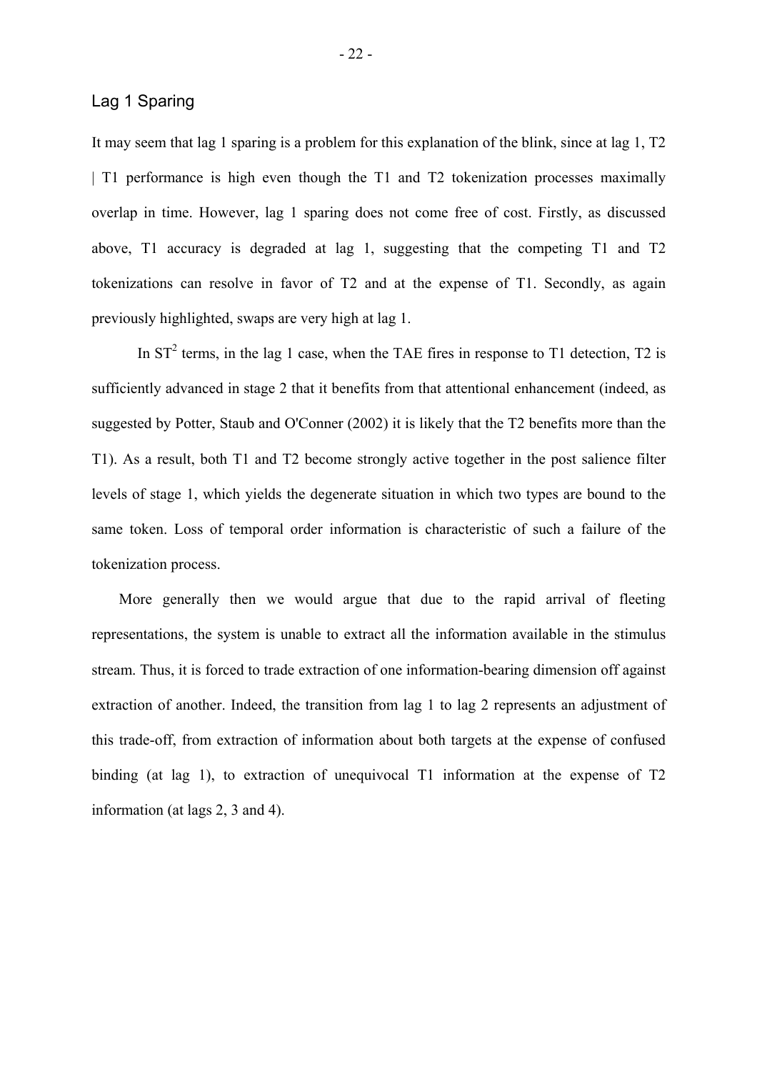## Lag 1 Sparing

It may seem that lag 1 sparing is a problem for this explanation of the blink, since at lag 1, T2 | T1 performance is high even though the T1 and T2 tokenization processes maximally overlap in time. However, lag 1 sparing does not come free of cost. Firstly, as discussed above, T1 accuracy is degraded at lag 1, suggesting that the competing T1 and T2 tokenizations can resolve in favor of T2 and at the expense of T1. Secondly, as again previously highlighted, swaps are very high at lag 1.

In $ST^2$ terms, in the lag 1 case, when the TAE fires in response to T1 detection, T2 is sufficiently advanced in stage 2 that it benefits from that attentional enhancement (indeed, as suggested by Potter, Staub and O'Conner (2002) it is likely that the T2 benefits more than the T1). As a result, both T1 and T2 become strongly active together in the post salience filter levels of stage 1, which yields the degenerate situation in which two types are bound to the same token. Loss of temporal order information is characteristic of such a failure of the tokenization process.

More generally then we would argue that due to the rapid arrival of fleeting representations, the system is unable to extract all the information available in the stimulus stream. Thus, it is forced to trade extraction of one information-bearing dimension off against extraction of another. Indeed, the transition from lag 1 to lag 2 represents an adjustment of this trade-off, from extraction of information about both targets at the expense of confused binding (at lag 1), to extraction of unequivocal T1 information at the expense of T2 information (at lags 2, 3 and 4).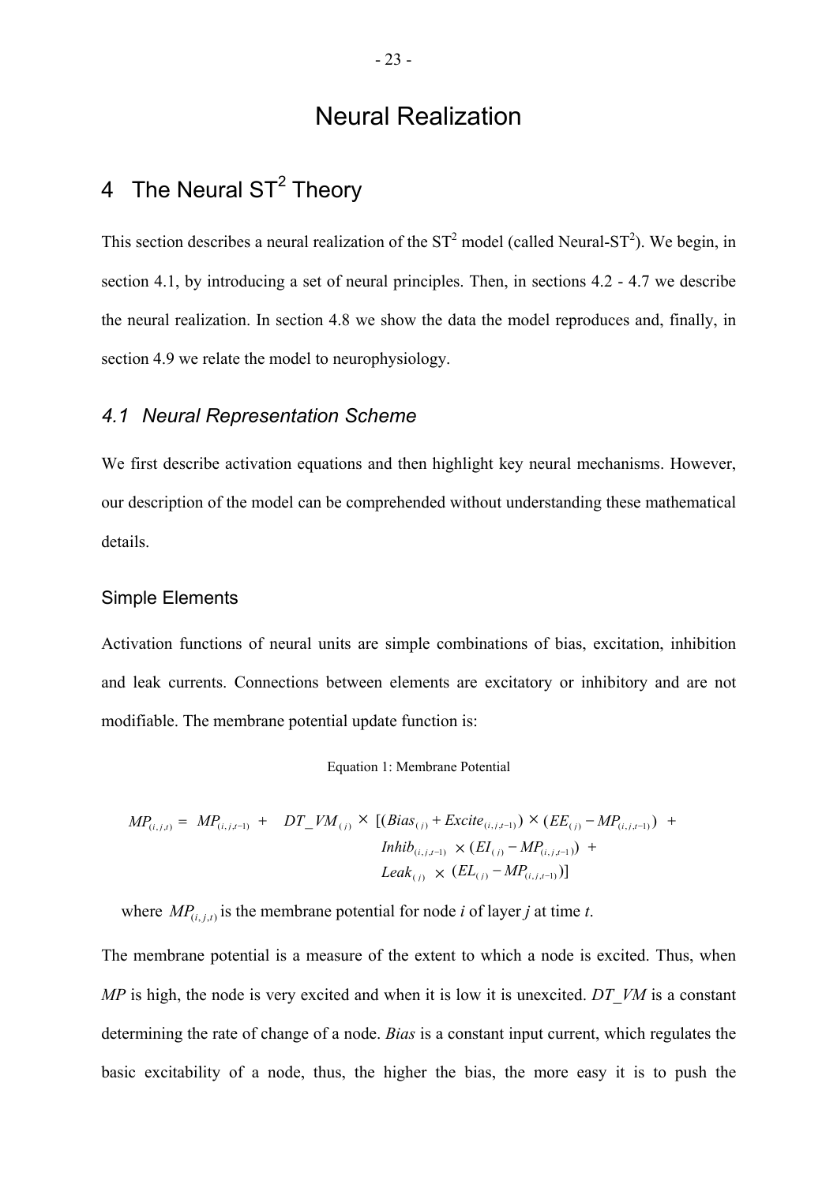# Neural Realization

## 4 The Neural ST² Theory

This section describes a neural realization of the ST² model (called Neural-ST²). We begin, in section 4.1, by introducing a set of neural principles. Then, in sections 4.2 - 4.7 we describe the neural realization. In section 4.8 we show the data the model reproduces and, finally, in section 4.9 we relate the model to neurophysiology.

### 4.1 Neural Representation Scheme

We first describe activation equations and then highlight key neural mechanisms. However, our description of the model can be comprehended without understanding these mathematical details.

#### Simple Elements

Activation functions of neural units are simple combinations of bias, excitation, inhibition and leak currents. Connections between elements are excitatory or inhibitory and are not modifiable. The membrane potential update function is:

Equation 1: Membrane Potential

$$
\begin{aligned}
MP_{(i,j,t)} = MP_{(i,j,t-1)} + DT\_VM_{(j)} \times [ & (Bias_{(j)} + Excite_{(i,j,t-1)}) \times (EE_{(j)} - MP_{(i,j,t-1)}) + \\
& Inhib_{(i,j,t-1)} \times (EI_{(j)} - MP_{(i,j,t-1)}) + \\
& Leak_{(j)} \times (EL_{(j)} - MP_{(i,j,t-1)})]
\end{aligned}
$$

where $MP_{(i,j,t)}$ is the membrane potential for node *i* of layer *j* at time *t*.

The membrane potential is a measure of the extent to which a node is excited. Thus, when *MP* is high, the node is very excited and when it is low it is unexcited. *DT_VM* is a constant determining the rate of change of a node. *Bias* is a constant input current, which regulates the basic excitability of a node, thus, the higher the bias, the more easy it is to push the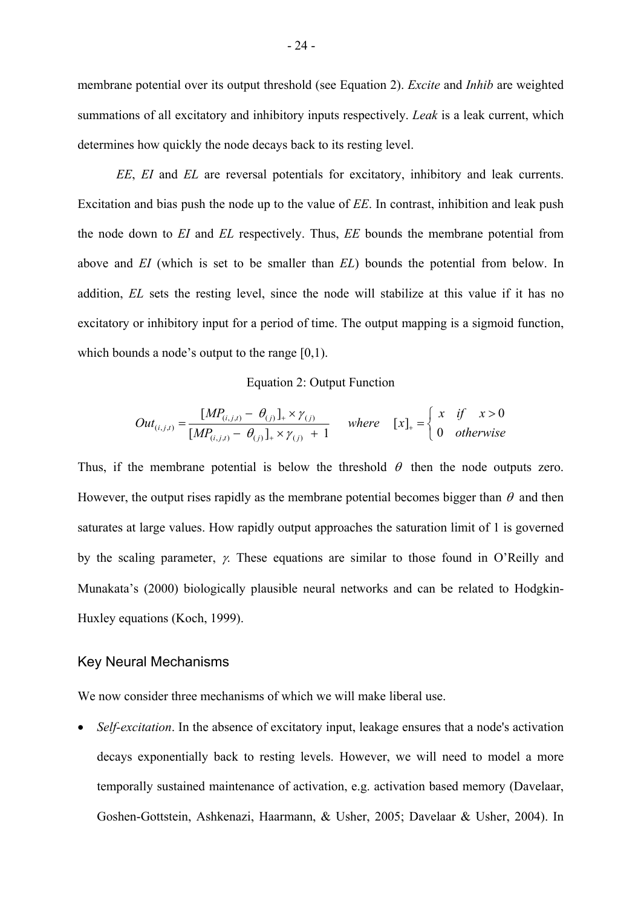membrane potential over its output threshold (see Equation 2). *Excite* and *Inhib* are weighted summations of all excitatory and inhibitory inputs respectively. *Leak* is a leak current, which determines how quickly the node decays back to its resting level.

*EE*, *EI* and *EL* are reversal potentials for excitatory, inhibitory and leak currents. Excitation and bias push the node up to the value of *EE*. In contrast, inhibition and leak push the node down to *EI* and *EL* respectively. Thus, *EE* bounds the membrane potential from above and *EI* (which is set to be smaller than *EL*) bounds the potential from below. In addition, *EL* sets the resting level, since the node will stabilize at this value if it has no excitatory or inhibitory input for a period of time. The output mapping is a sigmoid function, which bounds a node's output to the range [0,1).

Equation 2: Output Function

$$Out_{(i,j,t)} = \frac{[MP_{(i,j,t)} - \theta_{(j)}]_{+} \times \gamma_{(j)}}{[MP_{(i,j,t)} - \theta_{(j)}]_{+} \times \gamma_{(j)} + 1} \quad where \quad [x]_{+} = \begin{cases} x & if \quad x > 0 \\ 0 & otherwise \end{cases}$$

Thus, if the membrane potential is below the threshold $\theta$ then the node outputs zero. However, the output rises rapidly as the membrane potential becomes bigger than $\theta$ and then saturates at large values. How rapidly output approaches the saturation limit of 1 is governed by the scaling parameter, $\gamma$. These equations are similar to those found in O'Reilly and Munakata's (2000) biologically plausible neural networks and can be related to Hodgkin-Huxley equations (Koch, 1999).

## Key Neural Mechanisms

We now consider three mechanisms of which we will make liberal use.

- *Self-excitation*. In the absence of excitatory input, leakage ensures that a node's activation decays exponentially back to resting levels. However, we will need to model a more temporally sustained maintenance of activation, e.g. activation based memory (Davelaar, Goshen-Gottstein, Ashkenazi, Haarmann, & Usher, 2005; Davelaar & Usher, 2004). In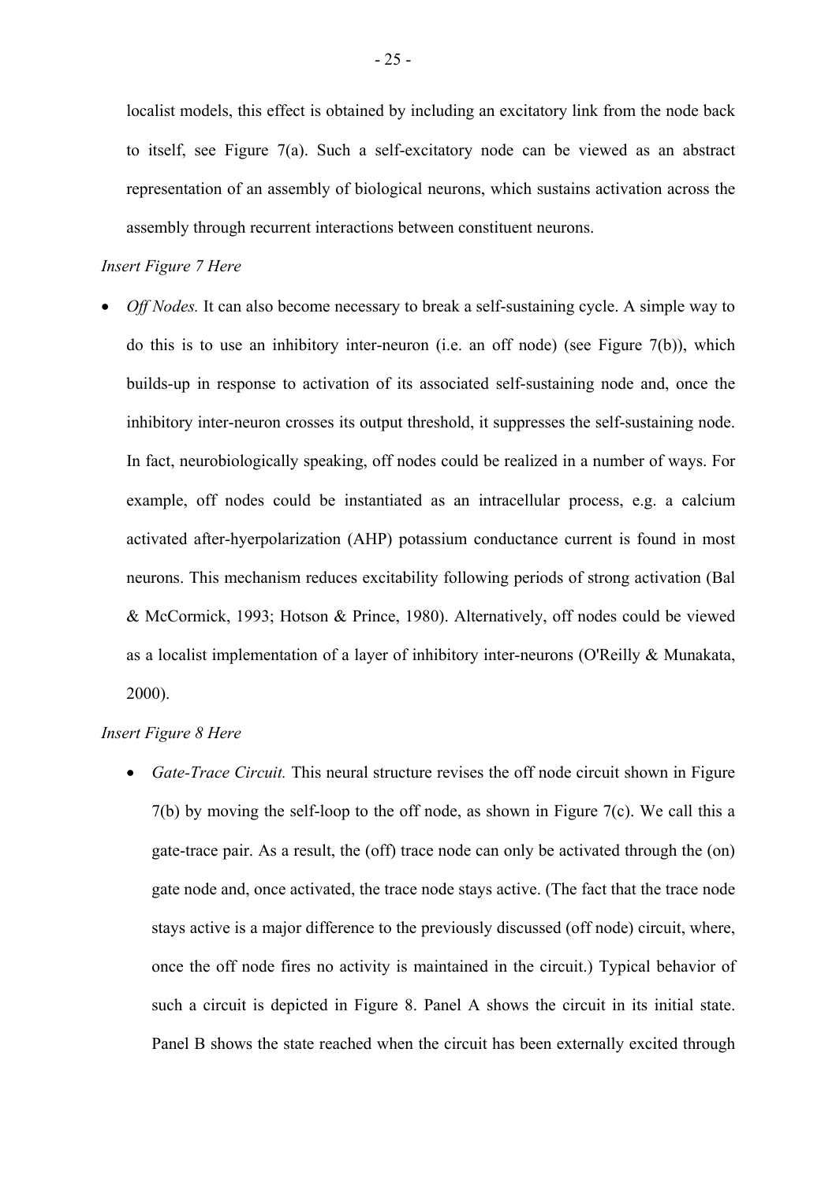localist models, this effect is obtained by including an excitatory link from the node back to itself, see Figure 7(a). Such a self-excitatory node can be viewed as an abstract representation of an assembly of biological neurons, which sustains activation across the assembly through recurrent interactions between constituent neurons.

*Insert Figure 7 Here*

- *Off Nodes.* It can also become necessary to break a self-sustaining cycle. A simple way to do this is to use an inhibitory inter-neuron (i.e. an off node) (see Figure 7(b)), which builds-up in response to activation of its associated self-sustaining node and, once the inhibitory inter-neuron crosses its output threshold, it suppresses the self-sustaining node. In fact, neurobiologically speaking, off nodes could be realized in a number of ways. For example, off nodes could be instantiated as an intracellular process, e.g. a calcium activated after-hyerpolarization (AHP) potassium conductance current is found in most neurons. This mechanism reduces excitability following periods of strong activation (Bal & McCormick, 1993; Hotson & Prince, 1980). Alternatively, off nodes could be viewed as a localist implementation of a layer of inhibitory inter-neurons (O'Reilly & Munakata, 2000).

*Insert Figure 8 Here*

- *Gate-Trace Circuit.* This neural structure revises the off node circuit shown in Figure 7(b) by moving the self-loop to the off node, as shown in Figure 7(c). We call this a gate-trace pair. As a result, the (off) trace node can only be activated through the (on) gate node and, once activated, the trace node stays active. (The fact that the trace node stays active is a major difference to the previously discussed (off node) circuit, where, once the off node fires no activity is maintained in the circuit.) Typical behavior of such a circuit is depicted in Figure 8. Panel A shows the circuit in its initial state. Panel B shows the state reached when the circuit has been externally excited through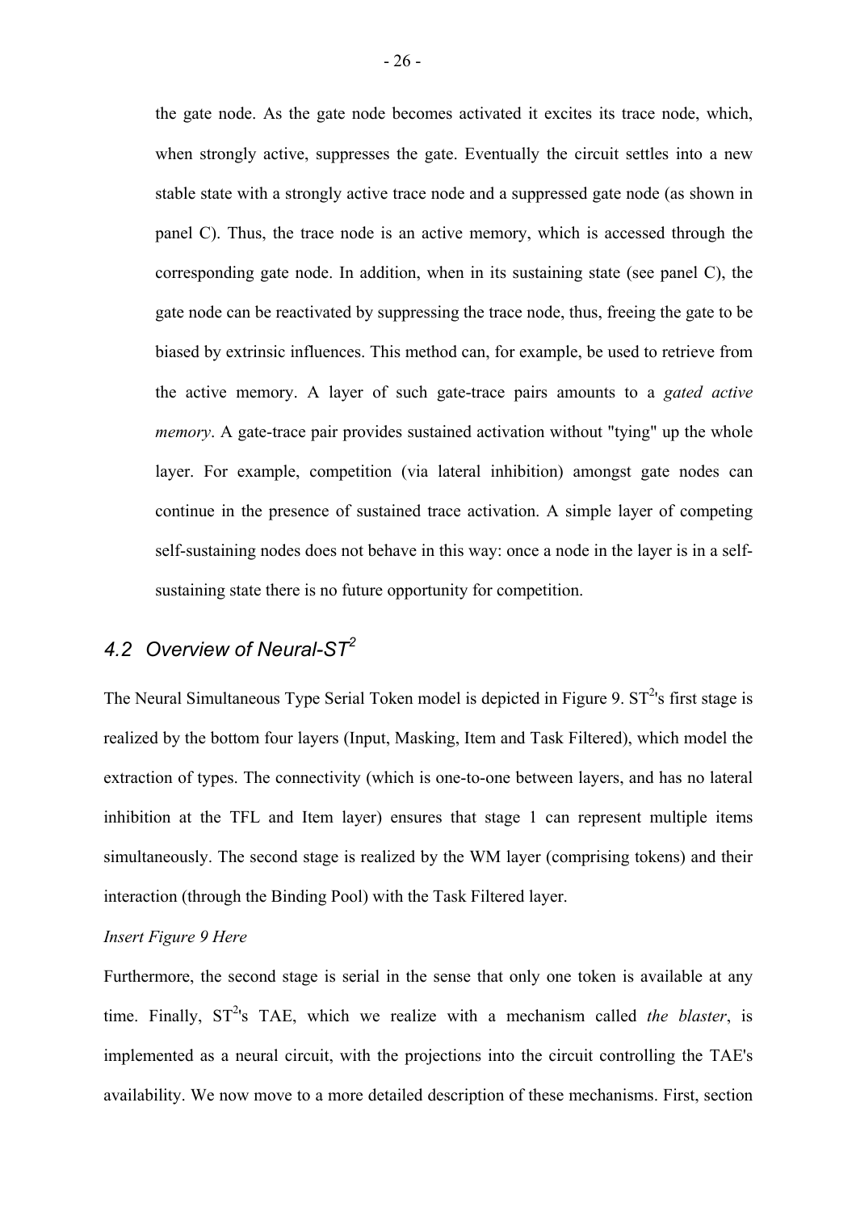the gate node. As the gate node becomes activated it excites its trace node, which, when strongly active, suppresses the gate. Eventually the circuit settles into a new stable state with a strongly active trace node and a suppressed gate node (as shown in panel C). Thus, the trace node is an active memory, which is accessed through the corresponding gate node. In addition, when in its sustaining state (see panel C), the gate node can be reactivated by suppressing the trace node, thus, freeing the gate to be biased by extrinsic influences. This method can, for example, be used to retrieve from the active memory. A layer of such gate-trace pairs amounts to a *gated active memory*. A gate-trace pair provides sustained activation without "tying" up the whole layer. For example, competition (via lateral inhibition) amongst gate nodes can continue in the presence of sustained trace activation. A simple layer of competing self-sustaining nodes does not behave in this way: once a node in the layer is in a self-sustaining state there is no future opportunity for competition.

## 4.2 Overview of Neural-ST$^2$

The Neural Simultaneous Type Serial Token model is depicted in Figure 9. ST$^2$'s first stage is realized by the bottom four layers (Input, Masking, Item and Task Filtered), which model the extraction of types. The connectivity (which is one-to-one between layers, and has no lateral inhibition at the TFL and Item layer) ensures that stage 1 can represent multiple items simultaneously. The second stage is realized by the WM layer (comprising tokens) and their interaction (through the Binding Pool) with the Task Filtered layer.

*Insert Figure 9 Here*

Furthermore, the second stage is serial in the sense that only one token is available at any time. Finally, ST$^2$'s TAE, which we realize with a mechanism called *the blaster*, is implemented as a neural circuit, with the projections into the circuit controlling the TAE's availability. We now move to a more detailed description of these mechanisms. First, section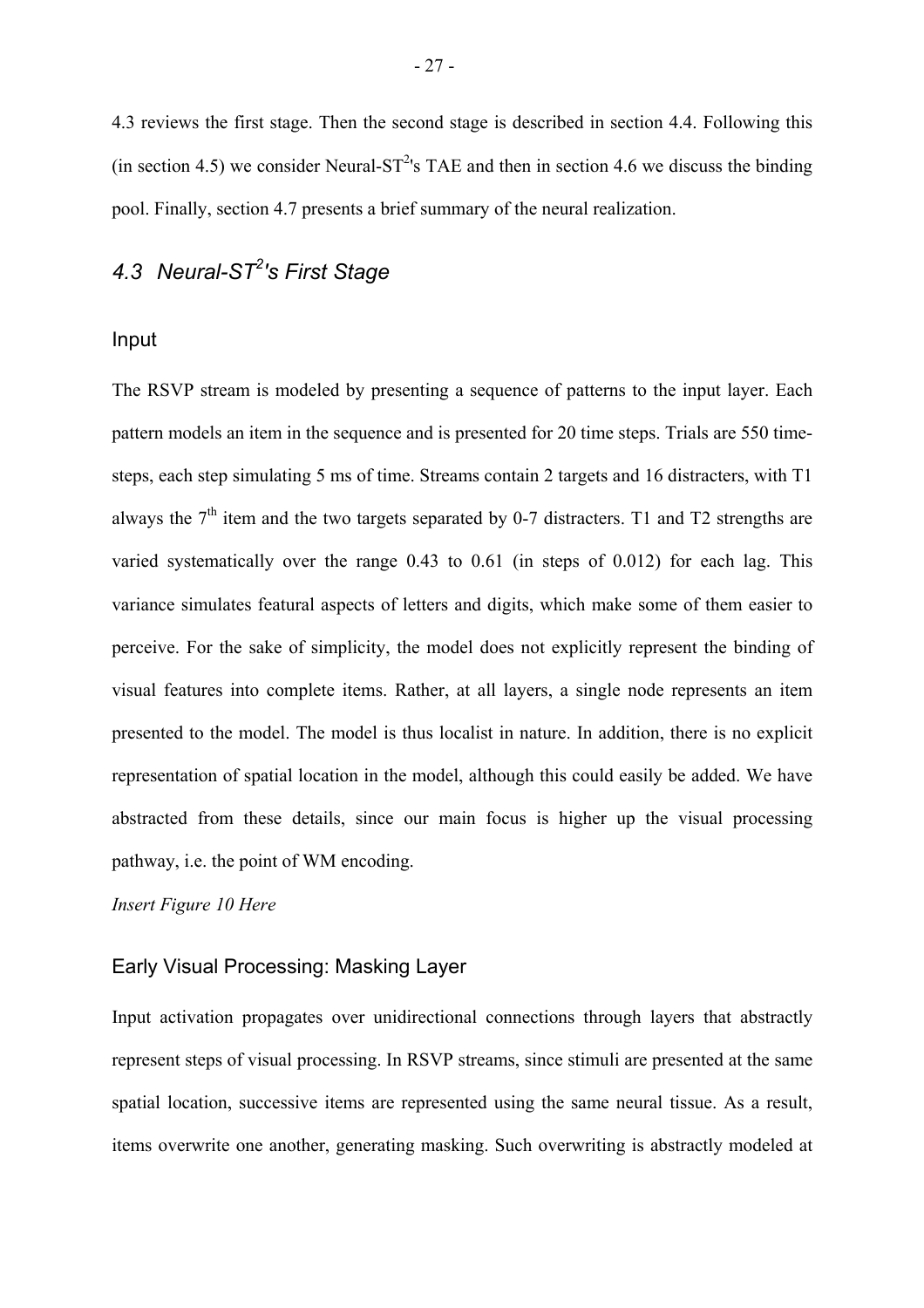4.3 reviews the first stage. Then the second stage is described in section 4.4. Following this (in section 4.5) we consider Neural-ST$^2$'s TAE and then in section 4.6 we discuss the binding pool. Finally, section 4.7 presents a brief summary of the neural realization.

## *4.3 Neural-ST$^2$'s First Stage*

### Input

The RSVP stream is modeled by presenting a sequence of patterns to the input layer. Each pattern models an item in the sequence and is presented for 20 time steps. Trials are 550 time-steps, each step simulating 5 ms of time. Streams contain 2 targets and 16 distracters, with T1 always the 7$^{th}$ item and the two targets separated by 0-7 distracters. T1 and T2 strengths are varied systematically over the range 0.43 to 0.61 (in steps of 0.012) for each lag. This variance simulates featural aspects of letters and digits, which make some of them easier to perceive. For the sake of simplicity, the model does not explicitly represent the binding of visual features into complete items. Rather, at all layers, a single node represents an item presented to the model. The model is thus localist in nature. In addition, there is no explicit representation of spatial location in the model, although this could easily be added. We have abstracted from these details, since our main focus is higher up the visual processing pathway, i.e. the point of WM encoding.

*Insert Figure 10 Here*

### Early Visual Processing: Masking Layer

Input activation propagates over unidirectional connections through layers that abstractly represent steps of visual processing. In RSVP streams, since stimuli are presented at the same spatial location, successive items are represented using the same neural tissue. As a result, items overwrite one another, generating masking. Such overwriting is abstractly modeled at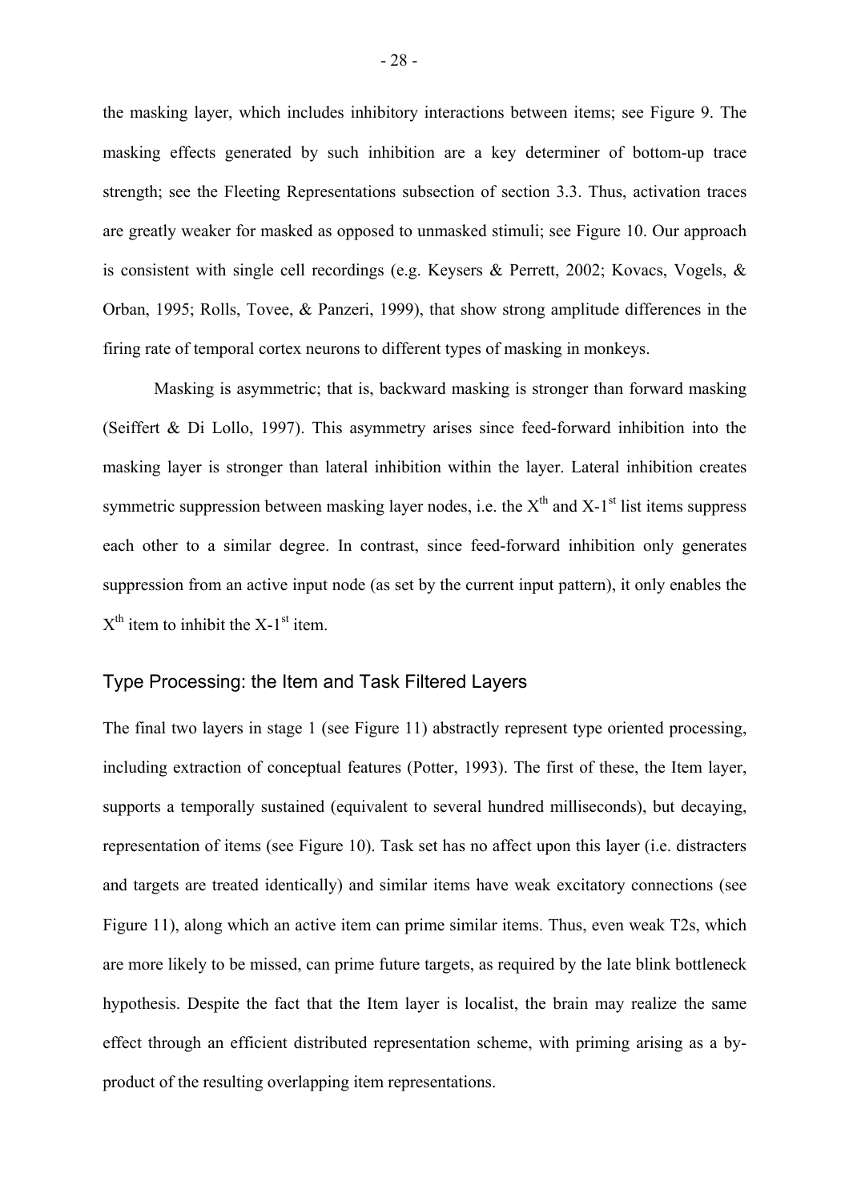the masking layer, which includes inhibitory interactions between items; see Figure 9. The masking effects generated by such inhibition are a key determiner of bottom-up trace strength; see the Fleeting Representations subsection of section 3.3. Thus, activation traces are greatly weaker for masked as opposed to unmasked stimuli; see Figure 10. Our approach is consistent with single cell recordings (e.g. Keysers & Perrett, 2002; Kovacs, Vogels, & Orban, 1995; Rolls, Tovee, & Panzeri, 1999), that show strong amplitude differences in the firing rate of temporal cortex neurons to different types of masking in monkeys.

Masking is asymmetric; that is, backward masking is stronger than forward masking (Seiffert & Di Lollo, 1997). This asymmetry arises since feed-forward inhibition into the masking layer is stronger than lateral inhibition within the layer. Lateral inhibition creates symmetric suppression between masking layer nodes, i.e. the $X^{th}$ and $X\text{-}1^{st}$ list items suppress each other to a similar degree. In contrast, since feed-forward inhibition only generates suppression from an active input node (as set by the current input pattern), it only enables the $X^{th}$ item to inhibit the $X\text{-}1^{st}$ item.

### Type Processing: the Item and Task Filtered Layers

The final two layers in stage 1 (see Figure 11) abstractly represent type oriented processing, including extraction of conceptual features (Potter, 1993). The first of these, the Item layer, supports a temporally sustained (equivalent to several hundred milliseconds), but decaying, representation of items (see Figure 10). Task set has no affect upon this layer (i.e. distracters and targets are treated identically) and similar items have weak excitatory connections (see Figure 11), along which an active item can prime similar items. Thus, even weak T2s, which are more likely to be missed, can prime future targets, as required by the late blink bottleneck hypothesis. Despite the fact that the Item layer is localist, the brain may realize the same effect through an efficient distributed representation scheme, with priming arising as a by-product of the resulting overlapping item representations.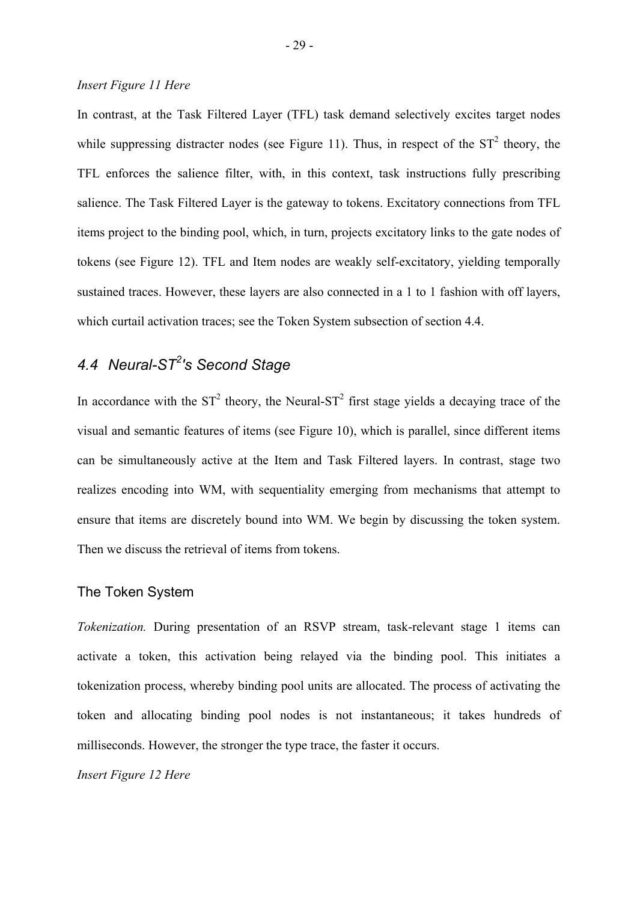*Insert Figure 11 Here*

In contrast, at the Task Filtered Layer (TFL) task demand selectively excites target nodes while suppressing distracter nodes (see Figure 11). Thus, in respect of the $ST^2$ theory, the TFL enforces the salience filter, with, in this context, task instructions fully prescribing salience. The Task Filtered Layer is the gateway to tokens. Excitatory connections from TFL items project to the binding pool, which, in turn, projects excitatory links to the gate nodes of tokens (see Figure 12). TFL and Item nodes are weakly self-excitatory, yielding temporally sustained traces. However, these layers are also connected in a 1 to 1 fashion with off layers, which curtail activation traces; see the Token System subsection of section 4.4.

## *4.4 Neural-$ST^2$'s Second Stage*

In accordance with the $ST^2$ theory, the Neural-$ST^2$ first stage yields a decaying trace of the visual and semantic features of items (see Figure 10), which is parallel, since different items can be simultaneously active at the Item and Task Filtered layers. In contrast, stage two realizes encoding into WM, with sequentiality emerging from mechanisms that attempt to ensure that items are discretely bound into WM. We begin by discussing the token system. Then we discuss the retrieval of items from tokens.

### The Token System

*Tokenization.* During presentation of an RSVP stream, task-relevant stage 1 items can activate a token, this activation being relayed via the binding pool. This initiates a tokenization process, whereby binding pool units are allocated. The process of activating the token and allocating binding pool nodes is not instantaneous; it takes hundreds of milliseconds. However, the stronger the type trace, the faster it occurs.

*Insert Figure 12 Here*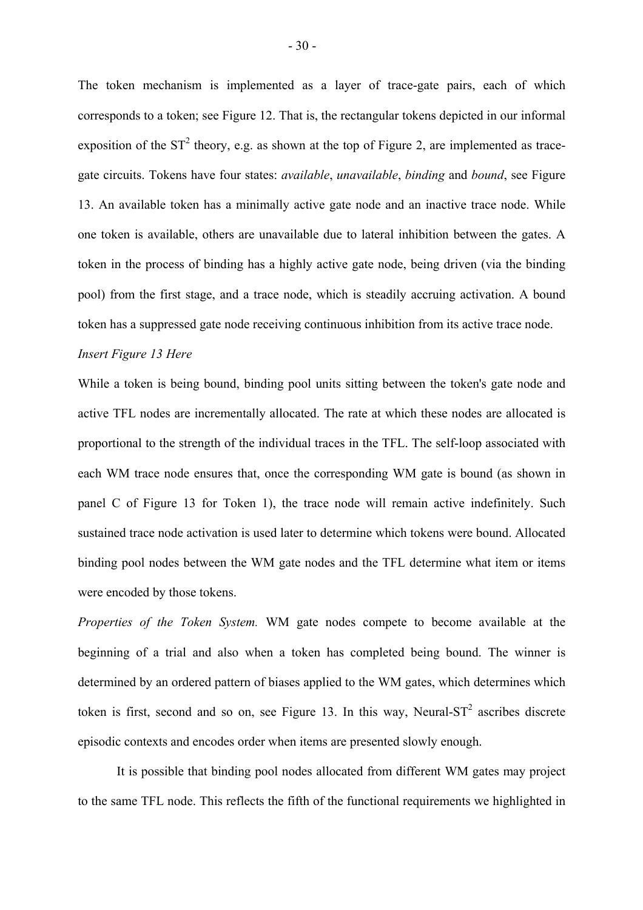The token mechanism is implemented as a layer of trace-gate pairs, each of which corresponds to a token; see Figure 12. That is, the rectangular tokens depicted in our informal exposition of the $ST^2$ theory, e.g. as shown at the top of Figure 2, are implemented as trace-gate circuits. Tokens have four states: *available*, *unavailable*, *binding* and *bound*, see Figure 13. An available token has a minimally active gate node and an inactive trace node. While one token is available, others are unavailable due to lateral inhibition between the gates. A token in the process of binding has a highly active gate node, being driven (via the binding pool) from the first stage, and a trace node, which is steadily accruing activation. A bound token has a suppressed gate node receiving continuous inhibition from its active trace node.

*Insert Figure 13 Here*

While a token is being bound, binding pool units sitting between the token's gate node and active TFL nodes are incrementally allocated. The rate at which these nodes are allocated is proportional to the strength of the individual traces in the TFL. The self-loop associated with each WM trace node ensures that, once the corresponding WM gate is bound (as shown in panel C of Figure 13 for Token 1), the trace node will remain active indefinitely. Such sustained trace node activation is used later to determine which tokens were bound. Allocated binding pool nodes between the WM gate nodes and the TFL determine what item or items were encoded by those tokens.

*Properties of the Token System.* WM gate nodes compete to become available at the beginning of a trial and also when a token has completed being bound. The winner is determined by an ordered pattern of biases applied to the WM gates, which determines which token is first, second and so on, see Figure 13. In this way, Neural-$ST^2$ ascribes discrete episodic contexts and encodes order when items are presented slowly enough.

It is possible that binding pool nodes allocated from different WM gates may project to the same TFL node. This reflects the fifth of the functional requirements we highlighted in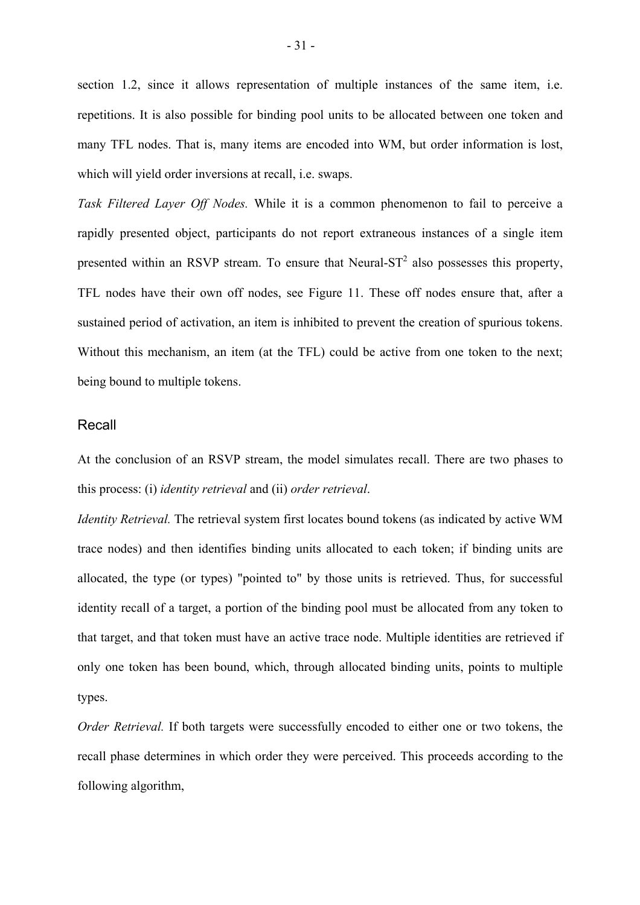section 1.2, since it allows representation of multiple instances of the same item, i.e. repetitions. It is also possible for binding pool units to be allocated between one token and many TFL nodes. That is, many items are encoded into WM, but order information is lost, which will yield order inversions at recall, i.e. swaps.

*Task Filtered Layer Off Nodes.* While it is a common phenomenon to fail to perceive a rapidly presented object, participants do not report extraneous instances of a single item presented within an RSVP stream. To ensure that Neural-$ST^2$ also possesses this property, TFL nodes have their own off nodes, see Figure 11. These off nodes ensure that, after a sustained period of activation, an item is inhibited to prevent the creation of spurious tokens. Without this mechanism, an item (at the TFL) could be active from one token to the next; being bound to multiple tokens.

## Recall

At the conclusion of an RSVP stream, the model simulates recall. There are two phases to this process: (i) *identity retrieval* and (ii) *order retrieval*.

*Identity Retrieval.* The retrieval system first locates bound tokens (as indicated by active WM trace nodes) and then identifies binding units allocated to each token; if binding units are allocated, the type (or types) "pointed to" by those units is retrieved. Thus, for successful identity recall of a target, a portion of the binding pool must be allocated from any token to that target, and that token must have an active trace node. Multiple identities are retrieved if only one token has been bound, which, through allocated binding units, points to multiple types.

*Order Retrieval.* If both targets were successfully encoded to either one or two tokens, the recall phase determines in which order they were perceived. This proceeds according to the following algorithm,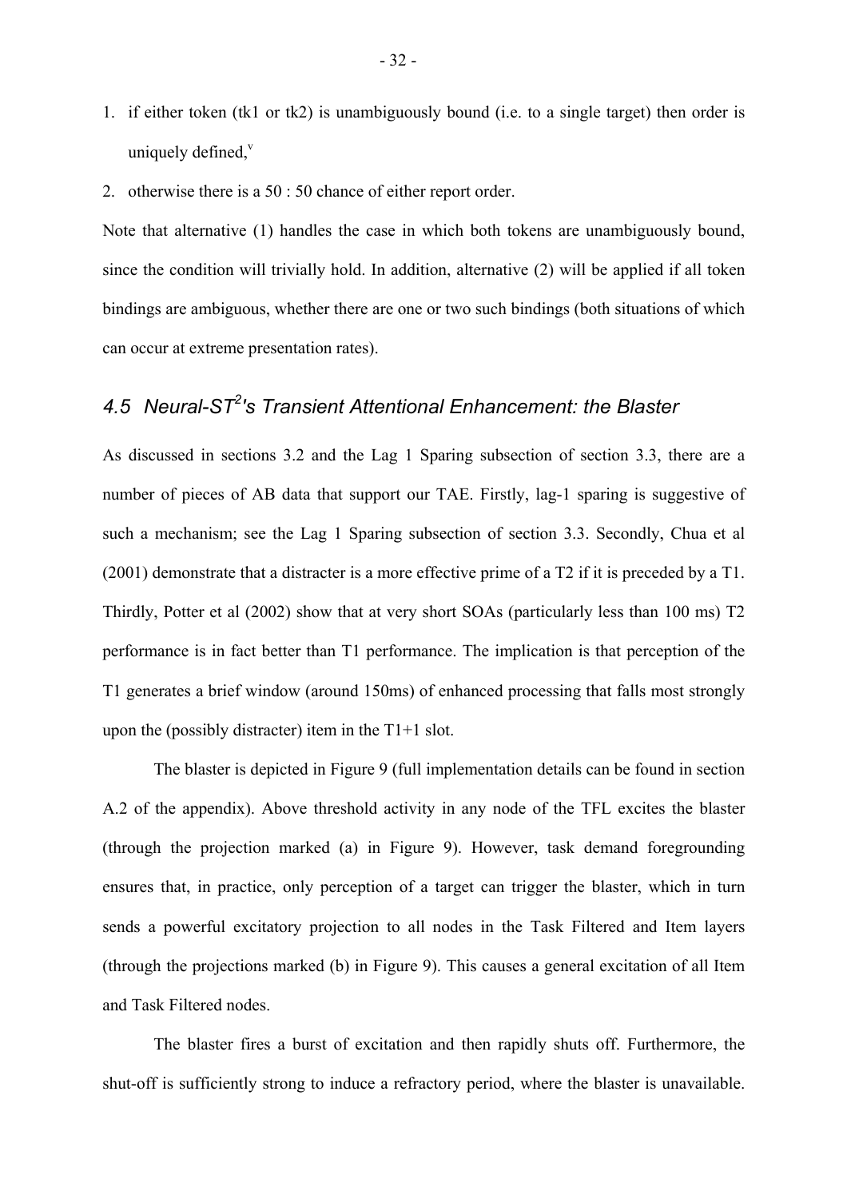1. if either token (tk1 or tk2) is unambiguously bound (i.e. to a single target) then order is uniquely defined,[v]
2. otherwise there is a 50 : 50 chance of either report order.

Note that alternative (1) handles the case in which both tokens are unambiguously bound, since the condition will trivially hold. In addition, alternative (2) will be applied if all token bindings are ambiguous, whether there are one or two such bindings (both situations of which can occur at extreme presentation rates).

## *4.5 Neural-ST$^2$'s Transient Attentional Enhancement: the Blaster*

As discussed in sections 3.2 and the Lag 1 Sparing subsection of section 3.3, there are a number of pieces of AB data that support our TAE. Firstly, lag-1 sparing is suggestive of such a mechanism; see the Lag 1 Sparing subsection of section 3.3. Secondly, Chua et al (2001) demonstrate that a distracter is a more effective prime of a T2 if it is preceded by a T1. Thirdly, Potter et al (2002) show that at very short SOAs (particularly less than 100 ms) T2 performance is in fact better than T1 performance. The implication is that perception of the T1 generates a brief window (around 150ms) of enhanced processing that falls most strongly upon the (possibly distracter) item in the T1+1 slot.

The blaster is depicted in Figure 9 (full implementation details can be found in section A.2 of the appendix). Above threshold activity in any node of the TFL excites the blaster (through the projection marked (a) in Figure 9). However, task demand foregrounding ensures that, in practice, only perception of a target can trigger the blaster, which in turn sends a powerful excitatory projection to all nodes in the Task Filtered and Item layers (through the projections marked (b) in Figure 9). This causes a general excitation of all Item and Task Filtered nodes.

The blaster fires a burst of excitation and then rapidly shuts off. Furthermore, the shut-off is sufficiently strong to induce a refractory period, where the blaster is unavailable.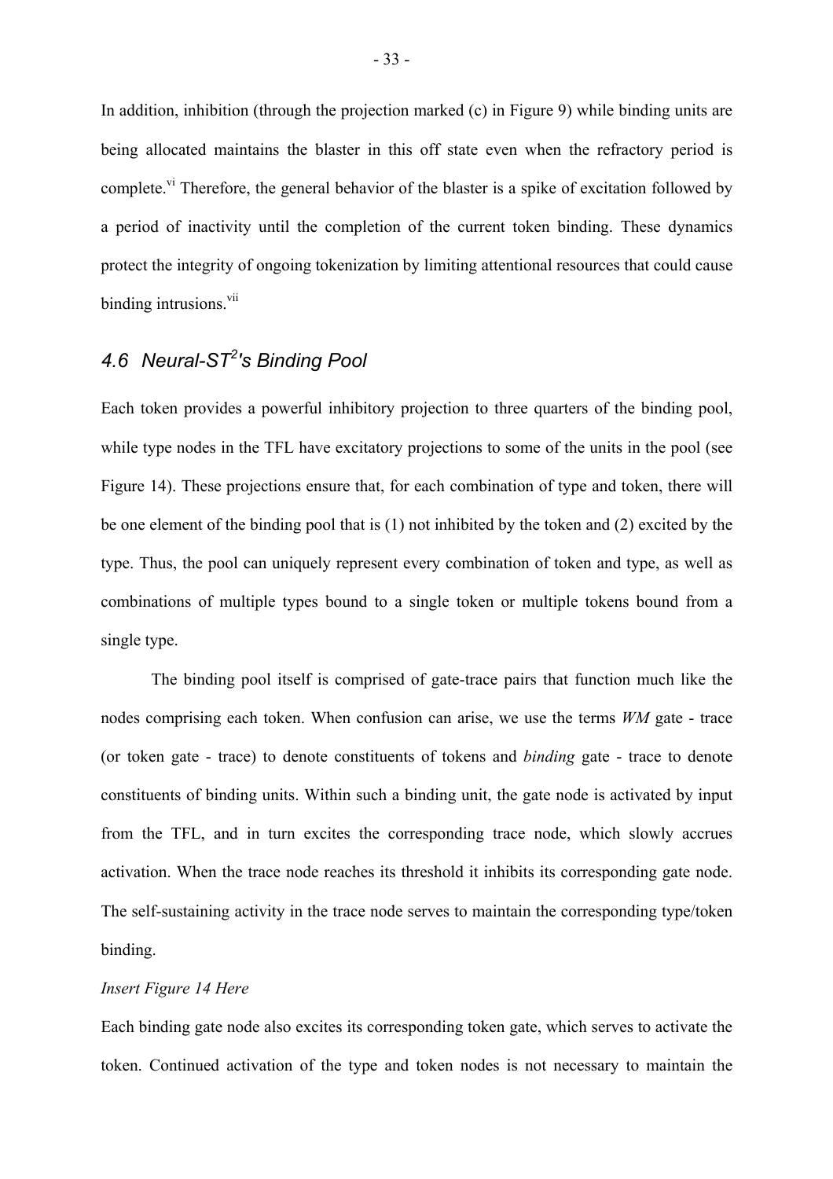In addition, inhibition (through the projection marked (c) in Figure 9) while binding units are being allocated maintains the blaster in this off state even when the refractory period is complete.[vi] Therefore, the general behavior of the blaster is a spike of excitation followed by a period of inactivity until the completion of the current token binding. These dynamics protect the integrity of ongoing tokenization by limiting attentional resources that could cause binding intrusions.[vii]

## *4.6 Neural-ST$^2$'s Binding Pool*

Each token provides a powerful inhibitory projection to three quarters of the binding pool, while type nodes in the TFL have excitatory projections to some of the units in the pool (see Figure 14). These projections ensure that, for each combination of type and token, there will be one element of the binding pool that is (1) not inhibited by the token and (2) excited by the type. Thus, the pool can uniquely represent every combination of token and type, as well as combinations of multiple types bound to a single token or multiple tokens bound from a single type.

The binding pool itself is comprised of gate-trace pairs that function much like the nodes comprising each token. When confusion can arise, we use the terms *WM* gate - trace (or token gate - trace) to denote constituents of tokens and *binding* gate - trace to denote constituents of binding units. Within such a binding unit, the gate node is activated by input from the TFL, and in turn excites the corresponding trace node, which slowly accrues activation. When the trace node reaches its threshold it inhibits its corresponding gate node. The self-sustaining activity in the trace node serves to maintain the corresponding type/token binding.

*Insert Figure 14 Here*

Each binding gate node also excites its corresponding token gate, which serves to activate the token. Continued activation of the type and token nodes is not necessary to maintain the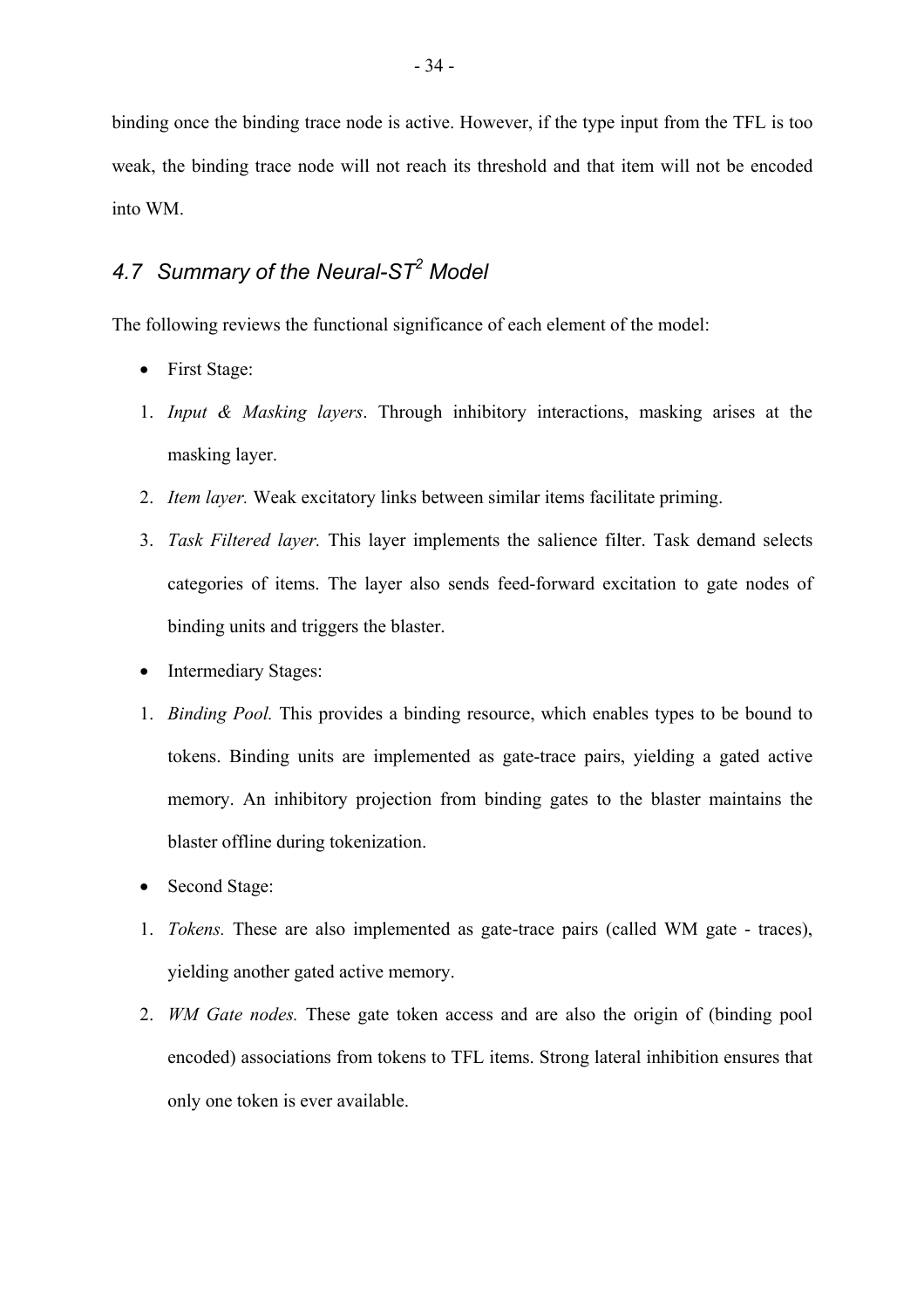binding once the binding trace node is active. However, if the type input from the TFL is too weak, the binding trace node will not reach its threshold and that item will not be encoded into WM.

## *4.7 Summary of the Neural-ST$^2$ Model*

The following reviews the functional significance of each element of the model:

- First Stage:

1. *Input & Masking layers*. Through inhibitory interactions, masking arises at the masking layer.
2. *Item layer.* Weak excitatory links between similar items facilitate priming.
3. *Task Filtered layer.* This layer implements the salience filter. Task demand selects categories of items. The layer also sends feed-forward excitation to gate nodes of binding units and triggers the blaster.

- Intermediary Stages:

1. *Binding Pool.* This provides a binding resource, which enables types to be bound to tokens. Binding units are implemented as gate-trace pairs, yielding a gated active memory. An inhibitory projection from binding gates to the blaster maintains the blaster offline during tokenization.

- Second Stage:

1. *Tokens.* These are also implemented as gate-trace pairs (called WM gate - traces), yielding another gated active memory.
2. *WM Gate nodes.* These gate token access and are also the origin of (binding pool encoded) associations from tokens to TFL items. Strong lateral inhibition ensures that only one token is ever available.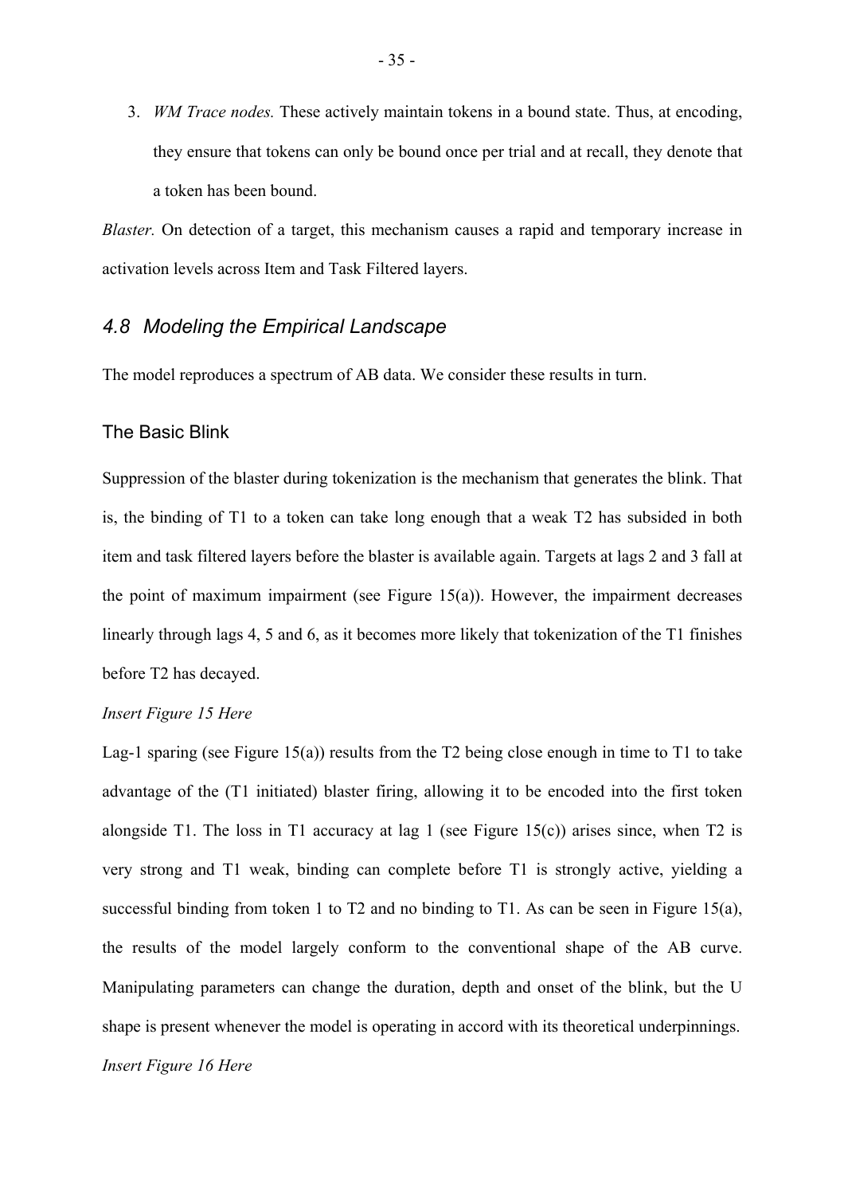3. *WM Trace nodes.* These actively maintain tokens in a bound state. Thus, at encoding, they ensure that tokens can only be bound once per trial and at recall, they denote that a token has been bound.

*Blaster.* On detection of a target, this mechanism causes a rapid and temporary increase in activation levels across Item and Task Filtered layers.

## *4.8 Modeling the Empirical Landscape*

The model reproduces a spectrum of AB data. We consider these results in turn.

### The Basic Blink

Suppression of the blaster during tokenization is the mechanism that generates the blink. That is, the binding of T1 to a token can take long enough that a weak T2 has subsided in both item and task filtered layers before the blaster is available again. Targets at lags 2 and 3 fall at the point of maximum impairment (see Figure 15(a)). However, the impairment decreases linearly through lags 4, 5 and 6, as it becomes more likely that tokenization of the T1 finishes before T2 has decayed.

*Insert Figure 15 Here*

Lag-1 sparing (see Figure 15(a)) results from the T2 being close enough in time to T1 to take advantage of the (T1 initiated) blaster firing, allowing it to be encoded into the first token alongside T1. The loss in T1 accuracy at lag 1 (see Figure 15(c)) arises since, when T2 is very strong and T1 weak, binding can complete before T1 is strongly active, yielding a successful binding from token 1 to T2 and no binding to T1. As can be seen in Figure 15(a), the results of the model largely conform to the conventional shape of the AB curve. Manipulating parameters can change the duration, depth and onset of the blink, but the U shape is present whenever the model is operating in accord with its theoretical underpinnings.

*Insert Figure 16 Here*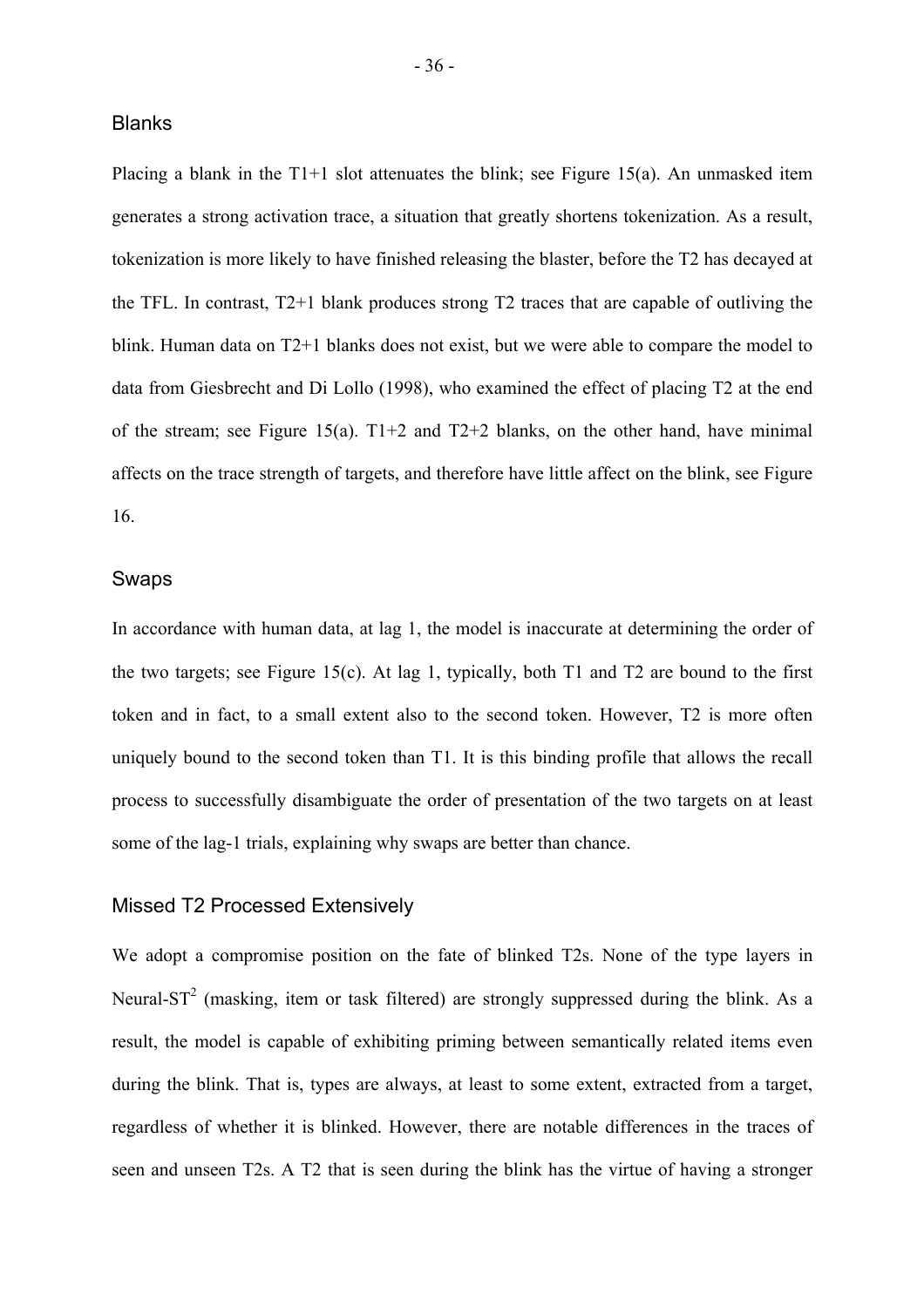## Blanks

Placing a blank in the T1+1 slot attenuates the blink; see Figure 15(a). An unmasked item generates a strong activation trace, a situation that greatly shortens tokenization. As a result, tokenization is more likely to have finished releasing the blaster, before the T2 has decayed at the TFL. In contrast, T2+1 blank produces strong T2 traces that are capable of outliving the blink. Human data on T2+1 blanks does not exist, but we were able to compare the model to data from Giesbrecht and Di Lollo (1998), who examined the effect of placing T2 at the end of the stream; see Figure 15(a). T1+2 and T2+2 blanks, on the other hand, have minimal affects on the trace strength of targets, and therefore have little affect on the blink, see Figure 16.

## Swaps

In accordance with human data, at lag 1, the model is inaccurate at determining the order of the two targets; see Figure 15(c). At lag 1, typically, both T1 and T2 are bound to the first token and in fact, to a small extent also to the second token. However, T2 is more often uniquely bound to the second token than T1. It is this binding profile that allows the recall process to successfully disambiguate the order of presentation of the two targets on at least some of the lag-1 trials, explaining why swaps are better than chance.

## Missed T2 Processed Extensively

We adopt a compromise position on the fate of blinked T2s. None of the type layers in Neural-ST$^2$ (masking, item or task filtered) are strongly suppressed during the blink. As a result, the model is capable of exhibiting priming between semantically related items even during the blink. That is, types are always, at least to some extent, extracted from a target, regardless of whether it is blinked. However, there are notable differences in the traces of seen and unseen T2s. A T2 that is seen during the blink has the virtue of having a stronger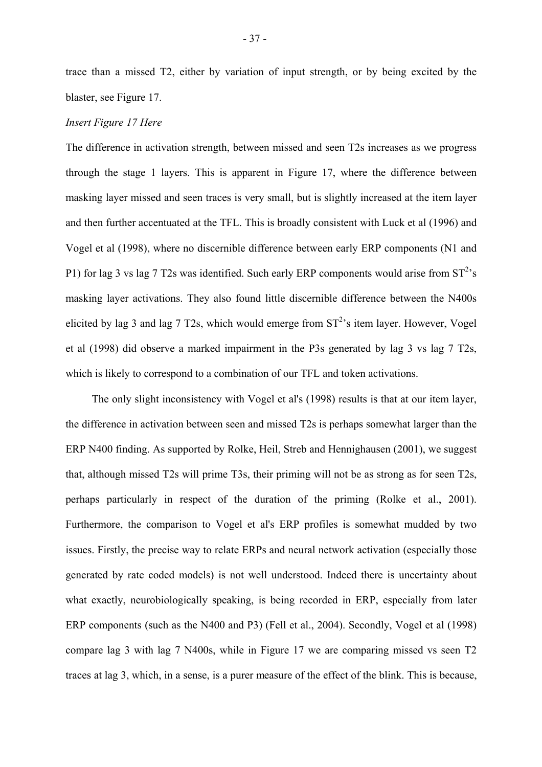trace than a missed T2, either by variation of input strength, or by being excited by the blaster, see Figure 17.

*Insert Figure 17 Here*

The difference in activation strength, between missed and seen T2s increases as we progress through the stage 1 layers. This is apparent in Figure 17, where the difference between masking layer missed and seen traces is very small, but is slightly increased at the item layer and then further accentuated at the TFL. This is broadly consistent with Luck et al (1996) and Vogel et al (1998), where no discernible difference between early ERP components (N1 and P1) for lag 3 vs lag 7 T2s was identified. Such early ERP components would arise from $ST^2$'s masking layer activations. They also found little discernible difference between the N400s elicited by lag 3 and lag 7 T2s, which would emerge from $ST^2$'s item layer. However, Vogel et al (1998) did observe a marked impairment in the P3s generated by lag 3 vs lag 7 T2s, which is likely to correspond to a combination of our TFL and token activations.

The only slight inconsistency with Vogel et al's (1998) results is that at our item layer, the difference in activation between seen and missed T2s is perhaps somewhat larger than the ERP N400 finding. As supported by Rolke, Heil, Streb and Hennighausen (2001), we suggest that, although missed T2s will prime T3s, their priming will not be as strong as for seen T2s, perhaps particularly in respect of the duration of the priming (Rolke et al., 2001). Furthermore, the comparison to Vogel et al's ERP profiles is somewhat mudded by two issues. Firstly, the precise way to relate ERPs and neural network activation (especially those generated by rate coded models) is not well understood. Indeed there is uncertainty about what exactly, neurobiologically speaking, is being recorded in ERP, especially from later ERP components (such as the N400 and P3) (Fell et al., 2004). Secondly, Vogel et al (1998) compare lag 3 with lag 7 N400s, while in Figure 17 we are comparing missed vs seen T2 traces at lag 3, which, in a sense, is a purer measure of the effect of the blink. This is because,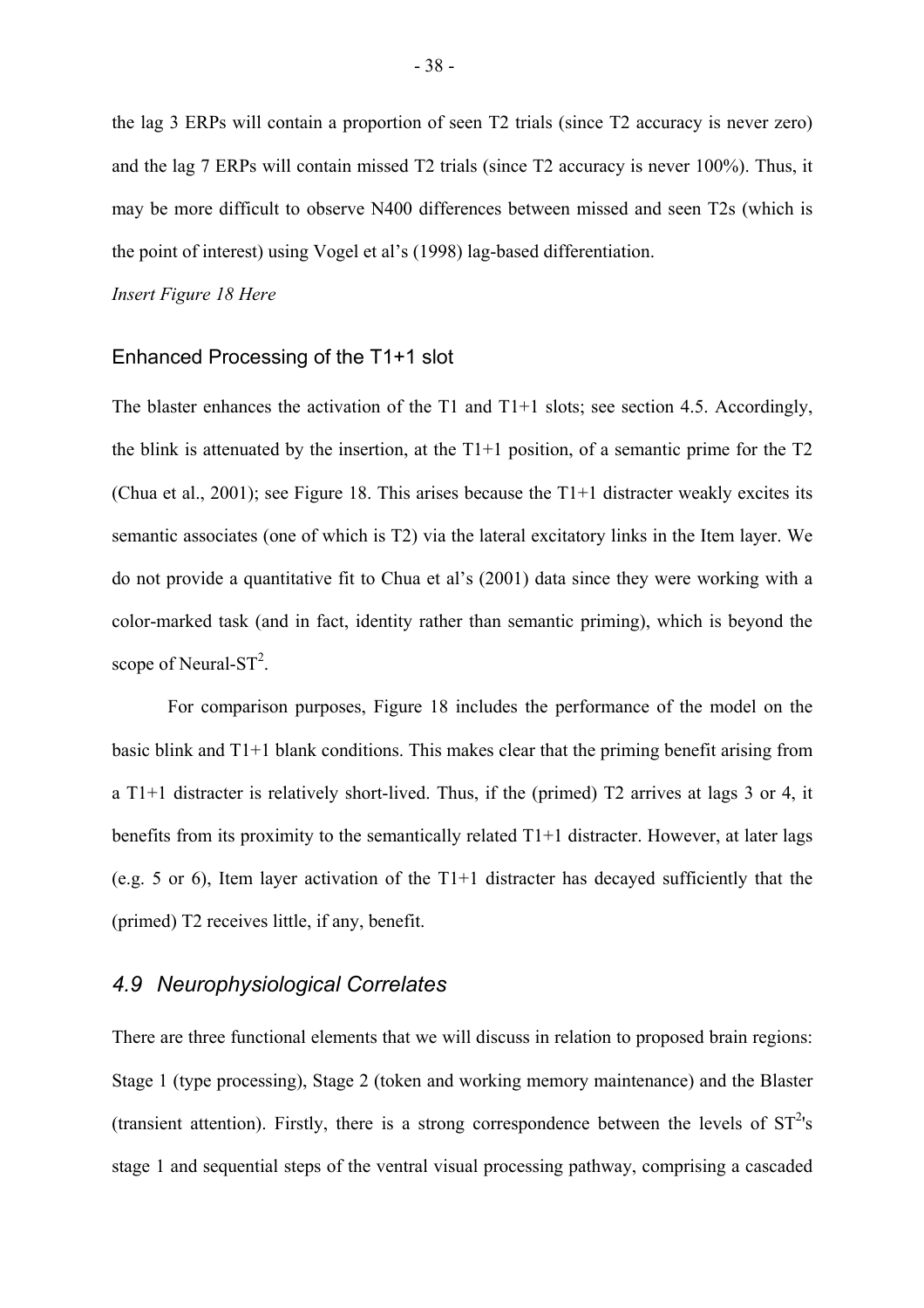the lag 3 ERPs will contain a proportion of seen T2 trials (since T2 accuracy is never zero) and the lag 7 ERPs will contain missed T2 trials (since T2 accuracy is never 100%). Thus, it may be more difficult to observe N400 differences between missed and seen T2s (which is the point of interest) using Vogel et al's (1998) lag-based differentiation.

*Insert Figure 18 Here*

### Enhanced Processing of the T1+1 slot

The blaster enhances the activation of the T1 and T1+1 slots; see section 4.5. Accordingly, the blink is attenuated by the insertion, at the T1+1 position, of a semantic prime for the T2 (Chua et al., 2001); see Figure 18. This arises because the T1+1 distracter weakly excites its semantic associates (one of which is T2) via the lateral excitatory links in the Item layer. We do not provide a quantitative fit to Chua et al's (2001) data since they were working with a color-marked task (and in fact, identity rather than semantic priming), which is beyond the scope of Neural-$ST^2$.

For comparison purposes, Figure 18 includes the performance of the model on the basic blink and T1+1 blank conditions. This makes clear that the priming benefit arising from a T1+1 distracter is relatively short-lived. Thus, if the (primed) T2 arrives at lags 3 or 4, it benefits from its proximity to the semantically related T1+1 distracter. However, at later lags (e.g. 5 or 6), Item layer activation of the T1+1 distracter has decayed sufficiently that the (primed) T2 receives little, if any, benefit.

## *4.9 Neurophysiological Correlates*

There are three functional elements that we will discuss in relation to proposed brain regions: Stage 1 (type processing), Stage 2 (token and working memory maintenance) and the Blaster (transient attention). Firstly, there is a strong correspondence between the levels of $ST^2$'s stage 1 and sequential steps of the ventral visual processing pathway, comprising a cascaded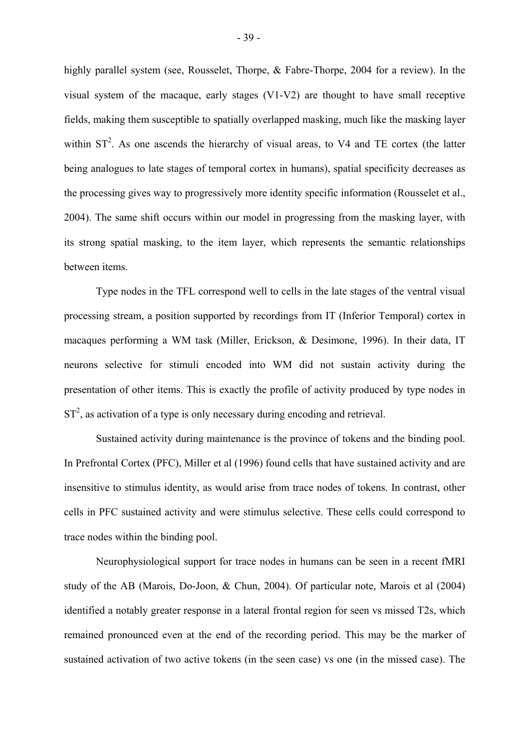highly parallel system (see, Rousselet, Thorpe, & Fabre-Thorpe, 2004 for a review). In the visual system of the macaque, early stages (V1-V2) are thought to have small receptive fields, making them susceptible to spatially overlapped masking, much like the masking layer within $ST^2$. As one ascends the hierarchy of visual areas, to V4 and TE cortex (the latter being analogues to late stages of temporal cortex in humans), spatial specificity decreases as the processing gives way to progressively more identity specific information (Rousselet et al., 2004). The same shift occurs within our model in progressing from the masking layer, with its strong spatial masking, to the item layer, which represents the semantic relationships between items.

Type nodes in the TFL correspond well to cells in the late stages of the ventral visual processing stream, a position supported by recordings from IT (Inferior Temporal) cortex in macaques performing a WM task (Miller, Erickson, & Desimone, 1996). In their data, IT neurons selective for stimuli encoded into WM did not sustain activity during the presentation of other items. This is exactly the profile of activity produced by type nodes in $ST^2$, as activation of a type is only necessary during encoding and retrieval.

Sustained activity during maintenance is the province of tokens and the binding pool. In Prefrontal Cortex (PFC), Miller et al (1996) found cells that have sustained activity and are insensitive to stimulus identity, as would arise from trace nodes of tokens. In contrast, other cells in PFC sustained activity and were stimulus selective. These cells could correspond to trace nodes within the binding pool.

Neurophysiological support for trace nodes in humans can be seen in a recent fMRI study of the AB (Marois, Do-Joon, & Chun, 2004). Of particular note, Marois et al (2004) identified a notably greater response in a lateral frontal region for seen vs missed T2s, which remained pronounced even at the end of the recording period. This may be the marker of sustained activation of two active tokens (in the seen case) vs one (in the missed case). The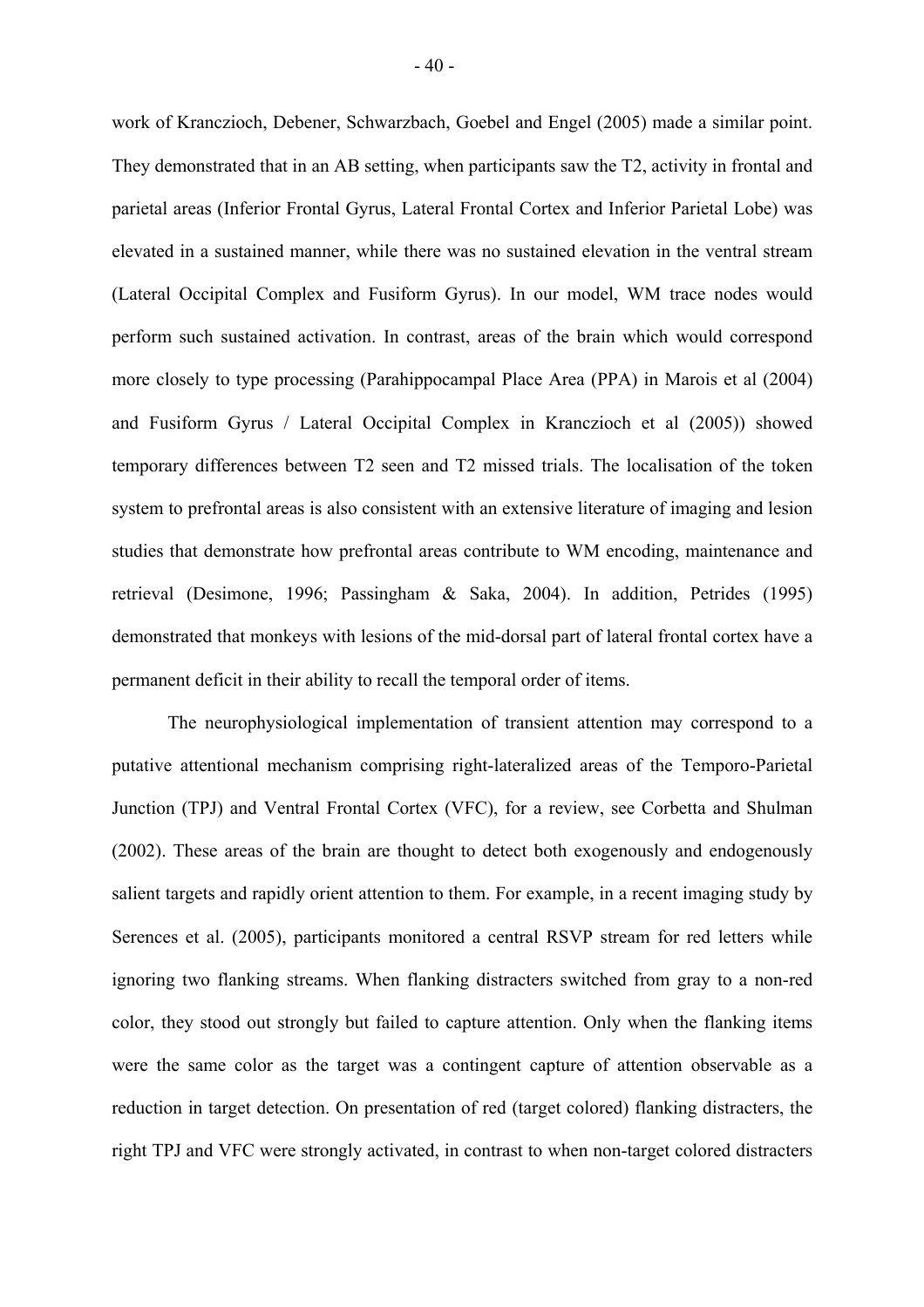work of Kranczioch, Debener, Schwarzbach, Goebel and Engel (2005) made a similar point. They demonstrated that in an AB setting, when participants saw the T2, activity in frontal and parietal areas (Inferior Frontal Gyrus, Lateral Frontal Cortex and Inferior Parietal Lobe) was elevated in a sustained manner, while there was no sustained elevation in the ventral stream (Lateral Occipital Complex and Fusiform Gyrus). In our model, WM trace nodes would perform such sustained activation. In contrast, areas of the brain which would correspond more closely to type processing (Parahippocampal Place Area (PPA) in Marois et al (2004) and Fusiform Gyrus / Lateral Occipital Complex in Kranczioch et al (2005)) showed temporary differences between T2 seen and T2 missed trials. The localisation of the token system to prefrontal areas is also consistent with an extensive literature of imaging and lesion studies that demonstrate how prefrontal areas contribute to WM encoding, maintenance and retrieval (Desimone, 1996; Passingham & Saka, 2004). In addition, Petrides (1995) demonstrated that monkeys with lesions of the mid-dorsal part of lateral frontal cortex have a permanent deficit in their ability to recall the temporal order of items.

The neurophysiological implementation of transient attention may correspond to a putative attentional mechanism comprising right-lateralized areas of the Temporo-Parietal Junction (TPJ) and Ventral Frontal Cortex (VFC), for a review, see Corbetta and Shulman (2002). These areas of the brain are thought to detect both exogenously and endogenously salient targets and rapidly orient attention to them. For example, in a recent imaging study by Serences et al. (2005), participants monitored a central RSVP stream for red letters while ignoring two flanking streams. When flanking distracters switched from gray to a non-red color, they stood out strongly but failed to capture attention. Only when the flanking items were the same color as the target was a contingent capture of attention observable as a reduction in target detection. On presentation of red (target colored) flanking distracters, the right TPJ and VFC were strongly activated, in contrast to when non-target colored distracters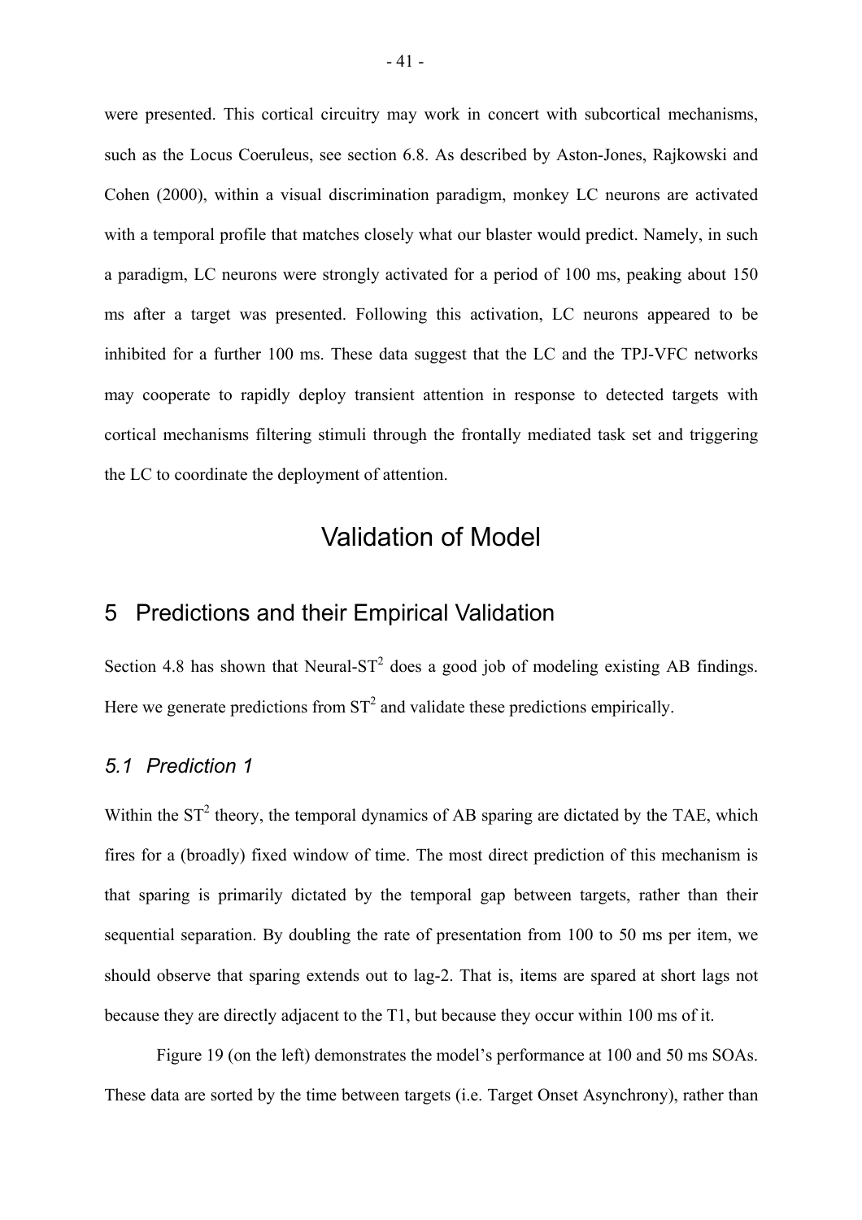were presented. This cortical circuitry may work in concert with subcortical mechanisms, such as the Locus Coeruleus, see section 6.8. As described by Aston-Jones, Rajkowski and Cohen (2000), within a visual discrimination paradigm, monkey LC neurons are activated with a temporal profile that matches closely what our blaster would predict. Namely, in such a paradigm, LC neurons were strongly activated for a period of 100 ms, peaking about 150 ms after a target was presented. Following this activation, LC neurons appeared to be inhibited for a further 100 ms. These data suggest that the LC and the TPJ-VFC networks may cooperate to rapidly deploy transient attention in response to detected targets with cortical mechanisms filtering stimuli through the frontally mediated task set and triggering the LC to coordinate the deployment of attention.

# Validation of Model

## 5 Predictions and their Empirical Validation

Section 4.8 has shown that Neural-$ST^2$ does a good job of modeling existing AB findings. Here we generate predictions from $ST^2$ and validate these predictions empirically.

### *5.1 Prediction 1*

Within the $ST^2$ theory, the temporal dynamics of AB sparing are dictated by the TAE, which fires for a (broadly) fixed window of time. The most direct prediction of this mechanism is that sparing is primarily dictated by the temporal gap between targets, rather than their sequential separation. By doubling the rate of presentation from 100 to 50 ms per item, we should observe that sparing extends out to lag-2. That is, items are spared at short lags not because they are directly adjacent to the T1, but because they occur within 100 ms of it.

Figure 19 (on the left) demonstrates the model's performance at 100 and 50 ms SOAs. These data are sorted by the time between targets (i.e. Target Onset Asynchrony), rather than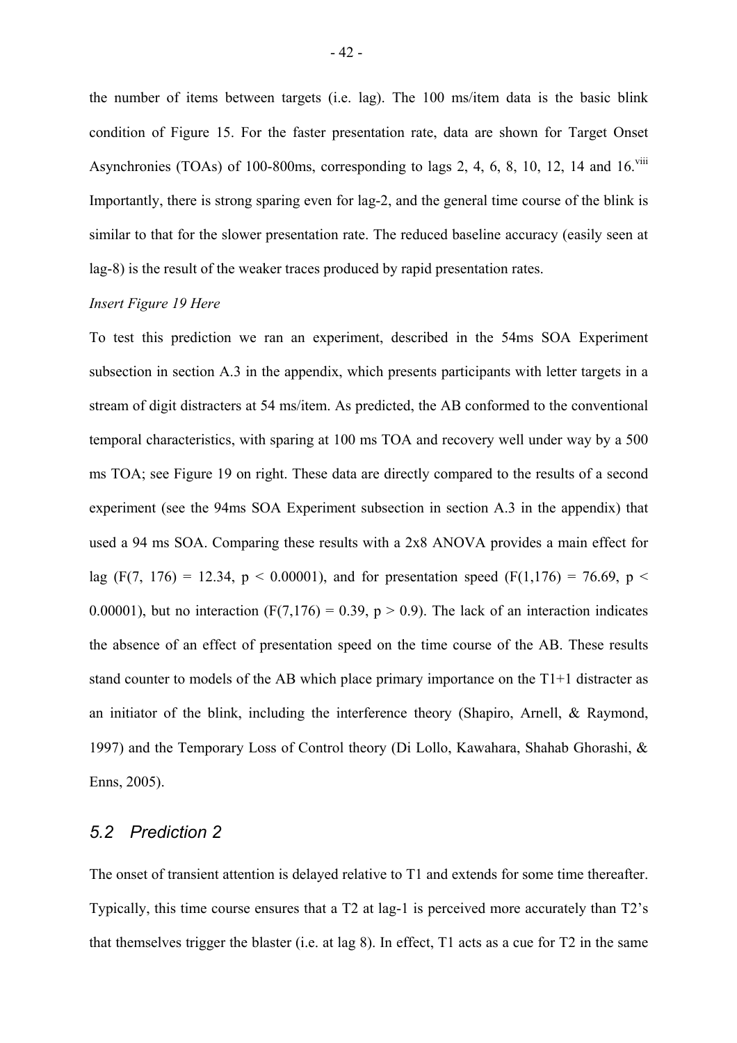the number of items between targets (i.e. lag). The 100 ms/item data is the basic blink condition of Figure 15. For the faster presentation rate, data are shown for Target Onset Asynchronies (TOAs) of 100-800ms, corresponding to lags 2, 4, 6, 8, 10, 12, 14 and 16.[viii] Importantly, there is strong sparing even for lag-2, and the general time course of the blink is similar to that for the slower presentation rate. The reduced baseline accuracy (easily seen at lag-8) is the result of the weaker traces produced by rapid presentation rates.

*Insert Figure 19 Here*

To test this prediction we ran an experiment, described in the 54ms SOA Experiment subsection in section A.3 in the appendix, which presents participants with letter targets in a stream of digit distracters at 54 ms/item. As predicted, the AB conformed to the conventional temporal characteristics, with sparing at 100 ms TOA and recovery well under way by a 500 ms TOA; see Figure 19 on right. These data are directly compared to the results of a second experiment (see the 94ms SOA Experiment subsection in section A.3 in the appendix) that used a 94 ms SOA. Comparing these results with a 2x8 ANOVA provides a main effect for lag ($F(7, 176) = 12.34$, $p < 0.00001$), and for presentation speed ($F(1,176) = 76.69$, $p < 0.00001$), but no interaction ($F(7,176) = 0.39$, $p > 0.9$). The lack of an interaction indicates the absence of an effect of presentation speed on the time course of the AB. These results stand counter to models of the AB which place primary importance on the T1+1 distracter as an initiator of the blink, including the interference theory (Shapiro, Arnell, & Raymond, 1997) and the Temporary Loss of Control theory (Di Lollo, Kawahara, Shahab Ghorashi, & Enns, 2005).

## 5.2 Prediction 2

The onset of transient attention is delayed relative to T1 and extends for some time thereafter. Typically, this time course ensures that a T2 at lag-1 is perceived more accurately than T2's that themselves trigger the blaster (i.e. at lag 8). In effect, T1 acts as a cue for T2 in the same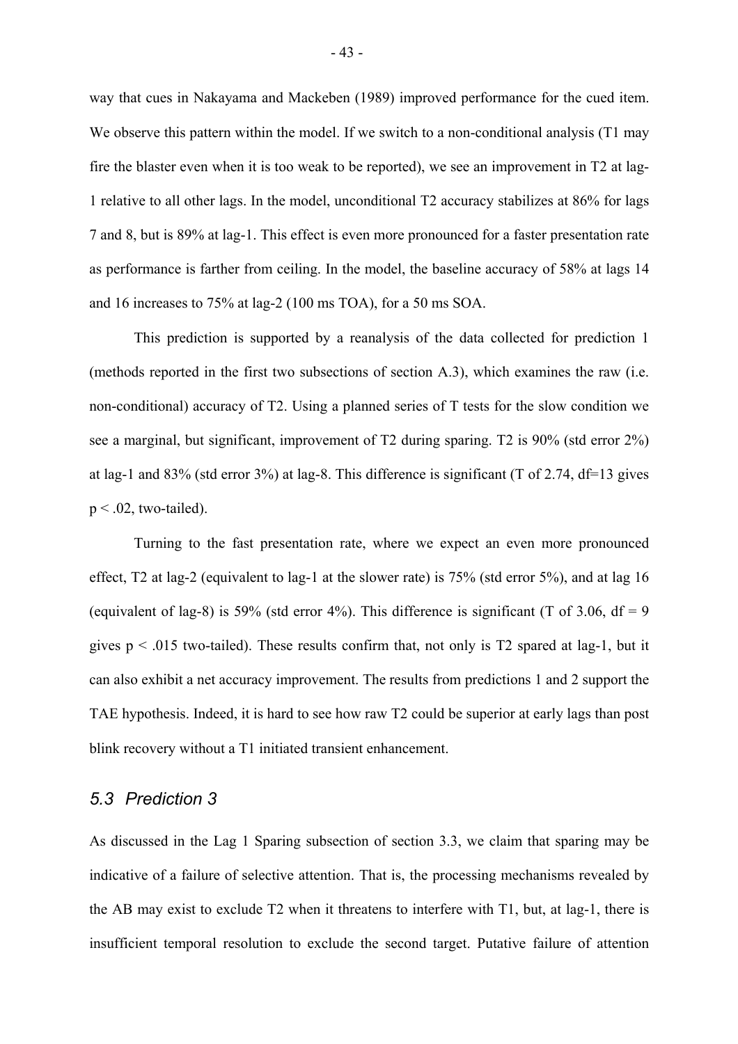way that cues in Nakayama and Mackeben (1989) improved performance for the cued item. We observe this pattern within the model. If we switch to a non-conditional analysis (T1 may fire the blaster even when it is too weak to be reported), we see an improvement in T2 at lag-1 relative to all other lags. In the model, unconditional T2 accuracy stabilizes at 86% for lags 7 and 8, but is 89% at lag-1. This effect is even more pronounced for a faster presentation rate as performance is farther from ceiling. In the model, the baseline accuracy of 58% at lags 14 and 16 increases to 75% at lag-2 (100 ms TOA), for a 50 ms SOA.

This prediction is supported by a reanalysis of the data collected for prediction 1 (methods reported in the first two subsections of section A.3), which examines the raw (i.e. non-conditional) accuracy of T2. Using a planned series of T tests for the slow condition we see a marginal, but significant, improvement of T2 during sparing. T2 is 90% (std error 2%) at lag-1 and 83% (std error 3%) at lag-8. This difference is significant (T of 2.74, df=13 gives $p < .02$, two-tailed).

Turning to the fast presentation rate, where we expect an even more pronounced effect, T2 at lag-2 (equivalent to lag-1 at the slower rate) is 75% (std error 5%), and at lag 16 (equivalent of lag-8) is 59% (std error 4%). This difference is significant (T of 3.06, df = 9 gives $p < .015$ two-tailed). These results confirm that, not only is T2 spared at lag-1, but it can also exhibit a net accuracy improvement. The results from predictions 1 and 2 support the TAE hypothesis. Indeed, it is hard to see how raw T2 could be superior at early lags than post blink recovery without a T1 initiated transient enhancement.

## *5.3 Prediction 3*

As discussed in the Lag 1 Sparing subsection of section 3.3, we claim that sparing may be indicative of a failure of selective attention. That is, the processing mechanisms revealed by the AB may exist to exclude T2 when it threatens to interfere with T1, but, at lag-1, there is insufficient temporal resolution to exclude the second target. Putative failure of attention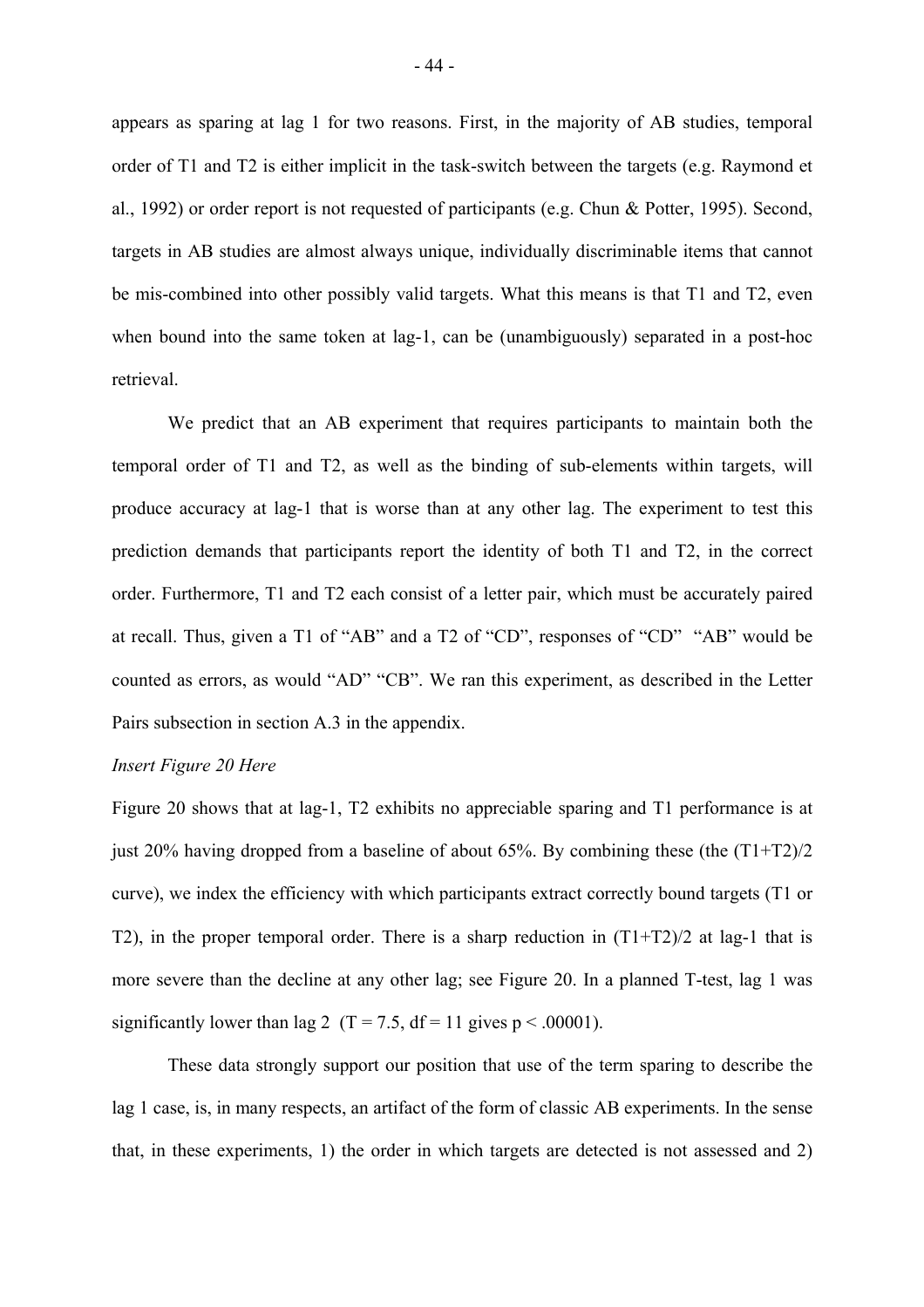appears as sparing at lag 1 for two reasons. First, in the majority of AB studies, temporal order of T1 and T2 is either implicit in the task-switch between the targets (e.g. Raymond et al., 1992) or order report is not requested of participants (e.g. Chun & Potter, 1995). Second, targets in AB studies are almost always unique, individually discriminable items that cannot be mis-combined into other possibly valid targets. What this means is that T1 and T2, even when bound into the same token at lag-1, can be (unambiguously) separated in a post-hoc retrieval.

We predict that an AB experiment that requires participants to maintain both the temporal order of T1 and T2, as well as the binding of sub-elements within targets, will produce accuracy at lag-1 that is worse than at any other lag. The experiment to test this prediction demands that participants report the identity of both T1 and T2, in the correct order. Furthermore, T1 and T2 each consist of a letter pair, which must be accurately paired at recall. Thus, given a T1 of "AB" and a T2 of "CD", responses of "CD" "AB" would be counted as errors, as would "AD" "CB". We ran this experiment, as described in the Letter Pairs subsection in section A.3 in the appendix.

*Insert Figure 20 Here*

Figure 20 shows that at lag-1, T2 exhibits no appreciable sparing and T1 performance is at just 20% having dropped from a baseline of about 65%. By combining these (the (T1+T2)/2 curve), we index the efficiency with which participants extract correctly bound targets (T1 or T2), in the proper temporal order. There is a sharp reduction in (T1+T2)/2 at lag-1 that is more severe than the decline at any other lag; see Figure 20. In a planned T-test, lag 1 was significantly lower than lag 2 ($T = 7.5$, $df = 11$ gives $p < .00001$).

These data strongly support our position that use of the term sparing to describe the lag 1 case, is, in many respects, an artifact of the form of classic AB experiments. In the sense that, in these experiments, 1) the order in which targets are detected is not assessed and 2)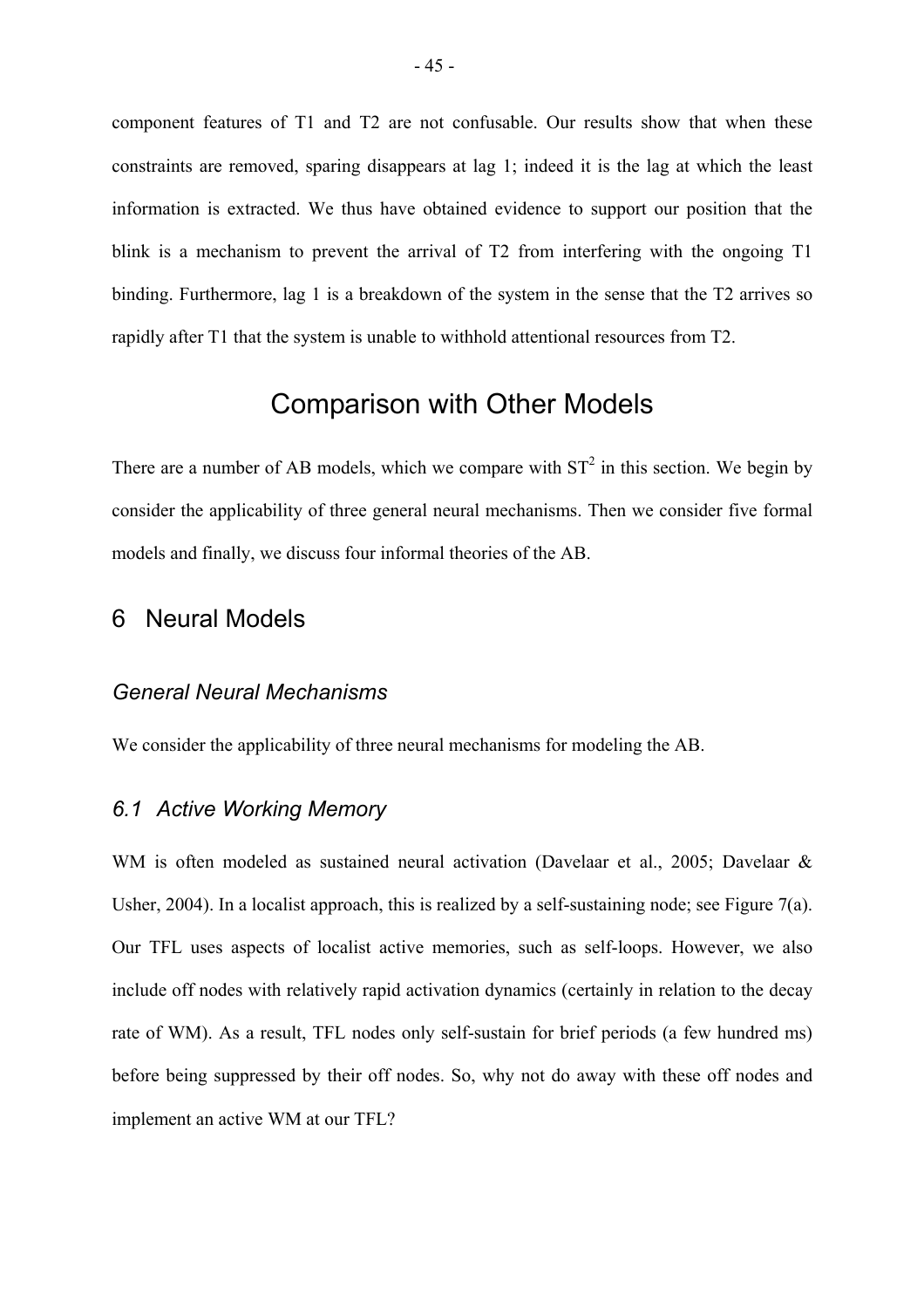component features of T1 and T2 are not confusable. Our results show that when these constraints are removed, sparing disappears at lag 1; indeed it is the lag at which the least information is extracted. We thus have obtained evidence to support our position that the blink is a mechanism to prevent the arrival of T2 from interfering with the ongoing T1 binding. Furthermore, lag 1 is a breakdown of the system in the sense that the T2 arrives so rapidly after T1 that the system is unable to withhold attentional resources from T2.

# Comparison with Other Models

There are a number of AB models, which we compare with $ST^2$ in this section. We begin by consider the applicability of three general neural mechanisms. Then we consider five formal models and finally, we discuss four informal theories of the AB.

## 6 Neural Models

### *General Neural Mechanisms*

We consider the applicability of three neural mechanisms for modeling the AB.

### *6.1 Active Working Memory*

WM is often modeled as sustained neural activation (Davelaar et al., 2005; Davelaar & Usher, 2004). In a localist approach, this is realized by a self-sustaining node; see Figure 7(a). Our TFL uses aspects of localist active memories, such as self-loops. However, we also include off nodes with relatively rapid activation dynamics (certainly in relation to the decay rate of WM). As a result, TFL nodes only self-sustain for brief periods (a few hundred ms) before being suppressed by their off nodes. So, why not do away with these off nodes and implement an active WM at our TFL?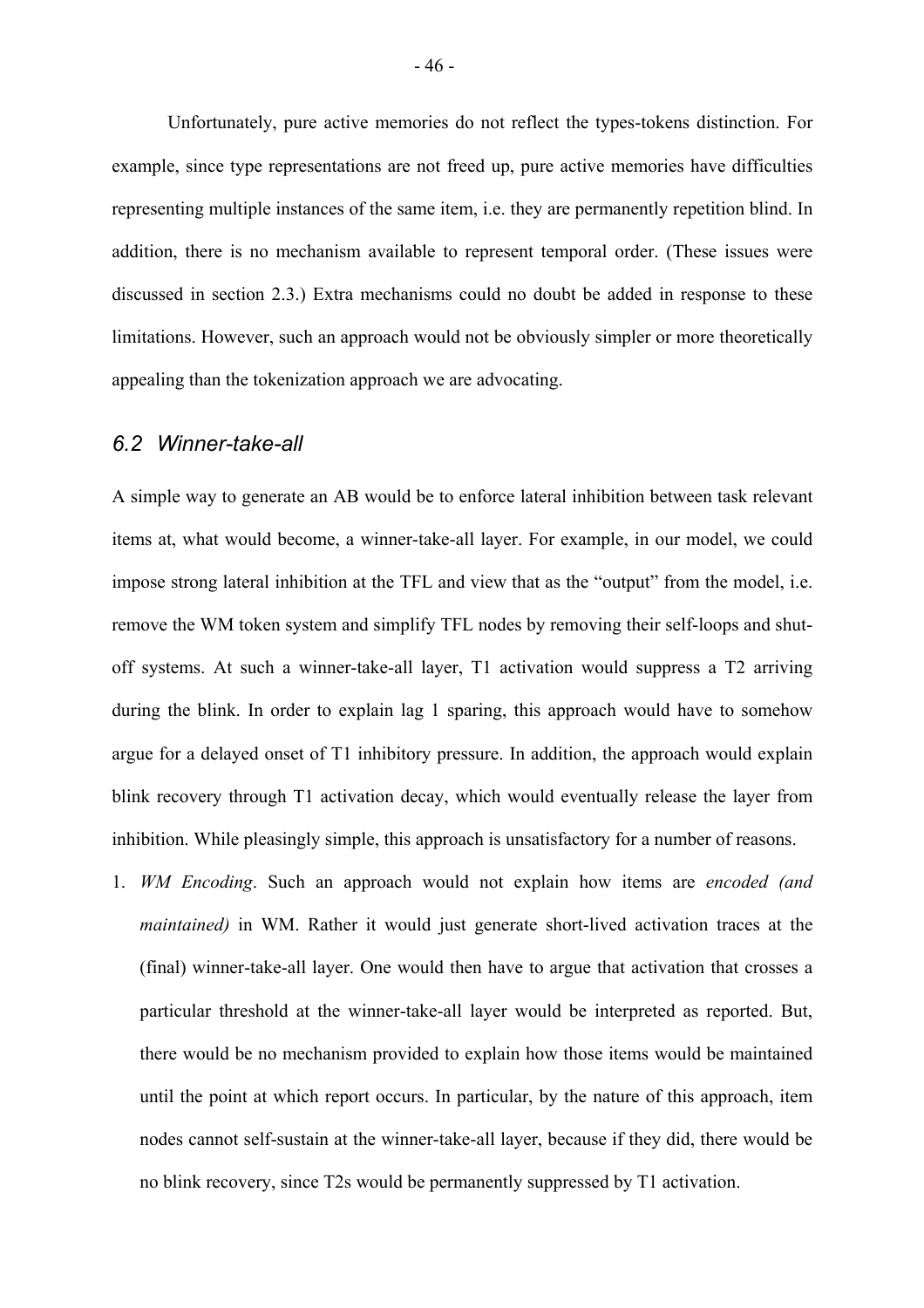Unfortunately, pure active memories do not reflect the types-tokens distinction. For example, since type representations are not freed up, pure active memories have difficulties representing multiple instances of the same item, i.e. they are permanently repetition blind. In addition, there is no mechanism available to represent temporal order. (These issues were discussed in section 2.3.) Extra mechanisms could no doubt be added in response to these limitations. However, such an approach would not be obviously simpler or more theoretically appealing than the tokenization approach we are advocating.

### *6.2 Winner-take-all*

A simple way to generate an AB would be to enforce lateral inhibition between task relevant items at, what would become, a winner-take-all layer. For example, in our model, we could impose strong lateral inhibition at the TFL and view that as the "output" from the model, i.e. remove the WM token system and simplify TFL nodes by removing their self-loops and shut-off systems. At such a winner-take-all layer, T1 activation would suppress a T2 arriving during the blink. In order to explain lag 1 sparing, this approach would have to somehow argue for a delayed onset of T1 inhibitory pressure. In addition, the approach would explain blink recovery through T1 activation decay, which would eventually release the layer from inhibition. While pleasingly simple, this approach is unsatisfactory for a number of reasons.

1. *WM Encoding*. Such an approach would not explain how items are *encoded (and maintained)* in WM. Rather it would just generate short-lived activation traces at the (final) winner-take-all layer. One would then have to argue that activation that crosses a particular threshold at the winner-take-all layer would be interpreted as reported. But, there would be no mechanism provided to explain how those items would be maintained until the point at which report occurs. In particular, by the nature of this approach, item nodes cannot self-sustain at the winner-take-all layer, because if they did, there would be no blink recovery, since T2s would be permanently suppressed by T1 activation.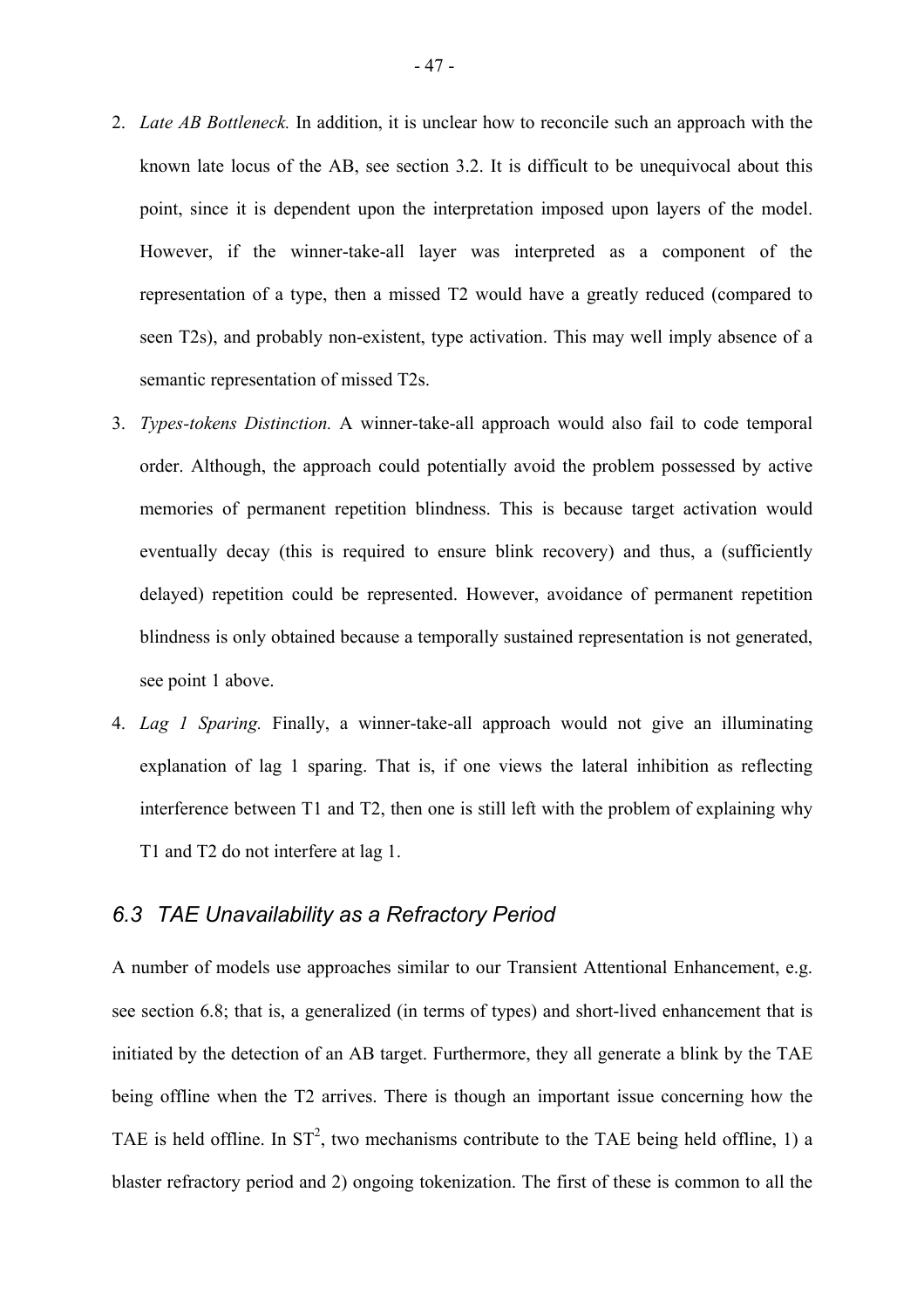2. *Late AB Bottleneck.* In addition, it is unclear how to reconcile such an approach with the known late locus of the AB, see section 3.2. It is difficult to be unequivocal about this point, since it is dependent upon the interpretation imposed upon layers of the model. However, if the winner-take-all layer was interpreted as a component of the representation of a type, then a missed T2 would have a greatly reduced (compared to seen T2s), and probably non-existent, type activation. This may well imply absence of a semantic representation of missed T2s.

3. *Types-tokens Distinction.* A winner-take-all approach would also fail to code temporal order. Although, the approach could potentially avoid the problem possessed by active memories of permanent repetition blindness. This is because target activation would eventually decay (this is required to ensure blink recovery) and thus, a (sufficiently delayed) repetition could be represented. However, avoidance of permanent repetition blindness is only obtained because a temporally sustained representation is not generated, see point 1 above.

4. *Lag 1 Sparing.* Finally, a winner-take-all approach would not give an illuminating explanation of lag 1 sparing. That is, if one views the lateral inhibition as reflecting interference between T1 and T2, then one is still left with the problem of explaining why T1 and T2 do not interfere at lag 1.

## 6.3 TAE Unavailability as a Refractory Period

A number of models use approaches similar to our Transient Attentional Enhancement, e.g. see section 6.8; that is, a generalized (in terms of types) and short-lived enhancement that is initiated by the detection of an AB target. Furthermore, they all generate a blink by the TAE being offline when the T2 arrives. There is though an important issue concerning how the TAE is held offline. In $ST^2$, two mechanisms contribute to the TAE being held offline, 1) a blaster refractory period and 2) ongoing tokenization. The first of these is common to all the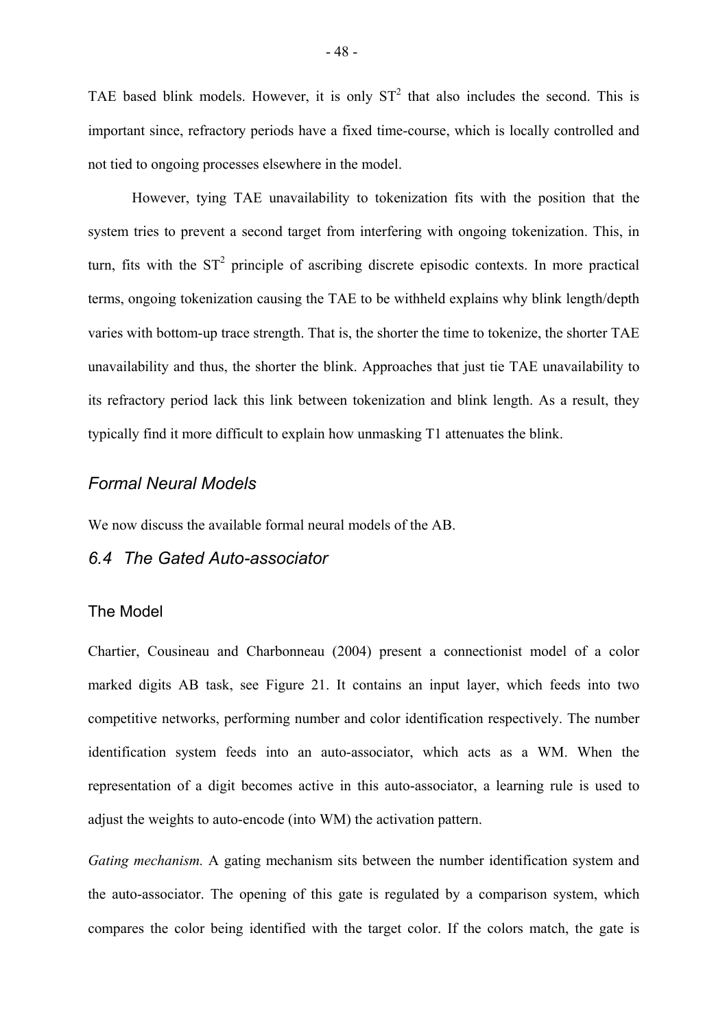TAE based blink models. However, it is only $ST^2$ that also includes the second. This is important since, refractory periods have a fixed time-course, which is locally controlled and not tied to ongoing processes elsewhere in the model.

However, tying TAE unavailability to tokenization fits with the position that the system tries to prevent a second target from interfering with ongoing tokenization. This, in turn, fits with the $ST^2$ principle of ascribing discrete episodic contexts. In more practical terms, ongoing tokenization causing the TAE to be withheld explains why blink length/depth varies with bottom-up trace strength. That is, the shorter the time to tokenize, the shorter TAE unavailability and thus, the shorter the blink. Approaches that just tie TAE unavailability to its refractory period lack this link between tokenization and blink length. As a result, they typically find it more difficult to explain how unmasking T1 attenuates the blink.

## *Formal Neural Models*

We now discuss the available formal neural models of the AB.

## *6.4 The Gated Auto-associator*

### The Model

Chartier, Cousineau and Charbonneau (2004) present a connectionist model of a color marked digits AB task, see Figure 21. It contains an input layer, which feeds into two competitive networks, performing number and color identification respectively. The number identification system feeds into an auto-associator, which acts as a WM. When the representation of a digit becomes active in this auto-associator, a learning rule is used to adjust the weights to auto-encode (into WM) the activation pattern.

*Gating mechanism.* A gating mechanism sits between the number identification system and the auto-associator. The opening of this gate is regulated by a comparison system, which compares the color being identified with the target color. If the colors match, the gate is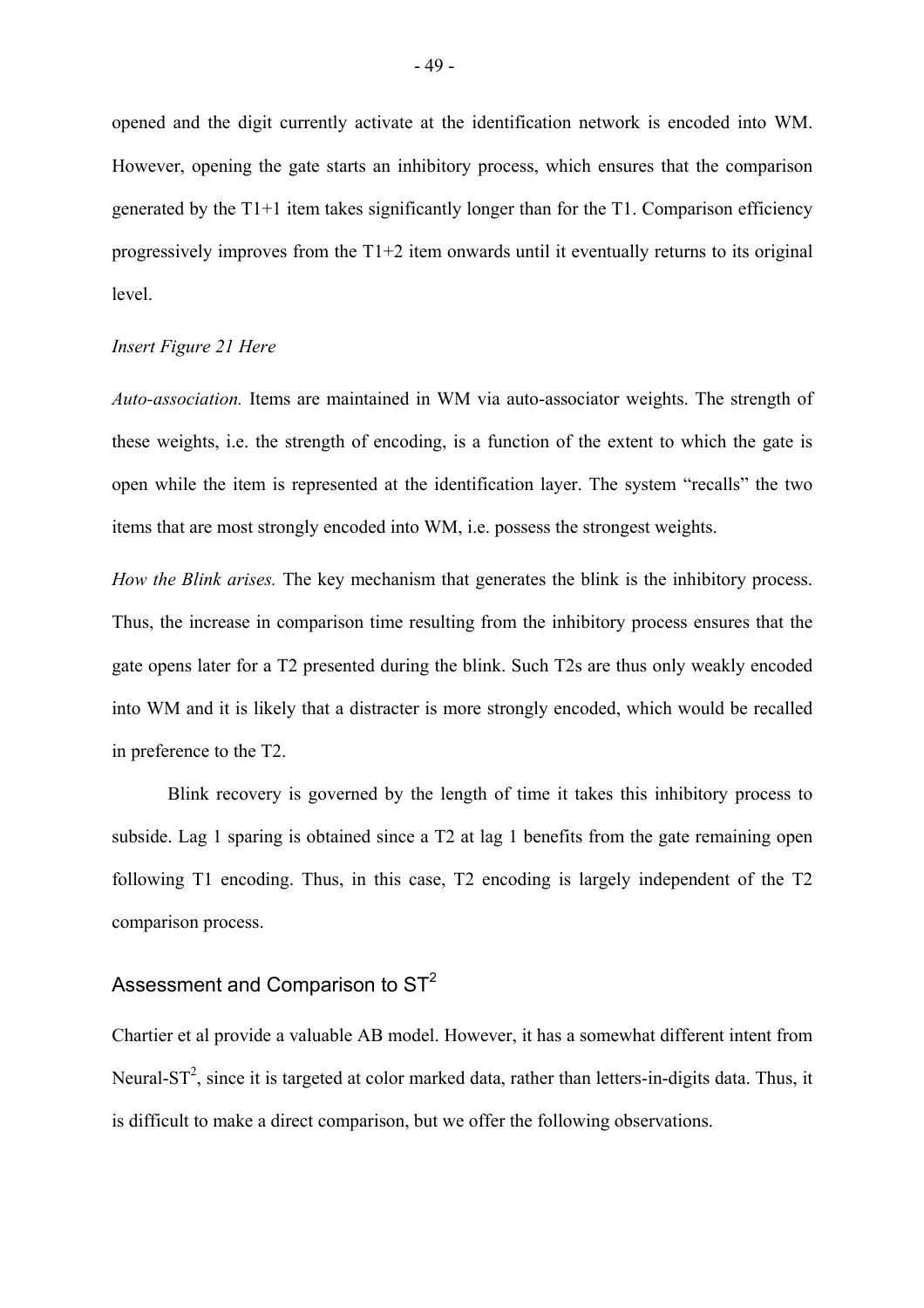opened and the digit currently activate at the identification network is encoded into WM. However, opening the gate starts an inhibitory process, which ensures that the comparison generated by the T1+1 item takes significantly longer than for the T1. Comparison efficiency progressively improves from the T1+2 item onwards until it eventually returns to its original level.

*Insert Figure 21 Here*

*Auto-association.* Items are maintained in WM via auto-associator weights. The strength of these weights, i.e. the strength of encoding, is a function of the extent to which the gate is open while the item is represented at the identification layer. The system "recalls" the two items that are most strongly encoded into WM, i.e. possess the strongest weights.

*How the Blink arises.* The key mechanism that generates the blink is the inhibitory process. Thus, the increase in comparison time resulting from the inhibitory process ensures that the gate opens later for a T2 presented during the blink. Such T2s are thus only weakly encoded into WM and it is likely that a distracter is more strongly encoded, which would be recalled in preference to the T2.

Blink recovery is governed by the length of time it takes this inhibitory process to subside. Lag 1 sparing is obtained since a T2 at lag 1 benefits from the gate remaining open following T1 encoding. Thus, in this case, T2 encoding is largely independent of the T2 comparison process.

## Assessment and Comparison to $ST^2$

Chartier et al provide a valuable AB model. However, it has a somewhat different intent from Neural-$ST^2$, since it is targeted at color marked data, rather than letters-in-digits data. Thus, it is difficult to make a direct comparison, but we offer the following observations.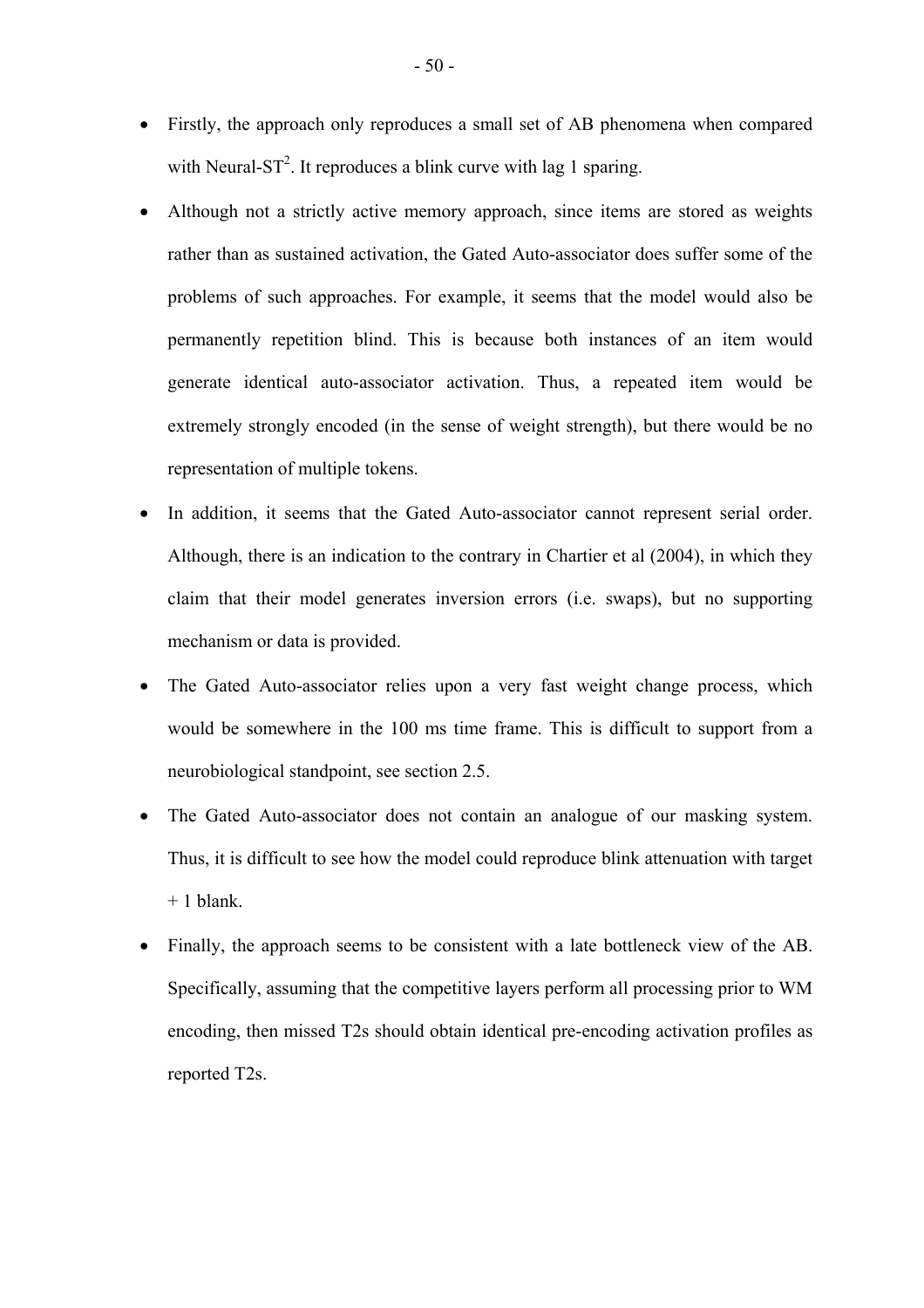- Firstly, the approach only reproduces a small set of AB phenomena when compared with Neural-$ST^2$. It reproduces a blink curve with lag 1 sparing.
- Although not a strictly active memory approach, since items are stored as weights rather than as sustained activation, the Gated Auto-associator does suffer some of the problems of such approaches. For example, it seems that the model would also be permanently repetition blind. This is because both instances of an item would generate identical auto-associator activation. Thus, a repeated item would be extremely strongly encoded (in the sense of weight strength), but there would be no representation of multiple tokens.
- In addition, it seems that the Gated Auto-associator cannot represent serial order. Although, there is an indication to the contrary in Chartier et al (2004), in which they claim that their model generates inversion errors (i.e. swaps), but no supporting mechanism or data is provided.
- The Gated Auto-associator relies upon a very fast weight change process, which would be somewhere in the 100 ms time frame. This is difficult to support from a neurobiological standpoint, see section 2.5.
- The Gated Auto-associator does not contain an analogue of our masking system. Thus, it is difficult to see how the model could reproduce blink attenuation with target + 1 blank.
- Finally, the approach seems to be consistent with a late bottleneck view of the AB. Specifically, assuming that the competitive layers perform all processing prior to WM encoding, then missed T2s should obtain identical pre-encoding activation profiles as reported T2s.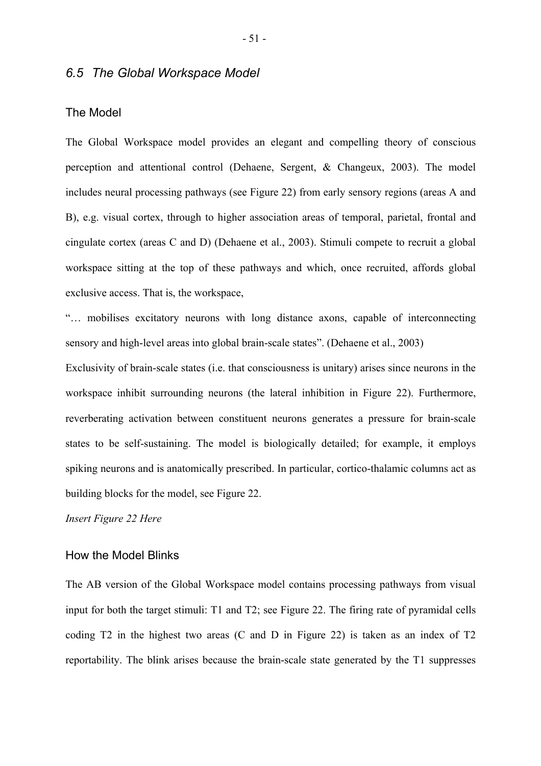## *6.5 The Global Workspace Model*

### The Model

The Global Workspace model provides an elegant and compelling theory of conscious perception and attentional control (Dehaene, Sergent, & Changeux, 2003). The model includes neural processing pathways (see Figure 22) from early sensory regions (areas A and B), e.g. visual cortex, through to higher association areas of temporal, parietal, frontal and cingulate cortex (areas C and D) (Dehaene et al., 2003). Stimuli compete to recruit a global workspace sitting at the top of these pathways and which, once recruited, affords global exclusive access. That is, the workspace,

"… mobilises excitatory neurons with long distance axons, capable of interconnecting sensory and high-level areas into global brain-scale states". (Dehaene et al., 2003)

Exclusivity of brain-scale states (i.e. that consciousness is unitary) arises since neurons in the workspace inhibit surrounding neurons (the lateral inhibition in Figure 22). Furthermore, reverberating activation between constituent neurons generates a pressure for brain-scale states to be self-sustaining. The model is biologically detailed; for example, it employs spiking neurons and is anatomically prescribed. In particular, cortico-thalamic columns act as building blocks for the model, see Figure 22.

*Insert Figure 22 Here*

### How the Model Blinks

The AB version of the Global Workspace model contains processing pathways from visual input for both the target stimuli: T1 and T2; see Figure 22. The firing rate of pyramidal cells coding T2 in the highest two areas (C and D in Figure 22) is taken as an index of T2 reportability. The blink arises because the brain-scale state generated by the T1 suppresses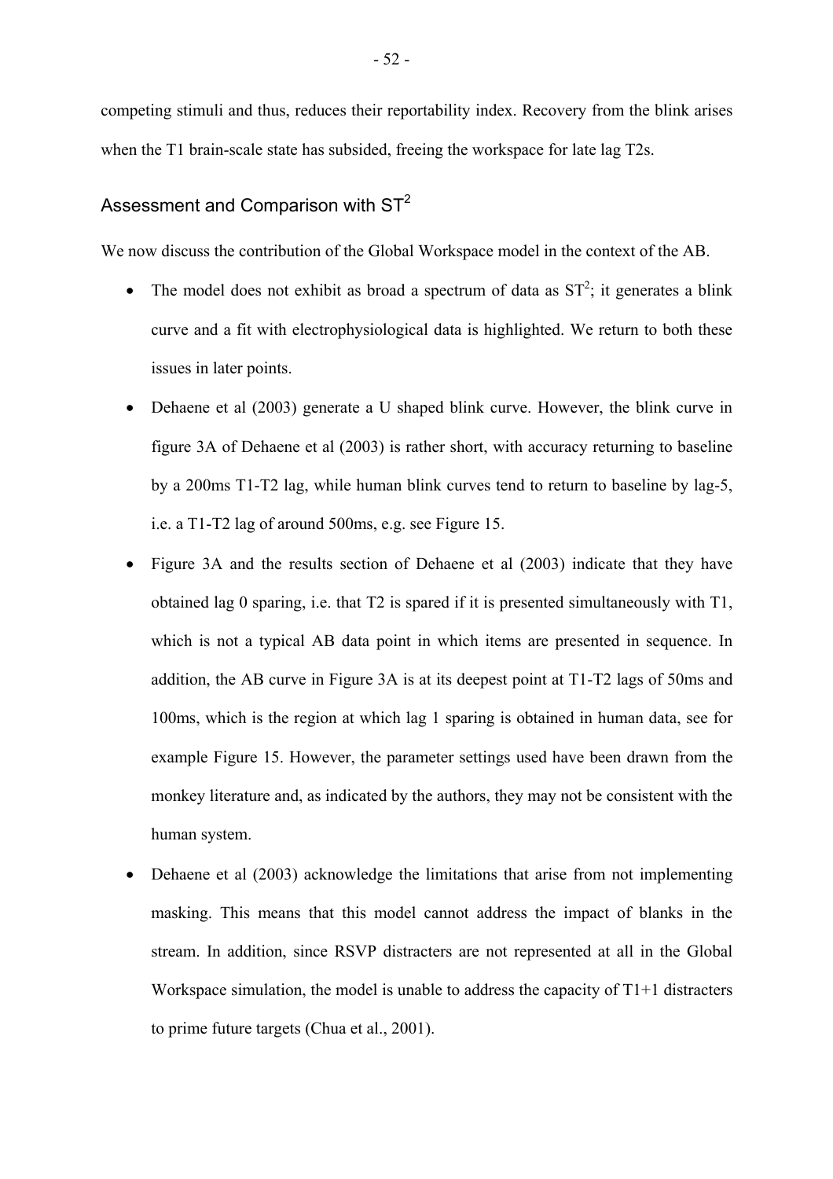competing stimuli and thus, reduces their reportability index. Recovery from the blink arises when the T1 brain-scale state has subsided, freeing the workspace for late lag T2s.

### Assessment and Comparison with $ST^2$

We now discuss the contribution of the Global Workspace model in the context of the AB.

- The model does not exhibit as broad a spectrum of data as $ST^2$; it generates a blink curve and a fit with electrophysiological data is highlighted. We return to both these issues in later points.
- Dehaene et al (2003) generate a U shaped blink curve. However, the blink curve in figure 3A of Dehaene et al (2003) is rather short, with accuracy returning to baseline by a 200ms T1-T2 lag, while human blink curves tend to return to baseline by lag-5, i.e. a T1-T2 lag of around 500ms, e.g. see Figure 15.
- Figure 3A and the results section of Dehaene et al (2003) indicate that they have obtained lag 0 sparing, i.e. that T2 is spared if it is presented simultaneously with T1, which is not a typical AB data point in which items are presented in sequence. In addition, the AB curve in Figure 3A is at its deepest point at T1-T2 lags of 50ms and 100ms, which is the region at which lag 1 sparing is obtained in human data, see for example Figure 15. However, the parameter settings used have been drawn from the monkey literature and, as indicated by the authors, they may not be consistent with the human system.
- Dehaene et al (2003) acknowledge the limitations that arise from not implementing masking. This means that this model cannot address the impact of blanks in the stream. In addition, since RSVP distracters are not represented at all in the Global Workspace simulation, the model is unable to address the capacity of T1+1 distracters to prime future targets (Chua et al., 2001).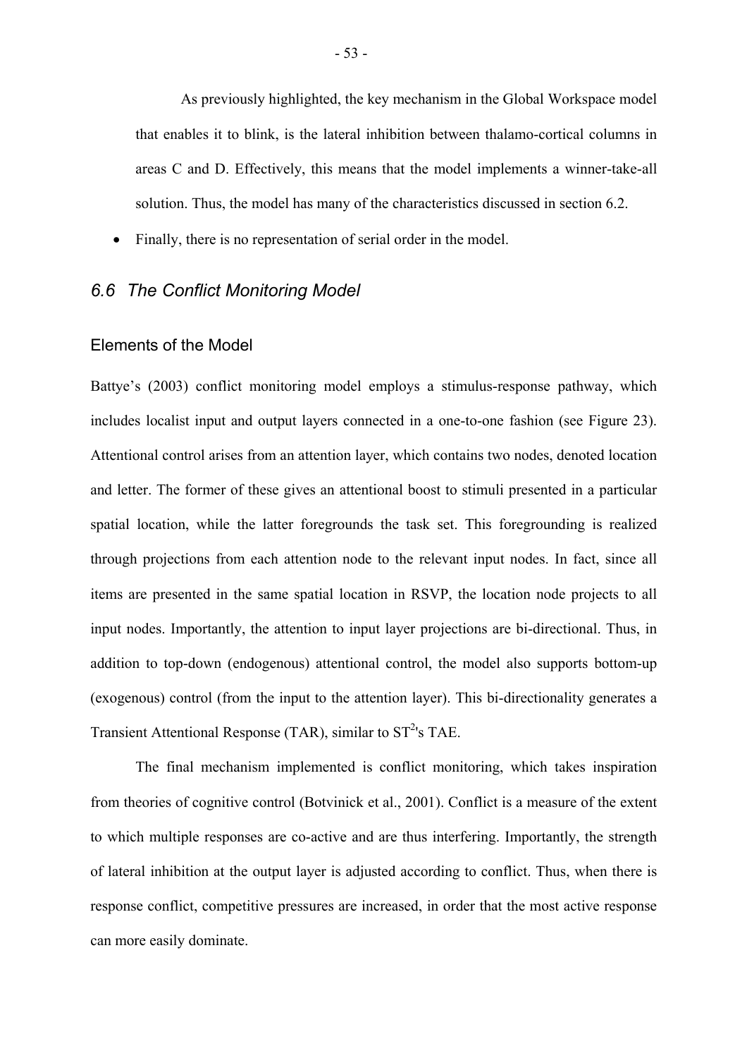As previously highlighted, the key mechanism in the Global Workspace model that enables it to blink, is the lateral inhibition between thalamo-cortical columns in areas C and D. Effectively, this means that the model implements a winner-take-all solution. Thus, the model has many of the characteristics discussed in section 6.2.

- Finally, there is no representation of serial order in the model.

## *6.6 The Conflict Monitoring Model*

### Elements of the Model

Battye's (2003) conflict monitoring model employs a stimulus-response pathway, which includes localist input and output layers connected in a one-to-one fashion (see Figure 23). Attentional control arises from an attention layer, which contains two nodes, denoted location and letter. The former of these gives an attentional boost to stimuli presented in a particular spatial location, while the latter foregrounds the task set. This foregrounding is realized through projections from each attention node to the relevant input nodes. In fact, since all items are presented in the same spatial location in RSVP, the location node projects to all input nodes. Importantly, the attention to input layer projections are bi-directional. Thus, in addition to top-down (endogenous) attentional control, the model also supports bottom-up (exogenous) control (from the input to the attention layer). This bi-directionality generates a Transient Attentional Response (TAR), similar to $ST^2$'s TAE.

The final mechanism implemented is conflict monitoring, which takes inspiration from theories of cognitive control (Botvinick et al., 2001). Conflict is a measure of the extent to which multiple responses are co-active and are thus interfering. Importantly, the strength of lateral inhibition at the output layer is adjusted according to conflict. Thus, when there is response conflict, competitive pressures are increased, in order that the most active response can more easily dominate.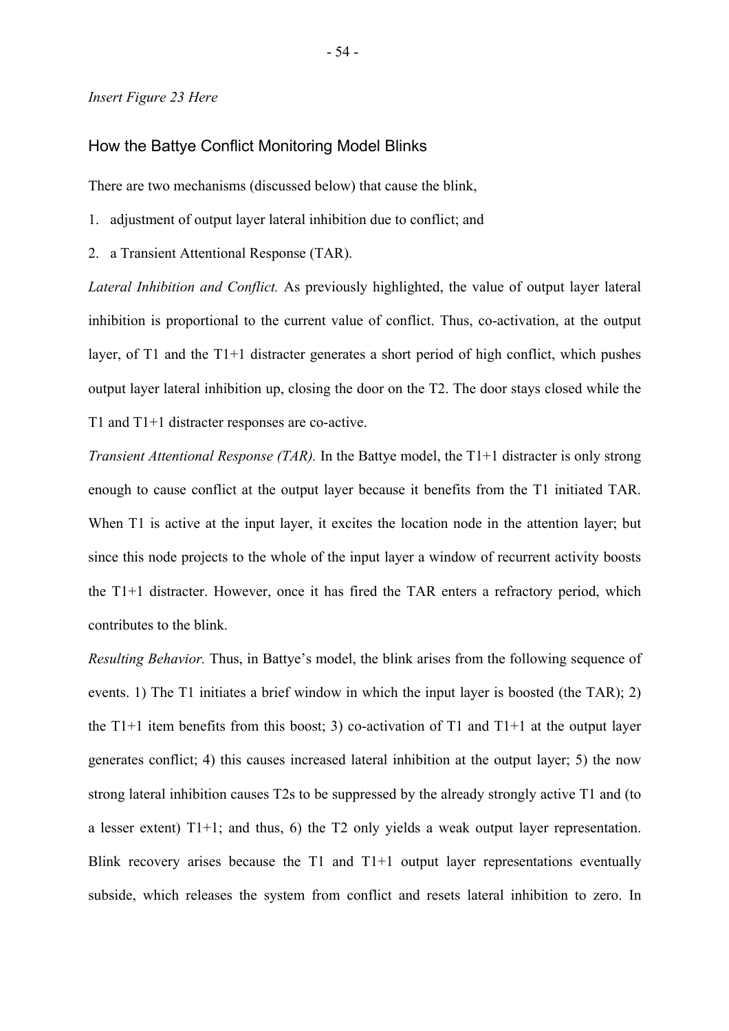*Insert Figure 23 Here*

## How the Battye Conflict Monitoring Model Blinks

There are two mechanisms (discussed below) that cause the blink,

1. adjustment of output layer lateral inhibition due to conflict; and
2. a Transient Attentional Response (TAR).

*Lateral Inhibition and Conflict.* As previously highlighted, the value of output layer lateral inhibition is proportional to the current value of conflict. Thus, co-activation, at the output layer, of T1 and the T1+1 distracter generates a short period of high conflict, which pushes output layer lateral inhibition up, closing the door on the T2. The door stays closed while the T1 and T1+1 distracter responses are co-active.

*Transient Attentional Response (TAR).* In the Battye model, the T1+1 distracter is only strong enough to cause conflict at the output layer because it benefits from the T1 initiated TAR. When T1 is active at the input layer, it excites the location node in the attention layer; but since this node projects to the whole of the input layer a window of recurrent activity boosts the T1+1 distracter. However, once it has fired the TAR enters a refractory period, which contributes to the blink.

*Resulting Behavior.* Thus, in Battye's model, the blink arises from the following sequence of events. 1) The T1 initiates a brief window in which the input layer is boosted (the TAR); 2) the T1+1 item benefits from this boost; 3) co-activation of T1 and T1+1 at the output layer generates conflict; 4) this causes increased lateral inhibition at the output layer; 5) the now strong lateral inhibition causes T2s to be suppressed by the already strongly active T1 and (to a lesser extent) T1+1; and thus, 6) the T2 only yields a weak output layer representation. Blink recovery arises because the T1 and T1+1 output layer representations eventually subside, which releases the system from conflict and resets lateral inhibition to zero. In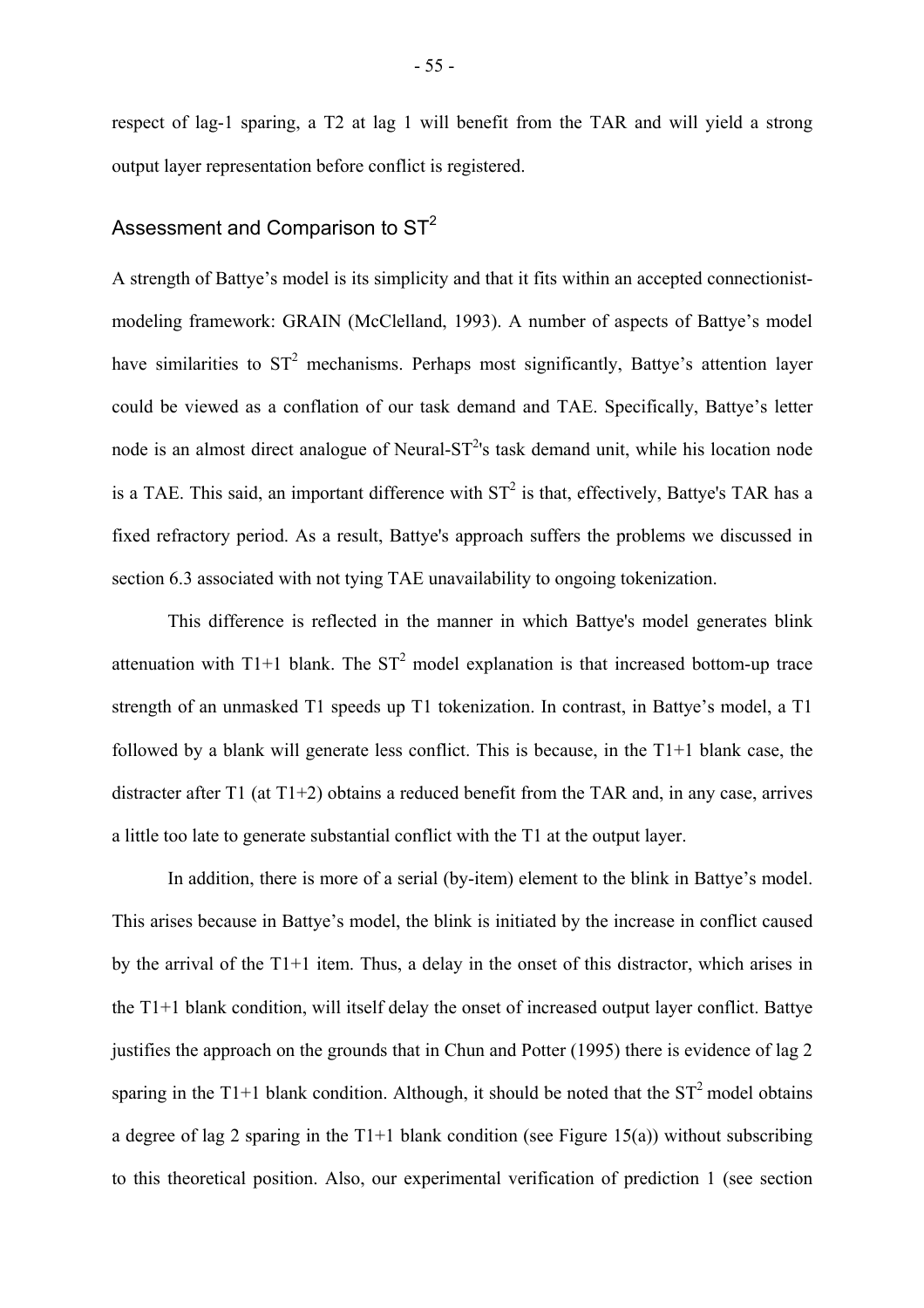respect of lag-1 sparing, a T2 at lag 1 will benefit from the TAR and will yield a strong output layer representation before conflict is registered.

## Assessment and Comparison to $ST^2$

A strength of Battye's model is its simplicity and that it fits within an accepted connectionist-modeling framework: GRAIN (McClelland, 1993). A number of aspects of Battye's model have similarities to $ST^2$ mechanisms. Perhaps most significantly, Battye's attention layer could be viewed as a conflation of our task demand and TAE. Specifically, Battye's letter node is an almost direct analogue of Neural-$ST^2$'s task demand unit, while his location node is a TAE. This said, an important difference with $ST^2$ is that, effectively, Battye's TAR has a fixed refractory period. As a result, Battye's approach suffers the problems we discussed in section 6.3 associated with not tying TAE unavailability to ongoing tokenization.

This difference is reflected in the manner in which Battye's model generates blink attenuation with T1+1 blank. The $ST^2$ model explanation is that increased bottom-up trace strength of an unmasked T1 speeds up T1 tokenization. In contrast, in Battye's model, a T1 followed by a blank will generate less conflict. This is because, in the T1+1 blank case, the distracter after T1 (at T1+2) obtains a reduced benefit from the TAR and, in any case, arrives a little too late to generate substantial conflict with the T1 at the output layer.

In addition, there is more of a serial (by-item) element to the blink in Battye's model. This arises because in Battye's model, the blink is initiated by the increase in conflict caused by the arrival of the T1+1 item. Thus, a delay in the onset of this distractor, which arises in the T1+1 blank condition, will itself delay the onset of increased output layer conflict. Battye justifies the approach on the grounds that in Chun and Potter (1995) there is evidence of lag 2 sparing in the T1+1 blank condition. Although, it should be noted that the $ST^2$ model obtains a degree of lag 2 sparing in the T1+1 blank condition (see Figure 15(a)) without subscribing to this theoretical position. Also, our experimental verification of prediction 1 (see section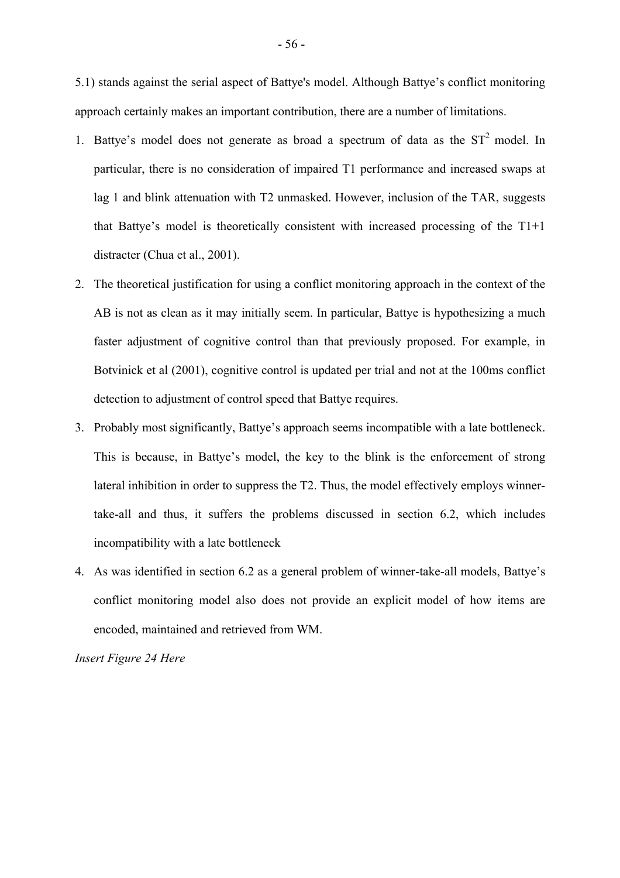5.1) stands against the serial aspect of Battye's model. Although Battye's conflict monitoring approach certainly makes an important contribution, there are a number of limitations.

1. Battye's model does not generate as broad a spectrum of data as the $ST^2$ model. In particular, there is no consideration of impaired T1 performance and increased swaps at lag 1 and blink attenuation with T2 unmasked. However, inclusion of the TAR, suggests that Battye's model is theoretically consistent with increased processing of the T1+1 distracter (Chua et al., 2001).
2. The theoretical justification for using a conflict monitoring approach in the context of the AB is not as clean as it may initially seem. In particular, Battye is hypothesizing a much faster adjustment of cognitive control than that previously proposed. For example, in Botvinick et al (2001), cognitive control is updated per trial and not at the 100ms conflict detection to adjustment of control speed that Battye requires.
3. Probably most significantly, Battye's approach seems incompatible with a late bottleneck. This is because, in Battye's model, the key to the blink is the enforcement of strong lateral inhibition in order to suppress the T2. Thus, the model effectively employs winner-take-all and thus, it suffers the problems discussed in section 6.2, which includes incompatibility with a late bottleneck
4. As was identified in section 6.2 as a general problem of winner-take-all models, Battye's conflict monitoring model also does not provide an explicit model of how items are encoded, maintained and retrieved from WM.

*Insert Figure 24 Here*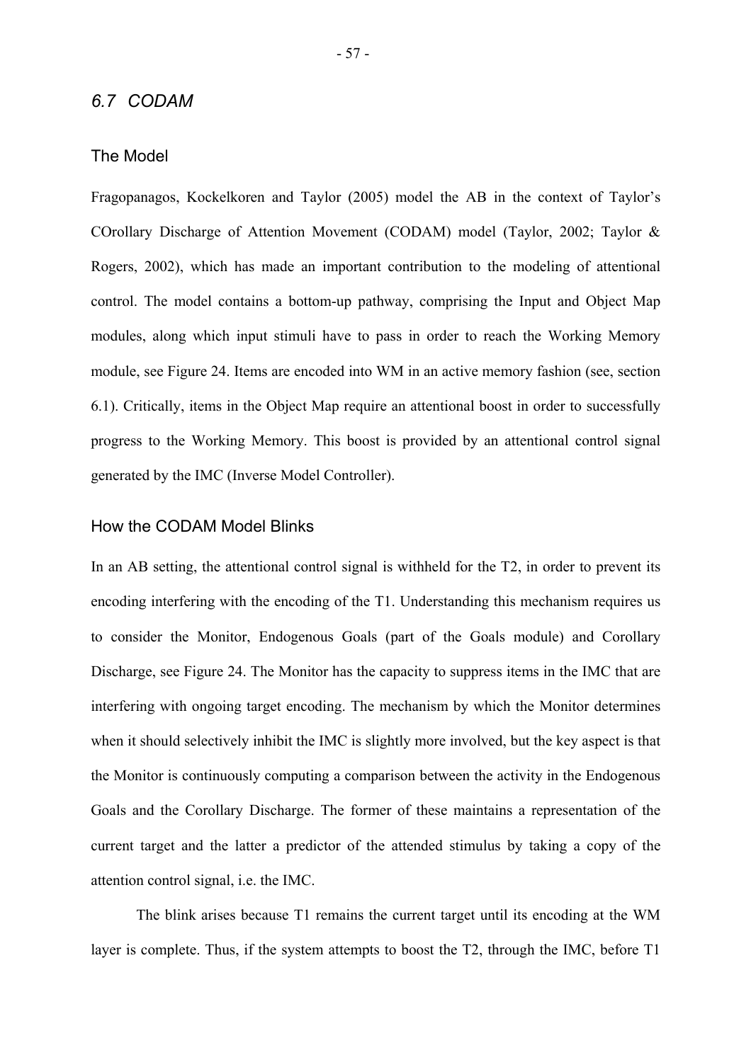## 6.7 CODAM

### The Model

Fragopanagos, Kockelkoren and Taylor (2005) model the AB in the context of Taylor's COrollary Discharge of Attention Movement (CODAM) model (Taylor, 2002; Taylor & Rogers, 2002), which has made an important contribution to the modeling of attentional control. The model contains a bottom-up pathway, comprising the Input and Object Map modules, along which input stimuli have to pass in order to reach the Working Memory module, see Figure 24. Items are encoded into WM in an active memory fashion (see, section 6.1). Critically, items in the Object Map require an attentional boost in order to successfully progress to the Working Memory. This boost is provided by an attentional control signal generated by the IMC (Inverse Model Controller).

### How the CODAM Model Blinks

In an AB setting, the attentional control signal is withheld for the T2, in order to prevent its encoding interfering with the encoding of the T1. Understanding this mechanism requires us to consider the Monitor, Endogenous Goals (part of the Goals module) and Corollary Discharge, see Figure 24. The Monitor has the capacity to suppress items in the IMC that are interfering with ongoing target encoding. The mechanism by which the Monitor determines when it should selectively inhibit the IMC is slightly more involved, but the key aspect is that the Monitor is continuously computing a comparison between the activity in the Endogenous Goals and the Corollary Discharge. The former of these maintains a representation of the current target and the latter a predictor of the attended stimulus by taking a copy of the attention control signal, i.e. the IMC.

The blink arises because T1 remains the current target until its encoding at the WM layer is complete. Thus, if the system attempts to boost the T2, through the IMC, before T1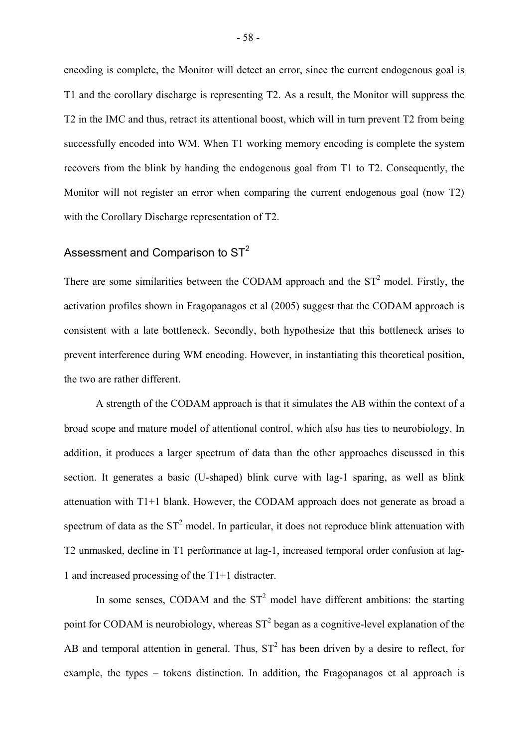encoding is complete, the Monitor will detect an error, since the current endogenous goal is T1 and the corollary discharge is representing T2. As a result, the Monitor will suppress the T2 in the IMC and thus, retract its attentional boost, which will in turn prevent T2 from being successfully encoded into WM. When T1 working memory encoding is complete the system recovers from the blink by handing the endogenous goal from T1 to T2. Consequently, the Monitor will not register an error when comparing the current endogenous goal (now T2) with the Corollary Discharge representation of T2.

## Assessment and Comparison to $ST^2$

There are some similarities between the CODAM approach and the $ST^2$ model. Firstly, the activation profiles shown in Fragopanagos et al (2005) suggest that the CODAM approach is consistent with a late bottleneck. Secondly, both hypothesize that this bottleneck arises to prevent interference during WM encoding. However, in instantiating this theoretical position, the two are rather different.

A strength of the CODAM approach is that it simulates the AB within the context of a broad scope and mature model of attentional control, which also has ties to neurobiology. In addition, it produces a larger spectrum of data than the other approaches discussed in this section. It generates a basic (U-shaped) blink curve with lag-1 sparing, as well as blink attenuation with T1+1 blank. However, the CODAM approach does not generate as broad a spectrum of data as the $ST^2$ model. In particular, it does not reproduce blink attenuation with T2 unmasked, decline in T1 performance at lag-1, increased temporal order confusion at lag-1 and increased processing of the T1+1 distracter.

In some senses, CODAM and the $ST^2$ model have different ambitions: the starting point for CODAM is neurobiology, whereas $ST^2$ began as a cognitive-level explanation of the AB and temporal attention in general. Thus, $ST^2$ has been driven by a desire to reflect, for example, the types – tokens distinction. In addition, the Fragopanagos et al approach is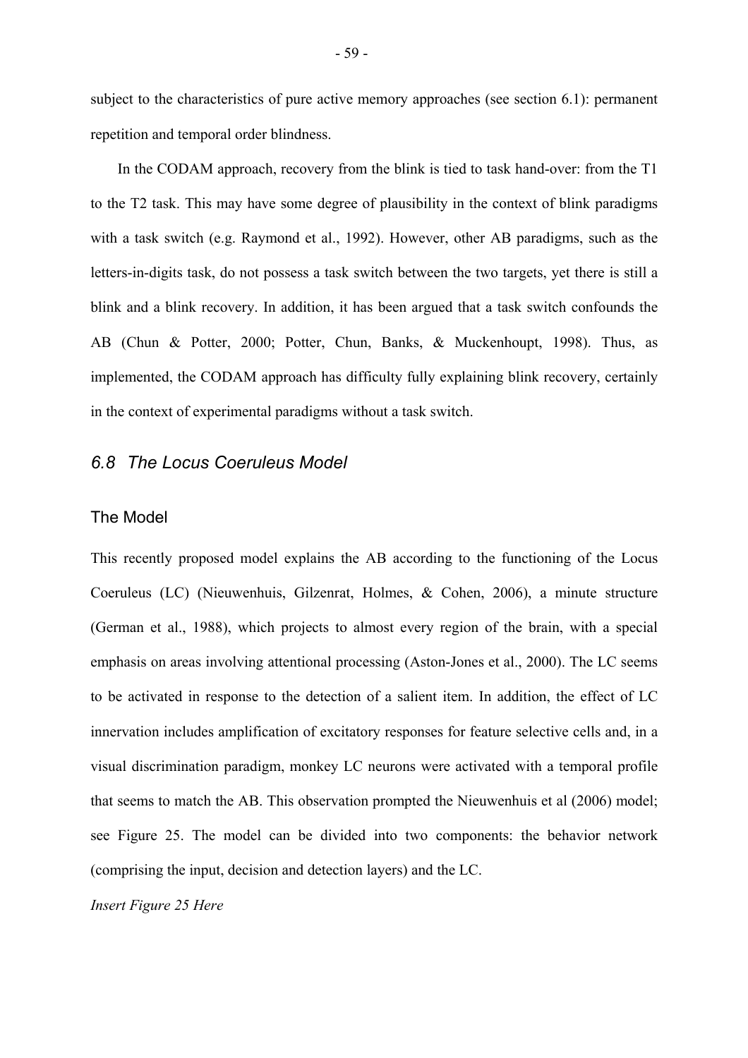subject to the characteristics of pure active memory approaches (see section 6.1): permanent repetition and temporal order blindness.

In the CODAM approach, recovery from the blink is tied to task hand-over: from the T1 to the T2 task. This may have some degree of plausibility in the context of blink paradigms with a task switch (e.g. Raymond et al., 1992). However, other AB paradigms, such as the letters-in-digits task, do not possess a task switch between the two targets, yet there is still a blink and a blink recovery. In addition, it has been argued that a task switch confounds the AB (Chun & Potter, 2000; Potter, Chun, Banks, & Muckenhoupt, 1998). Thus, as implemented, the CODAM approach has difficulty fully explaining blink recovery, certainly in the context of experimental paradigms without a task switch.

## *6.8 The Locus Coeruleus Model*

### The Model

This recently proposed model explains the AB according to the functioning of the Locus Coeruleus (LC) (Nieuwenhuis, Gilzenrat, Holmes, & Cohen, 2006), a minute structure (German et al., 1988), which projects to almost every region of the brain, with a special emphasis on areas involving attentional processing (Aston-Jones et al., 2000). The LC seems to be activated in response to the detection of a salient item. In addition, the effect of LC innervation includes amplification of excitatory responses for feature selective cells and, in a visual discrimination paradigm, monkey LC neurons were activated with a temporal profile that seems to match the AB. This observation prompted the Nieuwenhuis et al (2006) model; see Figure 25. The model can be divided into two components: the behavior network (comprising the input, decision and detection layers) and the LC.

*Insert Figure 25 Here*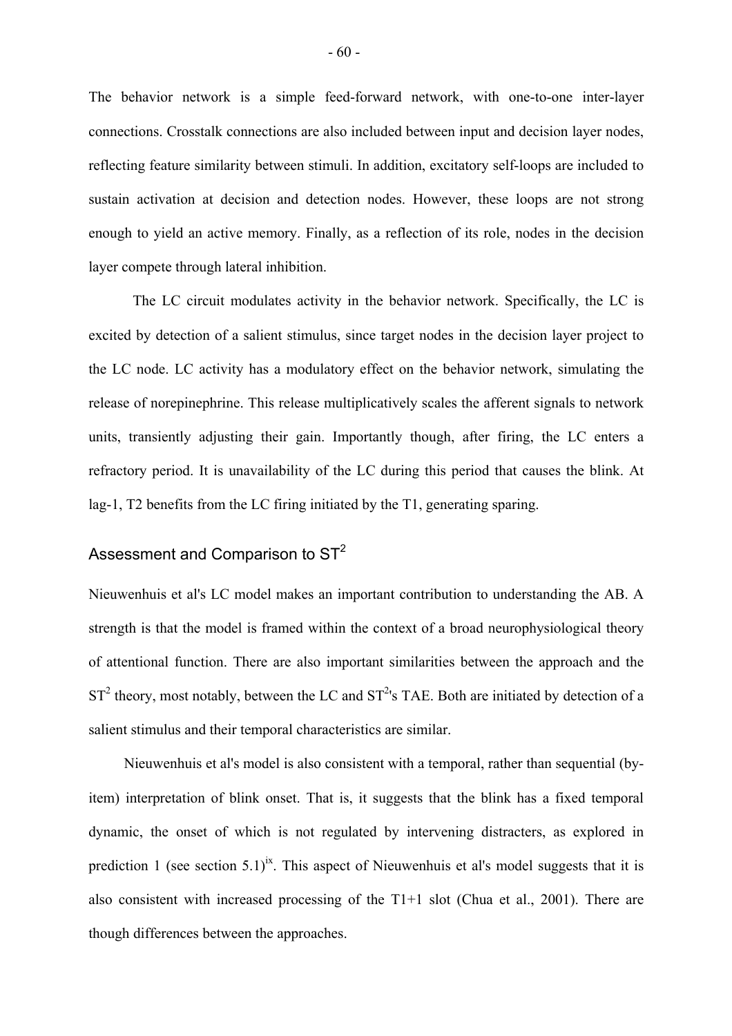The behavior network is a simple feed-forward network, with one-to-one inter-layer connections. Crosstalk connections are also included between input and decision layer nodes, reflecting feature similarity between stimuli. In addition, excitatory self-loops are included to sustain activation at decision and detection nodes. However, these loops are not strong enough to yield an active memory. Finally, as a reflection of its role, nodes in the decision layer compete through lateral inhibition.

The LC circuit modulates activity in the behavior network. Specifically, the LC is excited by detection of a salient stimulus, since target nodes in the decision layer project to the LC node. LC activity has a modulatory effect on the behavior network, simulating the release of norepinephrine. This release multiplicatively scales the afferent signals to network units, transiently adjusting their gain. Importantly though, after firing, the LC enters a refractory period. It is unavailability of the LC during this period that causes the blink. At lag-1, T2 benefits from the LC firing initiated by the T1, generating sparing.

## Assessment and Comparison to $ST^2$

Nieuwenhuis et al's LC model makes an important contribution to understanding the AB. A strength is that the model is framed within the context of a broad neurophysiological theory of attentional function. There are also important similarities between the approach and the $ST^2$ theory, most notably, between the LC and $ST^2$'s TAE. Both are initiated by detection of a salient stimulus and their temporal characteristics are similar.

Nieuwenhuis et al's model is also consistent with a temporal, rather than sequential (by-item) interpretation of blink onset. That is, it suggests that the blink has a fixed temporal dynamic, the onset of which is not regulated by intervening distracters, as explored in prediction 1 (see section 5.1)[ix]. This aspect of Nieuwenhuis et al's model suggests that it is also consistent with increased processing of the T1+1 slot (Chua et al., 2001). There are though differences between the approaches.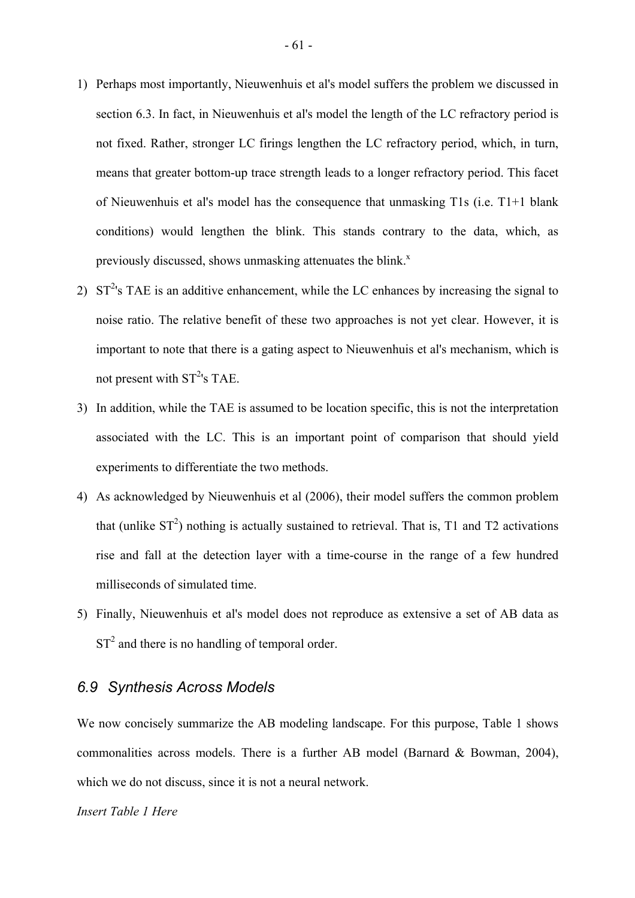1) Perhaps most importantly, Nieuwenhuis et al's model suffers the problem we discussed in section 6.3. In fact, in Nieuwenhuis et al's model the length of the LC refractory period is not fixed. Rather, stronger LC firings lengthen the LC refractory period, which, in turn, means that greater bottom-up trace strength leads to a longer refractory period. This facet of Nieuwenhuis et al's model has the consequence that unmasking T1s (i.e. T1+1 blank conditions) would lengthen the blink. This stands contrary to the data, which, as previously discussed, shows unmasking attenuates the blink.[x]

2) $ST^2$'s TAE is an additive enhancement, while the LC enhances by increasing the signal to noise ratio. The relative benefit of these two approaches is not yet clear. However, it is important to note that there is a gating aspect to Nieuwenhuis et al's mechanism, which is not present with $ST^2$'s TAE.

3) In addition, while the TAE is assumed to be location specific, this is not the interpretation associated with the LC. This is an important point of comparison that should yield experiments to differentiate the two methods.

4) As acknowledged by Nieuwenhuis et al (2006), their model suffers the common problem that (unlike $ST^2$) nothing is actually sustained to retrieval. That is, T1 and T2 activations rise and fall at the detection layer with a time-course in the range of a few hundred milliseconds of simulated time.

5) Finally, Nieuwenhuis et al's model does not reproduce as extensive a set of AB data as $ST^2$ and there is no handling of temporal order.

## *6.9 Synthesis Across Models*

We now concisely summarize the AB modeling landscape. For this purpose, Table 1 shows commonalities across models. There is a further AB model (Barnard & Bowman, 2004), which we do not discuss, since it is not a neural network.

*Insert Table 1 Here*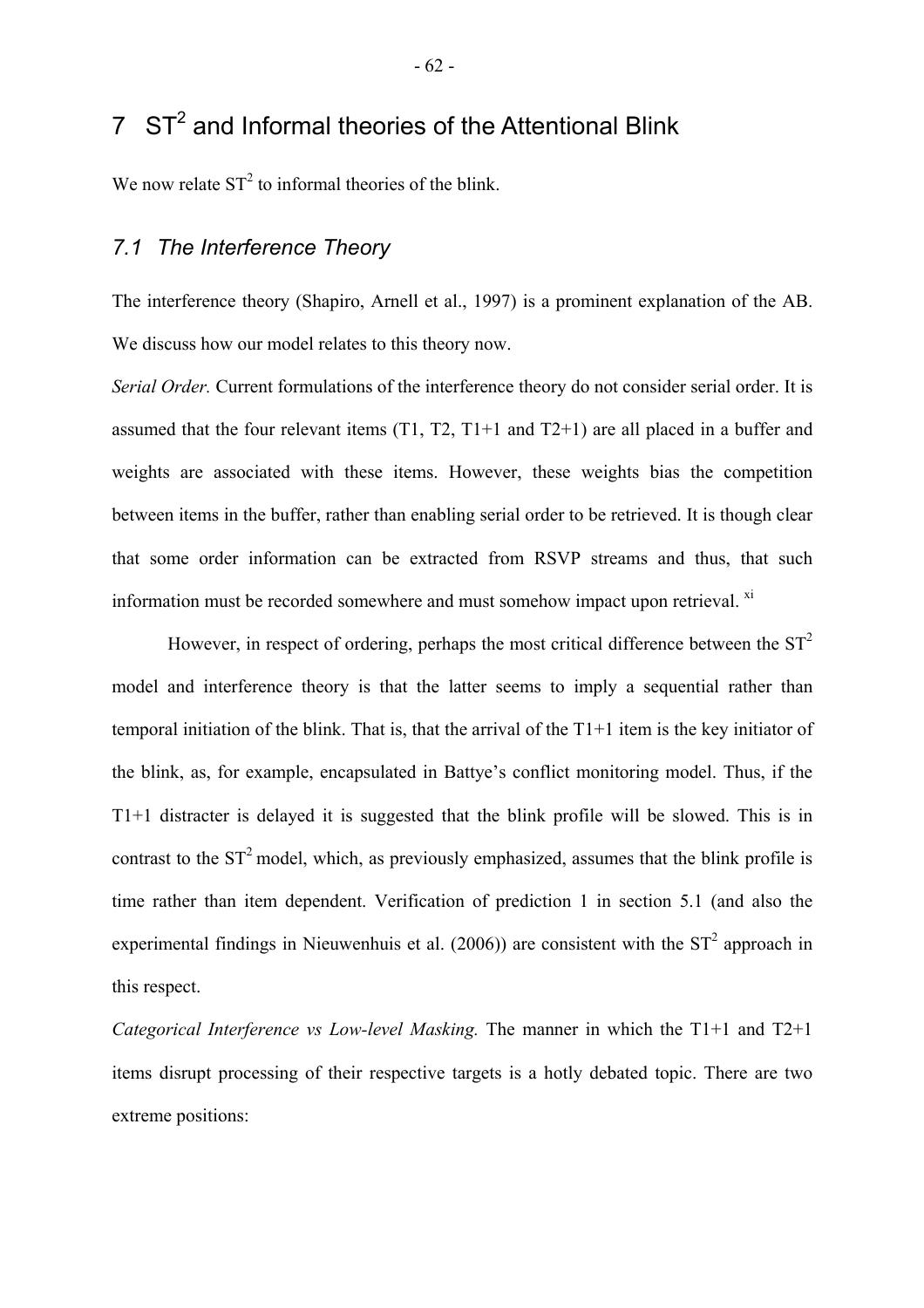# 7 $ST^2$ and Informal theories of the Attentional Blink

We now relate $ST^2$ to informal theories of the blink.

## 7.1 The Interference Theory

The interference theory (Shapiro, Arnell et al., 1997) is a prominent explanation of the AB. We discuss how our model relates to this theory now.

*Serial Order.* Current formulations of the interference theory do not consider serial order. It is assumed that the four relevant items (T1, T2, T1+1 and T2+1) are all placed in a buffer and weights are associated with these items. However, these weights bias the competition between items in the buffer, rather than enabling serial order to be retrieved. It is though clear that some order information can be extracted from RSVP streams and thus, that such information must be recorded somewhere and must somehow impact upon retrieval. [xi]

However, in respect of ordering, perhaps the most critical difference between the $ST^2$ model and interference theory is that the latter seems to imply a sequential rather than temporal initiation of the blink. That is, that the arrival of the T1+1 item is the key initiator of the blink, as, for example, encapsulated in Battye's conflict monitoring model. Thus, if the T1+1 distracter is delayed it is suggested that the blink profile will be slowed. This is in contrast to the $ST^2$ model, which, as previously emphasized, assumes that the blink profile is time rather than item dependent. Verification of prediction 1 in section 5.1 (and also the experimental findings in Nieuwenhuis et al. (2006)) are consistent with the $ST^2$ approach in this respect.

*Categorical Interference vs Low-level Masking.* The manner in which the T1+1 and T2+1 items disrupt processing of their respective targets is a hotly debated topic. There are two extreme positions: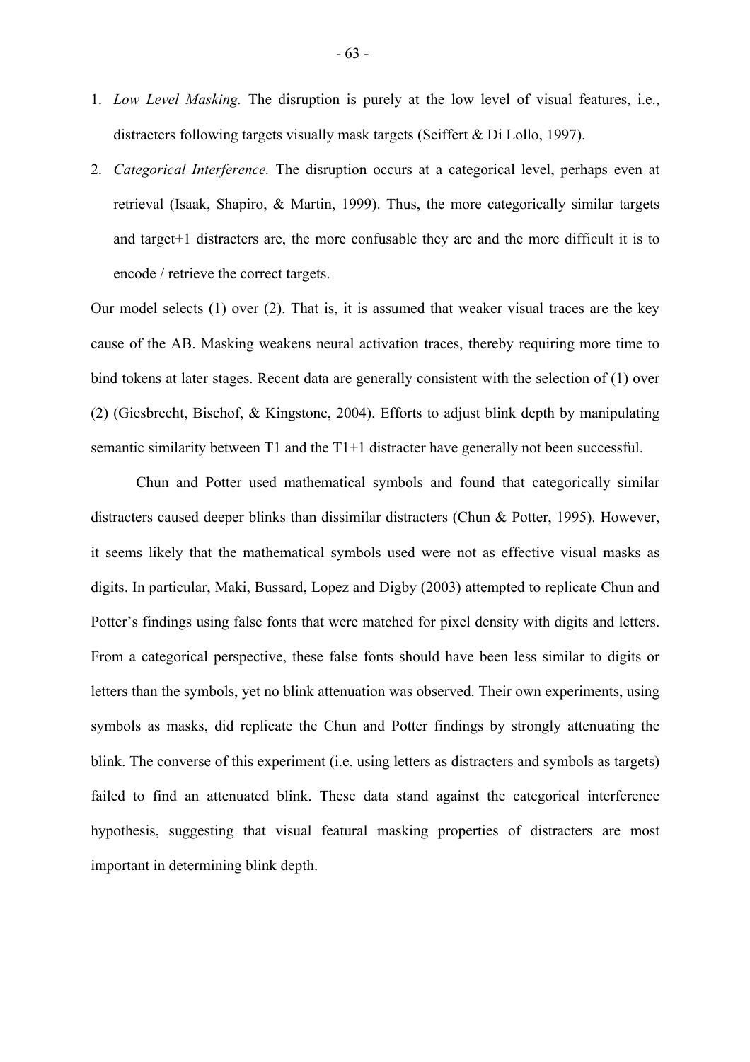1. *Low Level Masking.* The disruption is purely at the low level of visual features, i.e., distracters following targets visually mask targets (Seiffert & Di Lollo, 1997).
2. *Categorical Interference.* The disruption occurs at a categorical level, perhaps even at retrieval (Isaak, Shapiro, & Martin, 1999). Thus, the more categorically similar targets and target+1 distracters are, the more confusable they are and the more difficult it is to encode / retrieve the correct targets.

Our model selects (1) over (2). That is, it is assumed that weaker visual traces are the key cause of the AB. Masking weakens neural activation traces, thereby requiring more time to bind tokens at later stages. Recent data are generally consistent with the selection of (1) over (2) (Giesbrecht, Bischof, & Kingstone, 2004). Efforts to adjust blink depth by manipulating semantic similarity between T1 and the T1+1 distracter have generally not been successful.

Chun and Potter used mathematical symbols and found that categorically similar distracters caused deeper blinks than dissimilar distracters (Chun & Potter, 1995). However, it seems likely that the mathematical symbols used were not as effective visual masks as digits. In particular, Maki, Bussard, Lopez and Digby (2003) attempted to replicate Chun and Potter's findings using false fonts that were matched for pixel density with digits and letters. From a categorical perspective, these false fonts should have been less similar to digits or letters than the symbols, yet no blink attenuation was observed. Their own experiments, using symbols as masks, did replicate the Chun and Potter findings by strongly attenuating the blink. The converse of this experiment (i.e. using letters as distracters and symbols as targets) failed to find an attenuated blink. These data stand against the categorical interference hypothesis, suggesting that visual featural masking properties of distracters are most important in determining blink depth.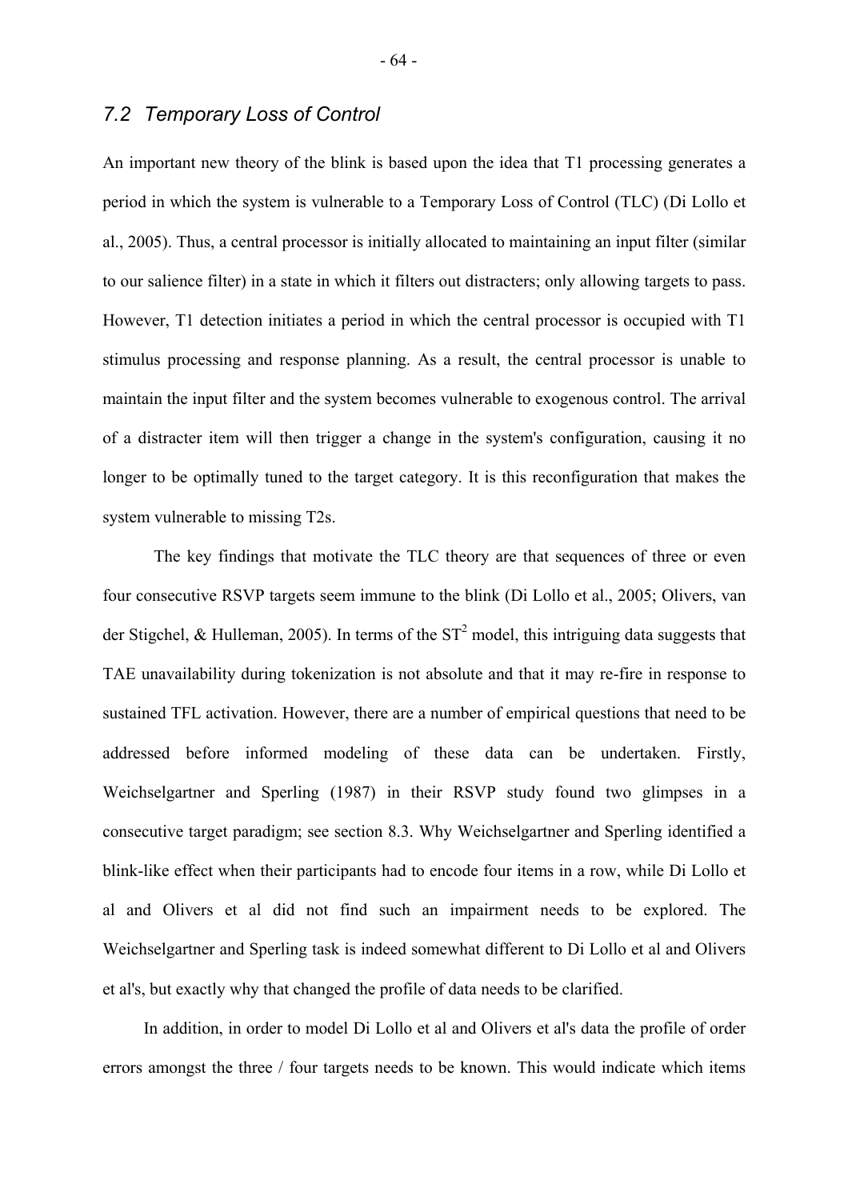## 7.2 Temporary Loss of Control

An important new theory of the blink is based upon the idea that T1 processing generates a period in which the system is vulnerable to a Temporary Loss of Control (TLC) (Di Lollo et al., 2005). Thus, a central processor is initially allocated to maintaining an input filter (similar to our salience filter) in a state in which it filters out distracters; only allowing targets to pass. However, T1 detection initiates a period in which the central processor is occupied with T1 stimulus processing and response planning. As a result, the central processor is unable to maintain the input filter and the system becomes vulnerable to exogenous control. The arrival of a distracter item will then trigger a change in the system's configuration, causing it no longer to be optimally tuned to the target category. It is this reconfiguration that makes the system vulnerable to missing T2s.

The key findings that motivate the TLC theory are that sequences of three or even four consecutive RSVP targets seem immune to the blink (Di Lollo et al., 2005; Olivers, van der Stigchel, & Hulleman, 2005). In terms of the $ST^2$ model, this intriguing data suggests that TAE unavailability during tokenization is not absolute and that it may re-fire in response to sustained TFL activation. However, there are a number of empirical questions that need to be addressed before informed modeling of these data can be undertaken. Firstly, Weichselgartner and Sperling (1987) in their RSVP study found two glimpses in a consecutive target paradigm; see section 8.3. Why Weichselgartner and Sperling identified a blink-like effect when their participants had to encode four items in a row, while Di Lollo et al and Olivers et al did not find such an impairment needs to be explored. The Weichselgartner and Sperling task is indeed somewhat different to Di Lollo et al and Olivers et al's, but exactly why that changed the profile of data needs to be clarified.

In addition, in order to model Di Lollo et al and Olivers et al's data the profile of order errors amongst the three / four targets needs to be known. This would indicate which items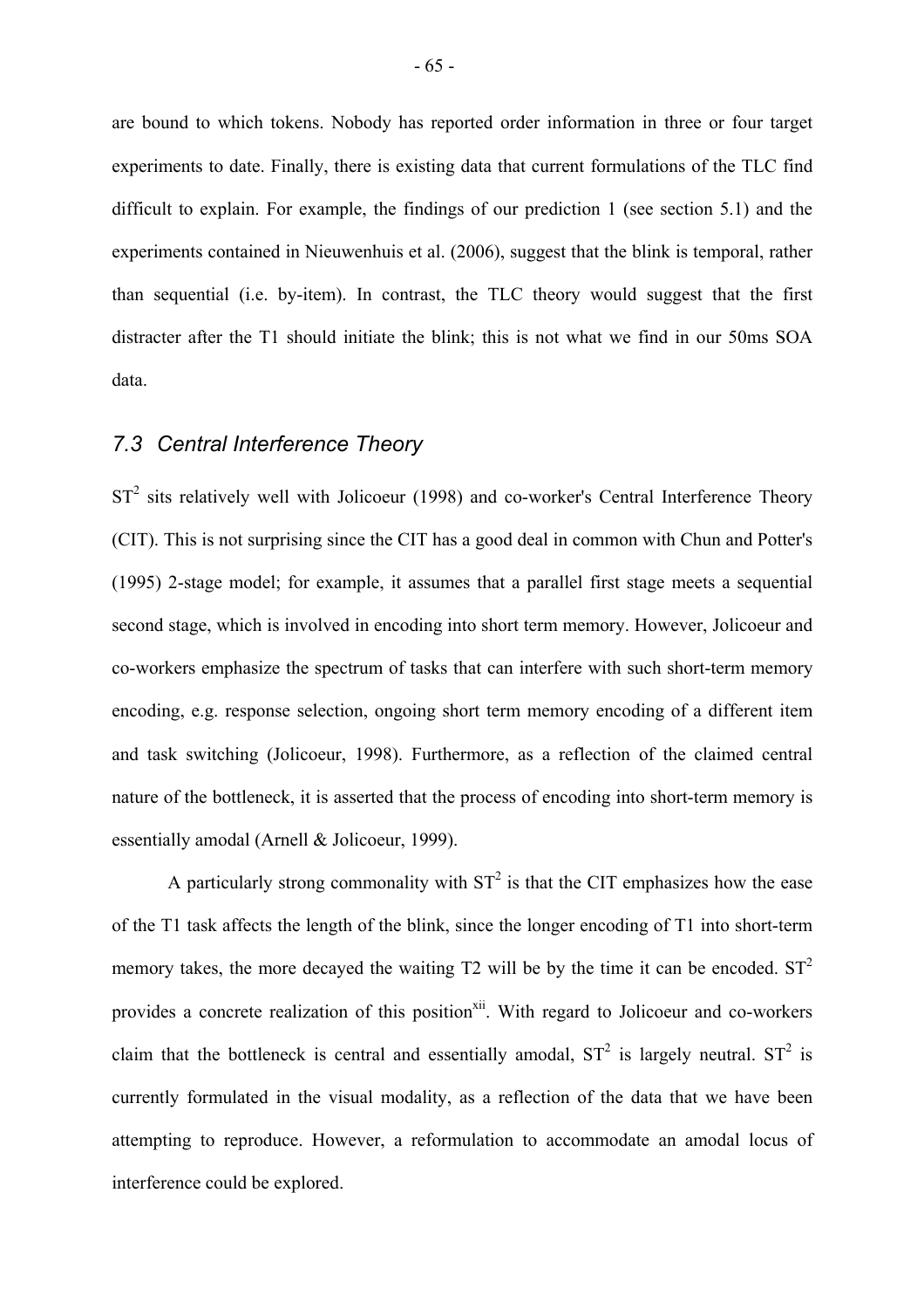are bound to which tokens. Nobody has reported order information in three or four target experiments to date. Finally, there is existing data that current formulations of the TLC find difficult to explain. For example, the findings of our prediction 1 (see section 5.1) and the experiments contained in Nieuwenhuis et al. (2006), suggest that the blink is temporal, rather than sequential (i.e. by-item). In contrast, the TLC theory would suggest that the first distracter after the T1 should initiate the blink; this is not what we find in our 50ms SOA data.

### *7.3 Central Interference Theory*

$ST^2$ sits relatively well with Jolicoeur (1998) and co-worker's Central Interference Theory (CIT). This is not surprising since the CIT has a good deal in common with Chun and Potter's (1995) 2-stage model; for example, it assumes that a parallel first stage meets a sequential second stage, which is involved in encoding into short term memory. However, Jolicoeur and co-workers emphasize the spectrum of tasks that can interfere with such short-term memory encoding, e.g. response selection, ongoing short term memory encoding of a different item and task switching (Jolicoeur, 1998). Furthermore, as a reflection of the claimed central nature of the bottleneck, it is asserted that the process of encoding into short-term memory is essentially amodal (Arnell & Jolicoeur, 1999).

A particularly strong commonality with $ST^2$ is that the CIT emphasizes how the ease of the T1 task affects the length of the blink, since the longer encoding of T1 into short-term memory takes, the more decayed the waiting T2 will be by the time it can be encoded. $ST^2$ provides a concrete realization of this position[xii]. With regard to Jolicoeur and co-workers claim that the bottleneck is central and essentially amodal, $ST^2$ is largely neutral. $ST^2$ is currently formulated in the visual modality, as a reflection of the data that we have been attempting to reproduce. However, a reformulation to accommodate an amodal locus of interference could be explored.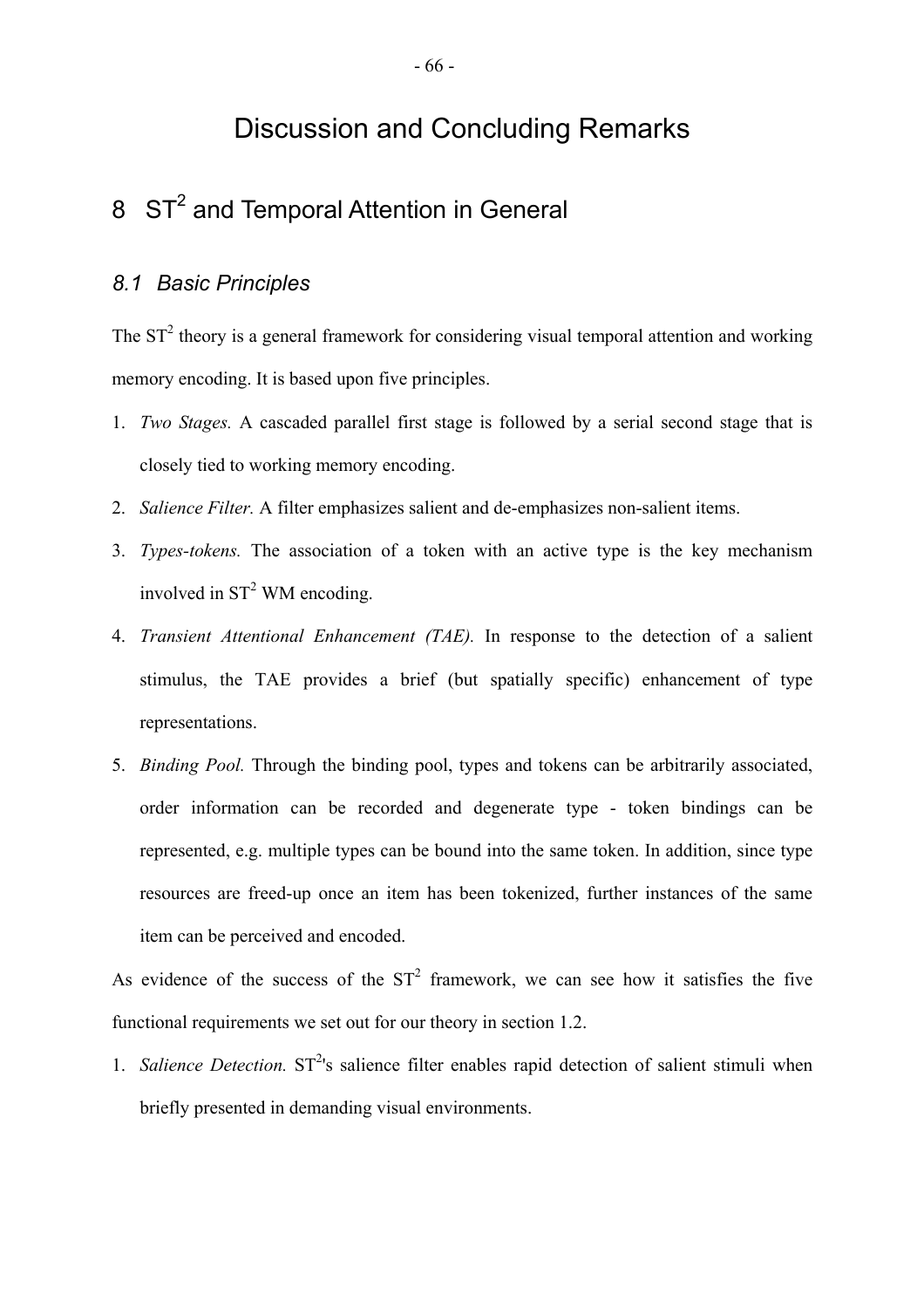# Discussion and Concluding Remarks

## 8 $ST^2$ and Temporal Attention in General

### 8.1 Basic Principles

The $ST^2$ theory is a general framework for considering visual temporal attention and working memory encoding. It is based upon five principles.

1. *Two Stages.* A cascaded parallel first stage is followed by a serial second stage that is closely tied to working memory encoding.
2. *Salience Filter.* A filter emphasizes salient and de-emphasizes non-salient items.
3. *Types-tokens.* The association of a token with an active type is the key mechanism involved in $ST^2$ WM encoding.
4. *Transient Attentional Enhancement (TAE).* In response to the detection of a salient stimulus, the TAE provides a brief (but spatially specific) enhancement of type representations.
5. *Binding Pool.* Through the binding pool, types and tokens can be arbitrarily associated, order information can be recorded and degenerate type - token bindings can be represented, e.g. multiple types can be bound into the same token. In addition, since type resources are freed-up once an item has been tokenized, further instances of the same item can be perceived and encoded.

As evidence of the success of the $ST^2$ framework, we can see how it satisfies the five functional requirements we set out for our theory in section 1.2.

1. *Salience Detection.* $ST^2$'s salience filter enables rapid detection of salient stimuli when briefly presented in demanding visual environments.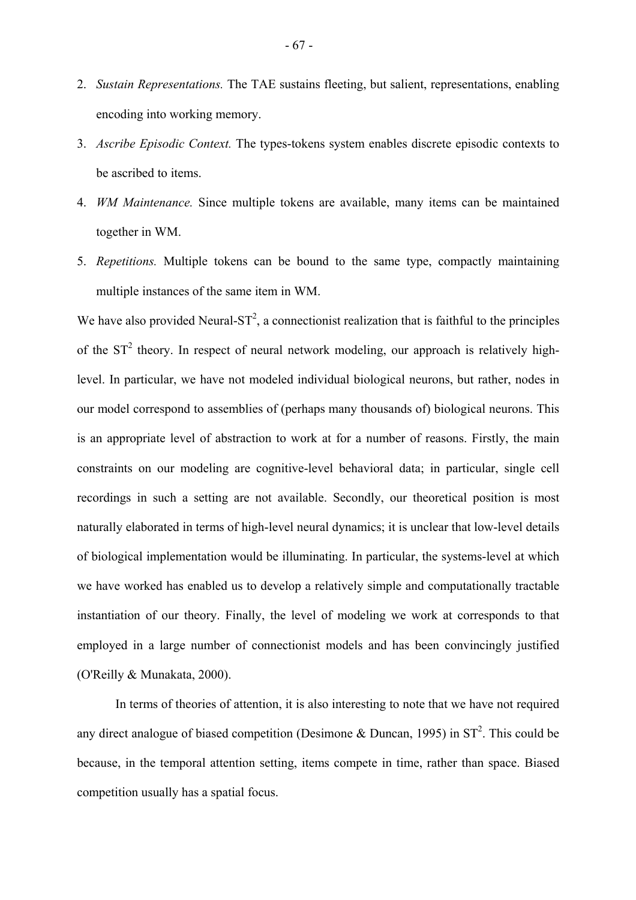2. *Sustain Representations.* The TAE sustains fleeting, but salient, representations, enabling encoding into working memory.
3. *Ascribe Episodic Context.* The types-tokens system enables discrete episodic contexts to be ascribed to items.
4. *WM Maintenance.* Since multiple tokens are available, many items can be maintained together in WM.
5. *Repetitions.* Multiple tokens can be bound to the same type, compactly maintaining multiple instances of the same item in WM.

We have also provided Neural-$ST^2$, a connectionist realization that is faithful to the principles of the $ST^2$ theory. In respect of neural network modeling, our approach is relatively high-level. In particular, we have not modeled individual biological neurons, but rather, nodes in our model correspond to assemblies of (perhaps many thousands of) biological neurons. This is an appropriate level of abstraction to work at for a number of reasons. Firstly, the main constraints on our modeling are cognitive-level behavioral data; in particular, single cell recordings in such a setting are not available. Secondly, our theoretical position is most naturally elaborated in terms of high-level neural dynamics; it is unclear that low-level details of biological implementation would be illuminating. In particular, the systems-level at which we have worked has enabled us to develop a relatively simple and computationally tractable instantiation of our theory. Finally, the level of modeling we work at corresponds to that employed in a large number of connectionist models and has been convincingly justified (O'Reilly & Munakata, 2000).

In terms of theories of attention, it is also interesting to note that we have not required any direct analogue of biased competition (Desimone & Duncan, 1995) in $ST^2$. This could be because, in the temporal attention setting, items compete in time, rather than space. Biased competition usually has a spatial focus.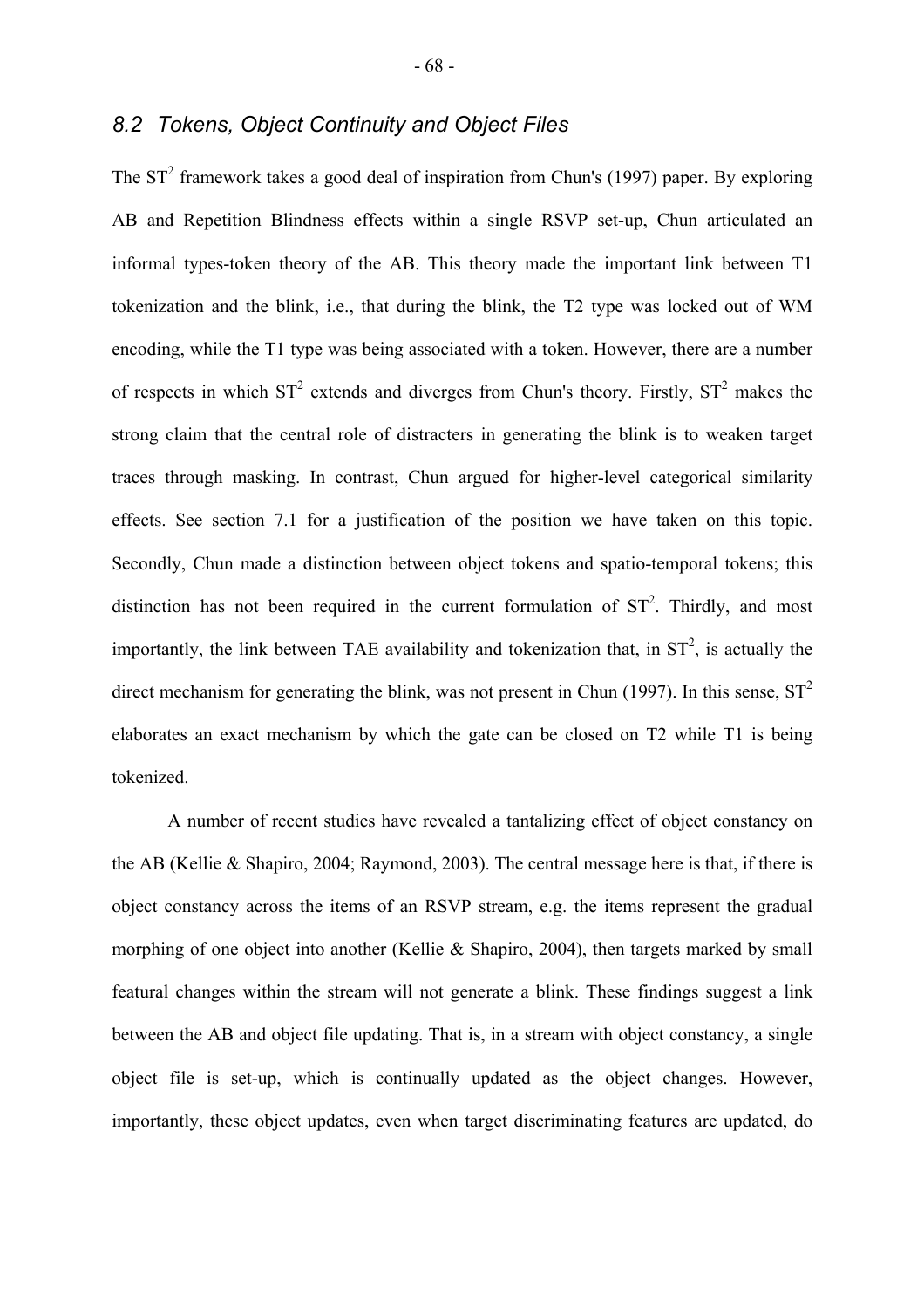## 8.2 Tokens, Object Continuity and Object Files

The $ST^2$ framework takes a good deal of inspiration from Chun's (1997) paper. By exploring AB and Repetition Blindness effects within a single RSVP set-up, Chun articulated an informal types-token theory of the AB. This theory made the important link between T1 tokenization and the blink, i.e., that during the blink, the T2 type was locked out of WM encoding, while the T1 type was being associated with a token. However, there are a number of respects in which $ST^2$ extends and diverges from Chun's theory. Firstly, $ST^2$ makes the strong claim that the central role of distracters in generating the blink is to weaken target traces through masking. In contrast, Chun argued for higher-level categorical similarity effects. See section 7.1 for a justification of the position we have taken on this topic. Secondly, Chun made a distinction between object tokens and spatio-temporal tokens; this distinction has not been required in the current formulation of $ST^2$. Thirdly, and most importantly, the link between TAE availability and tokenization that, in $ST^2$, is actually the direct mechanism for generating the blink, was not present in Chun (1997). In this sense, $ST^2$ elaborates an exact mechanism by which the gate can be closed on T2 while T1 is being tokenized.

A number of recent studies have revealed a tantalizing effect of object constancy on the AB (Kellie & Shapiro, 2004; Raymond, 2003). The central message here is that, if there is object constancy across the items of an RSVP stream, e.g. the items represent the gradual morphing of one object into another (Kellie & Shapiro, 2004), then targets marked by small featural changes within the stream will not generate a blink. These findings suggest a link between the AB and object file updating. That is, in a stream with object constancy, a single object file is set-up, which is continually updated as the object changes. However, importantly, these object updates, even when target discriminating features are updated, do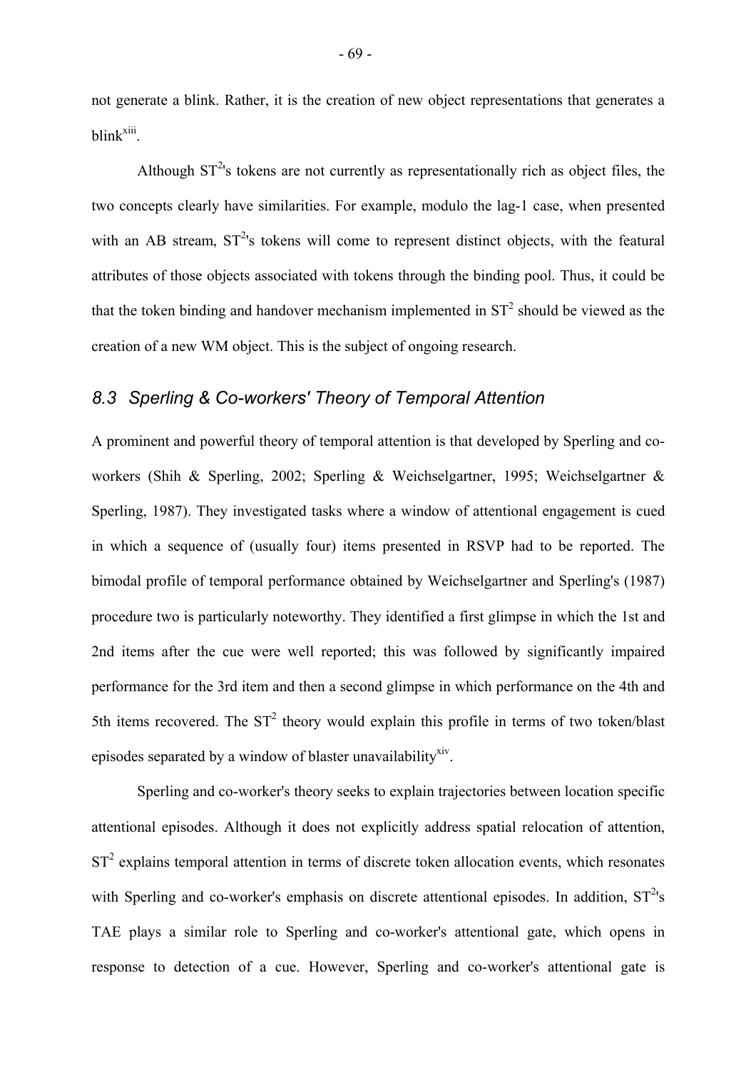not generate a blink. Rather, it is the creation of new object representations that generates a blink[xiii].

Although $ST^2$'s tokens are not currently as representationally rich as object files, the two concepts clearly have similarities. For example, modulo the lag-1 case, when presented with an AB stream, $ST^2$'s tokens will come to represent distinct objects, with the featural attributes of those objects associated with tokens through the binding pool. Thus, it could be that the token binding and handover mechanism implemented in $ST^2$ should be viewed as the creation of a new WM object. This is the subject of ongoing research.

### *8.3 Sperling & Co-workers' Theory of Temporal Attention*

A prominent and powerful theory of temporal attention is that developed by Sperling and co-workers (Shih & Sperling, 2002; Sperling & Weichselgartner, 1995; Weichselgartner & Sperling, 1987). They investigated tasks where a window of attentional engagement is cued in which a sequence of (usually four) items presented in RSVP had to be reported. The bimodal profile of temporal performance obtained by Weichselgartner and Sperling's (1987) procedure two is particularly noteworthy. They identified a first glimpse in which the 1st and 2nd items after the cue were well reported; this was followed by significantly impaired performance for the 3rd item and then a second glimpse in which performance on the 4th and 5th items recovered. The $ST^2$ theory would explain this profile in terms of two token/blast episodes separated by a window of blaster unavailability[xiv].

Sperling and co-worker's theory seeks to explain trajectories between location specific attentional episodes. Although it does not explicitly address spatial relocation of attention, $ST^2$ explains temporal attention in terms of discrete token allocation events, which resonates with Sperling and co-worker's emphasis on discrete attentional episodes. In addition, $ST^2$'s TAE plays a similar role to Sperling and co-worker's attentional gate, which opens in response to detection of a cue. However, Sperling and co-worker's attentional gate is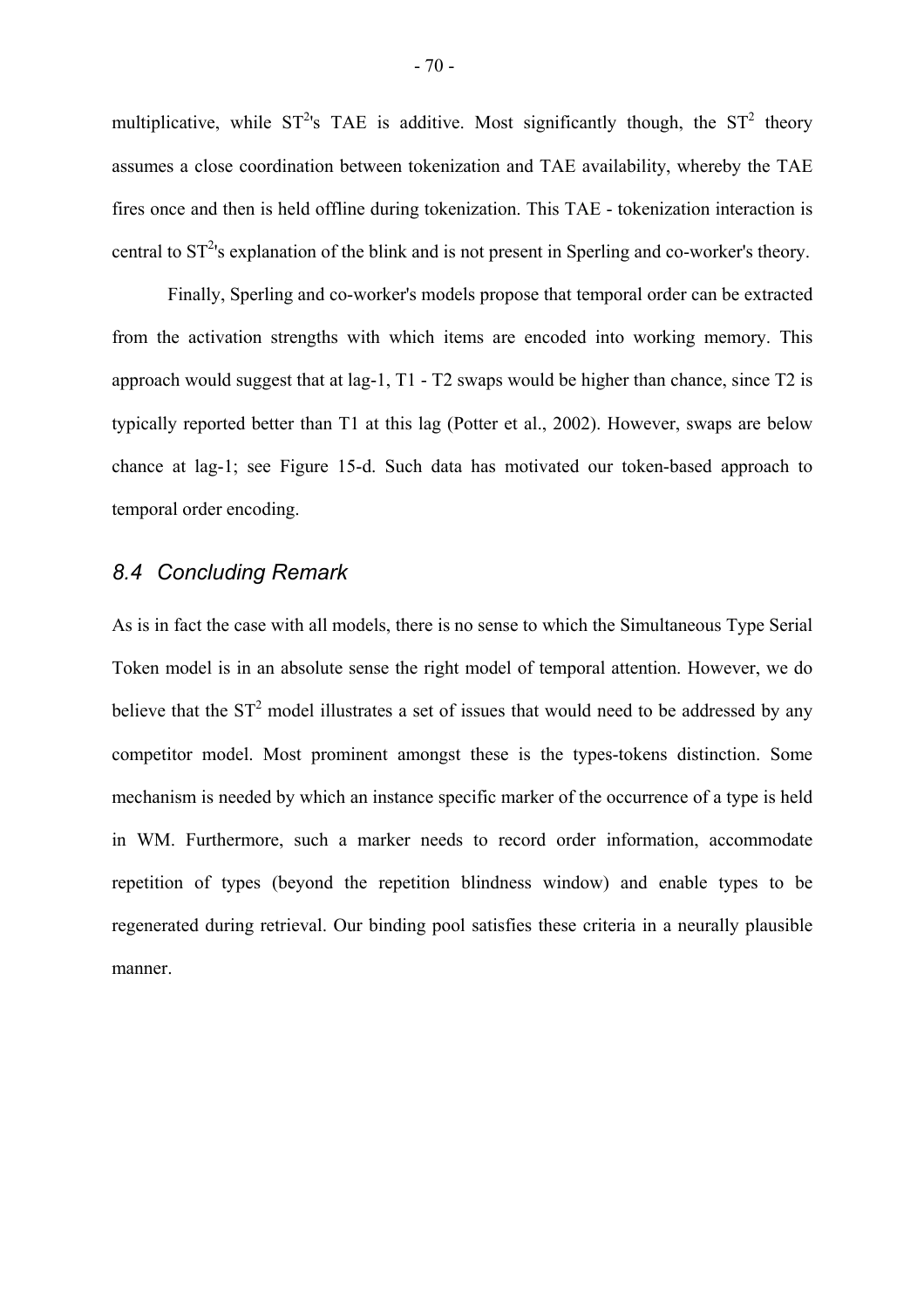multiplicative, while $ST^2$'s TAE is additive. Most significantly though, the $ST^2$ theory assumes a close coordination between tokenization and TAE availability, whereby the TAE fires once and then is held offline during tokenization. This TAE - tokenization interaction is central to $ST^2$'s explanation of the blink and is not present in Sperling and co-worker's theory.

Finally, Sperling and co-worker's models propose that temporal order can be extracted from the activation strengths with which items are encoded into working memory. This approach would suggest that at lag-1, T1 - T2 swaps would be higher than chance, since T2 is typically reported better than T1 at this lag (Potter et al., 2002). However, swaps are below chance at lag-1; see Figure 15-d. Such data has motivated our token-based approach to temporal order encoding.

## *8.4 Concluding Remark*

As is in fact the case with all models, there is no sense to which the Simultaneous Type Serial Token model is in an absolute sense the right model of temporal attention. However, we do believe that the $ST^2$ model illustrates a set of issues that would need to be addressed by any competitor model. Most prominent amongst these is the types-tokens distinction. Some mechanism is needed by which an instance specific marker of the occurrence of a type is held in WM. Furthermore, such a marker needs to record order information, accommodate repetition of types (beyond the repetition blindness window) and enable types to be regenerated during retrieval. Our binding pool satisfies these criteria in a neurally plausible manner.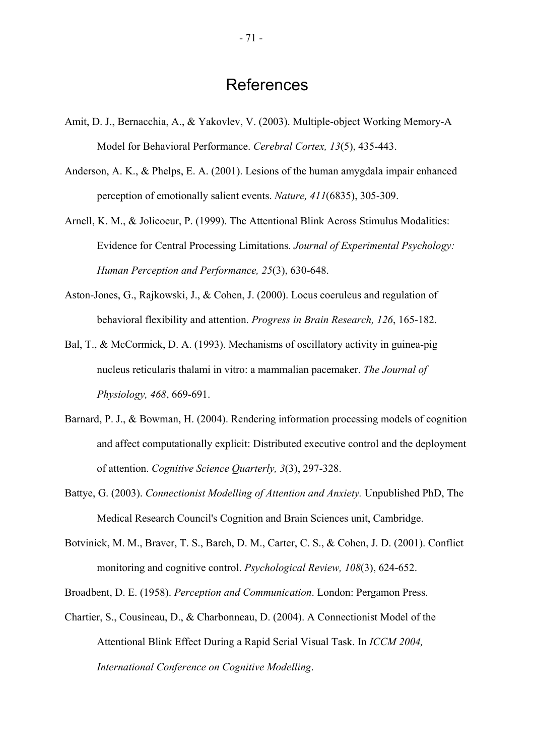# References

Amit, D. J., Bernacchia, A., & Yakovlev, V. (2003). Multiple-object Working Memory-A Model for Behavioral Performance. *Cerebral Cortex, 13*(5), 435-443.

Anderson, A. K., & Phelps, E. A. (2001). Lesions of the human amygdala impair enhanced perception of emotionally salient events. *Nature, 411*(6835), 305-309.

Arnell, K. M., & Jolicoeur, P. (1999). The Attentional Blink Across Stimulus Modalities: Evidence for Central Processing Limitations. *Journal of Experimental Psychology: Human Perception and Performance, 25*(3), 630-648.

Aston-Jones, G., Rajkowski, J., & Cohen, J. (2000). Locus coeruleus and regulation of behavioral flexibility and attention. *Progress in Brain Research, 126*, 165-182.

Bal, T., & McCormick, D. A. (1993). Mechanisms of oscillatory activity in guinea-pig nucleus reticularis thalami in vitro: a mammalian pacemaker. *The Journal of Physiology, 468*, 669-691.

Barnard, P. J., & Bowman, H. (2004). Rendering information processing models of cognition and affect computationally explicit: Distributed executive control and the deployment of attention. *Cognitive Science Quarterly, 3*(3), 297-328.

Battye, G. (2003). *Connectionist Modelling of Attention and Anxiety.* Unpublished PhD, The Medical Research Council's Cognition and Brain Sciences unit, Cambridge.

Botvinick, M. M., Braver, T. S., Barch, D. M., Carter, C. S., & Cohen, J. D. (2001). Conflict monitoring and cognitive control. *Psychological Review, 108*(3), 624-652.

Broadbent, D. E. (1958). *Perception and Communication*. London: Pergamon Press.

Chartier, S., Cousineau, D., & Charbonneau, D. (2004). A Connectionist Model of the Attentional Blink Effect During a Rapid Serial Visual Task. In *ICCM 2004, International Conference on Cognitive Modelling*.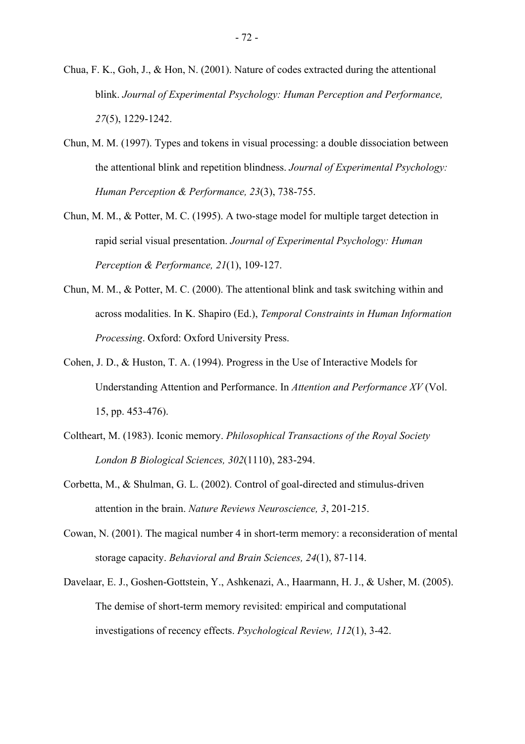Chua, F. K., Goh, J., & Hon, N. (2001). Nature of codes extracted during the attentional blink. *Journal of Experimental Psychology: Human Perception and Performance, 27*(5), 1229-1242.

Chun, M. M. (1997). Types and tokens in visual processing: a double dissociation between the attentional blink and repetition blindness. *Journal of Experimental Psychology: Human Perception & Performance, 23*(3), 738-755.

Chun, M. M., & Potter, M. C. (1995). A two-stage model for multiple target detection in rapid serial visual presentation. *Journal of Experimental Psychology: Human Perception & Performance, 21*(1), 109-127.

Chun, M. M., & Potter, M. C. (2000). The attentional blink and task switching within and across modalities. In K. Shapiro (Ed.), *Temporal Constraints in Human Information Processing*. Oxford: Oxford University Press.

Cohen, J. D., & Huston, T. A. (1994). Progress in the Use of Interactive Models for Understanding Attention and Performance. In *Attention and Performance XV* (Vol. 15, pp. 453-476).

Coltheart, M. (1983). Iconic memory. *Philosophical Transactions of the Royal Society London B Biological Sciences, 302*(1110), 283-294.

Corbetta, M., & Shulman, G. L. (2002). Control of goal-directed and stimulus-driven attention in the brain. *Nature Reviews Neuroscience, 3*, 201-215.

Cowan, N. (2001). The magical number 4 in short-term memory: a reconsideration of mental storage capacity. *Behavioral and Brain Sciences, 24*(1), 87-114.

Davelaar, E. J., Goshen-Gottstein, Y., Ashkenazi, A., Haarmann, H. J., & Usher, M. (2005). The demise of short-term memory revisited: empirical and computational investigations of recency effects. *Psychological Review, 112*(1), 3-42.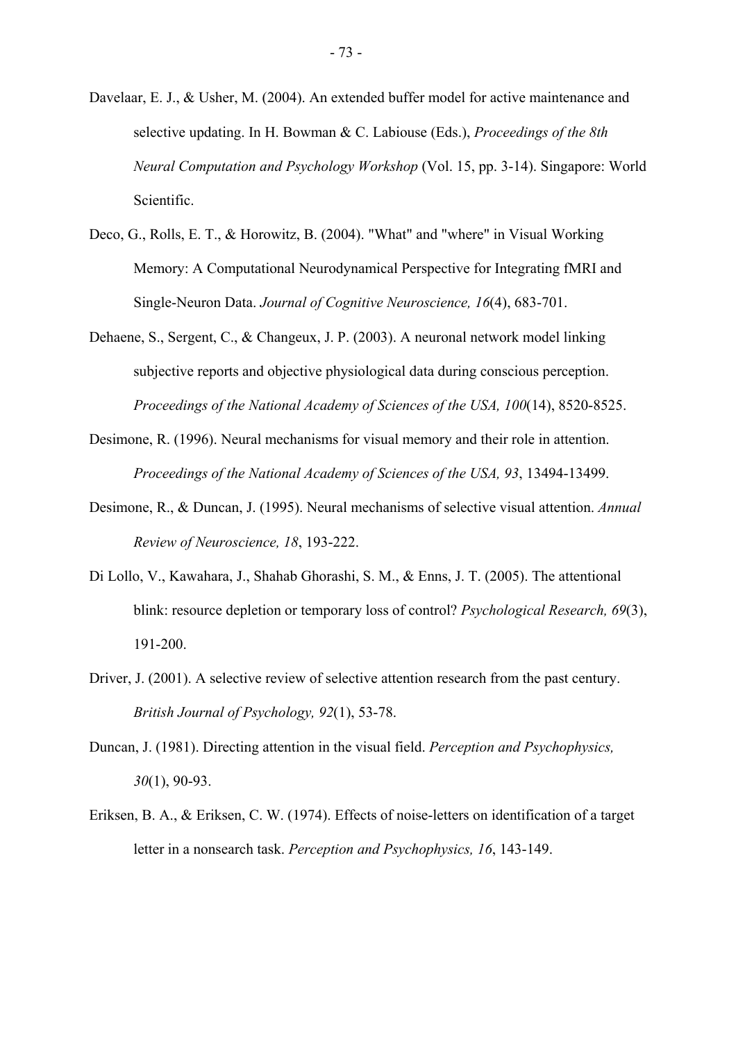Davelaar, E. J., & Usher, M. (2004). An extended buffer model for active maintenance and selective updating. In H. Bowman & C. Labiouse (Eds.), *Proceedings of the 8th Neural Computation and Psychology Workshop* (Vol. 15, pp. 3-14). Singapore: World Scientific.

Deco, G., Rolls, E. T., & Horowitz, B. (2004). "What" and "where" in Visual Working Memory: A Computational Neurodynamical Perspective for Integrating fMRI and Single-Neuron Data. *Journal of Cognitive Neuroscience, 16*(4), 683-701.

Dehaene, S., Sergent, C., & Changeux, J. P. (2003). A neuronal network model linking subjective reports and objective physiological data during conscious perception. *Proceedings of the National Academy of Sciences of the USA, 100*(14), 8520-8525.

Desimone, R. (1996). Neural mechanisms for visual memory and their role in attention. *Proceedings of the National Academy of Sciences of the USA, 93*, 13494-13499.

Desimone, R., & Duncan, J. (1995). Neural mechanisms of selective visual attention. *Annual Review of Neuroscience, 18*, 193-222.

Di Lollo, V., Kawahara, J., Shahab Ghorashi, S. M., & Enns, J. T. (2005). The attentional blink: resource depletion or temporary loss of control? *Psychological Research, 69*(3), 191-200.

Driver, J. (2001). A selective review of selective attention research from the past century. *British Journal of Psychology, 92*(1), 53-78.

Duncan, J. (1981). Directing attention in the visual field. *Perception and Psychophysics, 30*(1), 90-93.

Eriksen, B. A., & Eriksen, C. W. (1974). Effects of noise-letters on identification of a target letter in a nonsearch task. *Perception and Psychophysics, 16*, 143-149.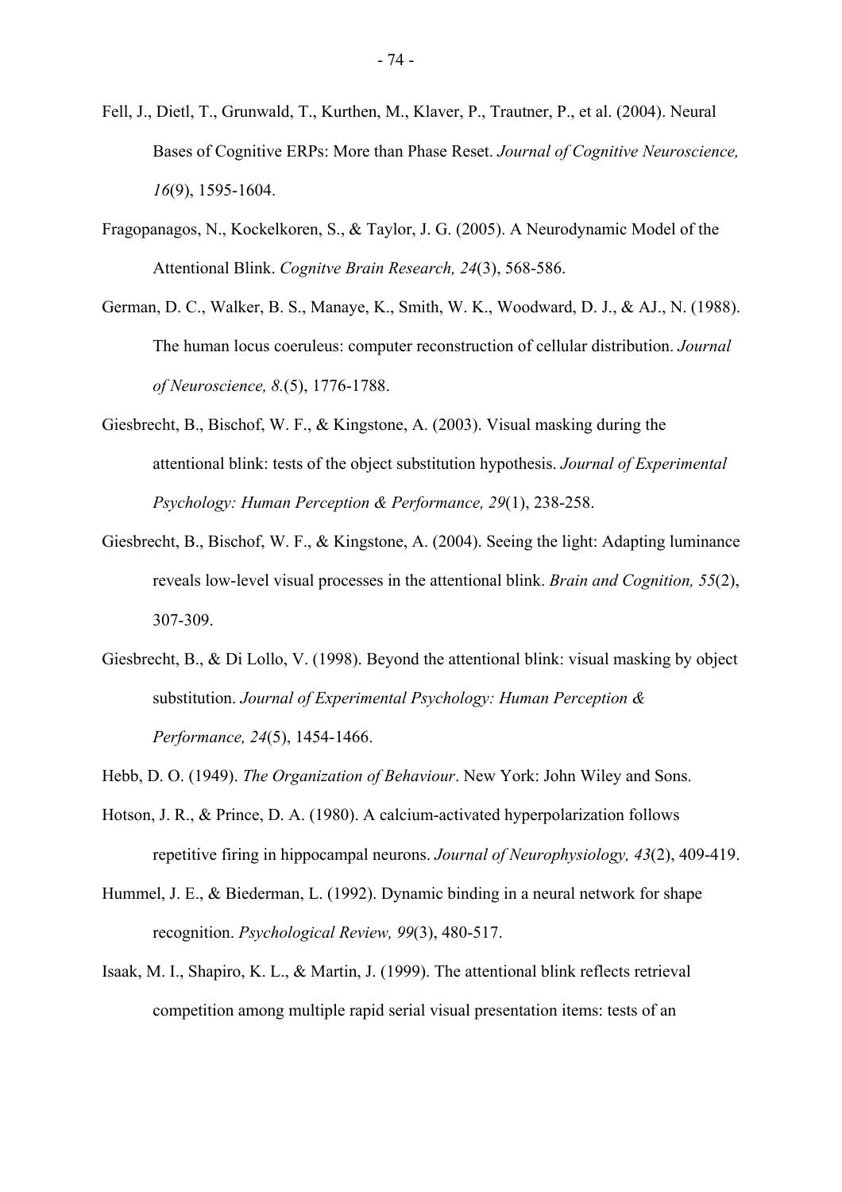Fell, J., Dietl, T., Grunwald, T., Kurthen, M., Klaver, P., Trautner, P., et al. (2004). Neural Bases of Cognitive ERPs: More than Phase Reset. *Journal of Cognitive Neuroscience, 16*(9), 1595-1604.

Fragopanagos, N., Kockelkoren, S., & Taylor, J. G. (2005). A Neurodynamic Model of the Attentional Blink. *Cognitve Brain Research, 24*(3), 568-586.

German, D. C., Walker, B. S., Manaye, K., Smith, W. K., Woodward, D. J., & AJ., N. (1988). The human locus coeruleus: computer reconstruction of cellular distribution. *Journal of Neuroscience, 8.*(5), 1776-1788.

Giesbrecht, B., Bischof, W. F., & Kingstone, A. (2003). Visual masking during the attentional blink: tests of the object substitution hypothesis. *Journal of Experimental Psychology: Human Perception & Performance, 29*(1), 238-258.

Giesbrecht, B., Bischof, W. F., & Kingstone, A. (2004). Seeing the light: Adapting luminance reveals low-level visual processes in the attentional blink. *Brain and Cognition, 55*(2), 307-309.

Giesbrecht, B., & Di Lollo, V. (1998). Beyond the attentional blink: visual masking by object substitution. *Journal of Experimental Psychology: Human Perception & Performance, 24*(5), 1454-1466.

Hebb, D. O. (1949). *The Organization of Behaviour*. New York: John Wiley and Sons.

Hotson, J. R., & Prince, D. A. (1980). A calcium-activated hyperpolarization follows repetitive firing in hippocampal neurons. *Journal of Neurophysiology, 43*(2), 409-419.

Hummel, J. E., & Biederman, L. (1992). Dynamic binding in a neural network for shape recognition. *Psychological Review, 99*(3), 480-517.

Isaak, M. I., Shapiro, K. L., & Martin, J. (1999). The attentional blink reflects retrieval competition among multiple rapid serial visual presentation items: tests of an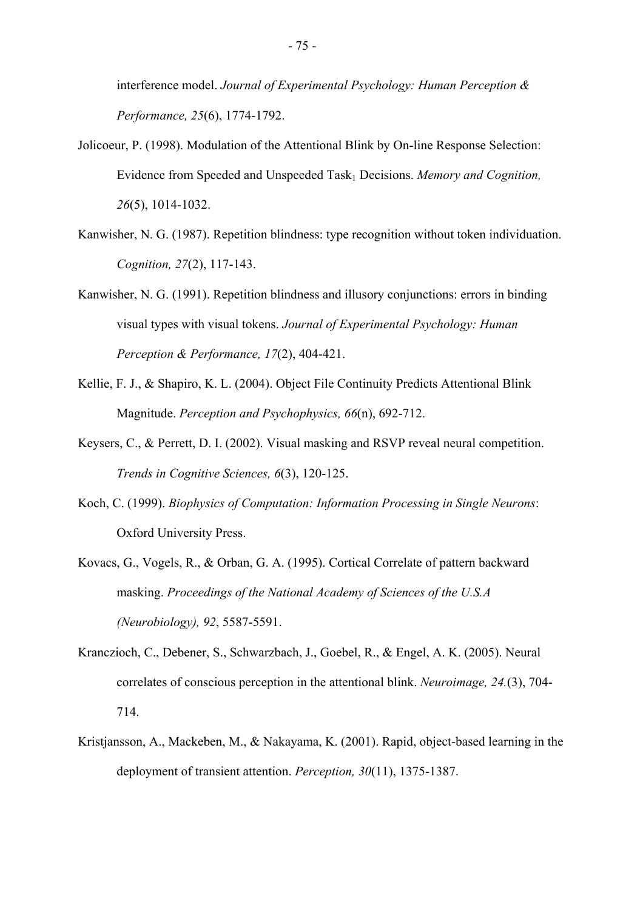interference model. *Journal of Experimental Psychology: Human Perception & Performance, 25*(6), 1774-1792.

Jolicoeur, P. (1998). Modulation of the Attentional Blink by On-line Response Selection: Evidence from Speeded and Unspeeded $\text{Task}_1$ Decisions. *Memory and Cognition, 26*(5), 1014-1032.

Kanwisher, N. G. (1987). Repetition blindness: type recognition without token individuation. *Cognition, 27*(2), 117-143.

Kanwisher, N. G. (1991). Repetition blindness and illusory conjunctions: errors in binding visual types with visual tokens. *Journal of Experimental Psychology: Human Perception & Performance, 17*(2), 404-421.

Kellie, F. J., & Shapiro, K. L. (2004). Object File Continuity Predicts Attentional Blink Magnitude. *Perception and Psychophysics, 66*(n), 692-712.

Keysers, C., & Perrett, D. I. (2002). Visual masking and RSVP reveal neural competition. *Trends in Cognitive Sciences, 6*(3), 120-125.

Koch, C. (1999). *Biophysics of Computation: Information Processing in Single Neurons*: Oxford University Press.

Kovacs, G., Vogels, R., & Orban, G. A. (1995). Cortical Correlate of pattern backward masking. *Proceedings of the National Academy of Sciences of the U.S.A (Neurobiology), 92*, 5587-5591.

Kranczioch, C., Debener, S., Schwarzbach, J., Goebel, R., & Engel, A. K. (2005). Neural correlates of conscious perception in the attentional blink. *Neuroimage, 24.*(3), 704-714.

Kristjansson, A., Mackeben, M., & Nakayama, K. (2001). Rapid, object-based learning in the deployment of transient attention. *Perception, 30*(11), 1375-1387.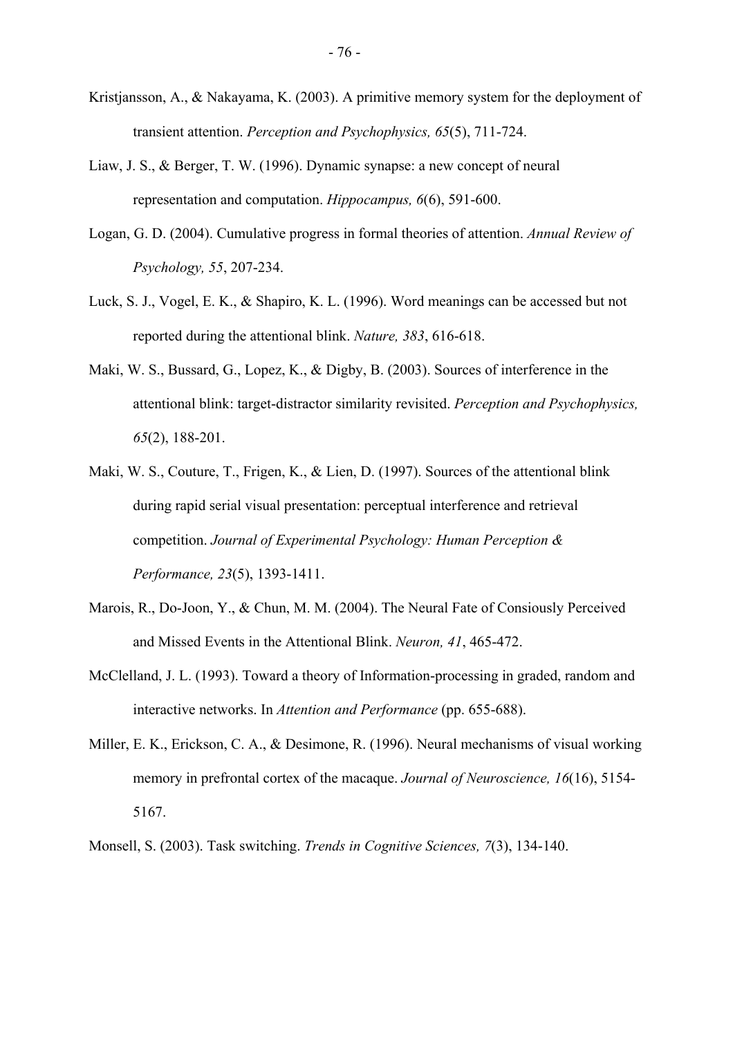Kristjansson, A., & Nakayama, K. (2003). A primitive memory system for the deployment of transient attention. *Perception and Psychophysics, 65*(5), 711-724.

Liaw, J. S., & Berger, T. W. (1996). Dynamic synapse: a new concept of neural representation and computation. *Hippocampus, 6*(6), 591-600.

Logan, G. D. (2004). Cumulative progress in formal theories of attention. *Annual Review of Psychology, 55*, 207-234.

Luck, S. J., Vogel, E. K., & Shapiro, K. L. (1996). Word meanings can be accessed but not reported during the attentional blink. *Nature, 383*, 616-618.

Maki, W. S., Bussard, G., Lopez, K., & Digby, B. (2003). Sources of interference in the attentional blink: target-distractor similarity revisited. *Perception and Psychophysics, 65*(2), 188-201.

Maki, W. S., Couture, T., Frigen, K., & Lien, D. (1997). Sources of the attentional blink during rapid serial visual presentation: perceptual interference and retrieval competition. *Journal of Experimental Psychology: Human Perception & Performance, 23*(5), 1393-1411.

Marois, R., Do-Joon, Y., & Chun, M. M. (2004). The Neural Fate of Consiously Perceived and Missed Events in the Attentional Blink. *Neuron, 41*, 465-472.

McClelland, J. L. (1993). Toward a theory of Information-processing in graded, random and interactive networks. In *Attention and Performance* (pp. 655-688).

Miller, E. K., Erickson, C. A., & Desimone, R. (1996). Neural mechanisms of visual working memory in prefrontal cortex of the macaque. *Journal of Neuroscience, 16*(16), 5154-5167.

Monsell, S. (2003). Task switching. *Trends in Cognitive Sciences, 7*(3), 134-140.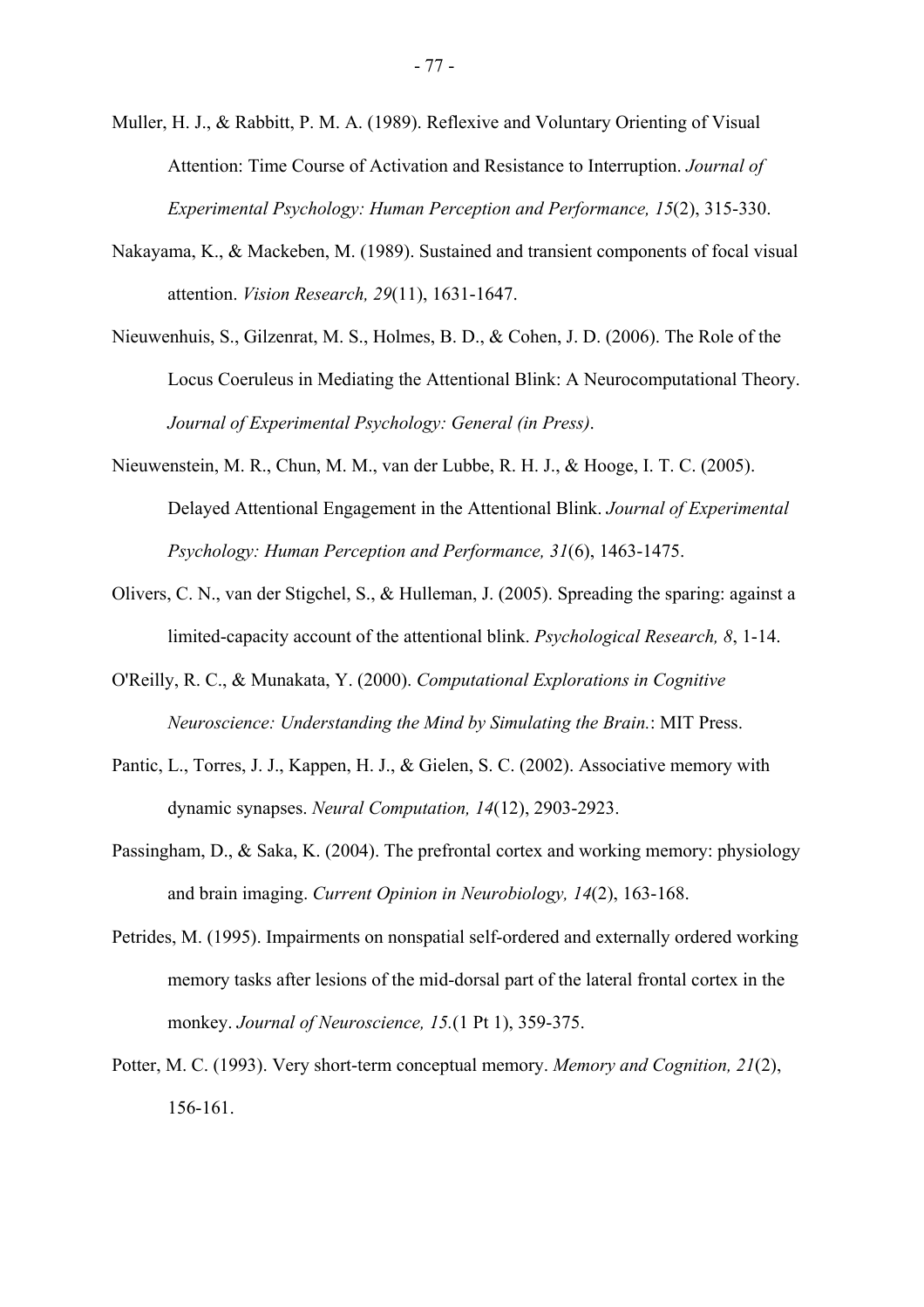Muller, H. J., & Rabbitt, P. M. A. (1989). Reflexive and Voluntary Orienting of Visual Attention: Time Course of Activation and Resistance to Interruption. *Journal of Experimental Psychology: Human Perception and Performance, 15*(2), 315-330.

Nakayama, K., & Mackeben, M. (1989). Sustained and transient components of focal visual attention. *Vision Research, 29*(11), 1631-1647.

Nieuwenhuis, S., Gilzenrat, M. S., Holmes, B. D., & Cohen, J. D. (2006). The Role of the Locus Coeruleus in Mediating the Attentional Blink: A Neurocomputational Theory. *Journal of Experimental Psychology: General (in Press)*.

Nieuwenstein, M. R., Chun, M. M., van der Lubbe, R. H. J., & Hooge, I. T. C. (2005). Delayed Attentional Engagement in the Attentional Blink. *Journal of Experimental Psychology: Human Perception and Performance, 31*(6), 1463-1475.

Olivers, C. N., van der Stigchel, S., & Hulleman, J. (2005). Spreading the sparing: against a limited-capacity account of the attentional blink. *Psychological Research, 8*, 1-14.

O'Reilly, R. C., & Munakata, Y. (2000). *Computational Explorations in Cognitive Neuroscience: Understanding the Mind by Simulating the Brain.*: MIT Press.

Pantic, L., Torres, J. J., Kappen, H. J., & Gielen, S. C. (2002). Associative memory with dynamic synapses. *Neural Computation, 14*(12), 2903-2923.

Passingham, D., & Saka, K. (2004). The prefrontal cortex and working memory: physiology and brain imaging. *Current Opinion in Neurobiology, 14*(2), 163-168.

Petrides, M. (1995). Impairments on nonspatial self-ordered and externally ordered working memory tasks after lesions of the mid-dorsal part of the lateral frontal cortex in the monkey. *Journal of Neuroscience, 15.*(1 Pt 1), 359-375.

Potter, M. C. (1993). Very short-term conceptual memory. *Memory and Cognition, 21*(2), 156-161.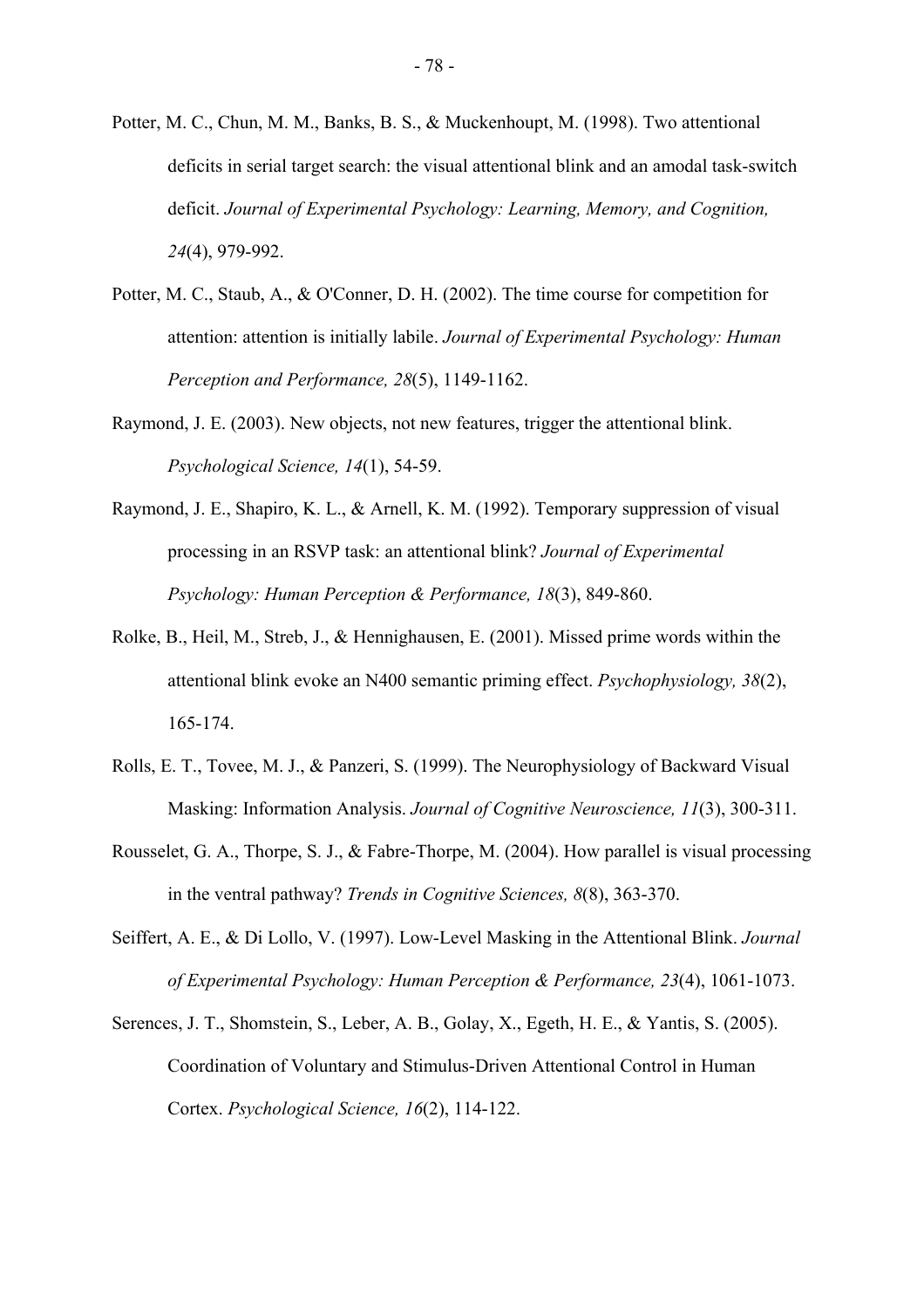Potter, M. C., Chun, M. M., Banks, B. S., & Muckenhoupt, M. (1998). Two attentional deficits in serial target search: the visual attentional blink and an amodal task-switch deficit. *Journal of Experimental Psychology: Learning, Memory, and Cognition, 24*(4), 979-992.

Potter, M. C., Staub, A., & O'Conner, D. H. (2002). The time course for competition for attention: attention is initially labile. *Journal of Experimental Psychology: Human Perception and Performance, 28*(5), 1149-1162.

Raymond, J. E. (2003). New objects, not new features, trigger the attentional blink. *Psychological Science, 14*(1), 54-59.

Raymond, J. E., Shapiro, K. L., & Arnell, K. M. (1992). Temporary suppression of visual processing in an RSVP task: an attentional blink? *Journal of Experimental Psychology: Human Perception & Performance, 18*(3), 849-860.

Rolke, B., Heil, M., Streb, J., & Hennighausen, E. (2001). Missed prime words within the attentional blink evoke an N400 semantic priming effect. *Psychophysiology, 38*(2), 165-174.

Rolls, E. T., Tovee, M. J., & Panzeri, S. (1999). The Neurophysiology of Backward Visual Masking: Information Analysis. *Journal of Cognitive Neuroscience, 11*(3), 300-311.

Rousselet, G. A., Thorpe, S. J., & Fabre-Thorpe, M. (2004). How parallel is visual processing in the ventral pathway? *Trends in Cognitive Sciences, 8*(8), 363-370.

Seiffert, A. E., & Di Lollo, V. (1997). Low-Level Masking in the Attentional Blink. *Journal of Experimental Psychology: Human Perception & Performance, 23*(4), 1061-1073.

Serences, J. T., Shomstein, S., Leber, A. B., Golay, X., Egeth, H. E., & Yantis, S. (2005). Coordination of Voluntary and Stimulus-Driven Attentional Control in Human Cortex. *Psychological Science, 16*(2), 114-122.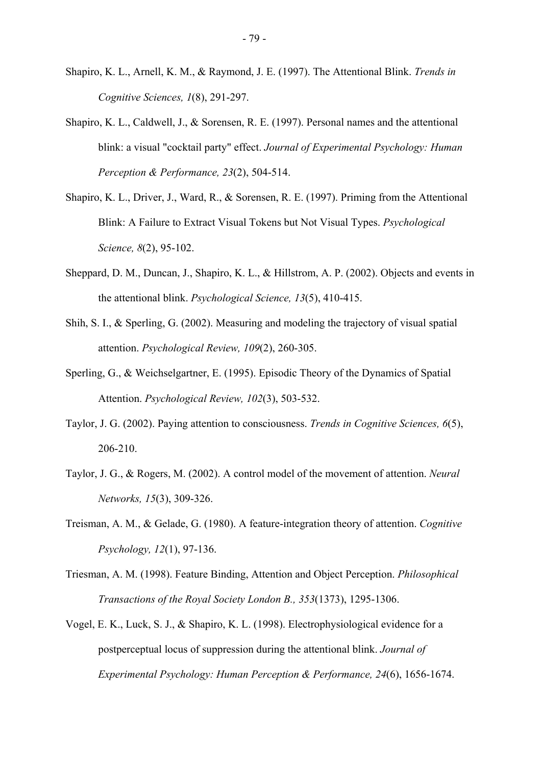Shapiro, K. L., Arnell, K. M., & Raymond, J. E. (1997). The Attentional Blink. *Trends in Cognitive Sciences, 1*(8), 291-297.

Shapiro, K. L., Caldwell, J., & Sorensen, R. E. (1997). Personal names and the attentional blink: a visual "cocktail party" effect. *Journal of Experimental Psychology: Human Perception & Performance, 23*(2), 504-514.

Shapiro, K. L., Driver, J., Ward, R., & Sorensen, R. E. (1997). Priming from the Attentional Blink: A Failure to Extract Visual Tokens but Not Visual Types. *Psychological Science, 8*(2), 95-102.

Sheppard, D. M., Duncan, J., Shapiro, K. L., & Hillstrom, A. P. (2002). Objects and events in the attentional blink. *Psychological Science, 13*(5), 410-415.

Shih, S. I., & Sperling, G. (2002). Measuring and modeling the trajectory of visual spatial attention. *Psychological Review, 109*(2), 260-305.

Sperling, G., & Weichselgartner, E. (1995). Episodic Theory of the Dynamics of Spatial Attention. *Psychological Review, 102*(3), 503-532.

Taylor, J. G. (2002). Paying attention to consciousness. *Trends in Cognitive Sciences, 6*(5), 206-210.

Taylor, J. G., & Rogers, M. (2002). A control model of the movement of attention. *Neural Networks, 15*(3), 309-326.

Treisman, A. M., & Gelade, G. (1980). A feature-integration theory of attention. *Cognitive Psychology, 12*(1), 97-136.

Triesman, A. M. (1998). Feature Binding, Attention and Object Perception. *Philosophical Transactions of the Royal Society London B., 353*(1373), 1295-1306.

Vogel, E. K., Luck, S. J., & Shapiro, K. L. (1998). Electrophysiological evidence for a postperceptual locus of suppression during the attentional blink. *Journal of Experimental Psychology: Human Perception & Performance, 24*(6), 1656-1674.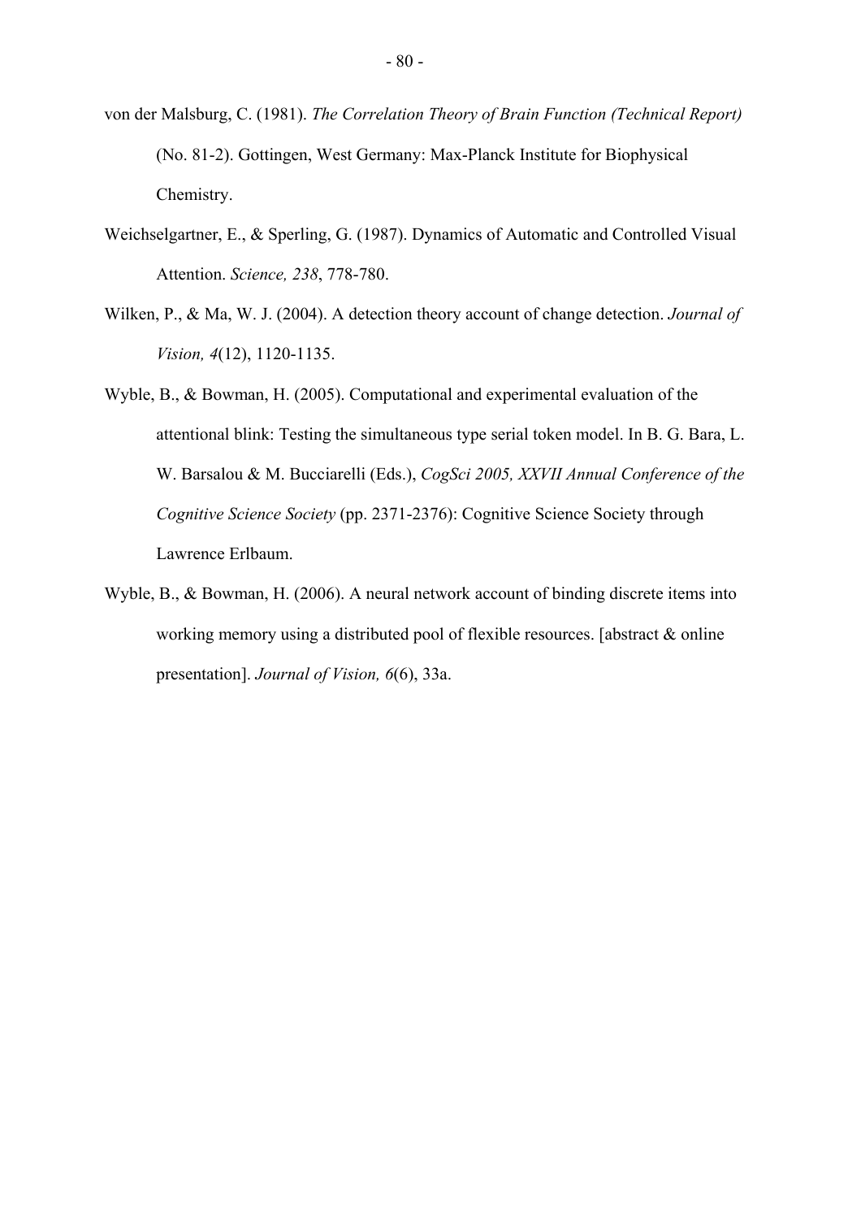von der Malsburg, C. (1981). *The Correlation Theory of Brain Function (Technical Report)* (No. 81-2). Gottingen, West Germany: Max-Planck Institute for Biophysical Chemistry.

Weichselgartner, E., & Sperling, G. (1987). Dynamics of Automatic and Controlled Visual Attention. *Science, 238*, 778-780.

Wilken, P., & Ma, W. J. (2004). A detection theory account of change detection. *Journal of Vision, 4*(12), 1120-1135.

Wyble, B., & Bowman, H. (2005). Computational and experimental evaluation of the attentional blink: Testing the simultaneous type serial token model. In B. G. Bara, L. W. Barsalou & M. Bucciarelli (Eds.), *CogSci 2005, XXVII Annual Conference of the Cognitive Science Society* (pp. 2371-2376): Cognitive Science Society through Lawrence Erlbaum.

Wyble, B., & Bowman, H. (2006). A neural network account of binding discrete items into working memory using a distributed pool of flexible resources. [abstract & online presentation]. *Journal of Vision, 6*(6), 33a.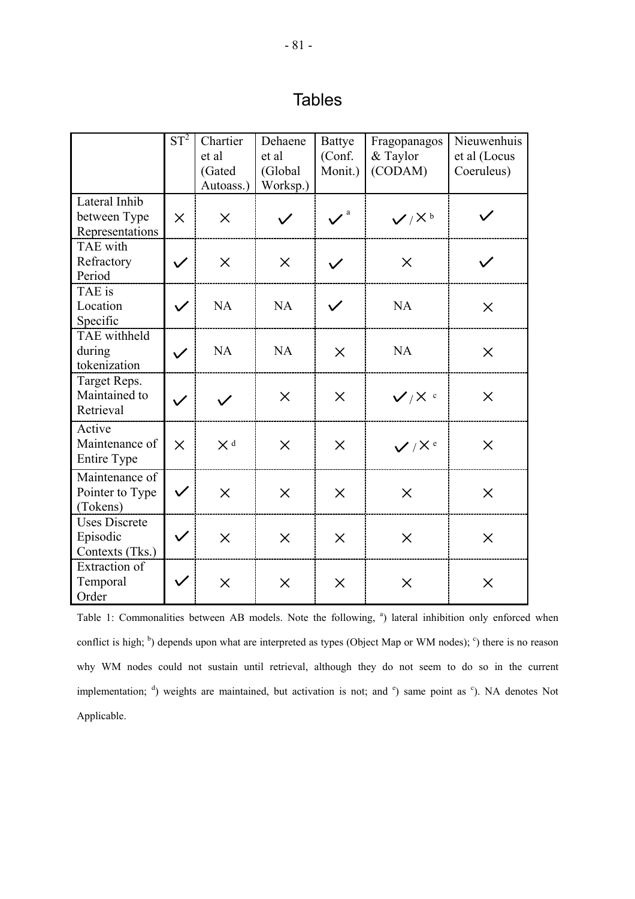# Tables

| | $ST^2$ | Chartier et al (Gated Autoass.) | Dehaene et al (Global Worksp.) | Battye (Conf. Monit.) | Fragopanagos & Taylor (CODAM) | Nieuwenhuis et al (Locus Coeruleus) |
|---|---|---|---|---|---|---|
| Lateral Inhib between Type Representations | ✗ | ✗ | ✓ | ✓ [a] | ✓ / ✗ [b] | ✓ |
| TAE with Refractory Period | ✓ | ✗ | ✗ | ✓ | ✗ | ✓ |
| TAE is Location Specific | ✓ | NA | NA | ✓ | NA | ✗ |
| TAE withheld during tokenization | ✓ | NA | NA | ✗ | NA | ✗ |
| Target Reps. Maintained to Retrieval | ✓ | ✓ | ✗ | ✗ | ✓ / ✗ [c] | ✗ |
| Active Maintenance of Entire Type | ✗ | ✗ [d] | ✗ | ✗ | ✓ / ✗ [e] | ✗ |
| Maintenance of Pointer to Type (Tokens) | ✓ | ✗ | ✗ | ✗ | ✗ | ✗ |
| Uses Discrete Episodic Contexts (Tks.) | ✓ | ✗ | ✗ | ✗ | ✗ | ✗ |
| Extraction of Temporal Order | ✓ | ✗ | ✗ | ✗ | ✗ | ✗ |

Table 1: Commonalities between AB models. Note the following, [a]) lateral inhibition only enforced when conflict is high; [b]) depends upon what are interpreted as types (Object Map or WM nodes); [c]) there is no reason why WM nodes could not sustain until retrieval, although they do not seem to do so in the current implementation; [d]) weights are maintained, but activation is not; and [e]) same point as [c]). NA denotes Not Applicable.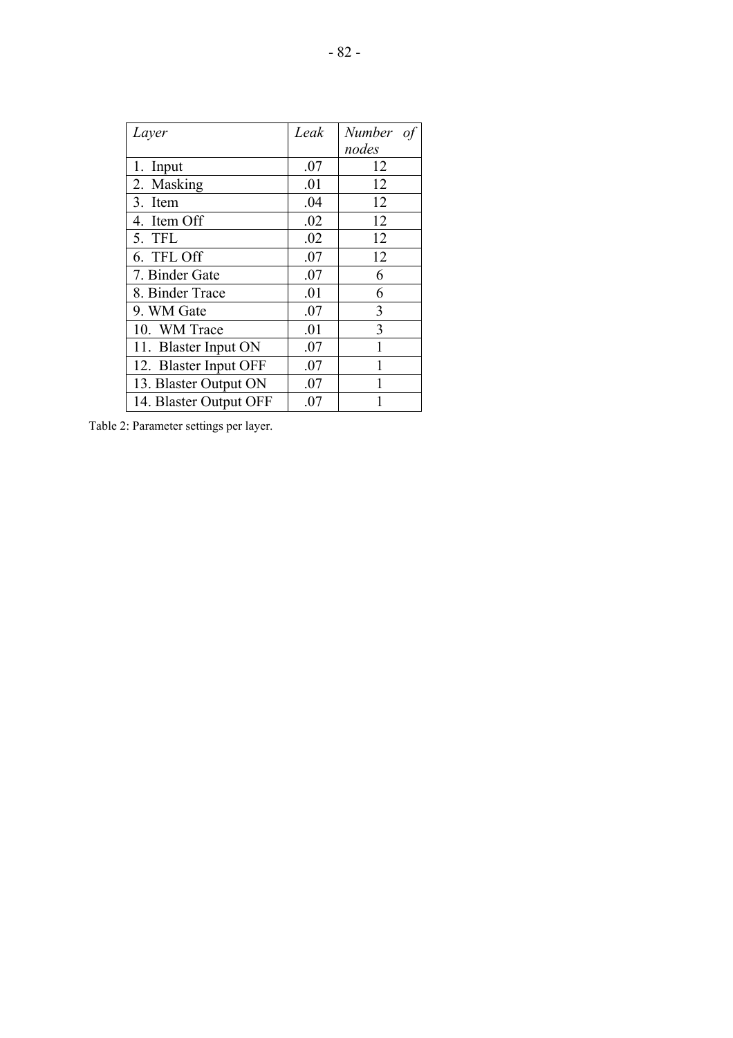| *Layer* | *Leak* | *Number of nodes* |
|---|---|---|
| 1. Input | .07 | 12 |
| 2. Masking | .01 | 12 |
| 3. Item | .04 | 12 |
| 4. Item Off | .02 | 12 |
| 5. TFL | .02 | 12 |
| 6. TFL Off | .07 | 12 |
| 7. Binder Gate | .07 | 6 |
| 8. Binder Trace | .01 | 6 |
| 9. WM Gate | .07 | 3 |
| 10. WM Trace | .01 | 3 |
| 11. Blaster Input ON | .07 | 1 |
| 12. Blaster Input OFF | .07 | 1 |
| 13. Blaster Output ON | .07 | 1 |
| 14. Blaster Output OFF | .07 | 1 |

Table 2: Parameter settings per layer.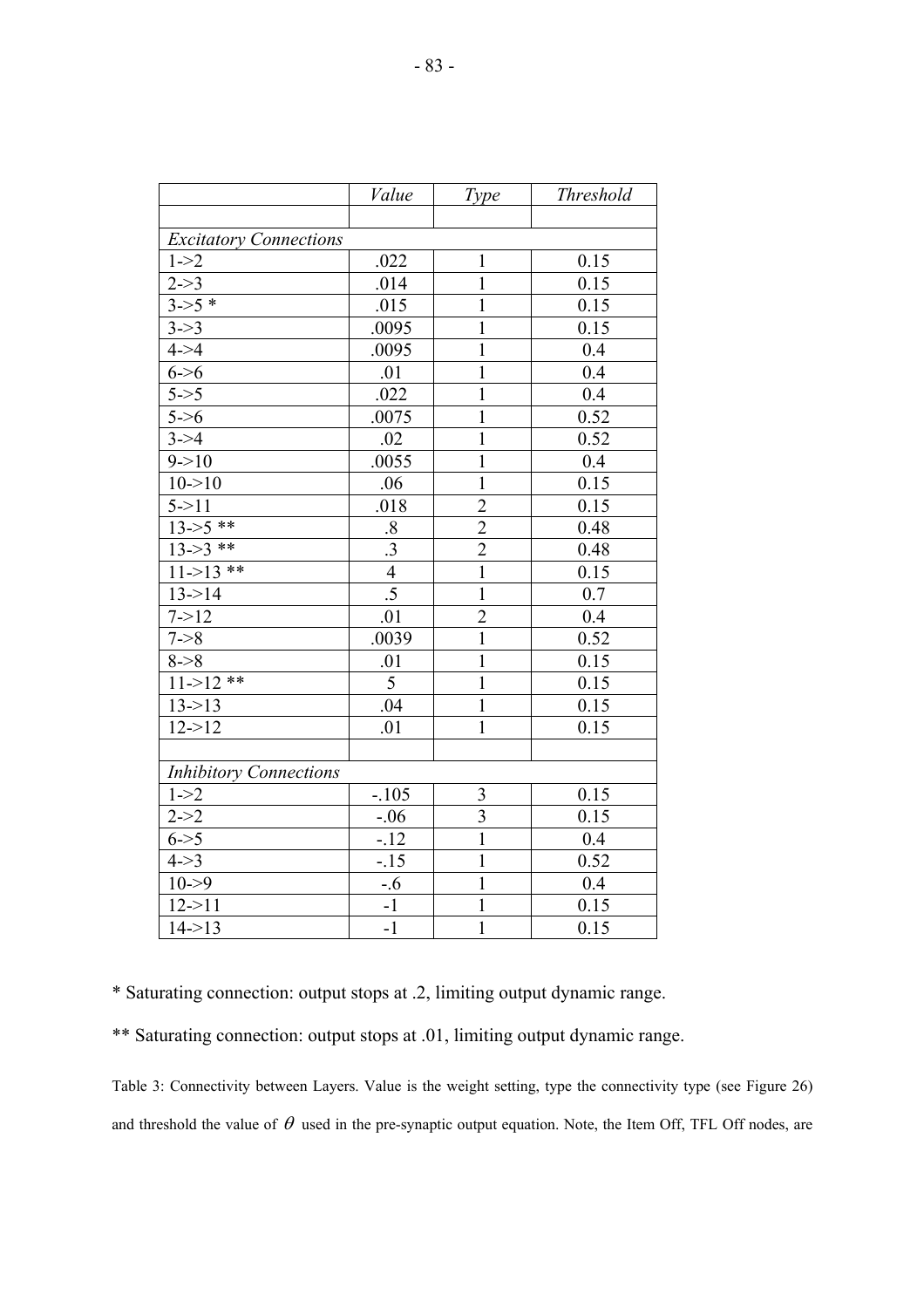| | *Value* | *Type* | *Threshold* |
|---|---|---|---|
| | | | |
| *Excitatory Connections* | | | |
| 1->2 | .022 | 1 | 0.15 |
| 2->3 | .014 | 1 | 0.15 |
| 3->5 * | .015 | 1 | 0.15 |
| 3->3 | .0095 | 1 | 0.15 |
| 4->4 | .0095 | 1 | 0.4 |
| 6->6 | .01 | 1 | 0.4 |
| 5->5 | .022 | 1 | 0.4 |
| 5->6 | .0075 | 1 | 0.52 |
| 3->4 | .02 | 1 | 0.52 |
| 9->10 | .0055 | 1 | 0.4 |
| 10->10 | .06 | 1 | 0.15 |
| 5->11 | .018 | 2 | 0.15 |
| 13->5 ** | .8 | 2 | 0.48 |
| 13->3 ** | .3 | 2 | 0.48 |
| 11->13 ** | 4 | 1 | 0.15 |
| 13->14 | .5 | 1 | 0.7 |
| 7->12 | .01 | 2 | 0.4 |
| 7->8 | .0039 | 1 | 0.52 |
| 8->8 | .01 | 1 | 0.15 |
| 11->12 ** | 5 | 1 | 0.15 |
| 13->13 | .04 | 1 | 0.15 |
| 12->12 | .01 | 1 | 0.15 |
| | | | |
| *Inhibitory Connections* | | | |
| 1->2 | -.105 | 3 | 0.15 |
| 2->2 | -.06 | 3 | 0.15 |
| 6->5 | -.12 | 1 | 0.4 |
| 4->3 | -.15 | 1 | 0.52 |
| 10->9 | -.6 | 1 | 0.4 |
| 12->11 | -1 | 1 | 0.15 |
| 14->13 | -1 | 1 | 0.15 |

* Saturating connection: output stops at .2, limiting output dynamic range.

** Saturating connection: output stops at .01, limiting output dynamic range.

Table 3: Connectivity between Layers. Value is the weight setting, type the connectivity type (see Figure 26) and threshold the value of $\theta$ used in the pre-synaptic output equation. Note, the Item Off, TFL Off nodes, are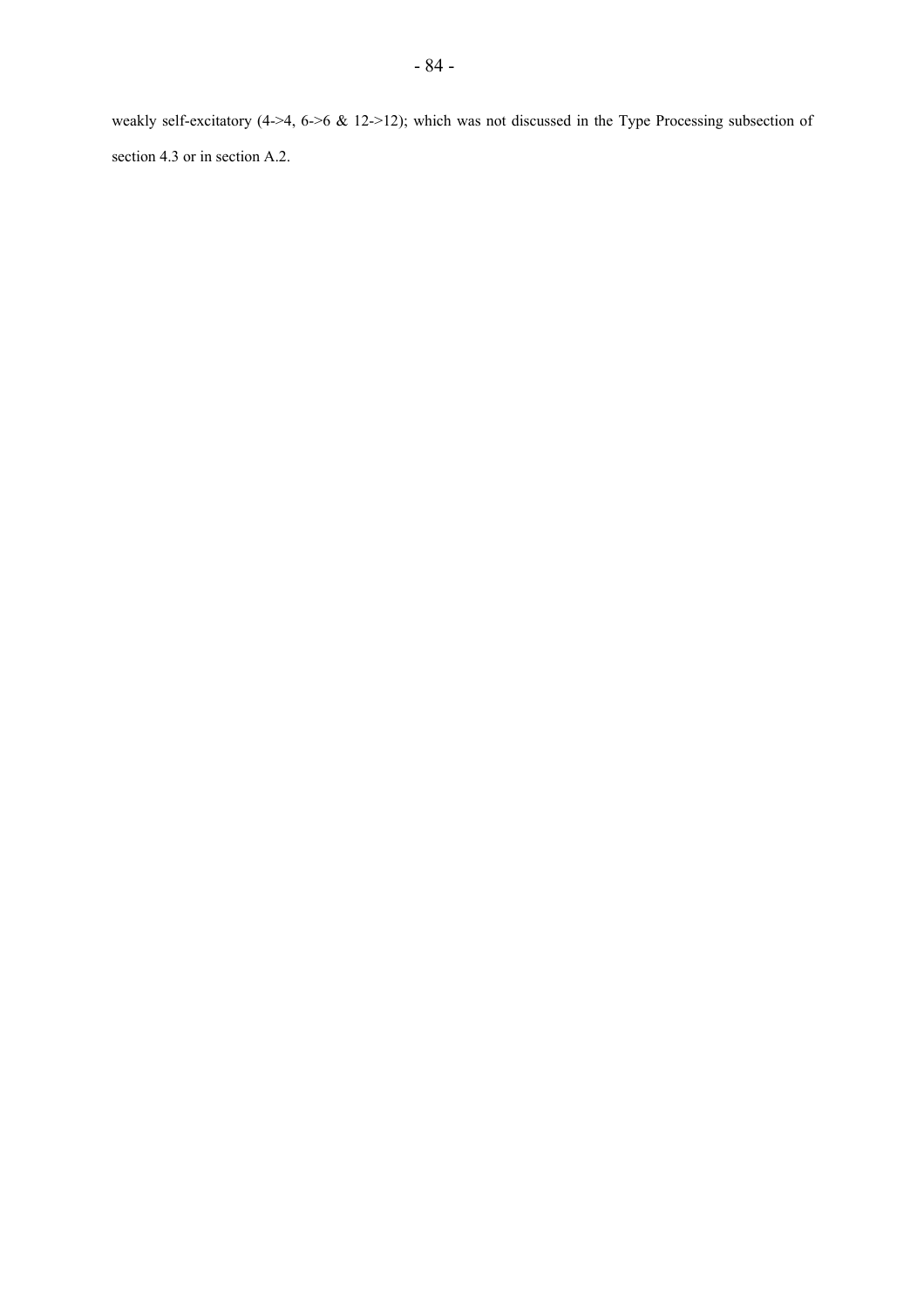weakly self-excitatory (4->4, 6->6 & 12->12); which was not discussed in the Type Processing subsection of section 4.3 or in section A.2.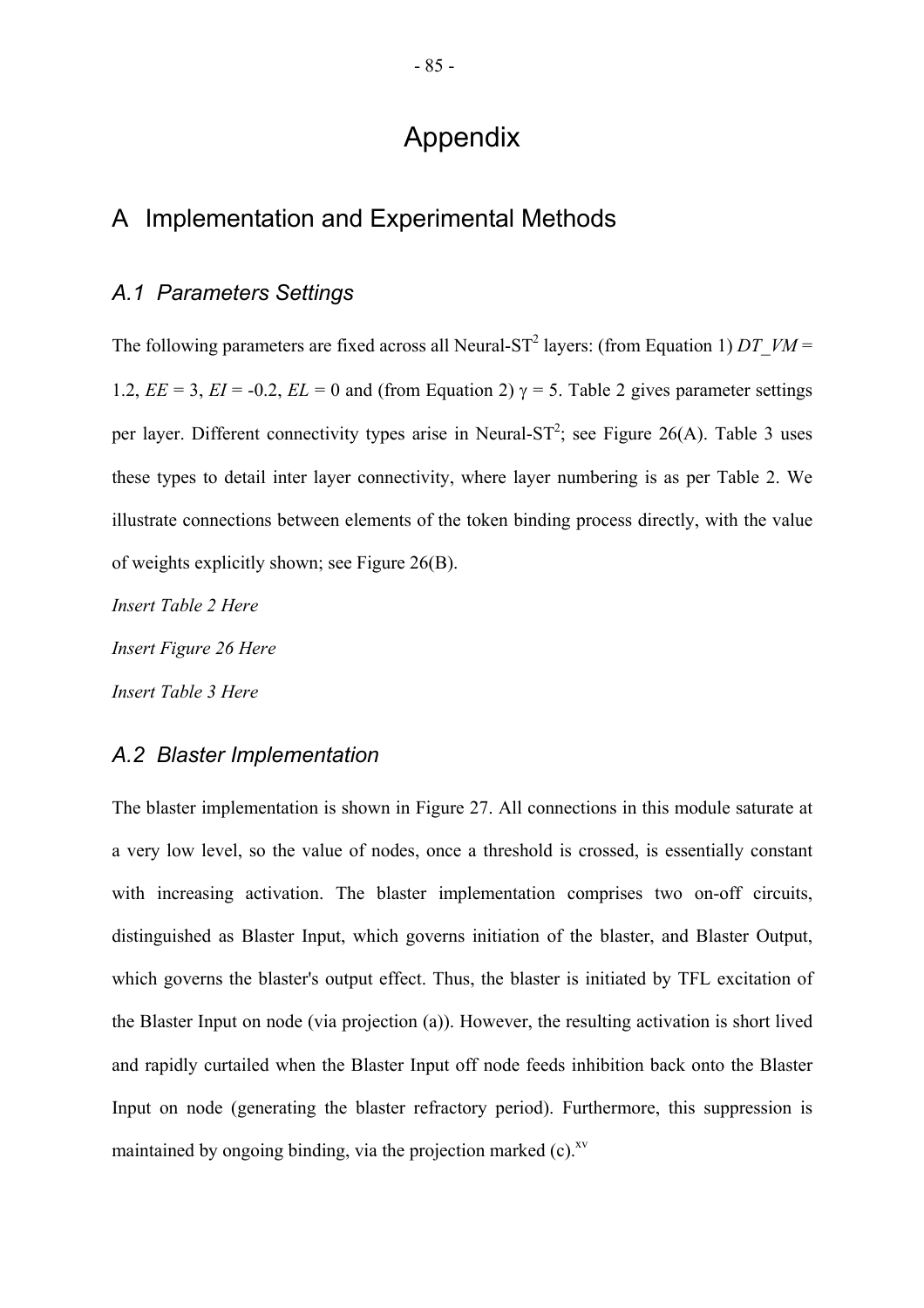# Appendix

## A Implementation and Experimental Methods

### *A.1 Parameters Settings*

The following parameters are fixed across all Neural-ST$^2$ layers: (from Equation 1) $DT\_VM$ = 1.2, $EE$ = 3, $EI$ = -0.2, $EL$ = 0 and (from Equation 2) $\gamma$ = 5. Table 2 gives parameter settings per layer. Different connectivity types arise in Neural-ST$^2$; see Figure 26(A). Table 3 uses these types to detail inter layer connectivity, where layer numbering is as per Table 2. We illustrate connections between elements of the token binding process directly, with the value of weights explicitly shown; see Figure 26(B).

*Insert Table 2 Here*

*Insert Figure 26 Here*

*Insert Table 3 Here*

### *A.2 Blaster Implementation*

The blaster implementation is shown in Figure 27. All connections in this module saturate at a very low level, so the value of nodes, once a threshold is crossed, is essentially constant with increasing activation. The blaster implementation comprises two on-off circuits, distinguished as Blaster Input, which governs initiation of the blaster, and Blaster Output, which governs the blaster's output effect. Thus, the blaster is initiated by TFL excitation of the Blaster Input on node (via projection (a)). However, the resulting activation is short lived and rapidly curtailed when the Blaster Input off node feeds inhibition back onto the Blaster Input on node (generating the blaster refractory period). Furthermore, this suppression is maintained by ongoing binding, via the projection marked (c).[xv]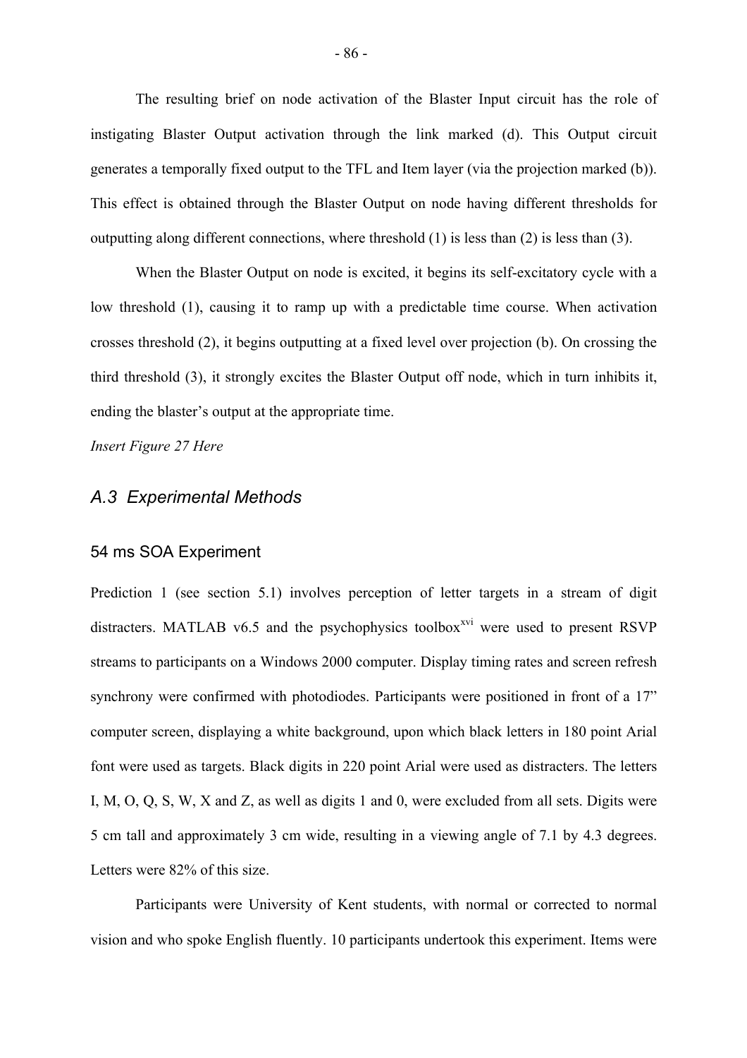The resulting brief on node activation of the Blaster Input circuit has the role of instigating Blaster Output activation through the link marked (d). This Output circuit generates a temporally fixed output to the TFL and Item layer (via the projection marked (b)). This effect is obtained through the Blaster Output on node having different thresholds for outputting along different connections, where threshold (1) is less than (2) is less than (3).

When the Blaster Output on node is excited, it begins its self-excitatory cycle with a low threshold (1), causing it to ramp up with a predictable time course. When activation crosses threshold (2), it begins outputting at a fixed level over projection (b). On crossing the third threshold (3), it strongly excites the Blaster Output off node, which in turn inhibits it, ending the blaster's output at the appropriate time.

*Insert Figure 27 Here*

## *A.3 Experimental Methods*

### 54 ms SOA Experiment

Prediction 1 (see section 5.1) involves perception of letter targets in a stream of digit distracters. MATLAB v6.5 and the psychophysics toolbox[xvi] were used to present RSVP streams to participants on a Windows 2000 computer. Display timing rates and screen refresh synchrony were confirmed with photodiodes. Participants were positioned in front of a 17" computer screen, displaying a white background, upon which black letters in 180 point Arial font were used as targets. Black digits in 220 point Arial were used as distracters. The letters I, M, O, Q, S, W, X and Z, as well as digits 1 and 0, were excluded from all sets. Digits were 5 cm tall and approximately 3 cm wide, resulting in a viewing angle of 7.1 by 4.3 degrees. Letters were 82% of this size.

Participants were University of Kent students, with normal or corrected to normal vision and who spoke English fluently. 10 participants undertook this experiment. Items were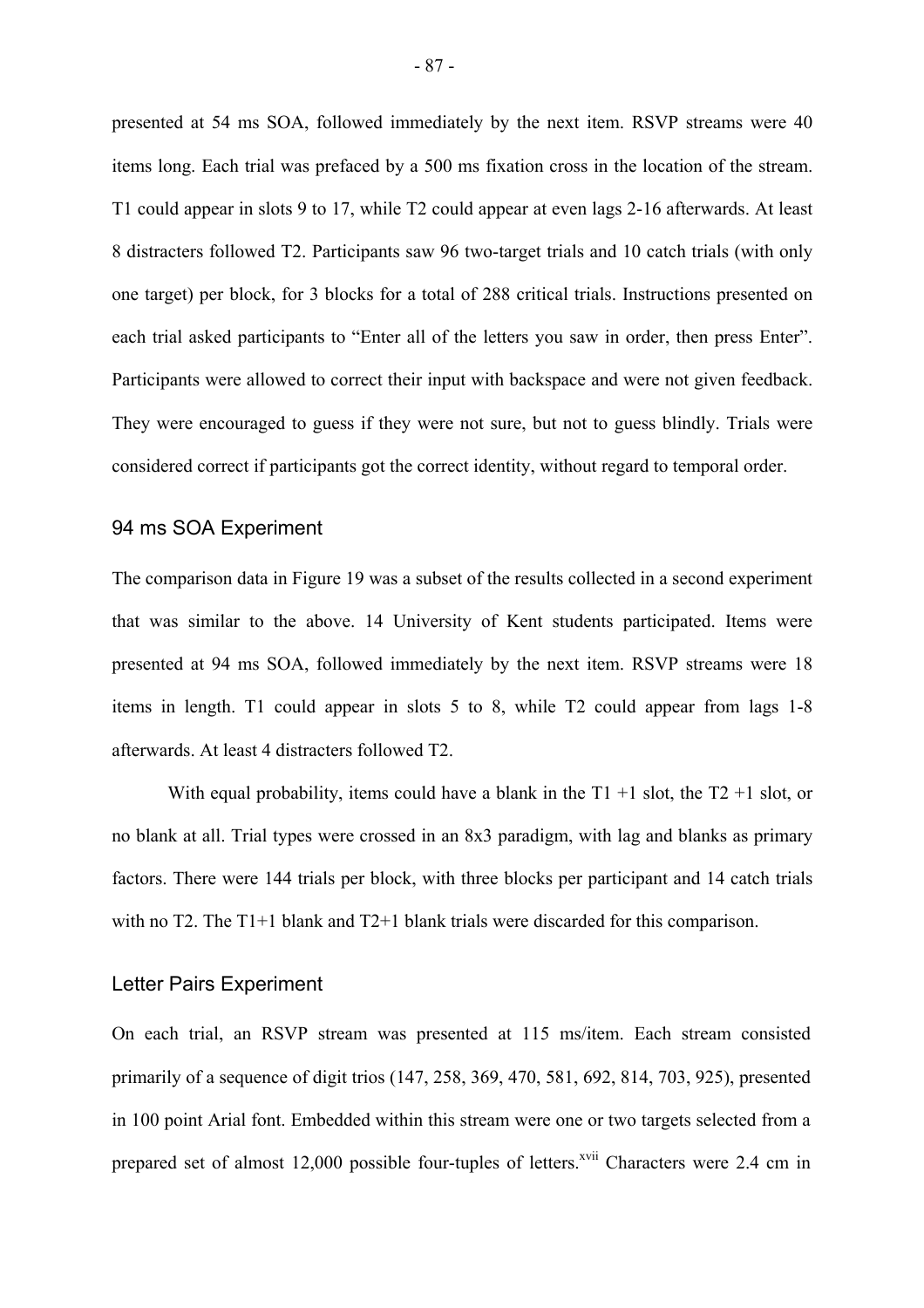presented at 54 ms SOA, followed immediately by the next item. RSVP streams were 40 items long. Each trial was prefaced by a 500 ms fixation cross in the location of the stream. T1 could appear in slots 9 to 17, while T2 could appear at even lags 2-16 afterwards. At least 8 distracters followed T2. Participants saw 96 two-target trials and 10 catch trials (with only one target) per block, for 3 blocks for a total of 288 critical trials. Instructions presented on each trial asked participants to "Enter all of the letters you saw in order, then press Enter". Participants were allowed to correct their input with backspace and were not given feedback. They were encouraged to guess if they were not sure, but not to guess blindly. Trials were considered correct if participants got the correct identity, without regard to temporal order.

### 94 ms SOA Experiment

The comparison data in Figure 19 was a subset of the results collected in a second experiment that was similar to the above. 14 University of Kent students participated. Items were presented at 94 ms SOA, followed immediately by the next item. RSVP streams were 18 items in length. T1 could appear in slots 5 to 8, while T2 could appear from lags 1-8 afterwards. At least 4 distracters followed T2.

With equal probability, items could have a blank in the T1 +1 slot, the T2 +1 slot, or no blank at all. Trial types were crossed in an 8x3 paradigm, with lag and blanks as primary factors. There were 144 trials per block, with three blocks per participant and 14 catch trials with no T2. The T1+1 blank and T2+1 blank trials were discarded for this comparison.

### Letter Pairs Experiment

On each trial, an RSVP stream was presented at 115 ms/item. Each stream consisted primarily of a sequence of digit trios (147, 258, 369, 470, 581, 692, 814, 703, 925), presented in 100 point Arial font. Embedded within this stream were one or two targets selected from a prepared set of almost 12,000 possible four-tuples of letters.[xvii] Characters were 2.4 cm in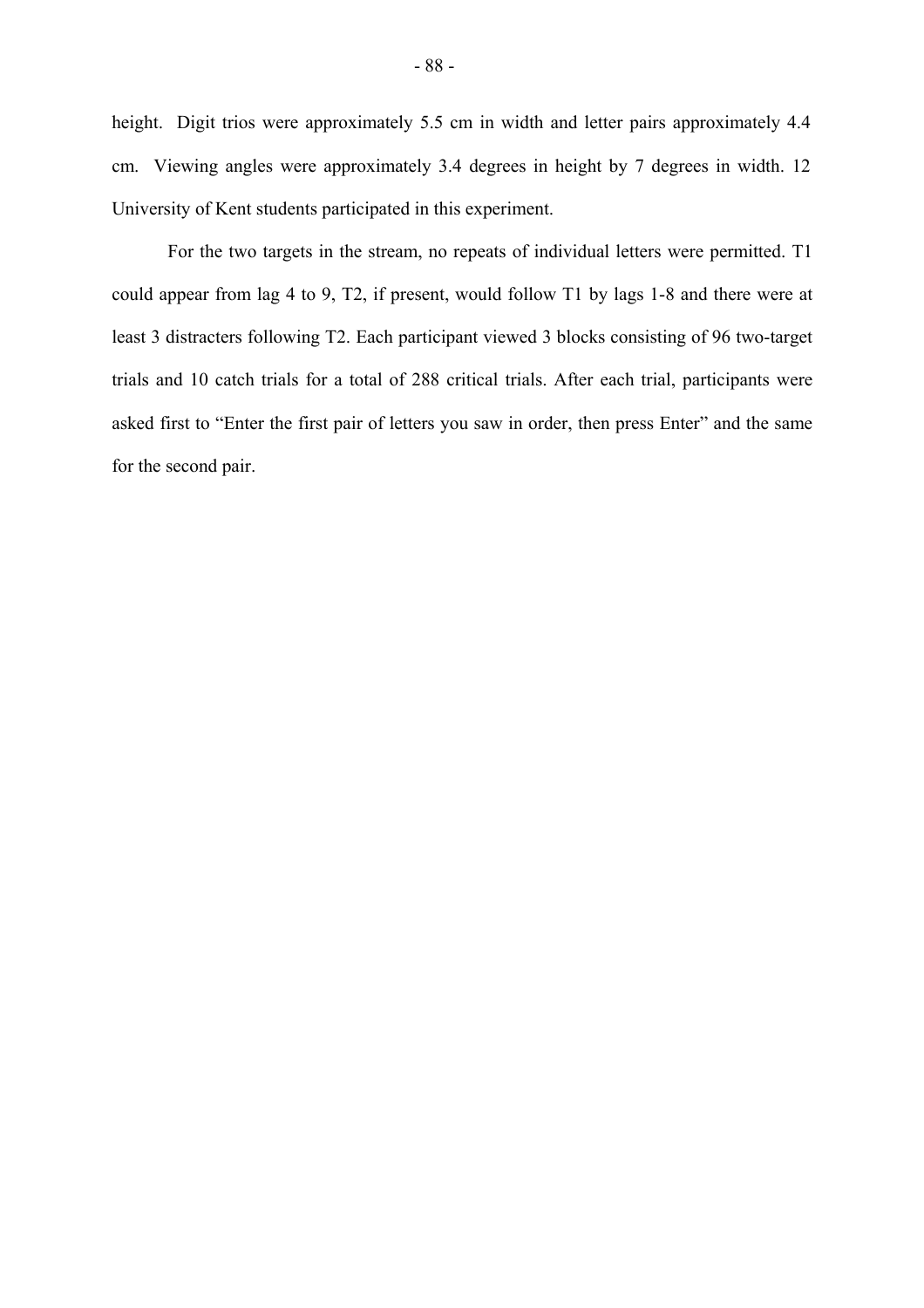height. Digit trios were approximately 5.5 cm in width and letter pairs approximately 4.4 cm. Viewing angles were approximately 3.4 degrees in height by 7 degrees in width. 12 University of Kent students participated in this experiment.

For the two targets in the stream, no repeats of individual letters were permitted. T1 could appear from lag 4 to 9, T2, if present, would follow T1 by lags 1-8 and there were at least 3 distracters following T2. Each participant viewed 3 blocks consisting of 96 two-target trials and 10 catch trials for a total of 288 critical trials. After each trial, participants were asked first to "Enter the first pair of letters you saw in order, then press Enter" and the same for the second pair.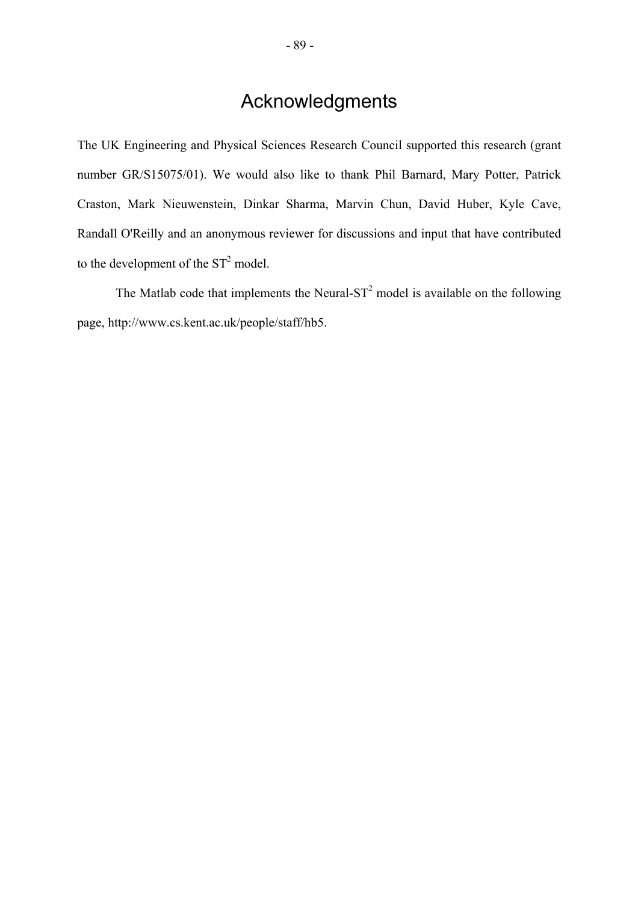# Acknowledgments

The UK Engineering and Physical Sciences Research Council supported this research (grant number GR/S15075/01). We would also like to thank Phil Barnard, Mary Potter, Patrick Craston, Mark Nieuwenstein, Dinkar Sharma, Marvin Chun, David Huber, Kyle Cave, Randall O'Reilly and an anonymous reviewer for discussions and input that have contributed to the development of the $ST^2$ model.

The Matlab code that implements the Neural-$ST^2$ model is available on the following page, http://www.cs.kent.ac.uk/people/staff/hb5.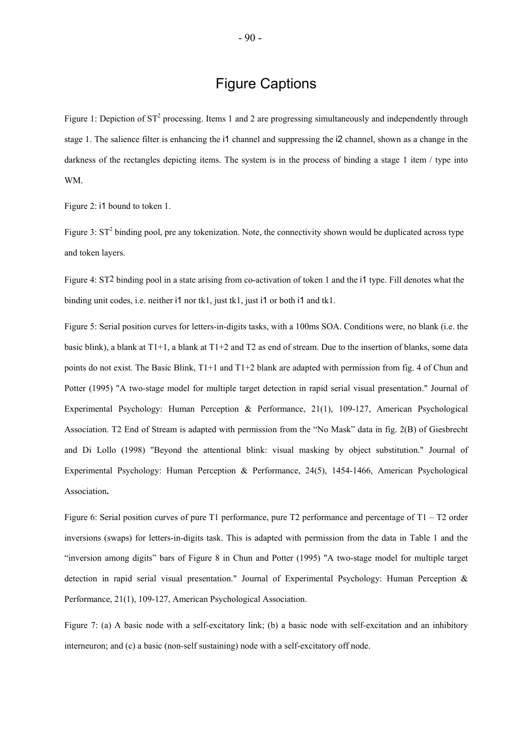# Figure Captions

Figure 1: Depiction of $ST^2$ processing. Items 1 and 2 are progressing simultaneously and independently through stage 1. The salience filter is enhancing the i1 channel and suppressing the i2 channel, shown as a change in the darkness of the rectangles depicting items. The system is in the process of binding a stage 1 item / type into WM.

Figure 2: i1 bound to token 1.

Figure 3: $ST^2$ binding pool, pre any tokenization. Note, the connectivity shown would be duplicated across type and token layers.

Figure 4: $ST^2$ binding pool in a state arising from co-activation of token 1 and the i1 type. Fill denotes what the binding unit codes, i.e. neither i1 nor tk1, just tk1, just i1 or both i1 and tk1.

Figure 5: Serial position curves for letters-in-digits tasks, with a 100ms SOA. Conditions were, no blank (i.e. the basic blink), a blank at T1+1, a blank at T1+2 and T2 as end of stream. Due to the insertion of blanks, some data points do not exist. The Basic Blink, T1+1 and T1+2 blank are adapted with permission from fig. 4 of Chun and Potter (1995) "A two-stage model for multiple target detection in rapid serial visual presentation." Journal of Experimental Psychology: Human Perception & Performance, 21(1), 109-127, American Psychological Association. T2 End of Stream is adapted with permission from the "No Mask" data in fig. 2(B) of Giesbrecht and Di Lollo (1998) "Beyond the attentional blink: visual masking by object substitution." Journal of Experimental Psychology: Human Perception & Performance, 24(5), 1454-1466, American Psychological Association**.**

Figure 6: Serial position curves of pure T1 performance, pure T2 performance and percentage of T1 – T2 order inversions (swaps) for letters-in-digits task. This is adapted with permission from the data in Table 1 and the "inversion among digits" bars of Figure 8 in Chun and Potter (1995) "A two-stage model for multiple target detection in rapid serial visual presentation." Journal of Experimental Psychology: Human Perception & Performance, 21(1), 109-127, American Psychological Association.

Figure 7: (a) A basic node with a self-excitatory link; (b) a basic node with self-excitation and an inhibitory interneuron; and (c) a basic (non-self sustaining) node with a self-excitatory off node.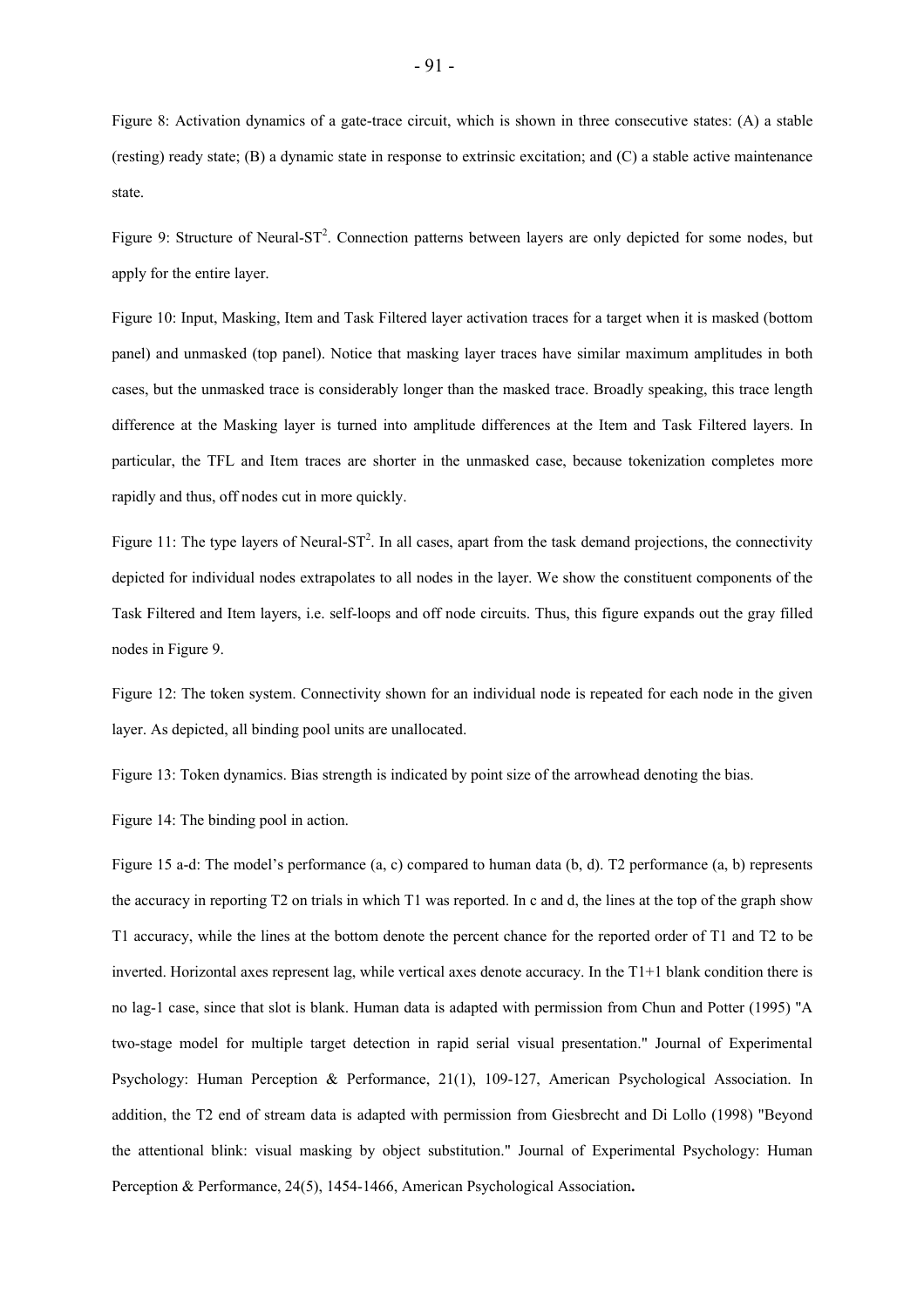Figure 8: Activation dynamics of a gate-trace circuit, which is shown in three consecutive states: (A) a stable (resting) ready state; (B) a dynamic state in response to extrinsic excitation; and (C) a stable active maintenance state.

Figure 9: Structure of Neural-ST$^2$. Connection patterns between layers are only depicted for some nodes, but apply for the entire layer.

Figure 10: Input, Masking, Item and Task Filtered layer activation traces for a target when it is masked (bottom panel) and unmasked (top panel). Notice that masking layer traces have similar maximum amplitudes in both cases, but the unmasked trace is considerably longer than the masked trace. Broadly speaking, this trace length difference at the Masking layer is turned into amplitude differences at the Item and Task Filtered layers. In particular, the TFL and Item traces are shorter in the unmasked case, because tokenization completes more rapidly and thus, off nodes cut in more quickly.

Figure 11: The type layers of Neural-ST$^2$. In all cases, apart from the task demand projections, the connectivity depicted for individual nodes extrapolates to all nodes in the layer. We show the constituent components of the Task Filtered and Item layers, i.e. self-loops and off node circuits. Thus, this figure expands out the gray filled nodes in Figure 9.

Figure 12: The token system. Connectivity shown for an individual node is repeated for each node in the given layer. As depicted, all binding pool units are unallocated.

Figure 13: Token dynamics. Bias strength is indicated by point size of the arrowhead denoting the bias.

Figure 14: The binding pool in action.

Figure 15 a-d: The model's performance (a, c) compared to human data (b, d). T2 performance (a, b) represents the accuracy in reporting T2 on trials in which T1 was reported. In c and d, the lines at the top of the graph show T1 accuracy, while the lines at the bottom denote the percent chance for the reported order of T1 and T2 to be inverted. Horizontal axes represent lag, while vertical axes denote accuracy. In the T1+1 blank condition there is no lag-1 case, since that slot is blank. Human data is adapted with permission from Chun and Potter (1995) "A two-stage model for multiple target detection in rapid serial visual presentation." Journal of Experimental Psychology: Human Perception & Performance, 21(1), 109-127, American Psychological Association. In addition, the T2 end of stream data is adapted with permission from Giesbrecht and Di Lollo (1998) "Beyond the attentional blink: visual masking by object substitution." Journal of Experimental Psychology: Human Perception & Performance, 24(5), 1454-1466, American Psychological Association**.**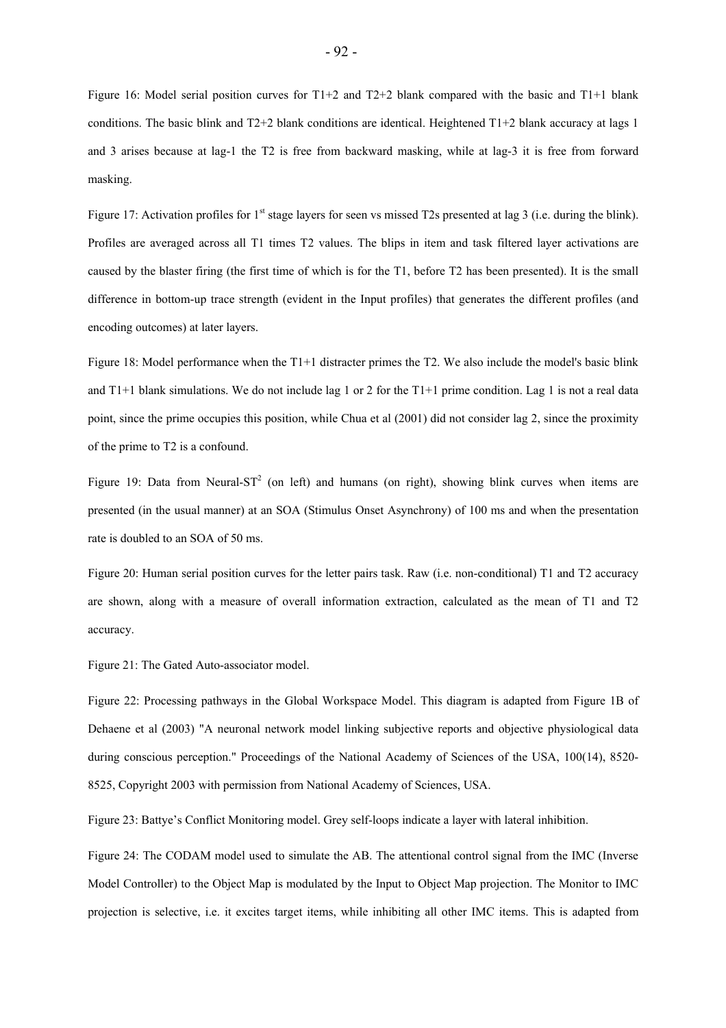Figure 16: Model serial position curves for T1+2 and T2+2 blank compared with the basic and T1+1 blank conditions. The basic blink and T2+2 blank conditions are identical. Heightened T1+2 blank accuracy at lags 1 and 3 arises because at lag-1 the T2 is free from backward masking, while at lag-3 it is free from forward masking.

Figure 17: Activation profiles for 1st stage layers for seen vs missed T2s presented at lag 3 (i.e. during the blink). Profiles are averaged across all T1 times T2 values. The blips in item and task filtered layer activations are caused by the blaster firing (the first time of which is for the T1, before T2 has been presented). It is the small difference in bottom-up trace strength (evident in the Input profiles) that generates the different profiles (and encoding outcomes) at later layers.

Figure 18: Model performance when the T1+1 distracter primes the T2. We also include the model's basic blink and T1+1 blank simulations. We do not include lag 1 or 2 for the T1+1 prime condition. Lag 1 is not a real data point, since the prime occupies this position, while Chua et al (2001) did not consider lag 2, since the proximity of the prime to T2 is a confound.

Figure 19: Data from Neural-ST$^2$ (on left) and humans (on right), showing blink curves when items are presented (in the usual manner) at an SOA (Stimulus Onset Asynchrony) of 100 ms and when the presentation rate is doubled to an SOA of 50 ms.

Figure 20: Human serial position curves for the letter pairs task. Raw (i.e. non-conditional) T1 and T2 accuracy are shown, along with a measure of overall information extraction, calculated as the mean of T1 and T2 accuracy.

Figure 21: The Gated Auto-associator model.

Figure 22: Processing pathways in the Global Workspace Model. This diagram is adapted from Figure 1B of Dehaene et al (2003) "A neuronal network model linking subjective reports and objective physiological data during conscious perception." Proceedings of the National Academy of Sciences of the USA, 100(14), 8520-8525, Copyright 2003 with permission from National Academy of Sciences, USA.

Figure 23: Battye's Conflict Monitoring model. Grey self-loops indicate a layer with lateral inhibition.

Figure 24: The CODAM model used to simulate the AB. The attentional control signal from the IMC (Inverse Model Controller) to the Object Map is modulated by the Input to Object Map projection. The Monitor to IMC projection is selective, i.e. it excites target items, while inhibiting all other IMC items. This is adapted from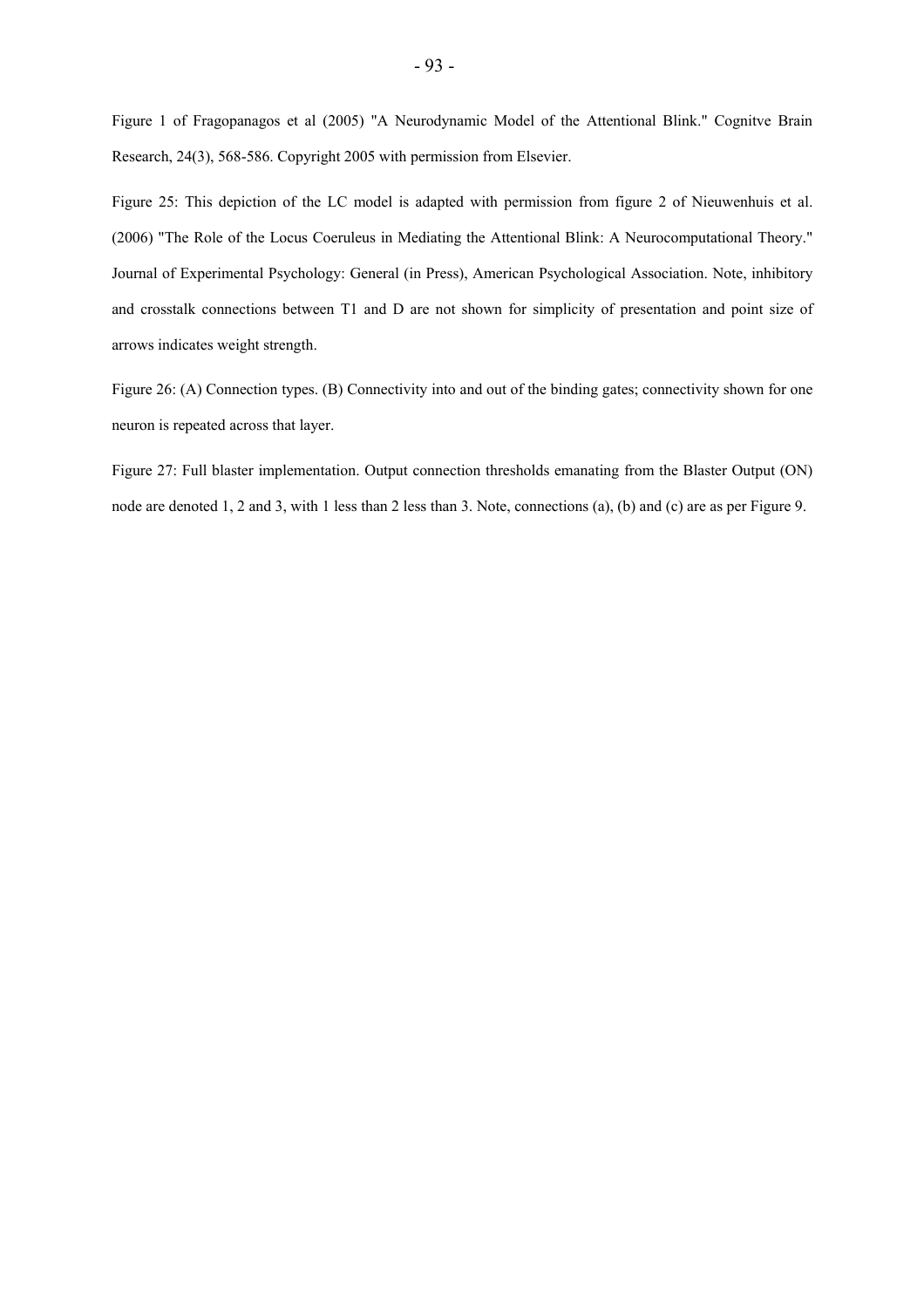Figure 1 of Fragopanagos et al (2005) "A Neurodynamic Model of the Attentional Blink." Cognitve Brain Research, 24(3), 568-586. Copyright 2005 with permission from Elsevier.

Figure 25: This depiction of the LC model is adapted with permission from figure 2 of Nieuwenhuis et al. (2006) "The Role of the Locus Coeruleus in Mediating the Attentional Blink: A Neurocomputational Theory." Journal of Experimental Psychology: General (in Press), American Psychological Association. Note, inhibitory and crosstalk connections between T1 and D are not shown for simplicity of presentation and point size of arrows indicates weight strength.

Figure 26: (A) Connection types. (B) Connectivity into and out of the binding gates; connectivity shown for one neuron is repeated across that layer.

Figure 27: Full blaster implementation. Output connection thresholds emanating from the Blaster Output (ON) node are denoted 1, 2 and 3, with 1 less than 2 less than 3. Note, connections (a), (b) and (c) are as per Figure 9.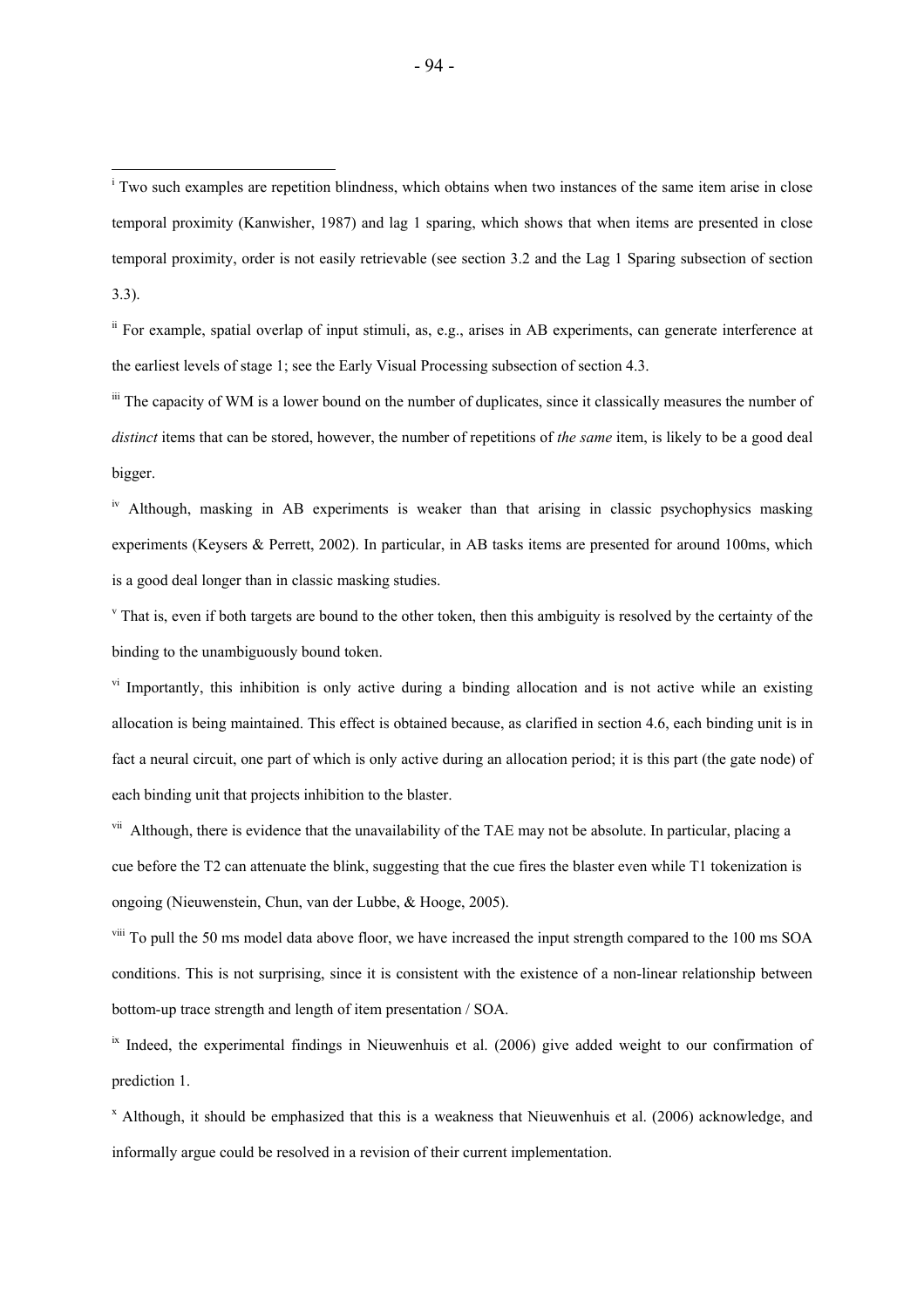[i] Two such examples are repetition blindness, which obtains when two instances of the same item arise in close temporal proximity (Kanwisher, 1987) and lag 1 sparing, which shows that when items are presented in close temporal proximity, order is not easily retrievable (see section 3.2 and the Lag 1 Sparing subsection of section 3.3).

[ii] For example, spatial overlap of input stimuli, as, e.g., arises in AB experiments, can generate interference at the earliest levels of stage 1; see the Early Visual Processing subsection of section 4.3.

[iii] The capacity of WM is a lower bound on the number of duplicates, since it classically measures the number of *distinct* items that can be stored, however, the number of repetitions of *the same* item, is likely to be a good deal bigger.

[iv] Although, masking in AB experiments is weaker than that arising in classic psychophysics masking experiments (Keysers & Perrett, 2002). In particular, in AB tasks items are presented for around 100ms, which is a good deal longer than in classic masking studies.

[v] That is, even if both targets are bound to the other token, then this ambiguity is resolved by the certainty of the binding to the unambiguously bound token.

[vi] Importantly, this inhibition is only active during a binding allocation and is not active while an existing allocation is being maintained. This effect is obtained because, as clarified in section 4.6, each binding unit is in fact a neural circuit, one part of which is only active during an allocation period; it is this part (the gate node) of each binding unit that projects inhibition to the blaster.

[vii] Although, there is evidence that the unavailability of the TAE may not be absolute. In particular, placing a cue before the T2 can attenuate the blink, suggesting that the cue fires the blaster even while T1 tokenization is ongoing (Nieuwenstein, Chun, van der Lubbe, & Hooge, 2005).

[viii] To pull the 50 ms model data above floor, we have increased the input strength compared to the 100 ms SOA conditions. This is not surprising, since it is consistent with the existence of a non-linear relationship between bottom-up trace strength and length of item presentation / SOA.

[ix] Indeed, the experimental findings in Nieuwenhuis et al. (2006) give added weight to our confirmation of prediction 1.

[x] Although, it should be emphasized that this is a weakness that Nieuwenhuis et al. (2006) acknowledge, and informally argue could be resolved in a revision of their current implementation.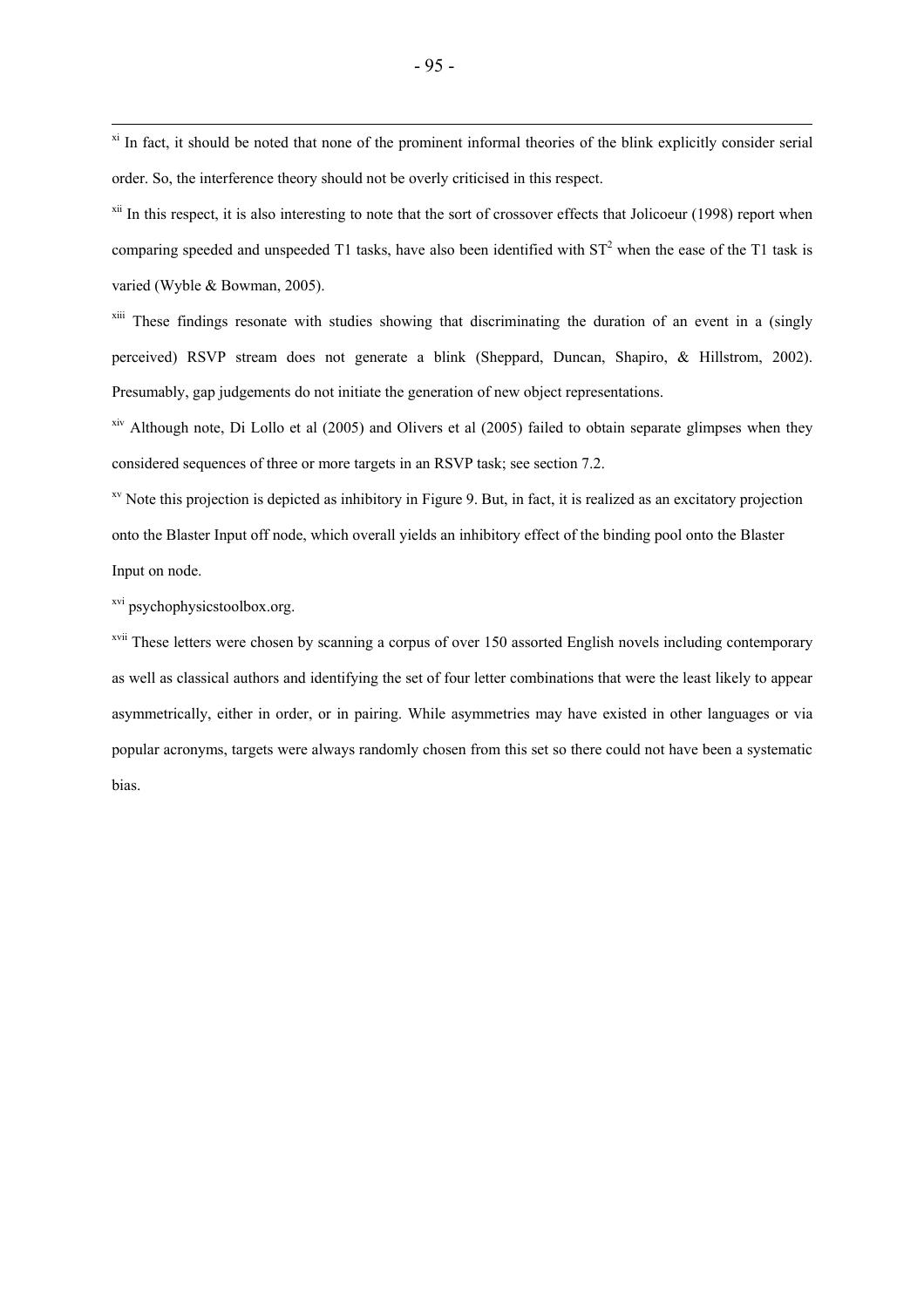[xi] In fact, it should be noted that none of the prominent informal theories of the blink explicitly consider serial order. So, the interference theory should not be overly criticised in this respect.

[xii] In this respect, it is also interesting to note that the sort of crossover effects that Jolicoeur (1998) report when comparing speeded and unspeeded T1 tasks, have also been identified with $ST^2$ when the ease of the T1 task is varied (Wyble & Bowman, 2005).

[xiii] These findings resonate with studies showing that discriminating the duration of an event in a (singly perceived) RSVP stream does not generate a blink (Sheppard, Duncan, Shapiro, & Hillstrom, 2002). Presumably, gap judgements do not initiate the generation of new object representations.

[xiv] Although note, Di Lollo et al (2005) and Olivers et al (2005) failed to obtain separate glimpses when they considered sequences of three or more targets in an RSVP task; see section 7.2.

[xv] Note this projection is depicted as inhibitory in Figure 9. But, in fact, it is realized as an excitatory projection onto the Blaster Input off node, which overall yields an inhibitory effect of the binding pool onto the Blaster Input on node.

[xvi] psychophysicstoolbox.org.

[xvii] These letters were chosen by scanning a corpus of over 150 assorted English novels including contemporary as well as classical authors and identifying the set of four letter combinations that were the least likely to appear asymmetrically, either in order, or in pairing. While asymmetries may have existed in other languages or via popular acronyms, targets were always randomly chosen from this set so there could not have been a systematic bias.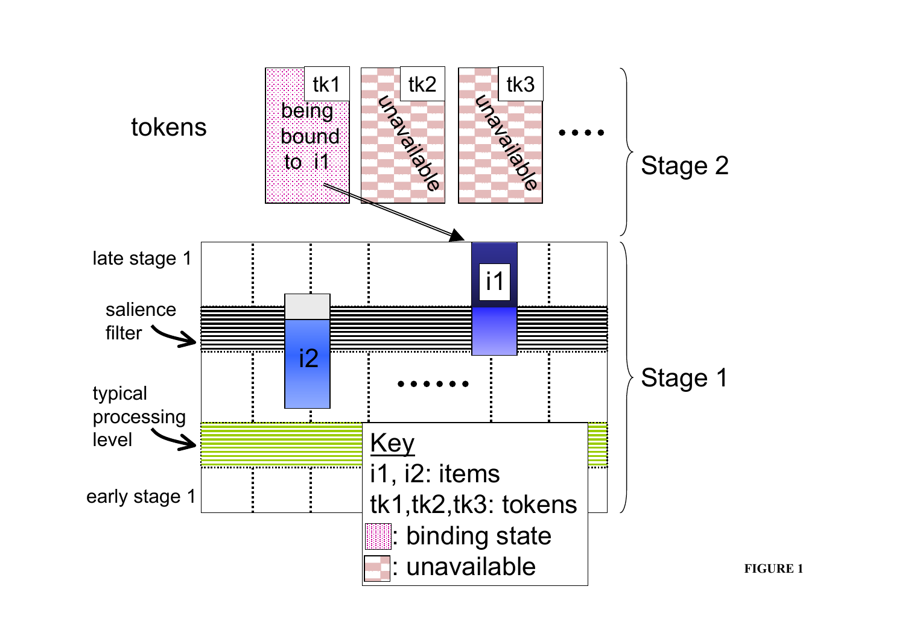tokens

tk1

being bound to i1

tk2

unavailable

tk3

unavailable

....

Stage 2

late stage 1

salience filter

typical processing level

early stage 1

i1

i2

.......

Stage 1

Key

i1, i2: items

tk1,tk2,tk3: tokens

: binding state

: unavailable

**FIGURE 1**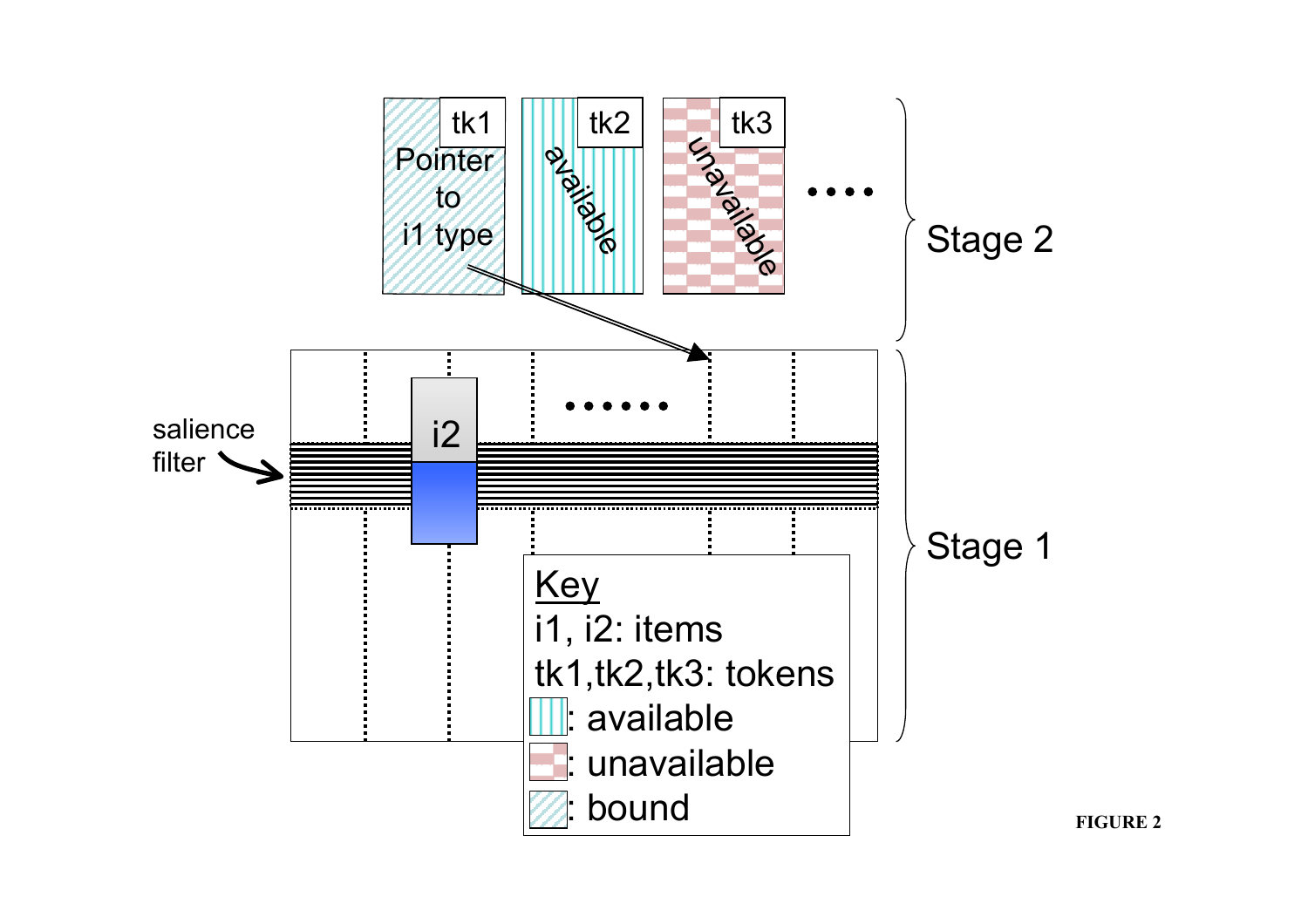tk1
Pointer to i1 type
tk2
available
tk3
unavailable
....
Stage 2

salience filter
i2
.......
Stage 1

Key
i1, i2: items
tk1,tk2,tk3: tokens
: available
: unavailable
: bound

FIGURE 2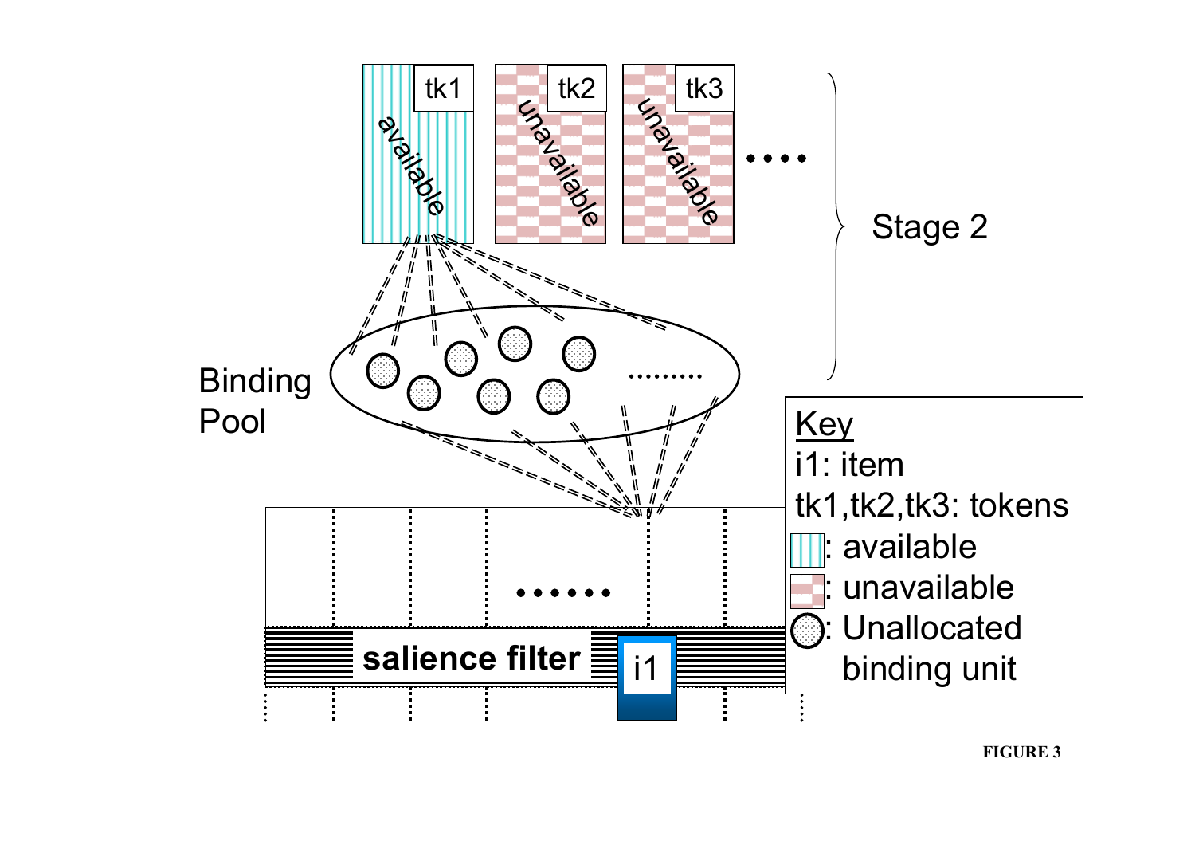tk1

available

tk2

unavailable

tk3

unavailable

....

Stage 2

Binding Pool

.........

.......

salience filter

i1

Key

i1: item

tk1,tk2,tk3: tokens

: available

: unavailable

: Unallocated binding unit

FIGURE 3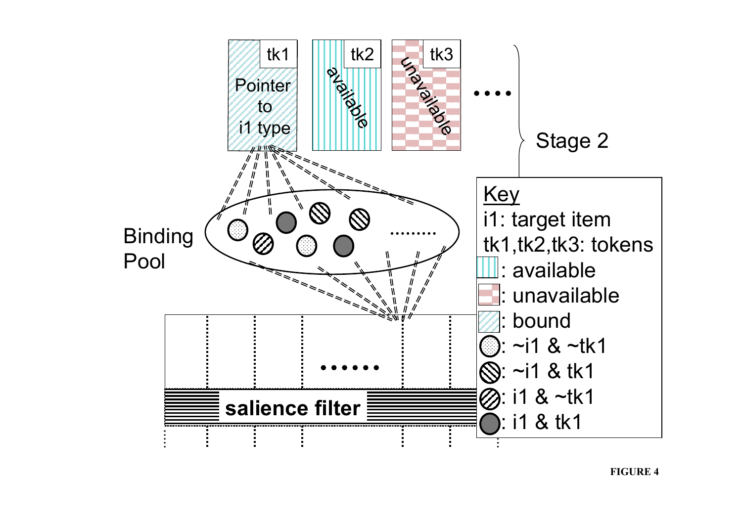tk1

Pointer to i1 type

tk2

available

tk3

unavailable

Stage 2

Binding Pool

salience filter

Key

i1: target item

tk1,tk2,tk3: tokens

: available

: unavailable

: bound

: ~i1 & ~tk1

: ~i1 & tk1

: i1 & ~tk1

: i1 & tk1

FIGURE 4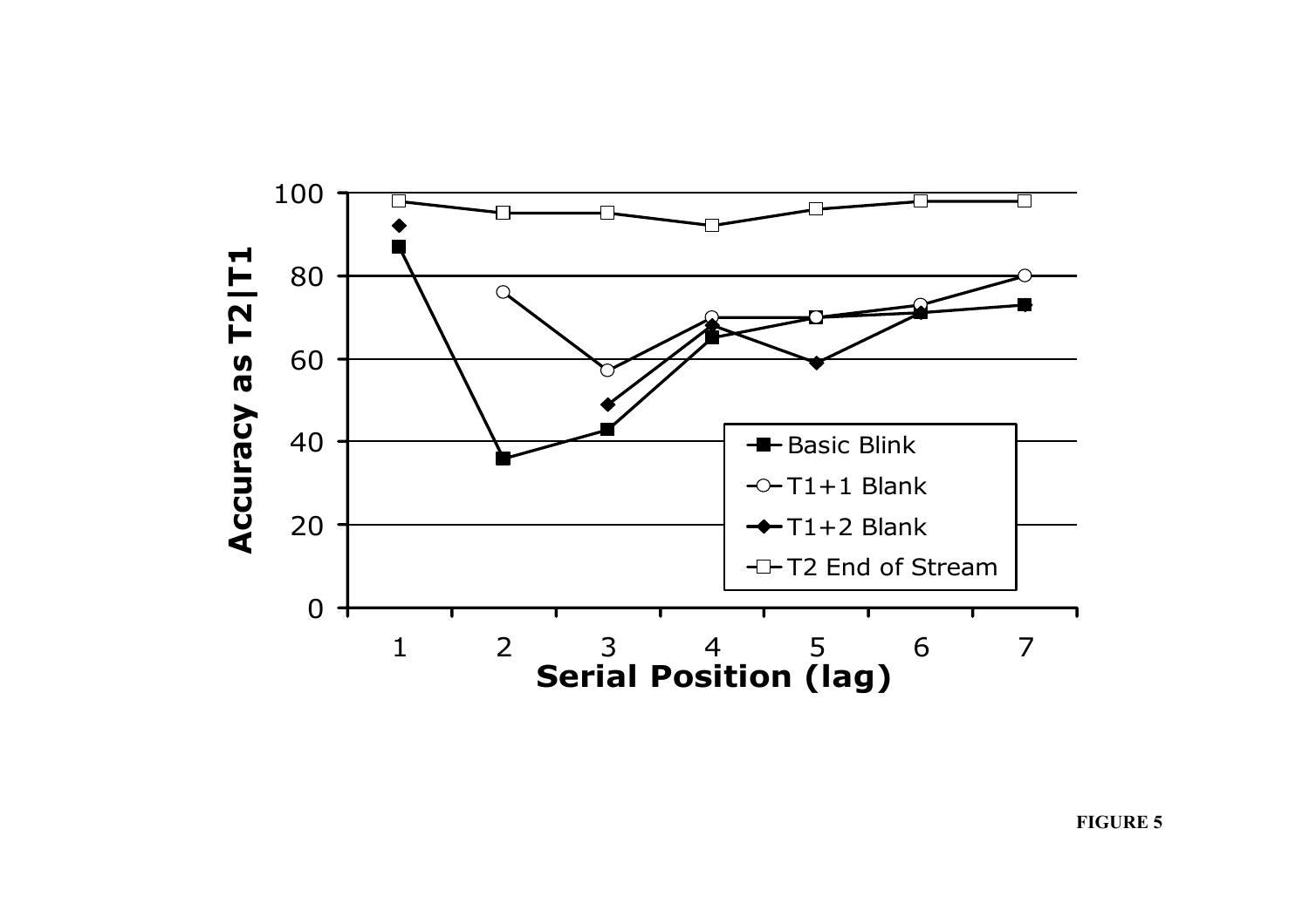100
80
60
40
20
0

Accuracy as T2|T1

1
2
3
4
5
6
7

Serial Position (lag)

Basic Blink

T1+1 Blank

T1+2 Blank

T2 End of Stream

FIGURE 5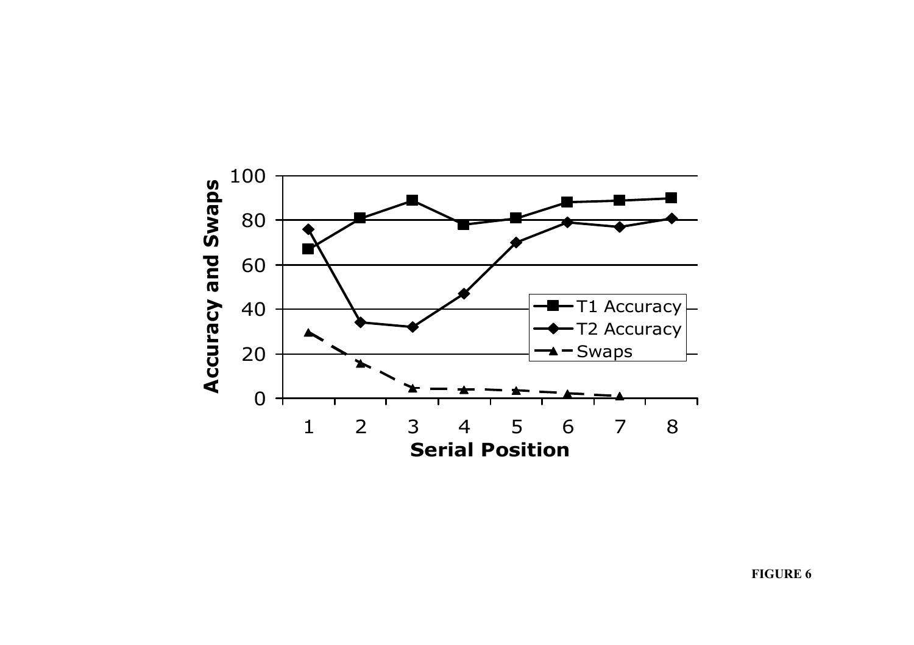Accuracy and Swaps

100
80
60
40
20
0

1 2 3 4 5 6 7 8

Serial Position

T1 Accuracy
T2 Accuracy
Swaps

**FIGURE 6**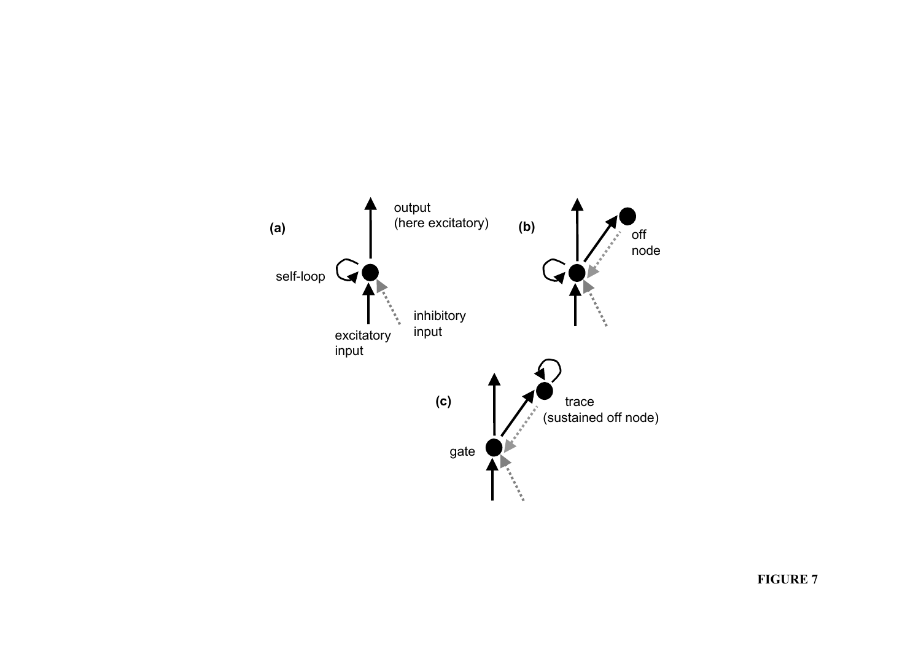(a)

output
(here excitatory)

self-loop

excitatory
input

inhibitory
input

(b)

off
node

(c)

trace
(sustained off node)

gate

FIGURE 7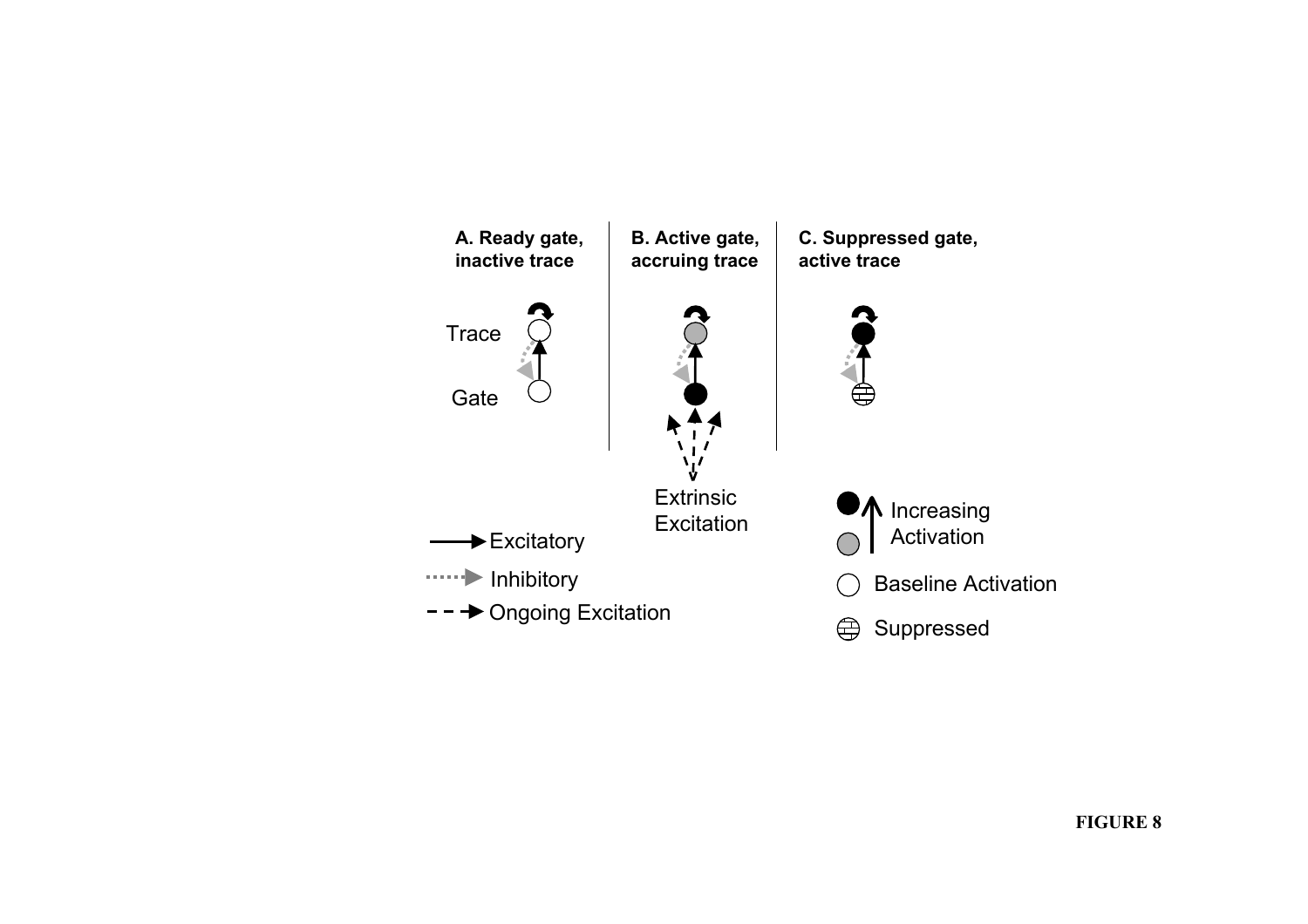A. Ready gate, inactive trace

B. Active gate, accruing trace

C. Suppressed gate, active trace

Trace

Gate

Extrinsic Excitation

Excitatory

Inhibitory

Ongoing Excitation

Increasing Activation

Baseline Activation

Suppressed

**FIGURE 8**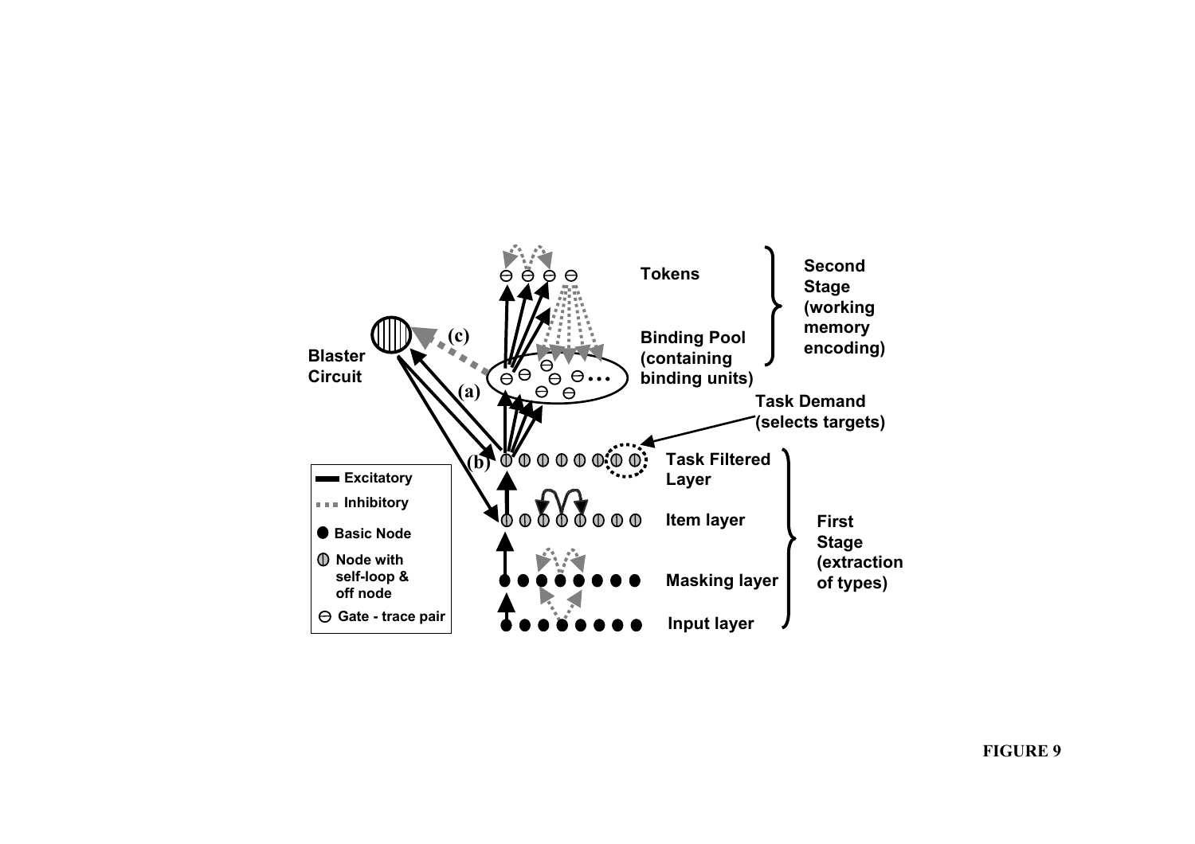Tokens

Binding Pool (containing binding units)

Second Stage (working memory encoding)

Blaster Circuit

(c)

(a)

(b)

Task Demand (selects targets)

Task Filtered Layer

Item layer

Masking layer

Input layer

First Stage (extraction of types)

Excitatory

Inhibitory

Basic Node

Node with self-loop & off node

Gate - trace pair

FIGURE 9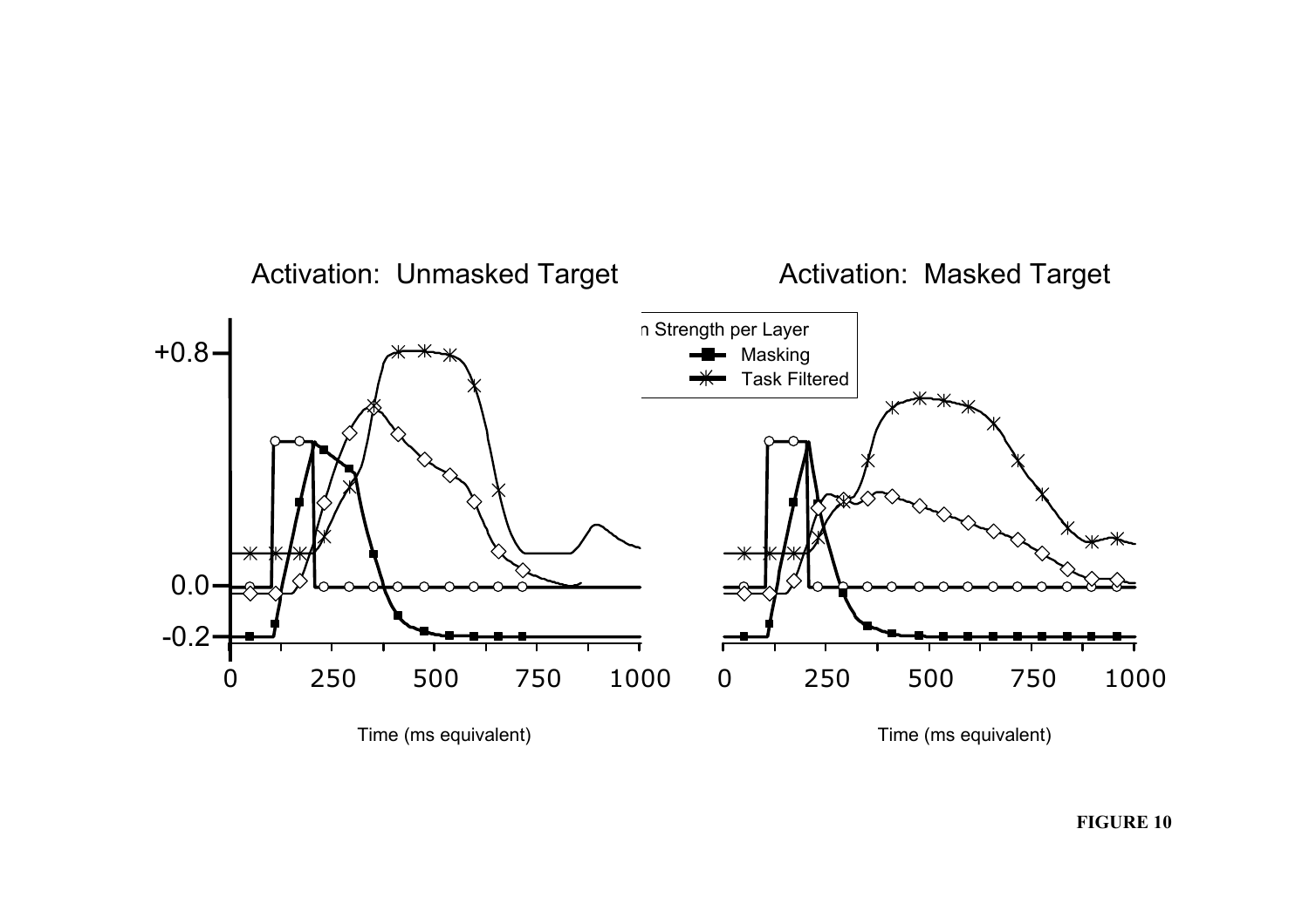Activation: Unmasked Target

Activation: Masked Target

n Strength per Layer

Masking

Task Filtered

+0.8

0.0

-0.2

0 250 500 750 1000

0 250 500 750 1000

Time (ms equivalent)

Time (ms equivalent)

**FIGURE 10**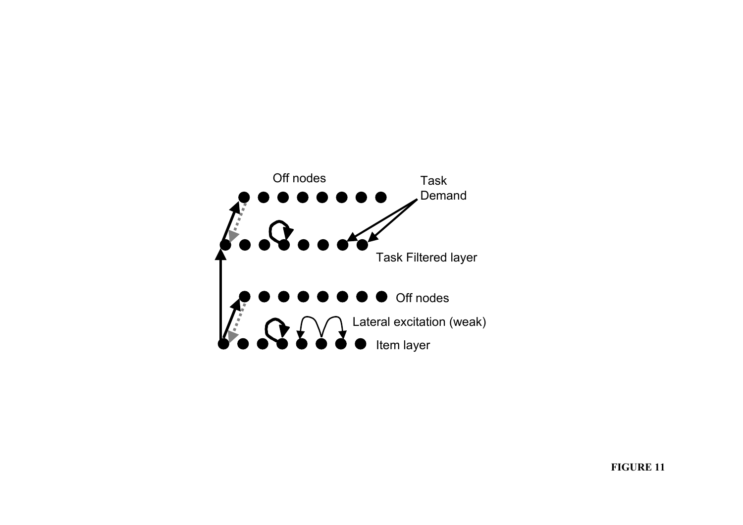Off nodes

Task Demand

Task Filtered layer

Off nodes

Lateral excitation (weak)

Item layer

**FIGURE 11**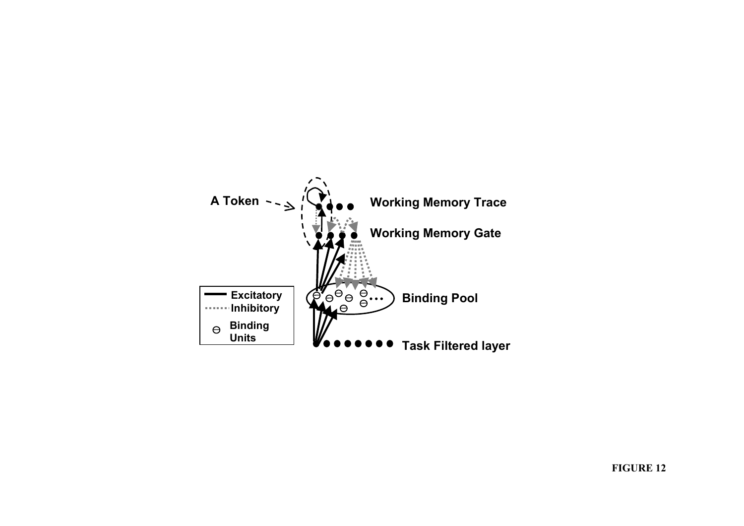A Token

Working Memory Trace

Working Memory Gate

Binding Pool

Task Filtered layer

Excitatory

Inhibitory

Binding Units

FIGURE 12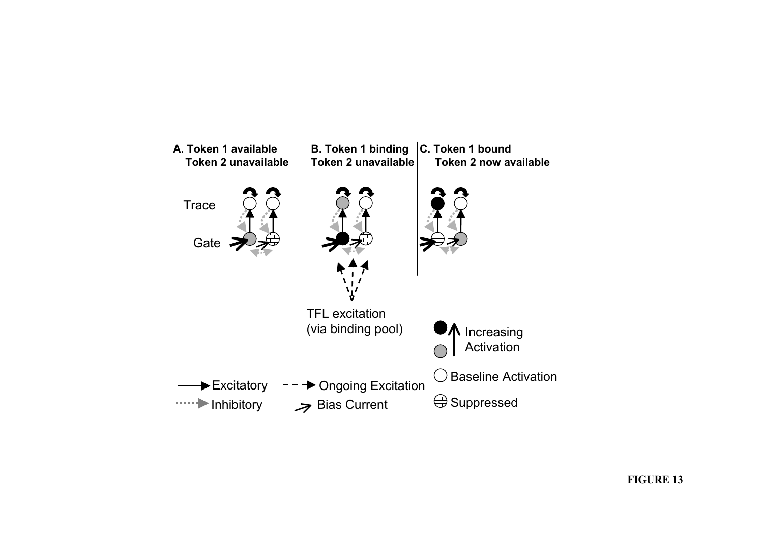A. Token 1 available
Token 2 unavailable

B. Token 1 binding
Token 2 unavailable

C. Token 1 bound
Token 2 now available

Trace

Gate

TFL excitation
(via binding pool)

Increasing
Activation

Baseline Activation

Suppressed

Excitatory

Ongoing Excitation

Inhibitory

Bias Current

FIGURE 13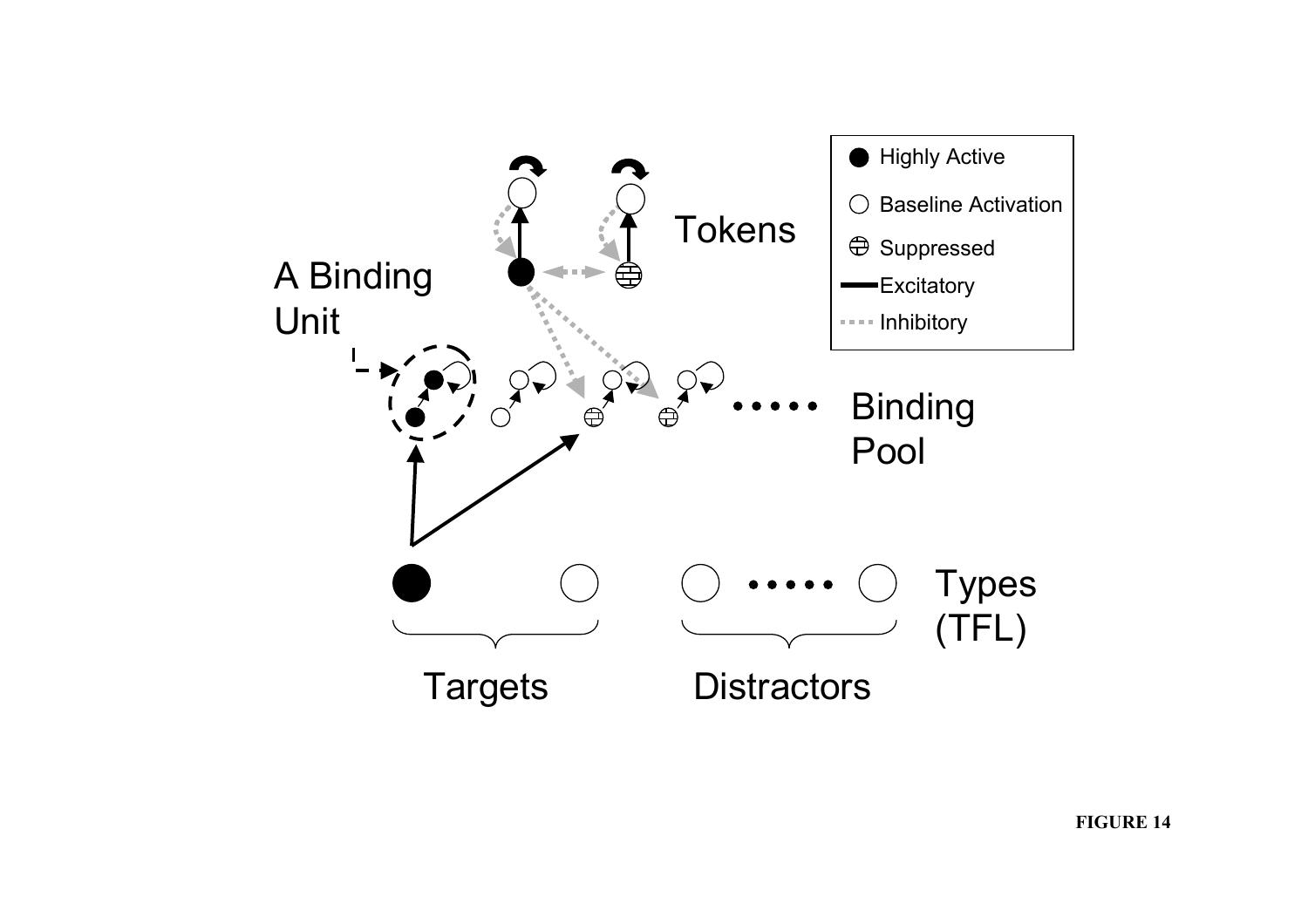Highly Active

Baseline Activation

Suppressed

Excitatory

Inhibitory

Tokens

A Binding Unit

Binding Pool

Types (TFL)

Targets

Distractors

**FIGURE 14**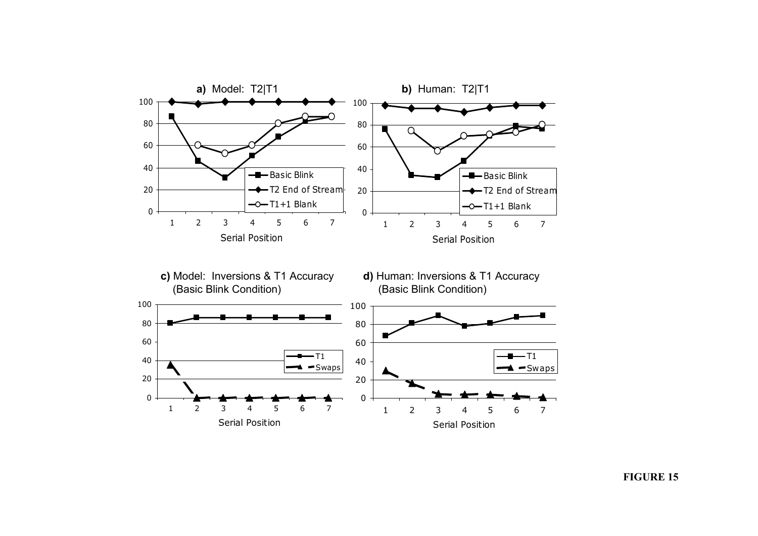**a)** Model: T2|T1

100
80
60
40
20
0

1 2 3 4 5 6 7

Serial Position

Basic Blink
T2 End of Stream
T1+1 Blank

**b)** Human: T2|T1

100
80
60
40
20
0

1 2 3 4 5 6 7

Serial Position

Basic Blink
T2 End of Stream
T1+1 Blank

**c)** Model: Inversions & T1 Accuracy (Basic Blink Condition)

100
80
60
40
20
0

1 2 3 4 5 6 7

Serial Position

T1
Swaps

**d)** Human: Inversions & T1 Accuracy (Basic Blink Condition)

100
80
60
40
20
0

1 2 3 4 5 6 7

Serial Position

T1
Swaps

**FIGURE 15**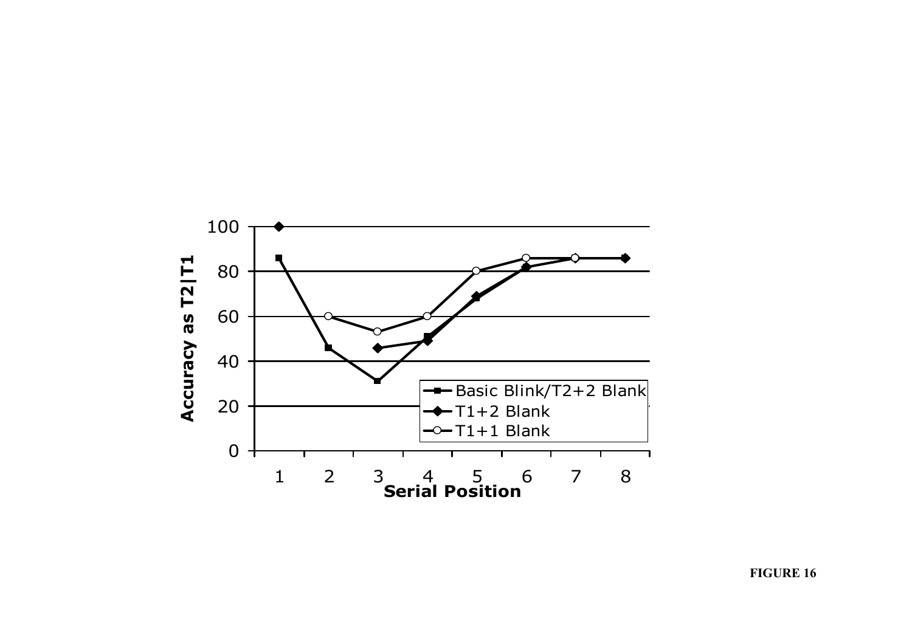100
80
60
40
20
0

Accuracy as T2|T1

1 2 3 4 5 6 7 8

Serial Position

Basic Blink/T2+2 Blank
T1+2 Blank
T1+1 Blank

FIGURE 16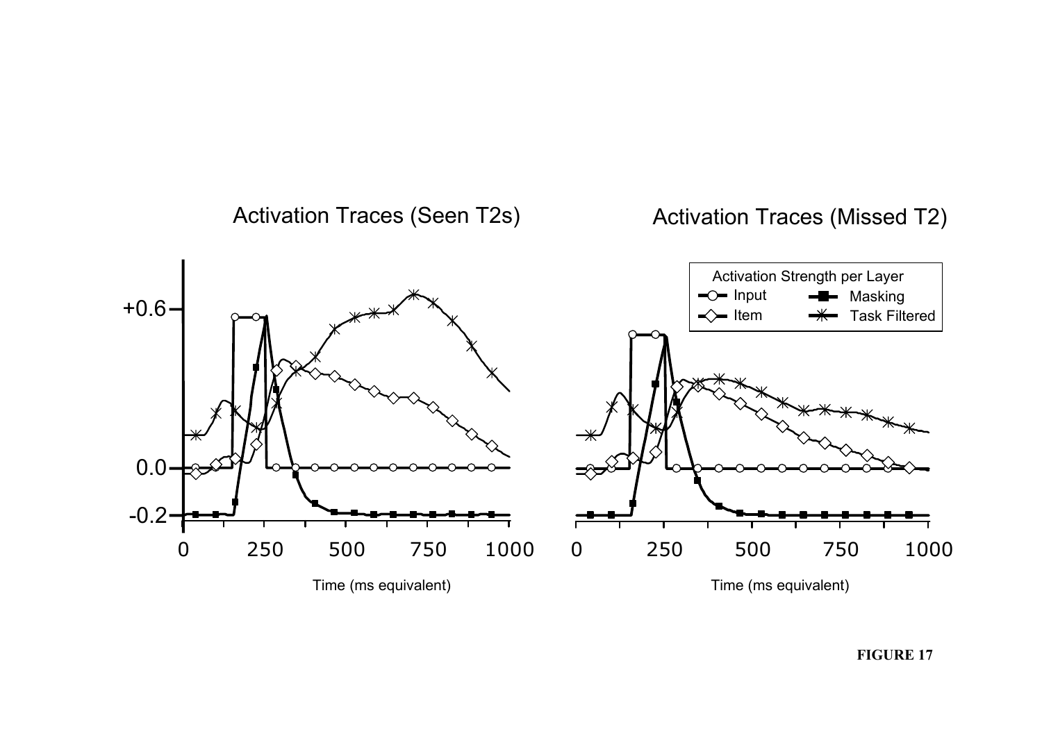Activation Traces (Seen T2s)

Activation Traces (Missed T2)

Activation Strength per Layer

Input

Item

Masking

Task Filtered

+0.6

0.0

-0.2

0

250

500

750

1000

Time (ms equivalent)

0

250

500

750

1000

Time (ms equivalent)

**FIGURE 17**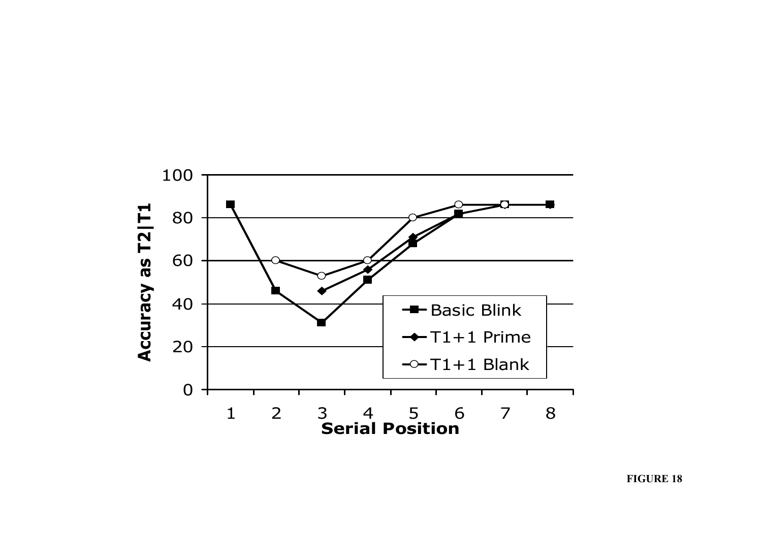100
80
60
40
20
0

Accuracy as T2|T1

1 2 3 4 5 6 7 8

Serial Position

Basic Blink
T1+1 Prime
T1+1 Blank

FIGURE 18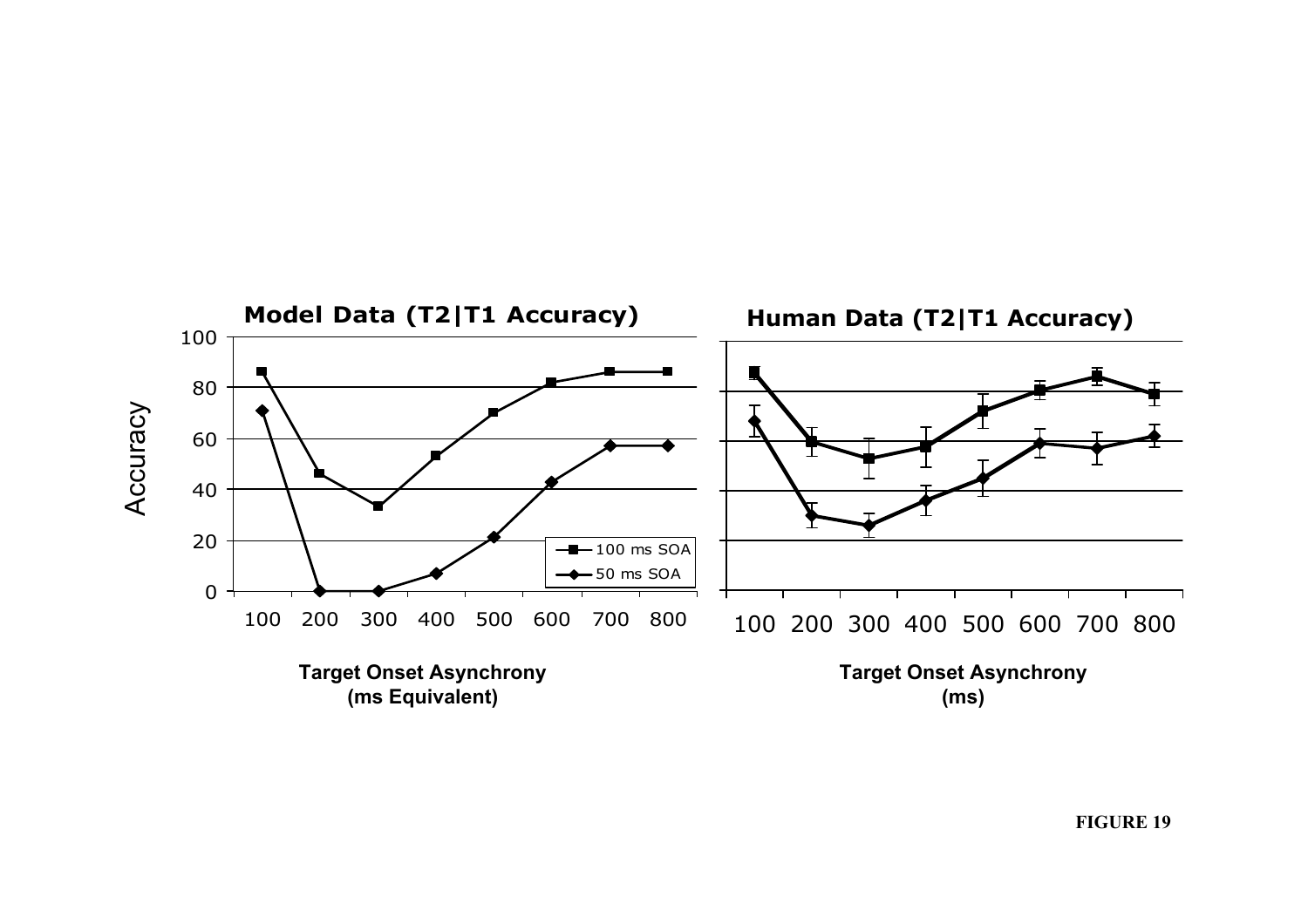**Model Data (T2|T1 Accuracy)**

Accuracy

100
80
60
40
20
0

100 200 300 400 500 600 700 800

**Target Onset Asynchrony (ms Equivalent)**

100 ms SOA
50 ms SOA

**Human Data (T2|T1 Accuracy)**

100 200 300 400 500 600 700 800

**Target Onset Asynchrony (ms)**

**FIGURE 19**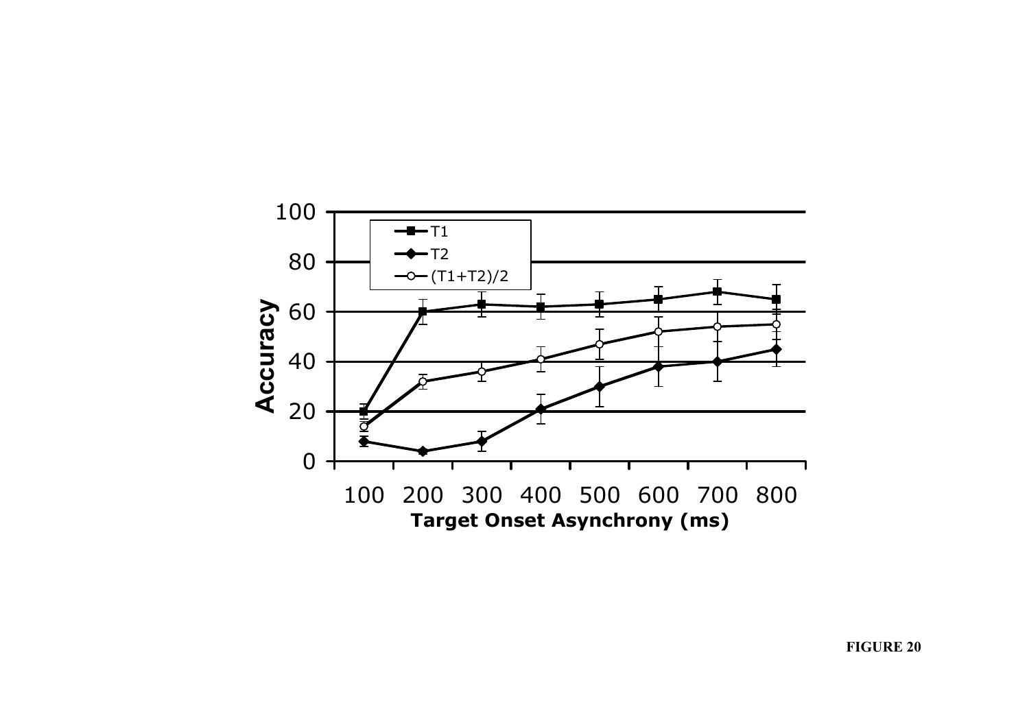100
80
60
40
20
0

Accuracy

T1
T2
(T1+T2)/2

100 200 300 400 500 600 700 800

Target Onset Asynchrony (ms)

**FIGURE 20**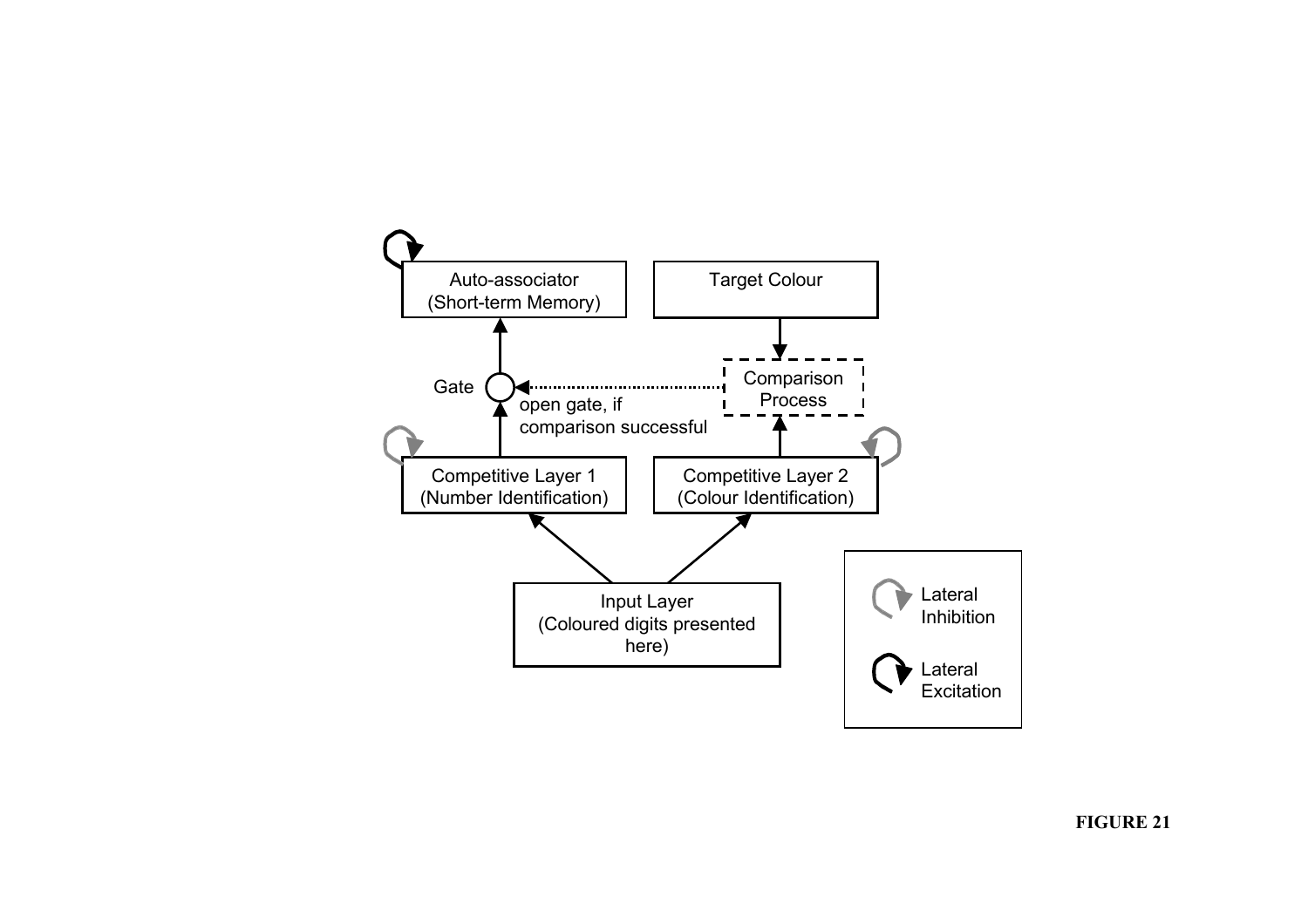Auto-associator (Short-term Memory)

Target Colour

Gate

Comparison Process

open gate, if comparison successful

Competitive Layer 1 (Number Identification)

Competitive Layer 2 (Colour Identification)

Input Layer (Coloured digits presented here)

Lateral Inhibition

Lateral Excitation

**FIGURE 21**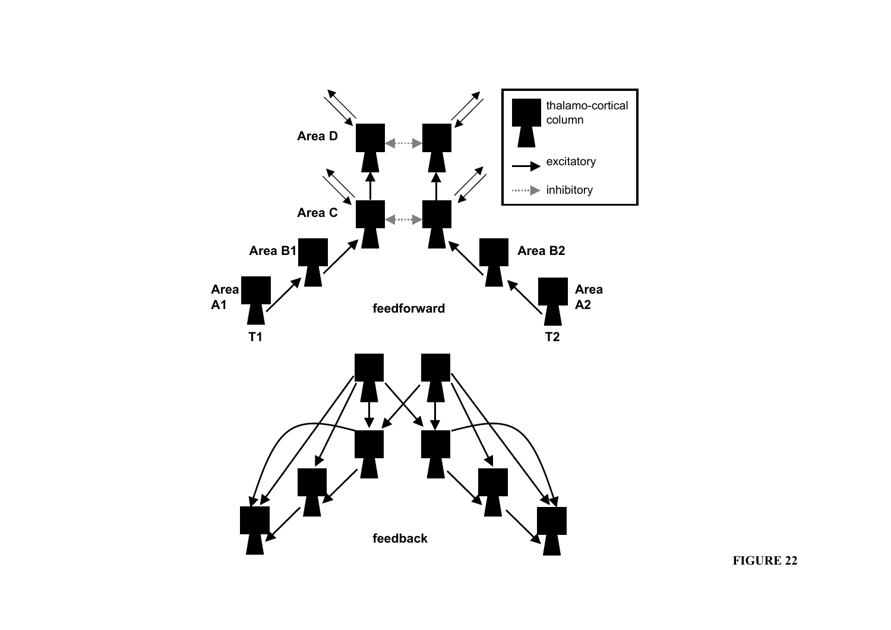thalamo-cortical column

excitatory

inhibitory

Area D

Area C

Area B1

Area B2

Area A1

Area A2

T1

T2

feedforward

feedback

FIGURE 22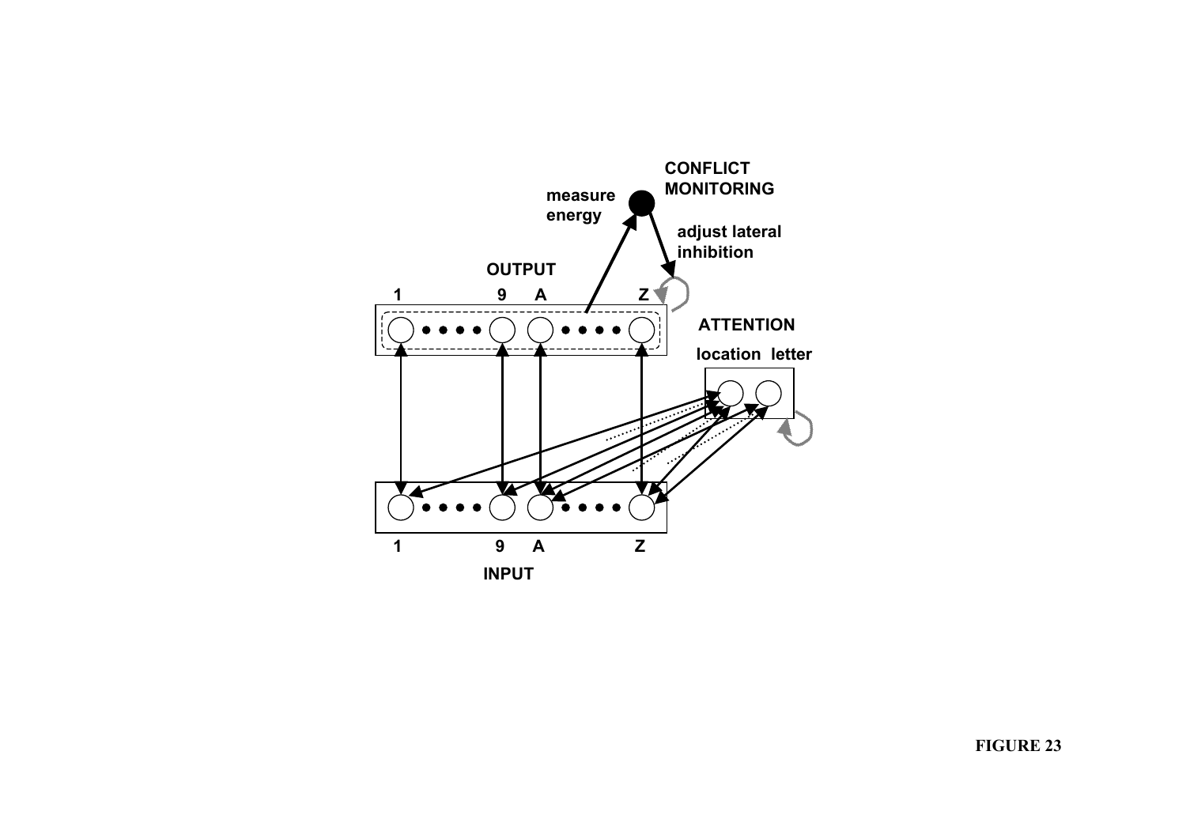CONFLICT MONITORING

measure energy

adjust lateral inhibition

OUTPUT

1 9 A Z

ATTENTION

location letter

1 9 A Z

INPUT

FIGURE 23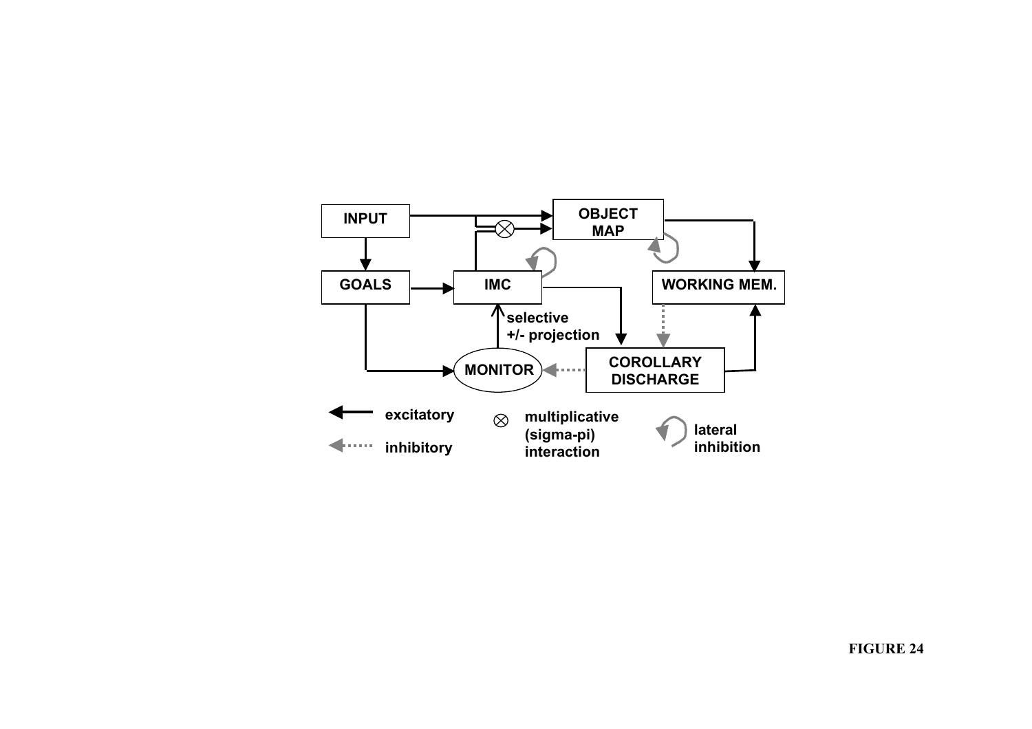INPUT

OBJECT MAP

GOALS

IMC

WORKING MEM.

selective +/- projection

MONITOR

COROLLARY DISCHARGE

excitatory

inhibitory

multiplicative (sigma-pi) interaction

lateral inhibition

**FIGURE 24**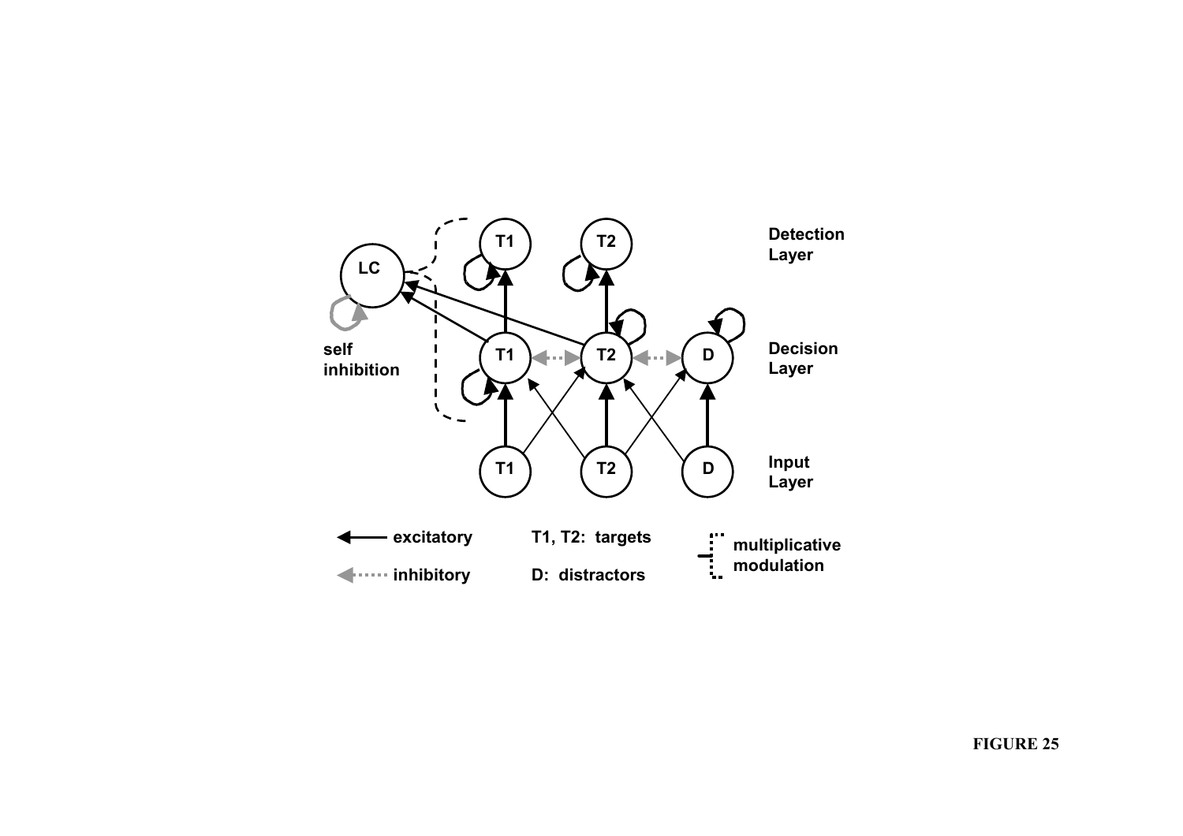LC

self
inhibition

T1

T2

Detection
Layer

T1

T2

D

Decision
Layer

T1

T2

D

Input
Layer

excitatory

inhibitory

T1, T2: targets

D: distractors

multiplicative
modulation

FIGURE 25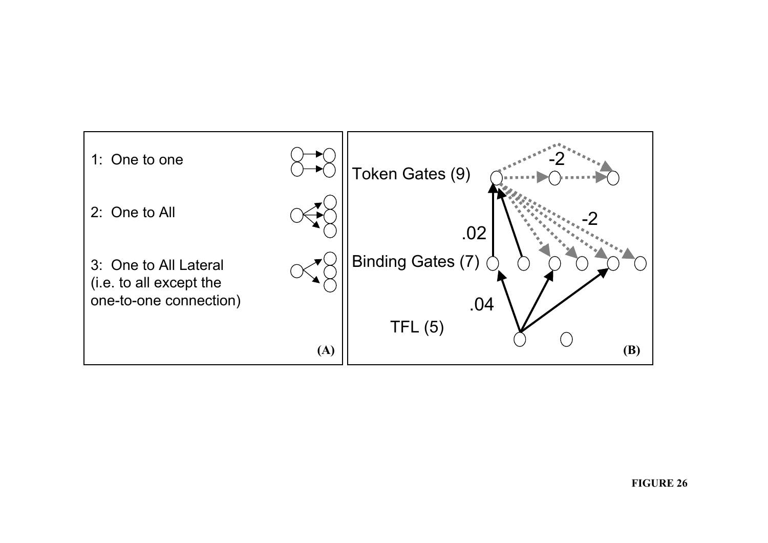1: One to one

2: One to All

3: One to All Lateral
(i.e. to all except the
one-to-one connection)

(A)

Token Gates (9)

-2

-2

.02

Binding Gates (7)

.04

TFL (5)

(B)

**FIGURE 26**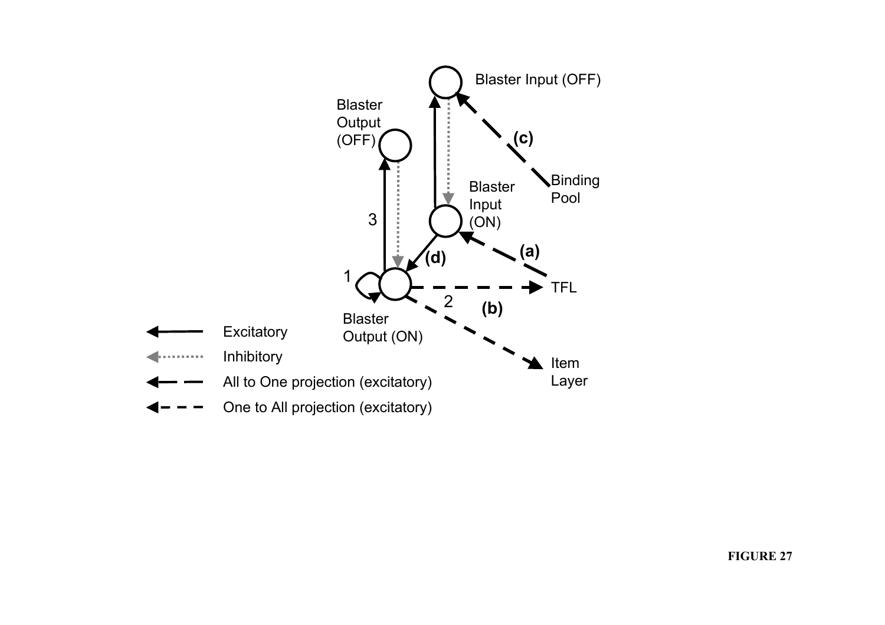Blaster Input (OFF)

Blaster Output (OFF)

(c)

Binding Pool

Blaster Input (ON)

3

(a)

(d)

1

TFL

2

(b)

Blaster Output (ON)

Item Layer

Excitatory

Inhibitory

All to One projection (excitatory)

One to All projection (excitatory)

FIGURE 27